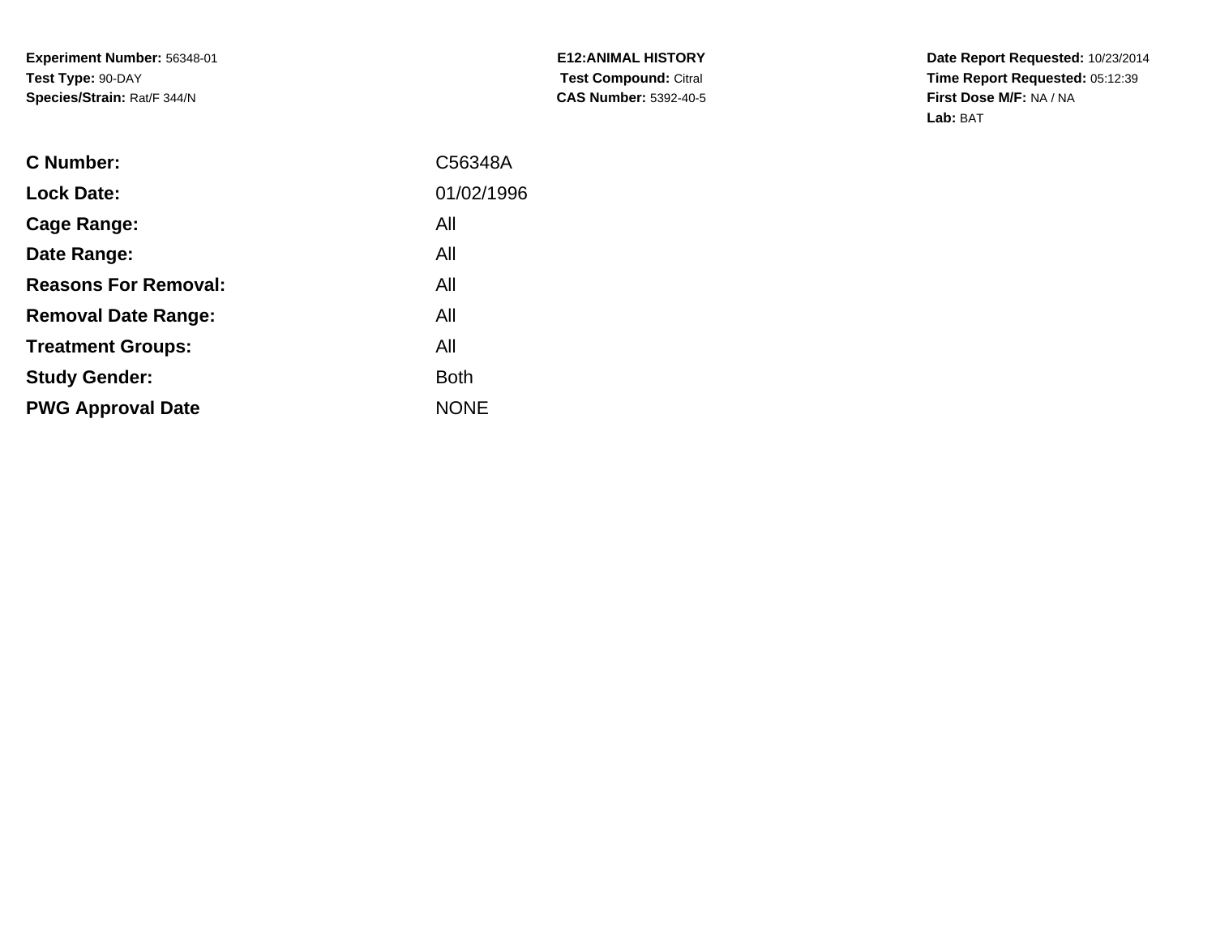**Experiment Number:** 56348-01
**Test Type:** 90-DAY
**Species/Strain:** Rat/F 344/N

**E12:ANIMAL HISTORY**
**Test Compound:** Citral
**CAS Number:** 5392-40-5

**Date Report Requested:** 10/23/2014
**Time Report Requested:** 05:12:39
**First Dose M/F:** NA / NA
**Lab:** BAT

| | |
|---|---|
| **C Number:** | C56348A |
| **Lock Date:** | 01/02/1996 |
| **Cage Range:** | All |
| **Date Range:** | All |
| **Reasons For Removal:** | All |
| **Removal Date Range:** | All |
| **Treatment Groups:** | All |
| **Study Gender:** | Both |
| **PWG Approval Date** | NONE |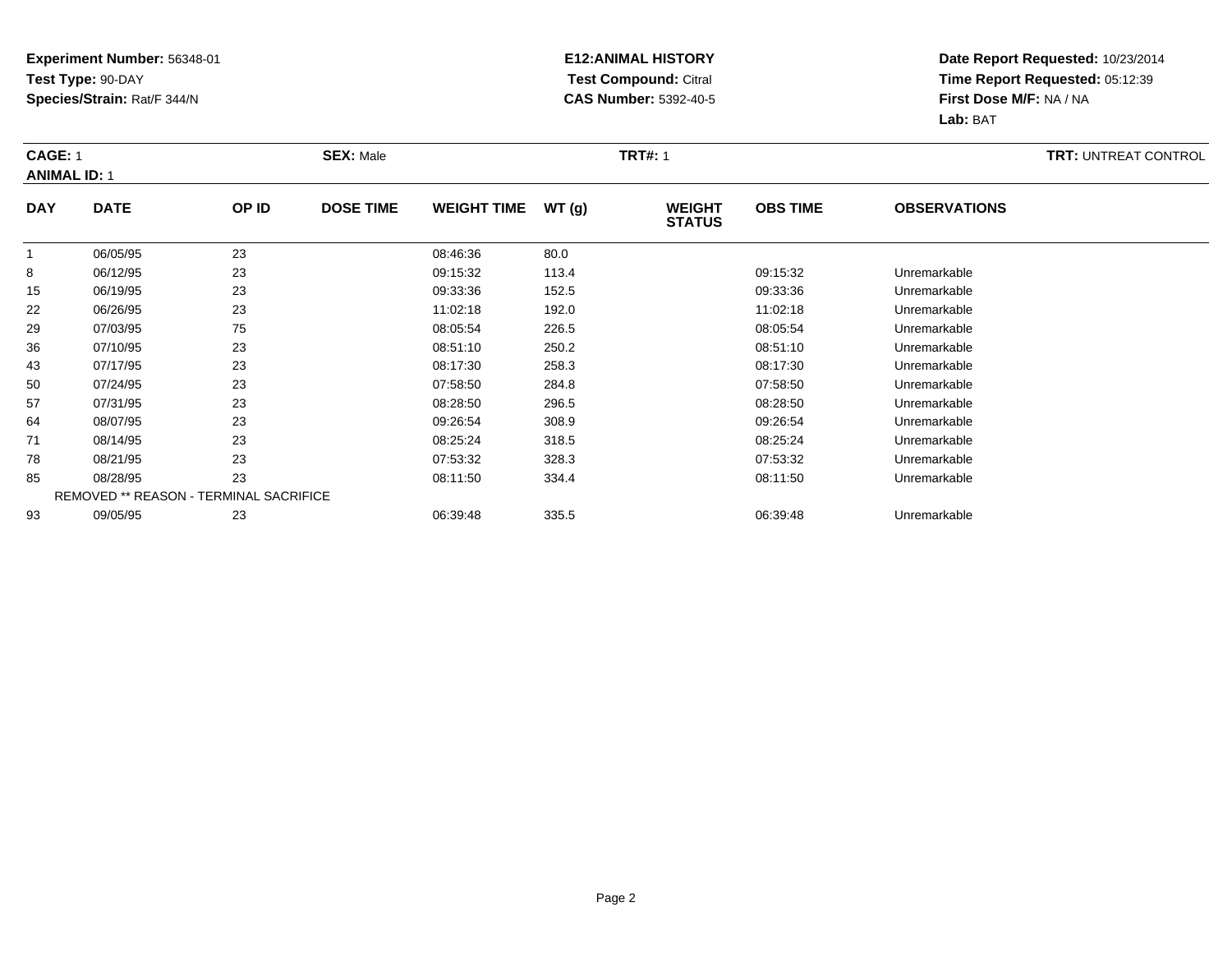**Experiment Number:** 56348-01
**Test Type:** 90-DAY
**Species/Strain:** Rat/F 344/N

**E12:ANIMAL HISTORY**
**Test Compound:** Citral
**CAS Number:** 5392-40-5

**Date Report Requested:** 10/23/2014
**Time Report Requested:** 05:12:39
**First Dose M/F:** NA / NA
**Lab:** BAT

**CAGE:** 1 **SEX:** Male **TRT#:** 1 **TRT:** UNTREAT CONTROL
**ANIMAL ID:** 1

| DAY | DATE | OP ID | DOSE TIME | WEIGHT TIME | WT (g) | WEIGHT STATUS | OBS TIME | OBSERVATIONS |
|---|---|---|---|---|---|---|---|---|
| 1 | 06/05/95 | 23 | | 08:46:36 | 80.0 | | | |
| 8 | 06/12/95 | 23 | | 09:15:32 | 113.4 | | 09:15:32 | Unremarkable |
| 15 | 06/19/95 | 23 | | 09:33:36 | 152.5 | | 09:33:36 | Unremarkable |
| 22 | 06/26/95 | 23 | | 11:02:18 | 192.0 | | 11:02:18 | Unremarkable |
| 29 | 07/03/95 | 75 | | 08:05:54 | 226.5 | | 08:05:54 | Unremarkable |
| 36 | 07/10/95 | 23 | | 08:51:10 | 250.2 | | 08:51:10 | Unremarkable |
| 43 | 07/17/95 | 23 | | 08:17:30 | 258.3 | | 08:17:30 | Unremarkable |
| 50 | 07/24/95 | 23 | | 07:58:50 | 284.8 | | 07:58:50 | Unremarkable |
| 57 | 07/31/95 | 23 | | 08:28:50 | 296.5 | | 08:28:50 | Unremarkable |
| 64 | 08/07/95 | 23 | | 09:26:54 | 308.9 | | 09:26:54 | Unremarkable |
| 71 | 08/14/95 | 23 | | 08:25:24 | 318.5 | | 08:25:24 | Unremarkable |
| 78 | 08/21/95 | 23 | | 07:53:32 | 328.3 | | 07:53:32 | Unremarkable |
| 85 | 08/28/95 | 23 | | 08:11:50 | 334.4 | | 08:11:50 | Unremarkable |
| | REMOVED ** REASON - TERMINAL SACRIFICE | | | | | | | |
| 93 | 09/05/95 | 23 | | 06:39:48 | 335.5 | | 06:39:48 | Unremarkable |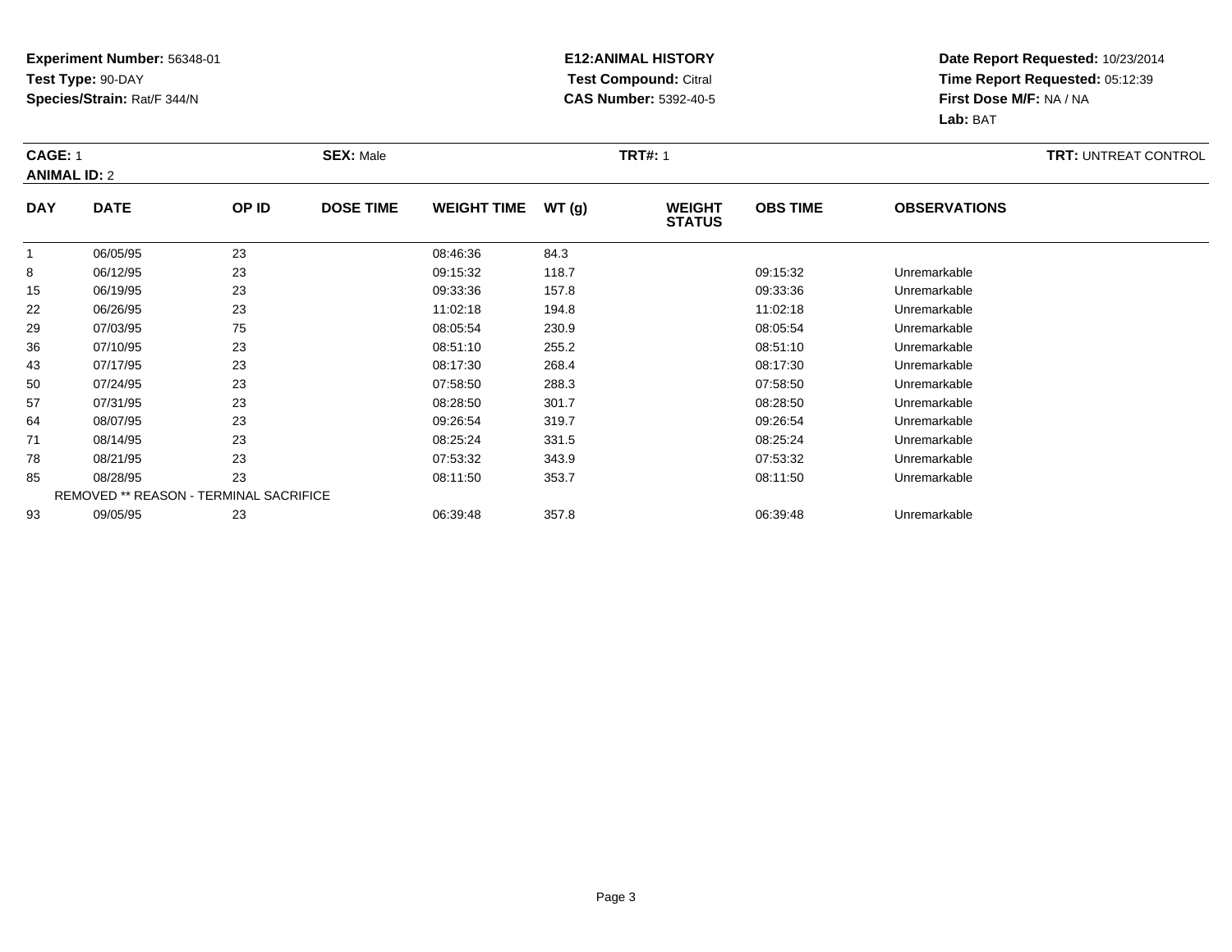**Experiment Number:** 56348-01
**Test Type:** 90-DAY
**Species/Strain:** Rat/F 344/N

**E12:ANIMAL HISTORY**
**Test Compound:** Citral
**CAS Number:** 5392-40-5

**Date Report Requested:** 10/23/2014
**Time Report Requested:** 05:12:39
**First Dose M/F:** NA / NA
**Lab:** BAT

**CAGE:** 1 **SEX:** Male **TRT#:** 1 **TRT:** UNTREAT CONTROL
**ANIMAL ID:** 2

| DAY | DATE | OP ID | DOSE TIME | WEIGHT TIME | WT (g) | WEIGHT STATUS | OBS TIME | OBSERVATIONS |
|---|---|---|---|---|---|---|---|---|
| 1 | 06/05/95 | 23 | | 08:46:36 | 84.3 | | | |
| 8 | 06/12/95 | 23 | | 09:15:32 | 118.7 | | 09:15:32 | Unremarkable |
| 15 | 06/19/95 | 23 | | 09:33:36 | 157.8 | | 09:33:36 | Unremarkable |
| 22 | 06/26/95 | 23 | | 11:02:18 | 194.8 | | 11:02:18 | Unremarkable |
| 29 | 07/03/95 | 75 | | 08:05:54 | 230.9 | | 08:05:54 | Unremarkable |
| 36 | 07/10/95 | 23 | | 08:51:10 | 255.2 | | 08:51:10 | Unremarkable |
| 43 | 07/17/95 | 23 | | 08:17:30 | 268.4 | | 08:17:30 | Unremarkable |
| 50 | 07/24/95 | 23 | | 07:58:50 | 288.3 | | 07:58:50 | Unremarkable |
| 57 | 07/31/95 | 23 | | 08:28:50 | 301.7 | | 08:28:50 | Unremarkable |
| 64 | 08/07/95 | 23 | | 09:26:54 | 319.7 | | 09:26:54 | Unremarkable |
| 71 | 08/14/95 | 23 | | 08:25:24 | 331.5 | | 08:25:24 | Unremarkable |
| 78 | 08/21/95 | 23 | | 07:53:32 | 343.9 | | 07:53:32 | Unremarkable |
| 85 | 08/28/95 | 23 | | 08:11:50 | 353.7 | | 08:11:50 | Unremarkable |
| | REMOVED ** REASON - TERMINAL SACRIFICE | | | | | | | |
| 93 | 09/05/95 | 23 | | 06:39:48 | 357.8 | | 06:39:48 | Unremarkable |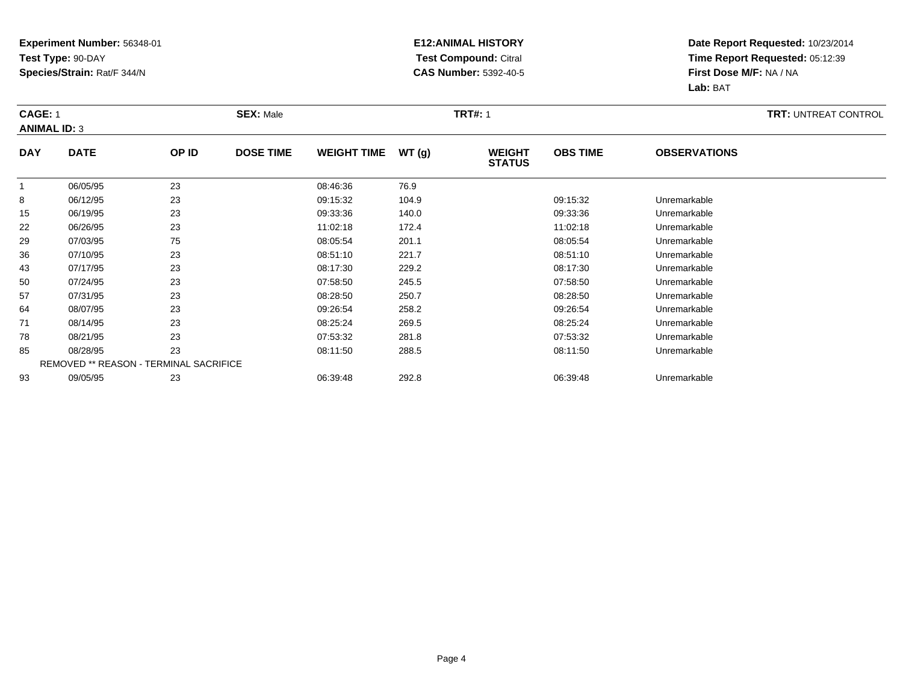**Experiment Number:** 56348-01
**Test Type:** 90-DAY
**Species/Strain:** Rat/F 344/N

**E12:ANIMAL HISTORY**
**Test Compound:** Citral
**CAS Number:** 5392-40-5

**Date Report Requested:** 10/23/2014
**Time Report Requested:** 05:12:39
**First Dose M/F:** NA / NA
**Lab:** BAT

**CAGE:** 1 **SEX:** Male **TRT#:** 1 **TRT:** UNTREAT CONTROL
**ANIMAL ID:** 3

| DAY | DATE | OP ID | DOSE TIME | WEIGHT TIME | WT (g) | WEIGHT STATUS | OBS TIME | OBSERVATIONS |
|---|---|---|---|---|---|---|---|---|
| 1 | 06/05/95 | 23 | | 08:46:36 | 76.9 | | | |
| 8 | 06/12/95 | 23 | | 09:15:32 | 104.9 | | 09:15:32 | Unremarkable |
| 15 | 06/19/95 | 23 | | 09:33:36 | 140.0 | | 09:33:36 | Unremarkable |
| 22 | 06/26/95 | 23 | | 11:02:18 | 172.4 | | 11:02:18 | Unremarkable |
| 29 | 07/03/95 | 75 | | 08:05:54 | 201.1 | | 08:05:54 | Unremarkable |
| 36 | 07/10/95 | 23 | | 08:51:10 | 221.7 | | 08:51:10 | Unremarkable |
| 43 | 07/17/95 | 23 | | 08:17:30 | 229.2 | | 08:17:30 | Unremarkable |
| 50 | 07/24/95 | 23 | | 07:58:50 | 245.5 | | 07:58:50 | Unremarkable |
| 57 | 07/31/95 | 23 | | 08:28:50 | 250.7 | | 08:28:50 | Unremarkable |
| 64 | 08/07/95 | 23 | | 09:26:54 | 258.2 | | 09:26:54 | Unremarkable |
| 71 | 08/14/95 | 23 | | 08:25:24 | 269.5 | | 08:25:24 | Unremarkable |
| 78 | 08/21/95 | 23 | | 07:53:32 | 281.8 | | 07:53:32 | Unremarkable |
| 85 | 08/28/95 | 23 | | 08:11:50 | 288.5 | | 08:11:50 | Unremarkable |
| REMOVED ** REASON - TERMINAL SACRIFICE | | | | | | | | |
| 93 | 09/05/95 | 23 | | 06:39:48 | 292.8 | | 06:39:48 | Unremarkable |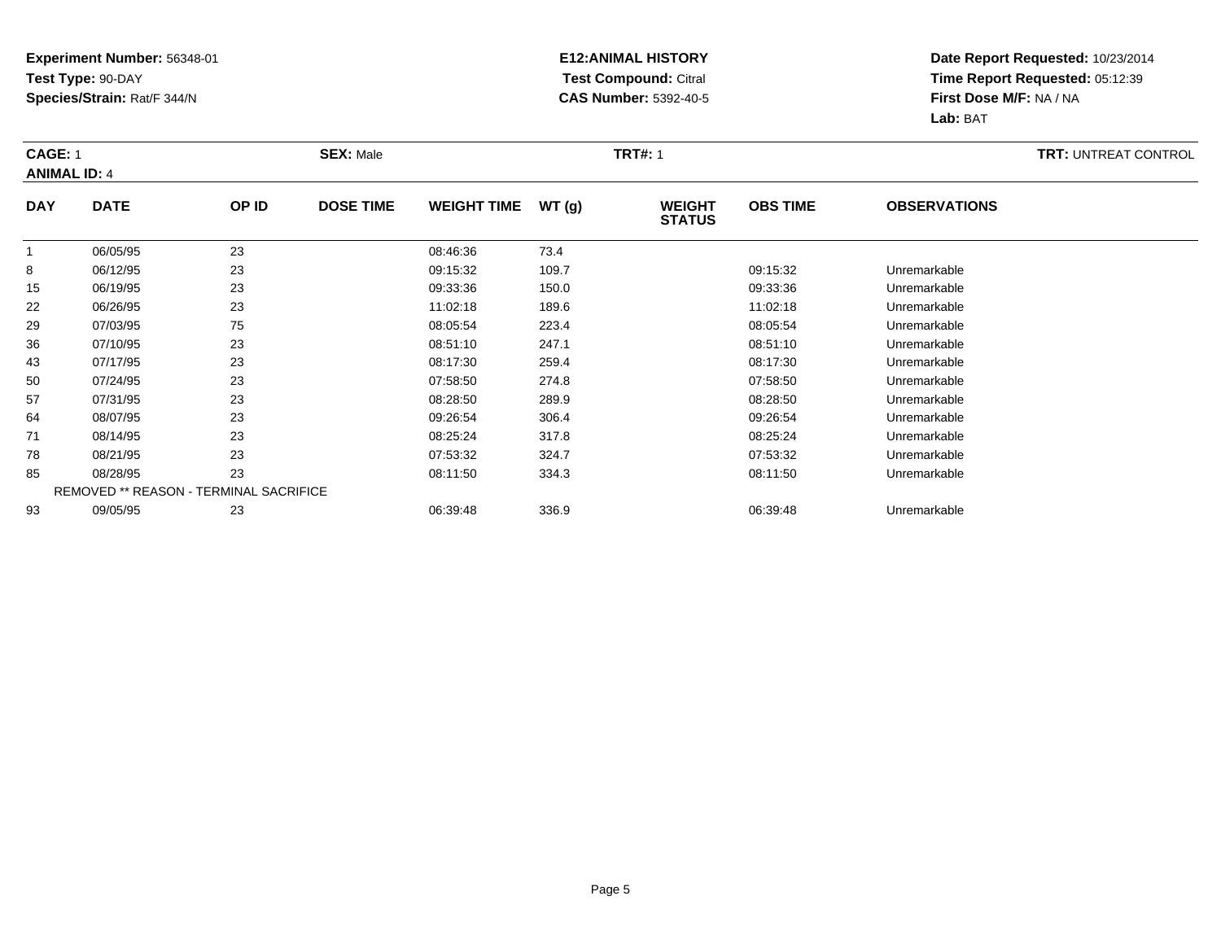**Experiment Number:** 56348-01
**Test Type:** 90-DAY
**Species/Strain:** Rat/F 344/N

**E12:ANIMAL HISTORY**
**Test Compound:** Citral
**CAS Number:** 5392-40-5

**Date Report Requested:** 10/23/2014
**Time Report Requested:** 05:12:39
**First Dose M/F:** NA / NA
**Lab:** BAT

**CAGE:** 1 **SEX:** Male **TRT#:** 1 **TRT:** UNTREAT CONTROL
**ANIMAL ID:** 4

| DAY | DATE | OP ID | DOSE TIME | WEIGHT TIME | WT (g) | WEIGHT STATUS | OBS TIME | OBSERVATIONS |
|---|---|---|---|---|---|---|---|---|
| 1 | 06/05/95 | 23 | | 08:46:36 | 73.4 | | | |
| 8 | 06/12/95 | 23 | | 09:15:32 | 109.7 | | 09:15:32 | Unremarkable |
| 15 | 06/19/95 | 23 | | 09:33:36 | 150.0 | | 09:33:36 | Unremarkable |
| 22 | 06/26/95 | 23 | | 11:02:18 | 189.6 | | 11:02:18 | Unremarkable |
| 29 | 07/03/95 | 75 | | 08:05:54 | 223.4 | | 08:05:54 | Unremarkable |
| 36 | 07/10/95 | 23 | | 08:51:10 | 247.1 | | 08:51:10 | Unremarkable |
| 43 | 07/17/95 | 23 | | 08:17:30 | 259.4 | | 08:17:30 | Unremarkable |
| 50 | 07/24/95 | 23 | | 07:58:50 | 274.8 | | 07:58:50 | Unremarkable |
| 57 | 07/31/95 | 23 | | 08:28:50 | 289.9 | | 08:28:50 | Unremarkable |
| 64 | 08/07/95 | 23 | | 09:26:54 | 306.4 | | 09:26:54 | Unremarkable |
| 71 | 08/14/95 | 23 | | 08:25:24 | 317.8 | | 08:25:24 | Unremarkable |
| 78 | 08/21/95 | 23 | | 07:53:32 | 324.7 | | 07:53:32 | Unremarkable |
| 85 | 08/28/95 | 23 | | 08:11:50 | 334.3 | | 08:11:50 | Unremarkable |
| | REMOVED ** REASON - TERMINAL SACRIFICE | | | | | | | |
| 93 | 09/05/95 | 23 | | 06:39:48 | 336.9 | | 06:39:48 | Unremarkable |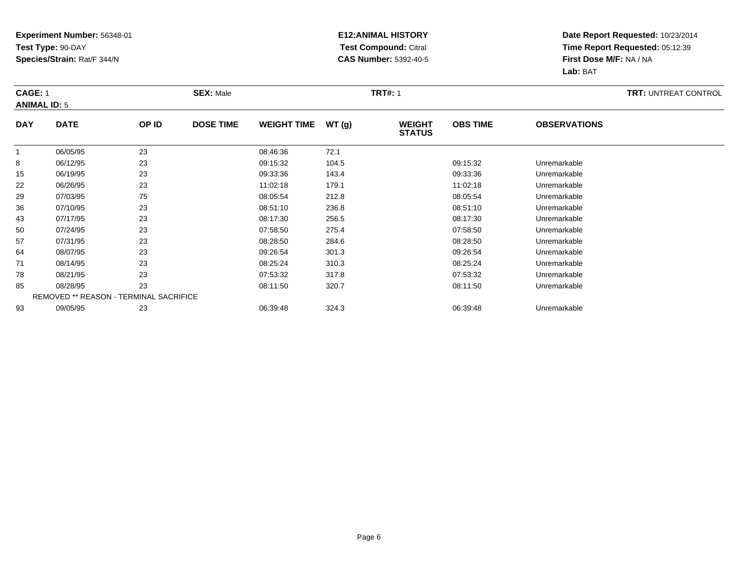**Experiment Number:** 56348-01
**Test Type:** 90-DAY
**Species/Strain:** Rat/F 344/N

**E12:ANIMAL HISTORY**
**Test Compound:** Citral
**CAS Number:** 5392-40-5

**Date Report Requested:** 10/23/2014
**Time Report Requested:** 05:12:39
**First Dose M/F:** NA / NA
**Lab:** BAT

**CAGE:** 1 **SEX:** Male **TRT#:** 1 **TRT:** UNTREAT CONTROL
**ANIMAL ID:** 5

| DAY | DATE | OP ID | DOSE TIME | WEIGHT TIME | WT (g) | WEIGHT STATUS | OBS TIME | OBSERVATIONS |
|---|---|---|---|---|---|---|---|---|
| 1 | 06/05/95 | 23 | | 08:46:36 | 72.1 | | | |
| 8 | 06/12/95 | 23 | | 09:15:32 | 104.5 | | 09:15:32 | Unremarkable |
| 15 | 06/19/95 | 23 | | 09:33:36 | 143.4 | | 09:33:36 | Unremarkable |
| 22 | 06/26/95 | 23 | | 11:02:18 | 179.1 | | 11:02:18 | Unremarkable |
| 29 | 07/03/95 | 75 | | 08:05:54 | 212.8 | | 08:05:54 | Unremarkable |
| 36 | 07/10/95 | 23 | | 08:51:10 | 236.8 | | 08:51:10 | Unremarkable |
| 43 | 07/17/95 | 23 | | 08:17:30 | 256.5 | | 08:17:30 | Unremarkable |
| 50 | 07/24/95 | 23 | | 07:58:50 | 275.4 | | 07:58:50 | Unremarkable |
| 57 | 07/31/95 | 23 | | 08:28:50 | 284.6 | | 08:28:50 | Unremarkable |
| 64 | 08/07/95 | 23 | | 09:26:54 | 301.3 | | 09:26:54 | Unremarkable |
| 71 | 08/14/95 | 23 | | 08:25:24 | 310.3 | | 08:25:24 | Unremarkable |
| 78 | 08/21/95 | 23 | | 07:53:32 | 317.8 | | 07:53:32 | Unremarkable |
| 85 | 08/28/95 | 23 | | 08:11:50 | 320.7 | | 08:11:50 | Unremarkable |
| | REMOVED ** REASON - TERMINAL SACRIFICE | | | | | | | |
| 93 | 09/05/95 | 23 | | 06:39:48 | 324.3 | | 06:39:48 | Unremarkable |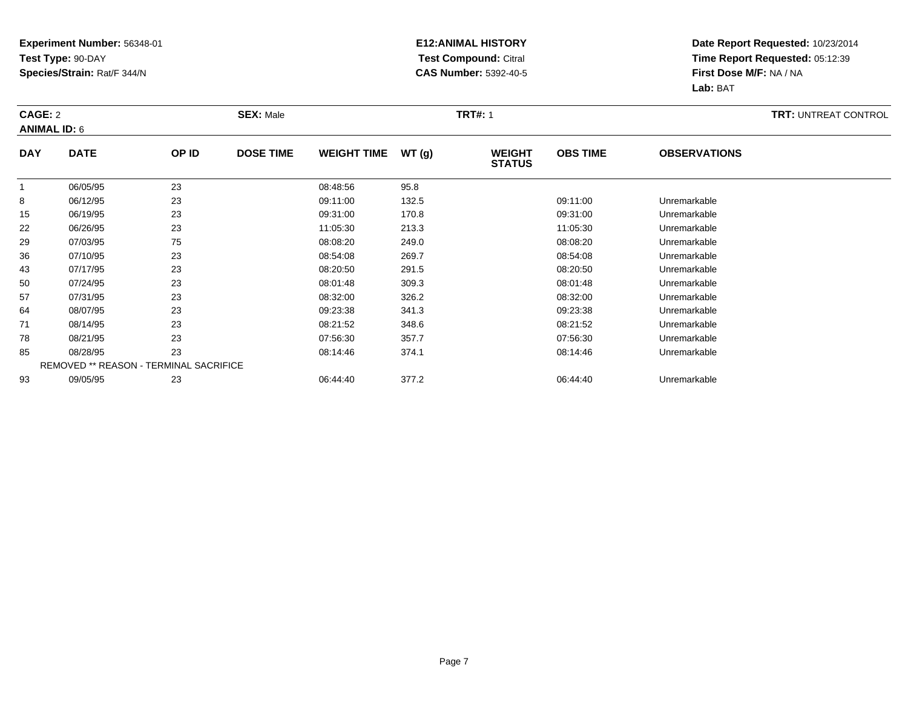**Experiment Number:** 56348-01
**Test Type:** 90-DAY
**Species/Strain:** Rat/F 344/N

**E12:ANIMAL HISTORY**
**Test Compound:** Citral
**CAS Number:** 5392-40-5

**Date Report Requested:** 10/23/2014
**Time Report Requested:** 05:12:39
**First Dose M/F:** NA / NA
**Lab:** BAT

**CAGE:** 2 **SEX:** Male **TRT#:** 1 **TRT:** UNTREAT CONTROL
**ANIMAL ID:** 6

| DAY | DATE | OP ID | DOSE TIME | WEIGHT TIME | WT (g) | WEIGHT STATUS | OBS TIME | OBSERVATIONS |
|---|---|---|---|---|---|---|---|---|
| 1 | 06/05/95 | 23 | | 08:48:56 | 95.8 | | | |
| 8 | 06/12/95 | 23 | | 09:11:00 | 132.5 | | 09:11:00 | Unremarkable |
| 15 | 06/19/95 | 23 | | 09:31:00 | 170.8 | | 09:31:00 | Unremarkable |
| 22 | 06/26/95 | 23 | | 11:05:30 | 213.3 | | 11:05:30 | Unremarkable |
| 29 | 07/03/95 | 75 | | 08:08:20 | 249.0 | | 08:08:20 | Unremarkable |
| 36 | 07/10/95 | 23 | | 08:54:08 | 269.7 | | 08:54:08 | Unremarkable |
| 43 | 07/17/95 | 23 | | 08:20:50 | 291.5 | | 08:20:50 | Unremarkable |
| 50 | 07/24/95 | 23 | | 08:01:48 | 309.3 | | 08:01:48 | Unremarkable |
| 57 | 07/31/95 | 23 | | 08:32:00 | 326.2 | | 08:32:00 | Unremarkable |
| 64 | 08/07/95 | 23 | | 09:23:38 | 341.3 | | 09:23:38 | Unremarkable |
| 71 | 08/14/95 | 23 | | 08:21:52 | 348.6 | | 08:21:52 | Unremarkable |
| 78 | 08/21/95 | 23 | | 07:56:30 | 357.7 | | 07:56:30 | Unremarkable |
| 85 | 08/28/95 | 23 | | 08:14:46 | 374.1 | | 08:14:46 | Unremarkable |
| | REMOVED ** REASON - TERMINAL SACRIFICE | | | | | | | |
| 93 | 09/05/95 | 23 | | 06:44:40 | 377.2 | | 06:44:40 | Unremarkable |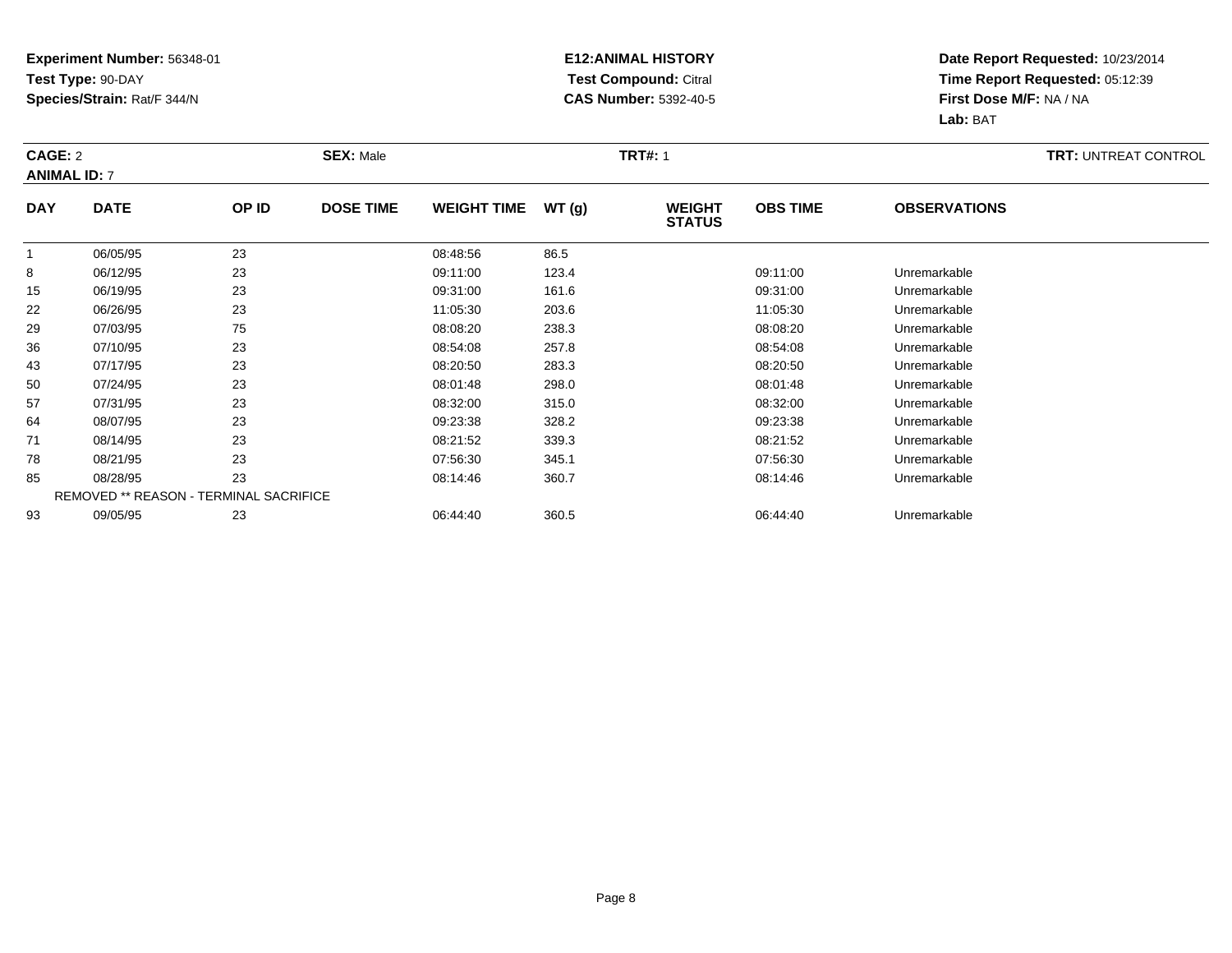**Experiment Number:** 56348-01
**Test Type:** 90-DAY
**Species/Strain:** Rat/F 344/N

**E12:ANIMAL HISTORY**
**Test Compound:** Citral
**CAS Number:** 5392-40-5

**Date Report Requested:** 10/23/2014
**Time Report Requested:** 05:12:39
**First Dose M/F:** NA / NA
**Lab:** BAT

**CAGE:** 2 **SEX:** Male **TRT#:** 1 **TRT:** UNTREAT CONTROL
**ANIMAL ID:** 7

| DAY | DATE | OP ID | DOSE TIME | WEIGHT TIME | WT (g) | WEIGHT STATUS | OBS TIME | OBSERVATIONS |
|---|---|---|---|---|---|---|---|---|
| 1 | 06/05/95 | 23 | | 08:48:56 | 86.5 | | | |
| 8 | 06/12/95 | 23 | | 09:11:00 | 123.4 | | 09:11:00 | Unremarkable |
| 15 | 06/19/95 | 23 | | 09:31:00 | 161.6 | | 09:31:00 | Unremarkable |
| 22 | 06/26/95 | 23 | | 11:05:30 | 203.6 | | 11:05:30 | Unremarkable |
| 29 | 07/03/95 | 75 | | 08:08:20 | 238.3 | | 08:08:20 | Unremarkable |
| 36 | 07/10/95 | 23 | | 08:54:08 | 257.8 | | 08:54:08 | Unremarkable |
| 43 | 07/17/95 | 23 | | 08:20:50 | 283.3 | | 08:20:50 | Unremarkable |
| 50 | 07/24/95 | 23 | | 08:01:48 | 298.0 | | 08:01:48 | Unremarkable |
| 57 | 07/31/95 | 23 | | 08:32:00 | 315.0 | | 08:32:00 | Unremarkable |
| 64 | 08/07/95 | 23 | | 09:23:38 | 328.2 | | 09:23:38 | Unremarkable |
| 71 | 08/14/95 | 23 | | 08:21:52 | 339.3 | | 08:21:52 | Unremarkable |
| 78 | 08/21/95 | 23 | | 07:56:30 | 345.1 | | 07:56:30 | Unremarkable |
| 85 | 08/28/95 | 23 | | 08:14:46 | 360.7 | | 08:14:46 | Unremarkable |
| REMOVED ** REASON - TERMINAL SACRIFICE | | | | | | | | |
| 93 | 09/05/95 | 23 | | 06:44:40 | 360.5 | | 06:44:40 | Unremarkable |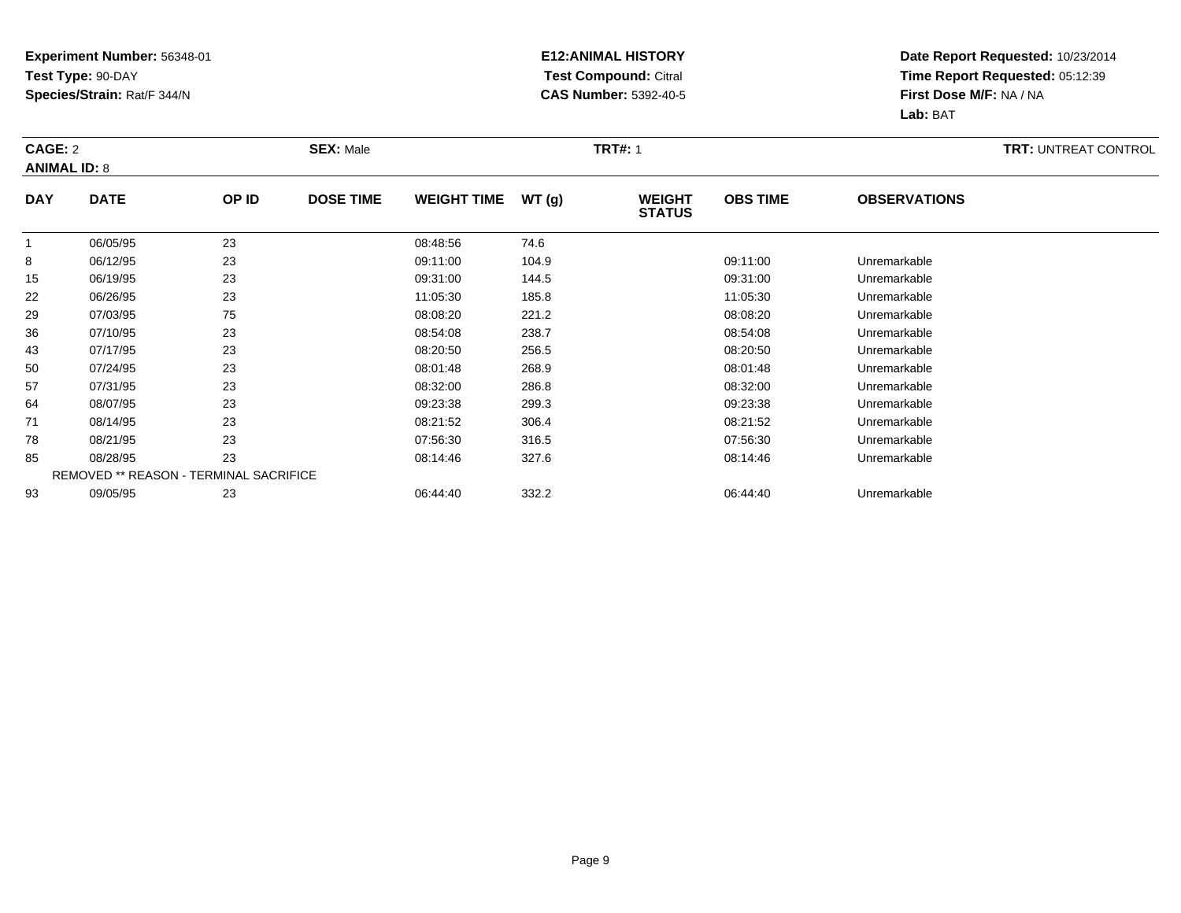**Experiment Number:** 56348-01
**Test Type:** 90-DAY
**Species/Strain:** Rat/F 344/N

**E12:ANIMAL HISTORY**
**Test Compound:** Citral
**CAS Number:** 5392-40-5

**Date Report Requested:** 10/23/2014
**Time Report Requested:** 05:12:39
**First Dose M/F:** NA / NA
**Lab:** BAT

**CAGE:** 2 **SEX:** Male **TRT#:** 1 **TRT:** UNTREAT CONTROL
**ANIMAL ID:** 8

| DAY | DATE | OP ID | DOSE TIME | WEIGHT TIME | WT (g) | WEIGHT STATUS | OBS TIME | OBSERVATIONS |
|---|---|---|---|---|---|---|---|---|
| 1 | 06/05/95 | 23 | | 08:48:56 | 74.6 | | | |
| 8 | 06/12/95 | 23 | | 09:11:00 | 104.9 | | 09:11:00 | Unremarkable |
| 15 | 06/19/95 | 23 | | 09:31:00 | 144.5 | | 09:31:00 | Unremarkable |
| 22 | 06/26/95 | 23 | | 11:05:30 | 185.8 | | 11:05:30 | Unremarkable |
| 29 | 07/03/95 | 75 | | 08:08:20 | 221.2 | | 08:08:20 | Unremarkable |
| 36 | 07/10/95 | 23 | | 08:54:08 | 238.7 | | 08:54:08 | Unremarkable |
| 43 | 07/17/95 | 23 | | 08:20:50 | 256.5 | | 08:20:50 | Unremarkable |
| 50 | 07/24/95 | 23 | | 08:01:48 | 268.9 | | 08:01:48 | Unremarkable |
| 57 | 07/31/95 | 23 | | 08:32:00 | 286.8 | | 08:32:00 | Unremarkable |
| 64 | 08/07/95 | 23 | | 09:23:38 | 299.3 | | 09:23:38 | Unremarkable |
| 71 | 08/14/95 | 23 | | 08:21:52 | 306.4 | | 08:21:52 | Unremarkable |
| 78 | 08/21/95 | 23 | | 07:56:30 | 316.5 | | 07:56:30 | Unremarkable |
| 85 | 08/28/95 | 23 | | 08:14:46 | 327.6 | | 08:14:46 | Unremarkable |
| | REMOVED ** REASON - TERMINAL SACRIFICE | | | | | | | |
| 93 | 09/05/95 | 23 | | 06:44:40 | 332.2 | | 06:44:40 | Unremarkable |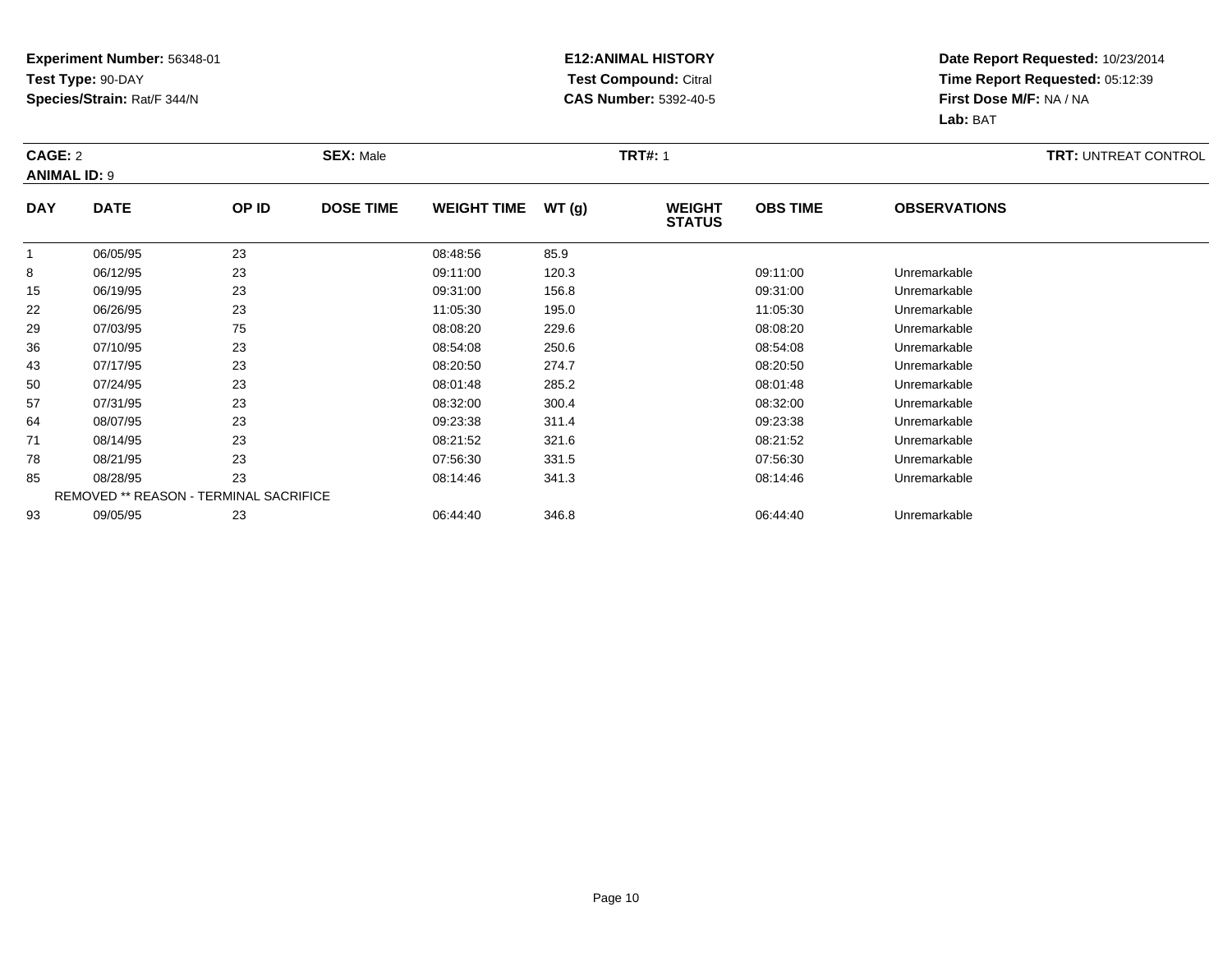**Experiment Number:** 56348-01
**Test Type:** 90-DAY
**Species/Strain:** Rat/F 344/N

**E12:ANIMAL HISTORY**
**Test Compound:** Citral
**CAS Number:** 5392-40-5

**Date Report Requested:** 10/23/2014
**Time Report Requested:** 05:12:39
**First Dose M/F:** NA / NA
**Lab:** BAT

**CAGE:** 2 **SEX:** Male **TRT#:** 1 **TRT:** UNTREAT CONTROL
**ANIMAL ID:** 9

| DAY | DATE | OP ID | DOSE TIME | WEIGHT TIME | WT (g) | WEIGHT STATUS | OBS TIME | OBSERVATIONS |
|---|---|---|---|---|---|---|---|---|
| 1 | 06/05/95 | 23 | | 08:48:56 | 85.9 | | | |
| 8 | 06/12/95 | 23 | | 09:11:00 | 120.3 | | 09:11:00 | Unremarkable |
| 15 | 06/19/95 | 23 | | 09:31:00 | 156.8 | | 09:31:00 | Unremarkable |
| 22 | 06/26/95 | 23 | | 11:05:30 | 195.0 | | 11:05:30 | Unremarkable |
| 29 | 07/03/95 | 75 | | 08:08:20 | 229.6 | | 08:08:20 | Unremarkable |
| 36 | 07/10/95 | 23 | | 08:54:08 | 250.6 | | 08:54:08 | Unremarkable |
| 43 | 07/17/95 | 23 | | 08:20:50 | 274.7 | | 08:20:50 | Unremarkable |
| 50 | 07/24/95 | 23 | | 08:01:48 | 285.2 | | 08:01:48 | Unremarkable |
| 57 | 07/31/95 | 23 | | 08:32:00 | 300.4 | | 08:32:00 | Unremarkable |
| 64 | 08/07/95 | 23 | | 09:23:38 | 311.4 | | 09:23:38 | Unremarkable |
| 71 | 08/14/95 | 23 | | 08:21:52 | 321.6 | | 08:21:52 | Unremarkable |
| 78 | 08/21/95 | 23 | | 07:56:30 | 331.5 | | 07:56:30 | Unremarkable |
| 85 | 08/28/95 | 23 | | 08:14:46 | 341.3 | | 08:14:46 | Unremarkable |
| REMOVED ** REASON - TERMINAL SACRIFICE | | | | | | | | |
| 93 | 09/05/95 | 23 | | 06:44:40 | 346.8 | | 06:44:40 | Unremarkable |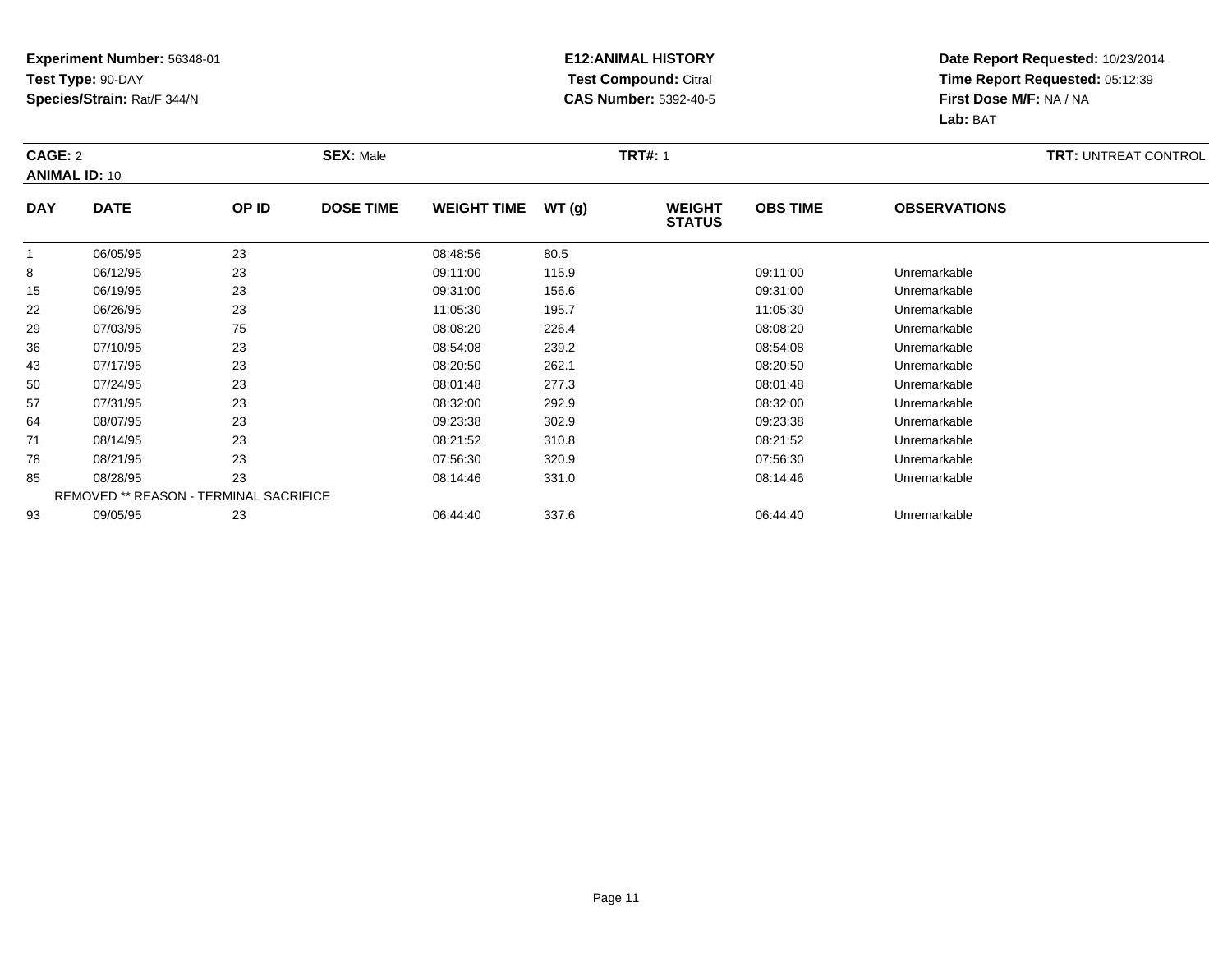**Experiment Number:** 56348-01
**Test Type:** 90-DAY
**Species/Strain:** Rat/F 344/N

**E12:ANIMAL HISTORY**
**Test Compound:** Citral
**CAS Number:** 5392-40-5

**Date Report Requested:** 10/23/2014
**Time Report Requested:** 05:12:39
**First Dose M/F:** NA / NA
**Lab:** BAT

**CAGE:** 2 **SEX:** Male **TRT#:** 1 **TRT:** UNTREAT CONTROL
**ANIMAL ID:** 10

| DAY | DATE | OP ID | DOSE TIME | WEIGHT TIME | WT (g) | WEIGHT STATUS | OBS TIME | OBSERVATIONS |
|---|---|---|---|---|---|---|---|---|
| 1 | 06/05/95 | 23 | | 08:48:56 | 80.5 | | | |
| 8 | 06/12/95 | 23 | | 09:11:00 | 115.9 | | 09:11:00 | Unremarkable |
| 15 | 06/19/95 | 23 | | 09:31:00 | 156.6 | | 09:31:00 | Unremarkable |
| 22 | 06/26/95 | 23 | | 11:05:30 | 195.7 | | 11:05:30 | Unremarkable |
| 29 | 07/03/95 | 75 | | 08:08:20 | 226.4 | | 08:08:20 | Unremarkable |
| 36 | 07/10/95 | 23 | | 08:54:08 | 239.2 | | 08:54:08 | Unremarkable |
| 43 | 07/17/95 | 23 | | 08:20:50 | 262.1 | | 08:20:50 | Unremarkable |
| 50 | 07/24/95 | 23 | | 08:01:48 | 277.3 | | 08:01:48 | Unremarkable |
| 57 | 07/31/95 | 23 | | 08:32:00 | 292.9 | | 08:32:00 | Unremarkable |
| 64 | 08/07/95 | 23 | | 09:23:38 | 302.9 | | 09:23:38 | Unremarkable |
| 71 | 08/14/95 | 23 | | 08:21:52 | 310.8 | | 08:21:52 | Unremarkable |
| 78 | 08/21/95 | 23 | | 07:56:30 | 320.9 | | 07:56:30 | Unremarkable |
| 85 | 08/28/95 | 23 | | 08:14:46 | 331.0 | | 08:14:46 | Unremarkable |
| REMOVED ** REASON - TERMINAL SACRIFICE | | | | | | | | |
| 93 | 09/05/95 | 23 | | 06:44:40 | 337.6 | | 06:44:40 | Unremarkable |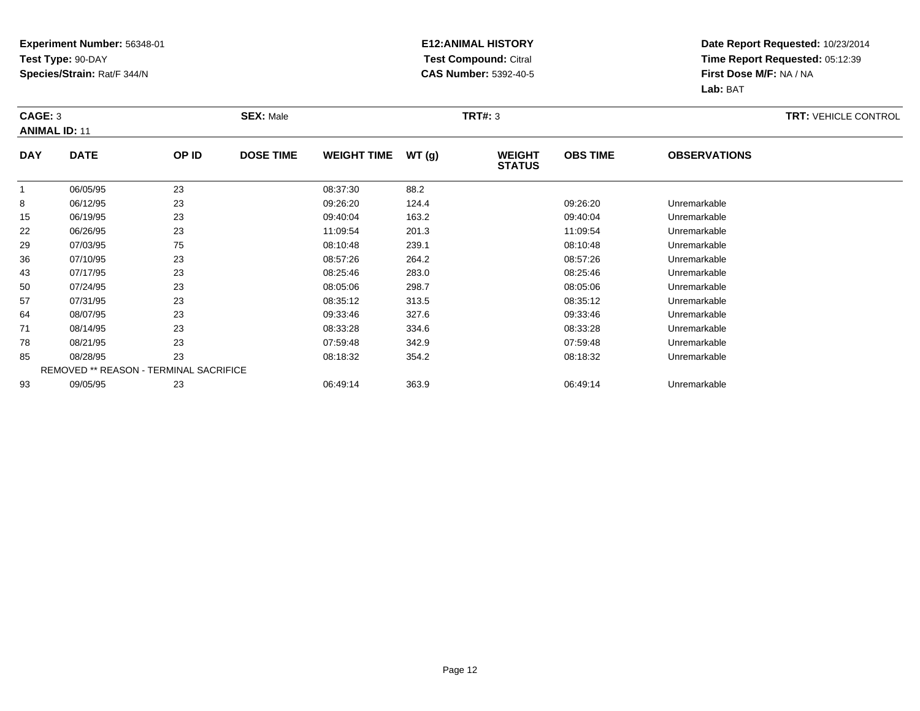**Experiment Number:** 56348-01
**Test Type:** 90-DAY
**Species/Strain:** Rat/F 344/N

**E12:ANIMAL HISTORY**
**Test Compound:** Citral
**CAS Number:** 5392-40-5

**Date Report Requested:** 10/23/2014
**Time Report Requested:** 05:12:39
**First Dose M/F:** NA / NA
**Lab:** BAT

**CAGE:** 3 | **SEX:** Male | **TRT#:** 3 | **TRT:** VEHICLE CONTROL

**ANIMAL ID:** 11

| DAY | DATE | OP ID | DOSE TIME | WEIGHT TIME | WT (g) | WEIGHT STATUS | OBS TIME | OBSERVATIONS |
|---|---|---|---|---|---|---|---|---|
| 1 | 06/05/95 | 23 | | 08:37:30 | 88.2 | | | |
| 8 | 06/12/95 | 23 | | 09:26:20 | 124.4 | | 09:26:20 | Unremarkable |
| 15 | 06/19/95 | 23 | | 09:40:04 | 163.2 | | 09:40:04 | Unremarkable |
| 22 | 06/26/95 | 23 | | 11:09:54 | 201.3 | | 11:09:54 | Unremarkable |
| 29 | 07/03/95 | 75 | | 08:10:48 | 239.1 | | 08:10:48 | Unremarkable |
| 36 | 07/10/95 | 23 | | 08:57:26 | 264.2 | | 08:57:26 | Unremarkable |
| 43 | 07/17/95 | 23 | | 08:25:46 | 283.0 | | 08:25:46 | Unremarkable |
| 50 | 07/24/95 | 23 | | 08:05:06 | 298.7 | | 08:05:06 | Unremarkable |
| 57 | 07/31/95 | 23 | | 08:35:12 | 313.5 | | 08:35:12 | Unremarkable |
| 64 | 08/07/95 | 23 | | 09:33:46 | 327.6 | | 09:33:46 | Unremarkable |
| 71 | 08/14/95 | 23 | | 08:33:28 | 334.6 | | 08:33:28 | Unremarkable |
| 78 | 08/21/95 | 23 | | 07:59:48 | 342.9 | | 07:59:48 | Unremarkable |
| 85 | 08/28/95 | 23 | | 08:18:32 | 354.2 | | 08:18:32 | Unremarkable |
| REMOVED ** REASON - TERMINAL SACRIFICE | | | | | | | | |
| 93 | 09/05/95 | 23 | | 06:49:14 | 363.9 | | 06:49:14 | Unremarkable |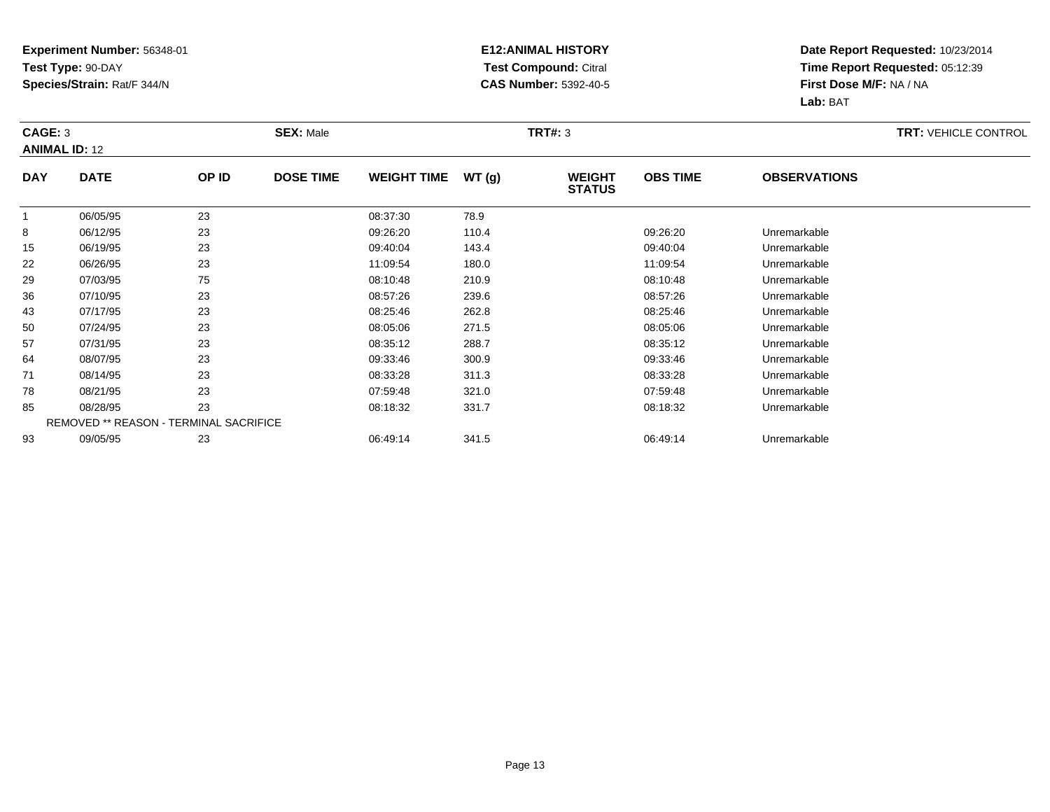**Experiment Number:** 56348-01
**Test Type:** 90-DAY
**Species/Strain:** Rat/F 344/N

**E12:ANIMAL HISTORY**
**Test Compound:** Citral
**CAS Number:** 5392-40-5

**Date Report Requested:** 10/23/2014
**Time Report Requested:** 05:12:39
**First Dose M/F:** NA / NA
**Lab:** BAT

**CAGE:** 3 **SEX:** Male **TRT#:** 3 **TRT:** VEHICLE CONTROL
**ANIMAL ID:** 12

| DAY | DATE | OP ID | DOSE TIME | WEIGHT TIME | WT (g) | WEIGHT STATUS | OBS TIME | OBSERVATIONS |
|---|---|---|---|---|---|---|---|---|
| 1 | 06/05/95 | 23 | | 08:37:30 | 78.9 | | | |
| 8 | 06/12/95 | 23 | | 09:26:20 | 110.4 | | 09:26:20 | Unremarkable |
| 15 | 06/19/95 | 23 | | 09:40:04 | 143.4 | | 09:40:04 | Unremarkable |
| 22 | 06/26/95 | 23 | | 11:09:54 | 180.0 | | 11:09:54 | Unremarkable |
| 29 | 07/03/95 | 75 | | 08:10:48 | 210.9 | | 08:10:48 | Unremarkable |
| 36 | 07/10/95 | 23 | | 08:57:26 | 239.6 | | 08:57:26 | Unremarkable |
| 43 | 07/17/95 | 23 | | 08:25:46 | 262.8 | | 08:25:46 | Unremarkable |
| 50 | 07/24/95 | 23 | | 08:05:06 | 271.5 | | 08:05:06 | Unremarkable |
| 57 | 07/31/95 | 23 | | 08:35:12 | 288.7 | | 08:35:12 | Unremarkable |
| 64 | 08/07/95 | 23 | | 09:33:46 | 300.9 | | 09:33:46 | Unremarkable |
| 71 | 08/14/95 | 23 | | 08:33:28 | 311.3 | | 08:33:28 | Unremarkable |
| 78 | 08/21/95 | 23 | | 07:59:48 | 321.0 | | 07:59:48 | Unremarkable |
| 85 | 08/28/95 | 23 | | 08:18:32 | 331.7 | | 08:18:32 | Unremarkable |
| REMOVED ** REASON - TERMINAL SACRIFICE | | | | | | | | |
| 93 | 09/05/95 | 23 | | 06:49:14 | 341.5 | | 06:49:14 | Unremarkable |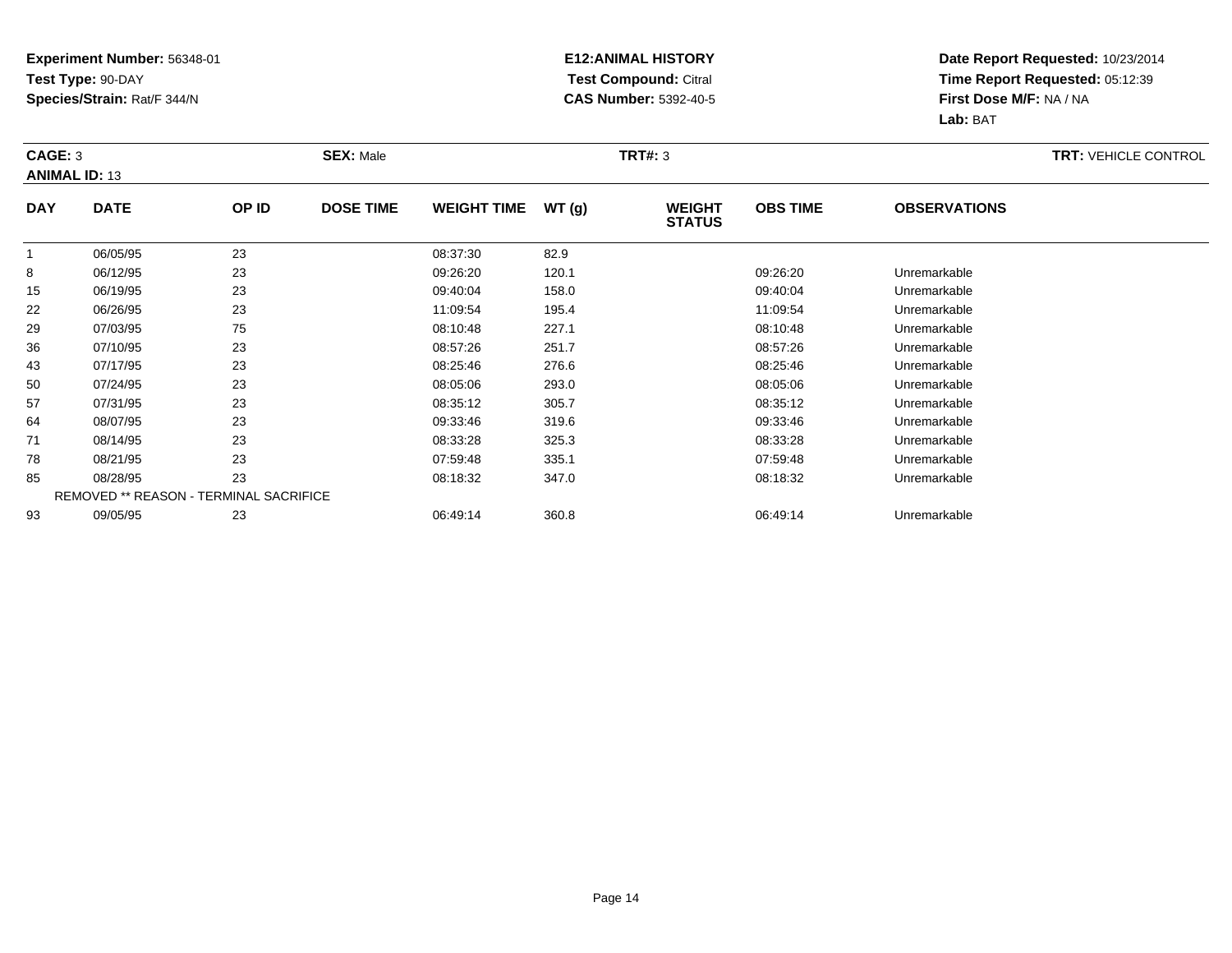**Experiment Number:** 56348-01
**Test Type:** 90-DAY
**Species/Strain:** Rat/F 344/N

**E12:ANIMAL HISTORY**
**Test Compound:** Citral
**CAS Number:** 5392-40-5

**Date Report Requested:** 10/23/2014
**Time Report Requested:** 05:12:39
**First Dose M/F:** NA / NA
**Lab:** BAT

**CAGE:** 3 **SEX:** Male **TRT#:** 3 **TRT:** VEHICLE CONTROL
**ANIMAL ID:** 13

| DAY | DATE | OP ID | DOSE TIME | WEIGHT TIME | WT (g) | WEIGHT STATUS | OBS TIME | OBSERVATIONS |
|---|---|---|---|---|---|---|---|---|
| 1 | 06/05/95 | 23 | | 08:37:30 | 82.9 | | | |
| 8 | 06/12/95 | 23 | | 09:26:20 | 120.1 | | 09:26:20 | Unremarkable |
| 15 | 06/19/95 | 23 | | 09:40:04 | 158.0 | | 09:40:04 | Unremarkable |
| 22 | 06/26/95 | 23 | | 11:09:54 | 195.4 | | 11:09:54 | Unremarkable |
| 29 | 07/03/95 | 75 | | 08:10:48 | 227.1 | | 08:10:48 | Unremarkable |
| 36 | 07/10/95 | 23 | | 08:57:26 | 251.7 | | 08:57:26 | Unremarkable |
| 43 | 07/17/95 | 23 | | 08:25:46 | 276.6 | | 08:25:46 | Unremarkable |
| 50 | 07/24/95 | 23 | | 08:05:06 | 293.0 | | 08:05:06 | Unremarkable |
| 57 | 07/31/95 | 23 | | 08:35:12 | 305.7 | | 08:35:12 | Unremarkable |
| 64 | 08/07/95 | 23 | | 09:33:46 | 319.6 | | 09:33:46 | Unremarkable |
| 71 | 08/14/95 | 23 | | 08:33:28 | 325.3 | | 08:33:28 | Unremarkable |
| 78 | 08/21/95 | 23 | | 07:59:48 | 335.1 | | 07:59:48 | Unremarkable |
| 85 | 08/28/95 | 23 | | 08:18:32 | 347.0 | | 08:18:32 | Unremarkable |
| REMOVED ** REASON - TERMINAL SACRIFICE | | | | | | | | |
| 93 | 09/05/95 | 23 | | 06:49:14 | 360.8 | | 06:49:14 | Unremarkable |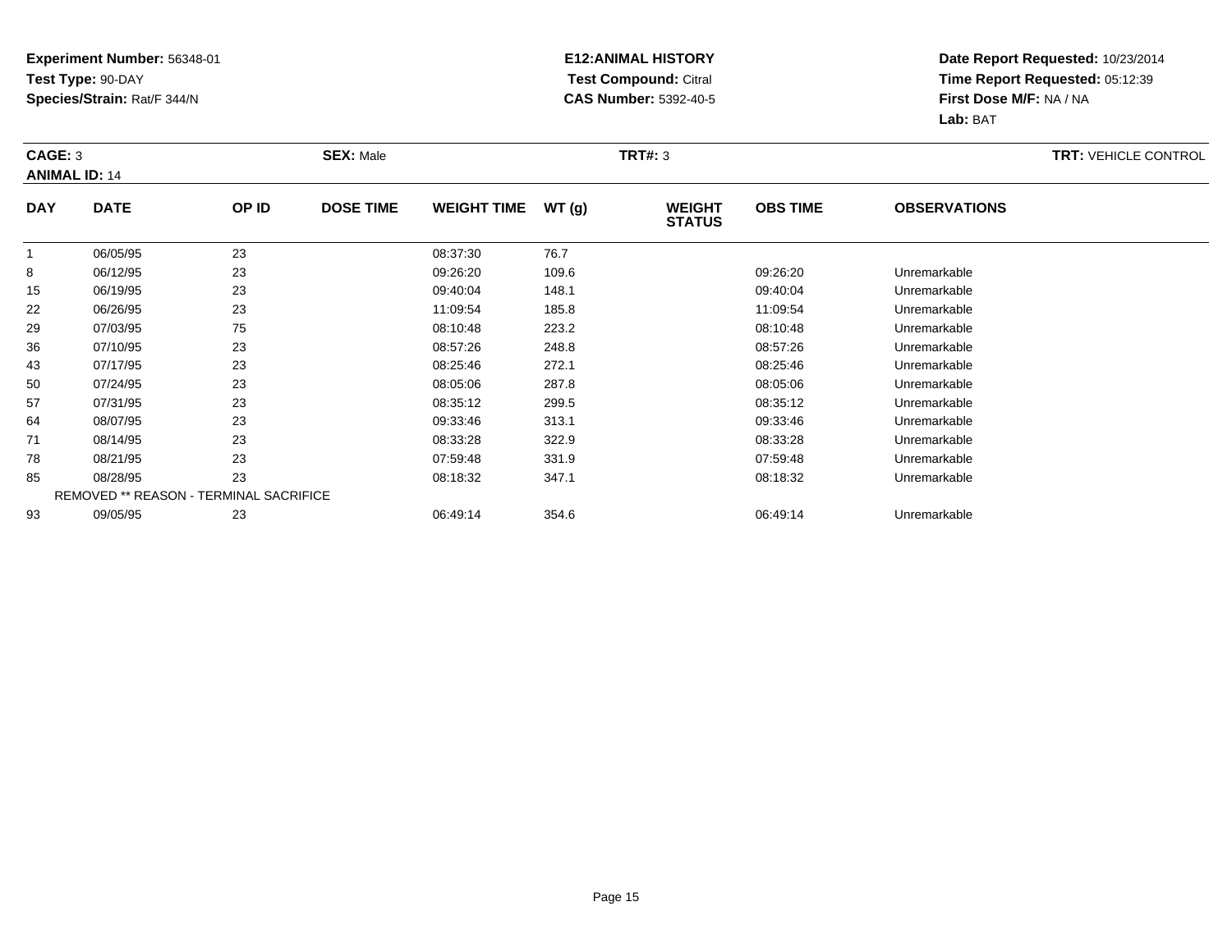**Experiment Number:** 56348-01
**Test Type:** 90-DAY
**Species/Strain:** Rat/F 344/N

**E12:ANIMAL HISTORY**
**Test Compound:** Citral
**CAS Number:** 5392-40-5

**Date Report Requested:** 10/23/2014
**Time Report Requested:** 05:12:39
**First Dose M/F:** NA / NA
**Lab:** BAT

**CAGE:** 3 **SEX:** Male **TRT#:** 3 **TRT:** VEHICLE CONTROL
**ANIMAL ID:** 14

| DAY | DATE | OP ID | DOSE TIME | WEIGHT TIME | WT (g) | WEIGHT STATUS | OBS TIME | OBSERVATIONS |
|---|---|---|---|---|---|---|---|---|
| 1 | 06/05/95 | 23 | | 08:37:30 | 76.7 | | | |
| 8 | 06/12/95 | 23 | | 09:26:20 | 109.6 | | 09:26:20 | Unremarkable |
| 15 | 06/19/95 | 23 | | 09:40:04 | 148.1 | | 09:40:04 | Unremarkable |
| 22 | 06/26/95 | 23 | | 11:09:54 | 185.8 | | 11:09:54 | Unremarkable |
| 29 | 07/03/95 | 75 | | 08:10:48 | 223.2 | | 08:10:48 | Unremarkable |
| 36 | 07/10/95 | 23 | | 08:57:26 | 248.8 | | 08:57:26 | Unremarkable |
| 43 | 07/17/95 | 23 | | 08:25:46 | 272.1 | | 08:25:46 | Unremarkable |
| 50 | 07/24/95 | 23 | | 08:05:06 | 287.8 | | 08:05:06 | Unremarkable |
| 57 | 07/31/95 | 23 | | 08:35:12 | 299.5 | | 08:35:12 | Unremarkable |
| 64 | 08/07/95 | 23 | | 09:33:46 | 313.1 | | 09:33:46 | Unremarkable |
| 71 | 08/14/95 | 23 | | 08:33:28 | 322.9 | | 08:33:28 | Unremarkable |
| 78 | 08/21/95 | 23 | | 07:59:48 | 331.9 | | 07:59:48 | Unremarkable |
| 85 | 08/28/95 | 23 | | 08:18:32 | 347.1 | | 08:18:32 | Unremarkable |
| | REMOVED ** REASON - TERMINAL SACRIFICE | | | | | | | |
| 93 | 09/05/95 | 23 | | 06:49:14 | 354.6 | | 06:49:14 | Unremarkable |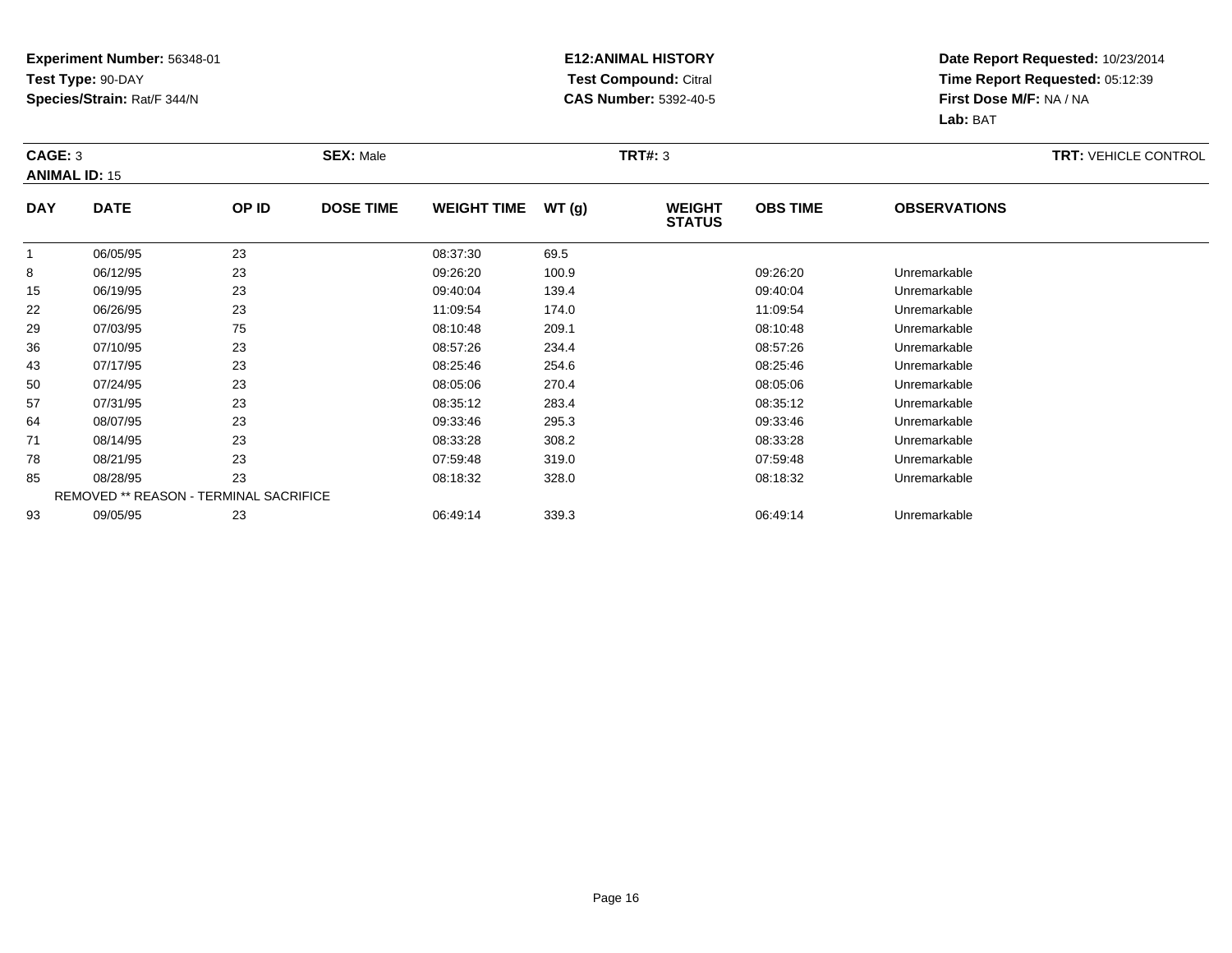**Experiment Number:** 56348-01
**Test Type:** 90-DAY
**Species/Strain:** Rat/F 344/N

**E12:ANIMAL HISTORY**
**Test Compound:** Citral
**CAS Number:** 5392-40-5

**Date Report Requested:** 10/23/2014
**Time Report Requested:** 05:12:39
**First Dose M/F:** NA / NA
**Lab:** BAT

**CAGE:** 3 **SEX:** Male **TRT#:** 3 **TRT:** VEHICLE CONTROL
**ANIMAL ID:** 15

| DAY | DATE | OP ID | DOSE TIME | WEIGHT TIME | WT (g) | WEIGHT STATUS | OBS TIME | OBSERVATIONS |
|---|---|---|---|---|---|---|---|---|
| 1 | 06/05/95 | 23 | | 08:37:30 | 69.5 | | | |
| 8 | 06/12/95 | 23 | | 09:26:20 | 100.9 | | 09:26:20 | Unremarkable |
| 15 | 06/19/95 | 23 | | 09:40:04 | 139.4 | | 09:40:04 | Unremarkable |
| 22 | 06/26/95 | 23 | | 11:09:54 | 174.0 | | 11:09:54 | Unremarkable |
| 29 | 07/03/95 | 75 | | 08:10:48 | 209.1 | | 08:10:48 | Unremarkable |
| 36 | 07/10/95 | 23 | | 08:57:26 | 234.4 | | 08:57:26 | Unremarkable |
| 43 | 07/17/95 | 23 | | 08:25:46 | 254.6 | | 08:25:46 | Unremarkable |
| 50 | 07/24/95 | 23 | | 08:05:06 | 270.4 | | 08:05:06 | Unremarkable |
| 57 | 07/31/95 | 23 | | 08:35:12 | 283.4 | | 08:35:12 | Unremarkable |
| 64 | 08/07/95 | 23 | | 09:33:46 | 295.3 | | 09:33:46 | Unremarkable |
| 71 | 08/14/95 | 23 | | 08:33:28 | 308.2 | | 08:33:28 | Unremarkable |
| 78 | 08/21/95 | 23 | | 07:59:48 | 319.0 | | 07:59:48 | Unremarkable |
| 85 | 08/28/95 | 23 | | 08:18:32 | 328.0 | | 08:18:32 | Unremarkable |
| REMOVED ** REASON - TERMINAL SACRIFICE | | | | | | | | |
| 93 | 09/05/95 | 23 | | 06:49:14 | 339.3 | | 06:49:14 | Unremarkable |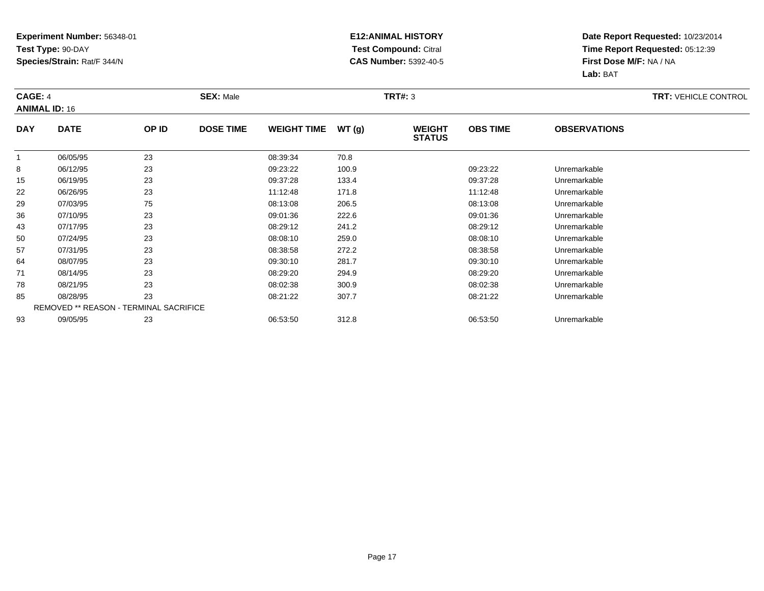**Experiment Number:** 56348-01
**Test Type:** 90-DAY
**Species/Strain:** Rat/F 344/N

**E12:ANIMAL HISTORY**
**Test Compound:** Citral
**CAS Number:** 5392-40-5

**Date Report Requested:** 10/23/2014
**Time Report Requested:** 05:12:39
**First Dose M/F:** NA / NA
**Lab:** BAT

**CAGE:** 4 **SEX:** Male **TRT#:** 3 **TRT:** VEHICLE CONTROL
**ANIMAL ID:** 16

| DAY | DATE | OP ID | DOSE TIME | WEIGHT TIME | WT (g) | WEIGHT STATUS | OBS TIME | OBSERVATIONS |
|---|---|---|---|---|---|---|---|---|
| 1 | 06/05/95 | 23 | | 08:39:34 | 70.8 | | | |
| 8 | 06/12/95 | 23 | | 09:23:22 | 100.9 | | 09:23:22 | Unremarkable |
| 15 | 06/19/95 | 23 | | 09:37:28 | 133.4 | | 09:37:28 | Unremarkable |
| 22 | 06/26/95 | 23 | | 11:12:48 | 171.8 | | 11:12:48 | Unremarkable |
| 29 | 07/03/95 | 75 | | 08:13:08 | 206.5 | | 08:13:08 | Unremarkable |
| 36 | 07/10/95 | 23 | | 09:01:36 | 222.6 | | 09:01:36 | Unremarkable |
| 43 | 07/17/95 | 23 | | 08:29:12 | 241.2 | | 08:29:12 | Unremarkable |
| 50 | 07/24/95 | 23 | | 08:08:10 | 259.0 | | 08:08:10 | Unremarkable |
| 57 | 07/31/95 | 23 | | 08:38:58 | 272.2 | | 08:38:58 | Unremarkable |
| 64 | 08/07/95 | 23 | | 09:30:10 | 281.7 | | 09:30:10 | Unremarkable |
| 71 | 08/14/95 | 23 | | 08:29:20 | 294.9 | | 08:29:20 | Unremarkable |
| 78 | 08/21/95 | 23 | | 08:02:38 | 300.9 | | 08:02:38 | Unremarkable |
| 85 | 08/28/95 | 23 | | 08:21:22 | 307.7 | | 08:21:22 | Unremarkable |
| | REMOVED ** REASON - TERMINAL SACRIFICE | | | | | | | |
| 93 | 09/05/95 | 23 | | 06:53:50 | 312.8 | | 06:53:50 | Unremarkable |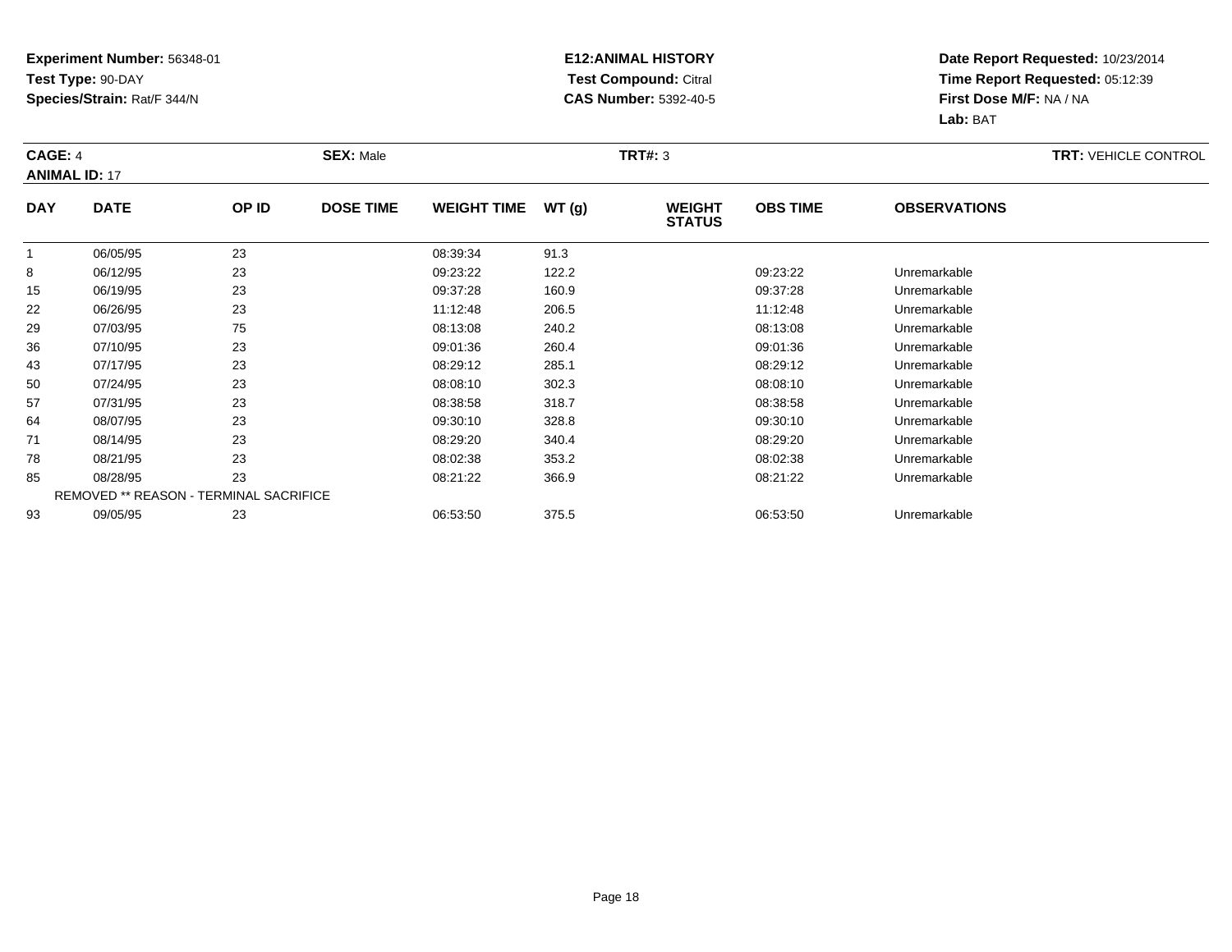**Experiment Number:** 56348-01
**Test Type:** 90-DAY
**Species/Strain:** Rat/F 344/N

**E12:ANIMAL HISTORY**
**Test Compound:** Citral
**CAS Number:** 5392-40-5

**Date Report Requested:** 10/23/2014
**Time Report Requested:** 05:12:39
**First Dose M/F:** NA / NA
**Lab:** BAT

**CAGE:** 4 **SEX:** Male **TRT#:** 3 **TRT:** VEHICLE CONTROL
**ANIMAL ID:** 17

| DAY | DATE | OP ID | DOSE TIME | WEIGHT TIME | WT (g) | WEIGHT STATUS | OBS TIME | OBSERVATIONS |
|---|---|---|---|---|---|---|---|---|
| 1 | 06/05/95 | 23 | | 08:39:34 | 91.3 | | | |
| 8 | 06/12/95 | 23 | | 09:23:22 | 122.2 | | 09:23:22 | Unremarkable |
| 15 | 06/19/95 | 23 | | 09:37:28 | 160.9 | | 09:37:28 | Unremarkable |
| 22 | 06/26/95 | 23 | | 11:12:48 | 206.5 | | 11:12:48 | Unremarkable |
| 29 | 07/03/95 | 75 | | 08:13:08 | 240.2 | | 08:13:08 | Unremarkable |
| 36 | 07/10/95 | 23 | | 09:01:36 | 260.4 | | 09:01:36 | Unremarkable |
| 43 | 07/17/95 | 23 | | 08:29:12 | 285.1 | | 08:29:12 | Unremarkable |
| 50 | 07/24/95 | 23 | | 08:08:10 | 302.3 | | 08:08:10 | Unremarkable |
| 57 | 07/31/95 | 23 | | 08:38:58 | 318.7 | | 08:38:58 | Unremarkable |
| 64 | 08/07/95 | 23 | | 09:30:10 | 328.8 | | 09:30:10 | Unremarkable |
| 71 | 08/14/95 | 23 | | 08:29:20 | 340.4 | | 08:29:20 | Unremarkable |
| 78 | 08/21/95 | 23 | | 08:02:38 | 353.2 | | 08:02:38 | Unremarkable |
| 85 | 08/28/95 | 23 | | 08:21:22 | 366.9 | | 08:21:22 | Unremarkable |
| | REMOVED ** REASON - TERMINAL SACRIFICE | | | | | | | |
| 93 | 09/05/95 | 23 | | 06:53:50 | 375.5 | | 06:53:50 | Unremarkable |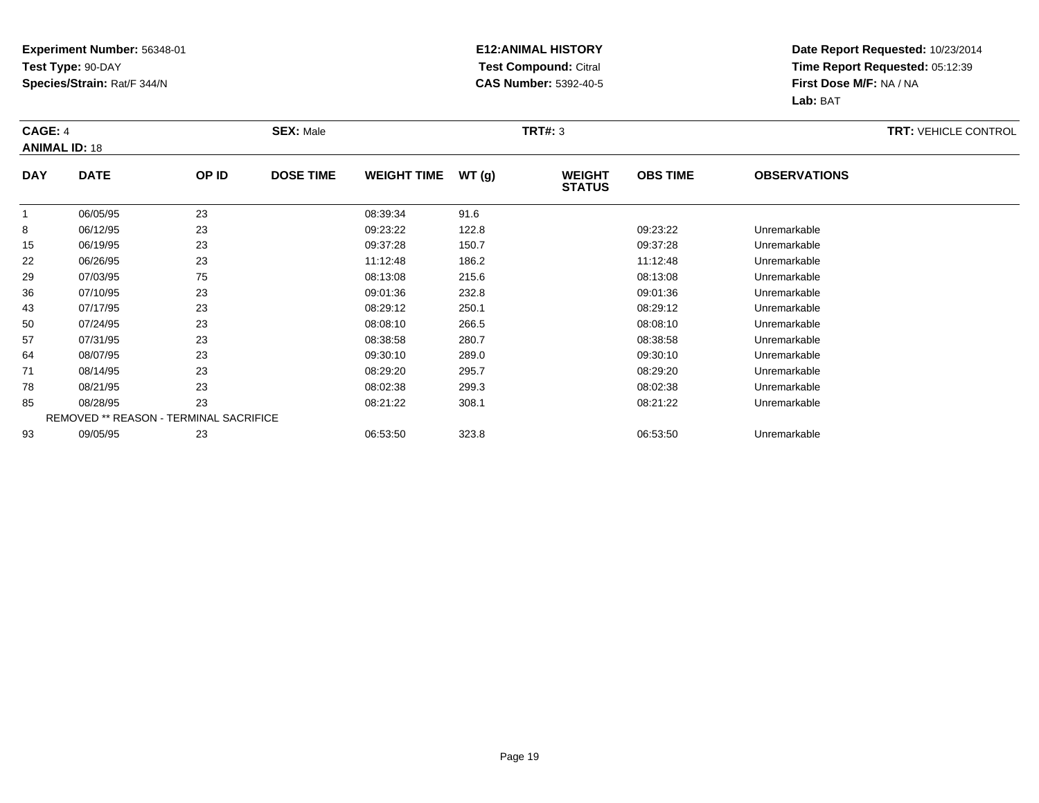**Experiment Number:** 56348-01
**Test Type:** 90-DAY
**Species/Strain:** Rat/F 344/N

**E12:ANIMAL HISTORY**
**Test Compound:** Citral
**CAS Number:** 5392-40-5

**Date Report Requested:** 10/23/2014
**Time Report Requested:** 05:12:39
**First Dose M/F:** NA / NA
**Lab:** BAT

**CAGE:** 4 **SEX:** Male **TRT#:** 3 **TRT:** VEHICLE CONTROL
**ANIMAL ID:** 18

| DAY | DATE | OP ID | DOSE TIME | WEIGHT TIME | WT (g) | WEIGHT STATUS | OBS TIME | OBSERVATIONS |
|---|---|---|---|---|---|---|---|---|
| 1 | 06/05/95 | 23 | | 08:39:34 | 91.6 | | | |
| 8 | 06/12/95 | 23 | | 09:23:22 | 122.8 | | 09:23:22 | Unremarkable |
| 15 | 06/19/95 | 23 | | 09:37:28 | 150.7 | | 09:37:28 | Unremarkable |
| 22 | 06/26/95 | 23 | | 11:12:48 | 186.2 | | 11:12:48 | Unremarkable |
| 29 | 07/03/95 | 75 | | 08:13:08 | 215.6 | | 08:13:08 | Unremarkable |
| 36 | 07/10/95 | 23 | | 09:01:36 | 232.8 | | 09:01:36 | Unremarkable |
| 43 | 07/17/95 | 23 | | 08:29:12 | 250.1 | | 08:29:12 | Unremarkable |
| 50 | 07/24/95 | 23 | | 08:08:10 | 266.5 | | 08:08:10 | Unremarkable |
| 57 | 07/31/95 | 23 | | 08:38:58 | 280.7 | | 08:38:58 | Unremarkable |
| 64 | 08/07/95 | 23 | | 09:30:10 | 289.0 | | 09:30:10 | Unremarkable |
| 71 | 08/14/95 | 23 | | 08:29:20 | 295.7 | | 08:29:20 | Unremarkable |
| 78 | 08/21/95 | 23 | | 08:02:38 | 299.3 | | 08:02:38 | Unremarkable |
| 85 | 08/28/95 | 23 | | 08:21:22 | 308.1 | | 08:21:22 | Unremarkable |
| REMOVED ** REASON - TERMINAL SACRIFICE | | | | | | | | |
| 93 | 09/05/95 | 23 | | 06:53:50 | 323.8 | | 06:53:50 | Unremarkable |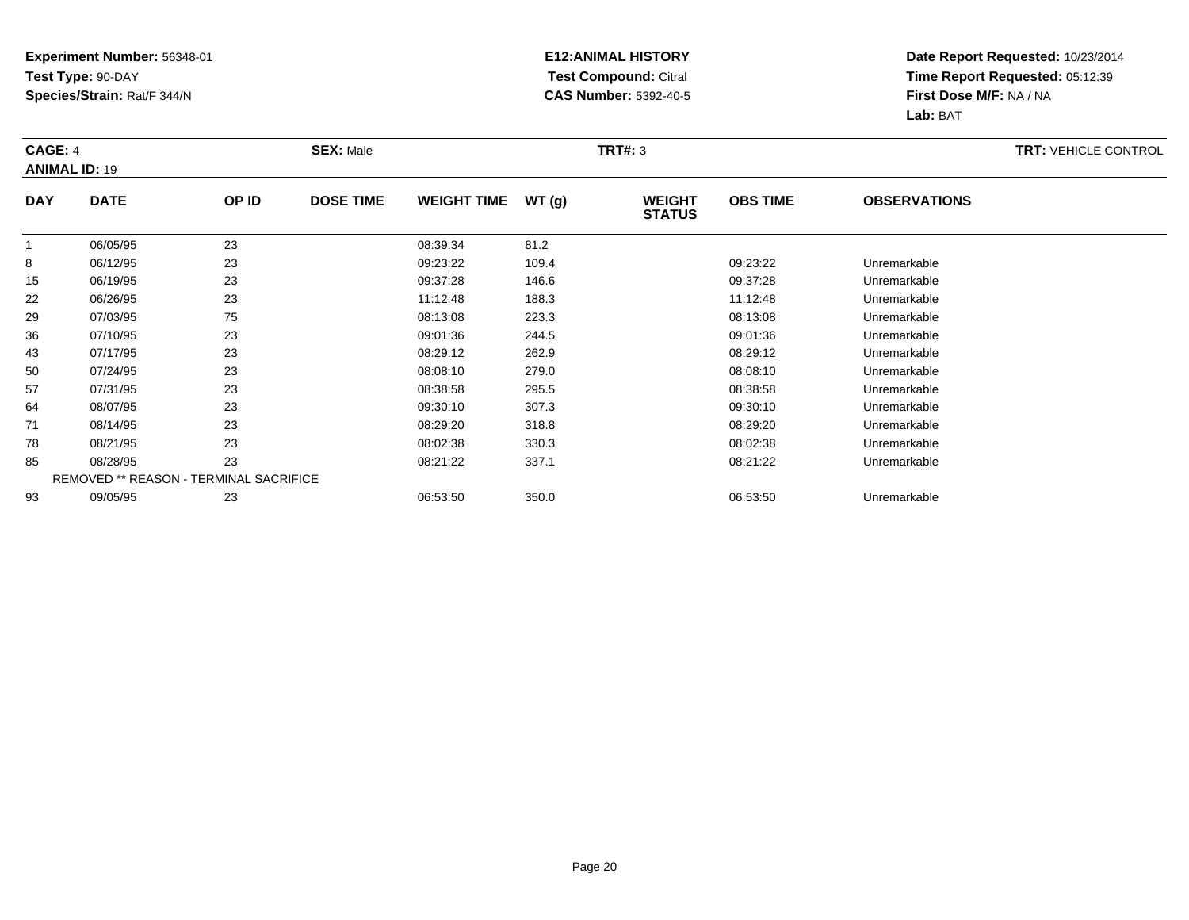**Experiment Number:** 56348-01
**Test Type:** 90-DAY
**Species/Strain:** Rat/F 344/N

**E12:ANIMAL HISTORY**
**Test Compound:** Citral
**CAS Number:** 5392-40-5

**Date Report Requested:** 10/23/2014
**Time Report Requested:** 05:12:39
**First Dose M/F:** NA / NA
**Lab:** BAT

**CAGE:** 4 **SEX:** Male **TRT#:** 3 **TRT:** VEHICLE CONTROL
**ANIMAL ID:** 19

| DAY | DATE | OP ID | DOSE TIME | WEIGHT TIME | WT (g) | WEIGHT STATUS | OBS TIME | OBSERVATIONS |
|---|---|---|---|---|---|---|---|---|
| 1 | 06/05/95 | 23 | | 08:39:34 | 81.2 | | | |
| 8 | 06/12/95 | 23 | | 09:23:22 | 109.4 | | 09:23:22 | Unremarkable |
| 15 | 06/19/95 | 23 | | 09:37:28 | 146.6 | | 09:37:28 | Unremarkable |
| 22 | 06/26/95 | 23 | | 11:12:48 | 188.3 | | 11:12:48 | Unremarkable |
| 29 | 07/03/95 | 75 | | 08:13:08 | 223.3 | | 08:13:08 | Unremarkable |
| 36 | 07/10/95 | 23 | | 09:01:36 | 244.5 | | 09:01:36 | Unremarkable |
| 43 | 07/17/95 | 23 | | 08:29:12 | 262.9 | | 08:29:12 | Unremarkable |
| 50 | 07/24/95 | 23 | | 08:08:10 | 279.0 | | 08:08:10 | Unremarkable |
| 57 | 07/31/95 | 23 | | 08:38:58 | 295.5 | | 08:38:58 | Unremarkable |
| 64 | 08/07/95 | 23 | | 09:30:10 | 307.3 | | 09:30:10 | Unremarkable |
| 71 | 08/14/95 | 23 | | 08:29:20 | 318.8 | | 08:29:20 | Unremarkable |
| 78 | 08/21/95 | 23 | | 08:02:38 | 330.3 | | 08:02:38 | Unremarkable |
| 85 | 08/28/95 | 23 | | 08:21:22 | 337.1 | | 08:21:22 | Unremarkable |
| REMOVED ** REASON - TERMINAL SACRIFICE | | | | | | | | |
| 93 | 09/05/95 | 23 | | 06:53:50 | 350.0 | | 06:53:50 | Unremarkable |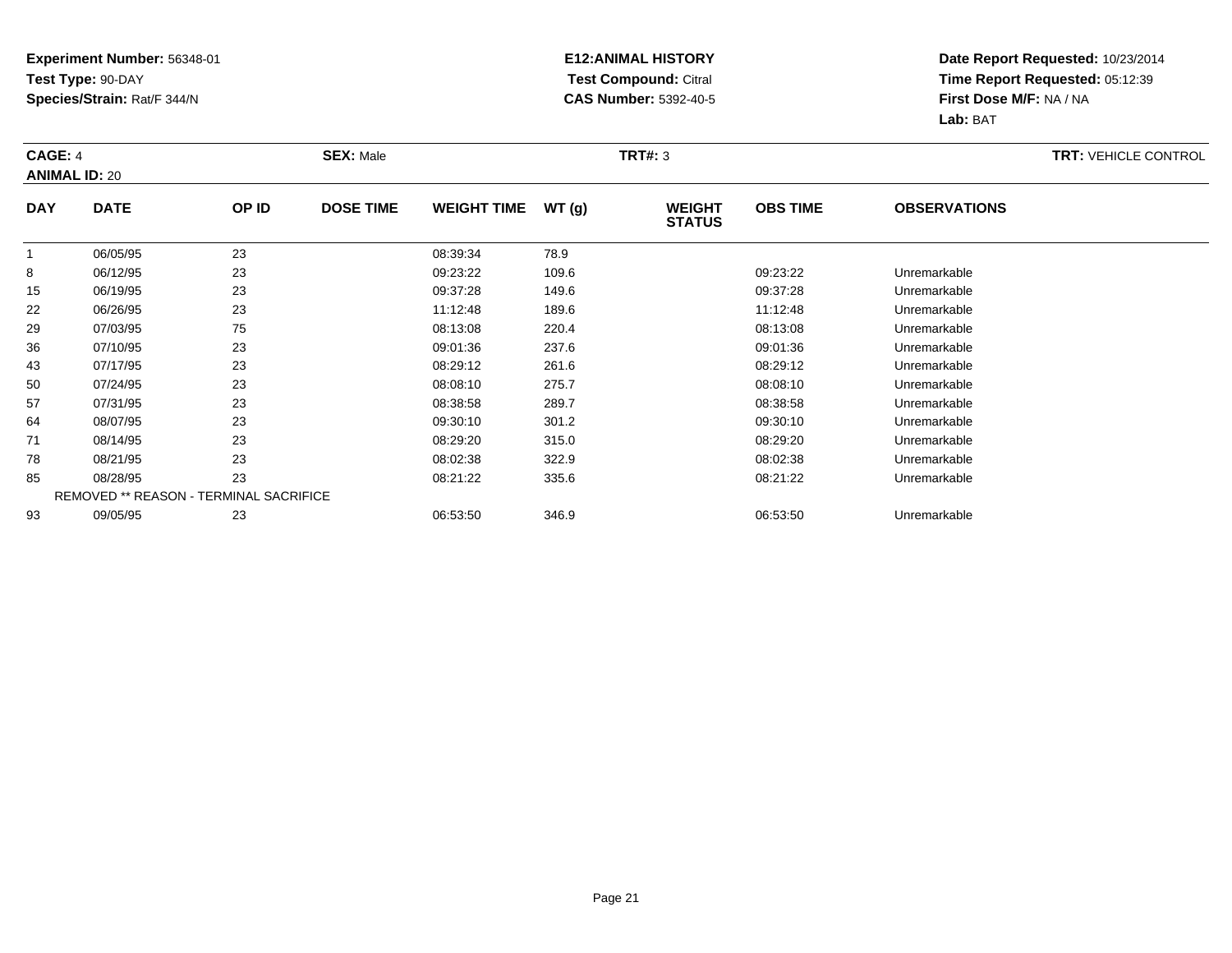**Experiment Number:** 56348-01
**Test Type:** 90-DAY
**Species/Strain:** Rat/F 344/N

**E12:ANIMAL HISTORY**
**Test Compound:** Citral
**CAS Number:** 5392-40-5

**Date Report Requested:** 10/23/2014
**Time Report Requested:** 05:12:39
**First Dose M/F:** NA / NA
**Lab:** BAT

**CAGE:** 4 **SEX:** Male **TRT#:** 3 **TRT:** VEHICLE CONTROL
**ANIMAL ID:** 20

| DAY | DATE | OP ID | DOSE TIME | WEIGHT TIME | WT (g) | WEIGHT STATUS | OBS TIME | OBSERVATIONS |
|---|---|---|---|---|---|---|---|---|
| 1 | 06/05/95 | 23 | | 08:39:34 | 78.9 | | | |
| 8 | 06/12/95 | 23 | | 09:23:22 | 109.6 | | 09:23:22 | Unremarkable |
| 15 | 06/19/95 | 23 | | 09:37:28 | 149.6 | | 09:37:28 | Unremarkable |
| 22 | 06/26/95 | 23 | | 11:12:48 | 189.6 | | 11:12:48 | Unremarkable |
| 29 | 07/03/95 | 75 | | 08:13:08 | 220.4 | | 08:13:08 | Unremarkable |
| 36 | 07/10/95 | 23 | | 09:01:36 | 237.6 | | 09:01:36 | Unremarkable |
| 43 | 07/17/95 | 23 | | 08:29:12 | 261.6 | | 08:29:12 | Unremarkable |
| 50 | 07/24/95 | 23 | | 08:08:10 | 275.7 | | 08:08:10 | Unremarkable |
| 57 | 07/31/95 | 23 | | 08:38:58 | 289.7 | | 08:38:58 | Unremarkable |
| 64 | 08/07/95 | 23 | | 09:30:10 | 301.2 | | 09:30:10 | Unremarkable |
| 71 | 08/14/95 | 23 | | 08:29:20 | 315.0 | | 08:29:20 | Unremarkable |
| 78 | 08/21/95 | 23 | | 08:02:38 | 322.9 | | 08:02:38 | Unremarkable |
| 85 | 08/28/95 | 23 | | 08:21:22 | 335.6 | | 08:21:22 | Unremarkable |
| | REMOVED ** REASON - TERMINAL SACRIFICE | | | | | | | |
| 93 | 09/05/95 | 23 | | 06:53:50 | 346.9 | | 06:53:50 | Unremarkable |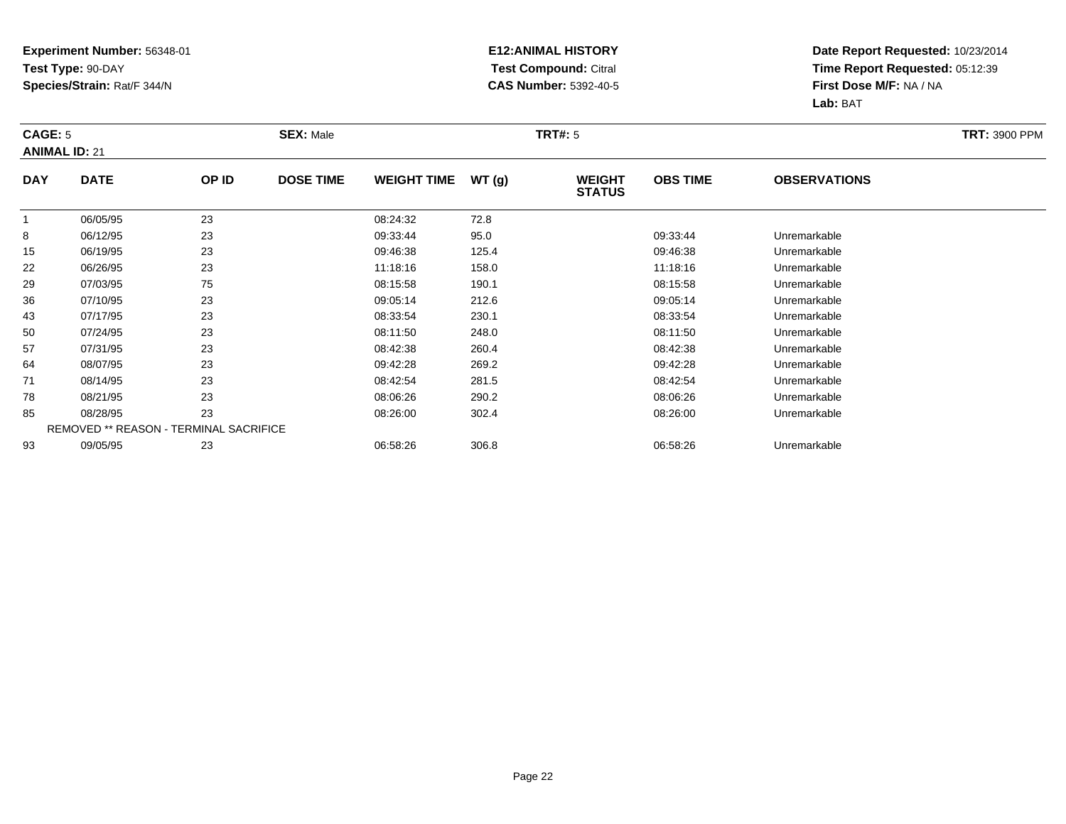**Experiment Number:** 56348-01
**Test Type:** 90-DAY
**Species/Strain:** Rat/F 344/N

**E12:ANIMAL HISTORY**
**Test Compound:** Citral
**CAS Number:** 5392-40-5

**Date Report Requested:** 10/23/2014
**Time Report Requested:** 05:12:39
**First Dose M/F:** NA / NA
**Lab:** BAT

**CAGE:** 5 **SEX:** Male **TRT#:** 5 **TRT:** 3900 PPM
**ANIMAL ID:** 21

| DAY | DATE | OP ID | DOSE TIME | WEIGHT TIME | WT (g) | WEIGHT STATUS | OBS TIME | OBSERVATIONS |
|---|---|---|---|---|---|---|---|---|
| 1 | 06/05/95 | 23 | | 08:24:32 | 72.8 | | | |
| 8 | 06/12/95 | 23 | | 09:33:44 | 95.0 | | 09:33:44 | Unremarkable |
| 15 | 06/19/95 | 23 | | 09:46:38 | 125.4 | | 09:46:38 | Unremarkable |
| 22 | 06/26/95 | 23 | | 11:18:16 | 158.0 | | 11:18:16 | Unremarkable |
| 29 | 07/03/95 | 75 | | 08:15:58 | 190.1 | | 08:15:58 | Unremarkable |
| 36 | 07/10/95 | 23 | | 09:05:14 | 212.6 | | 09:05:14 | Unremarkable |
| 43 | 07/17/95 | 23 | | 08:33:54 | 230.1 | | 08:33:54 | Unremarkable |
| 50 | 07/24/95 | 23 | | 08:11:50 | 248.0 | | 08:11:50 | Unremarkable |
| 57 | 07/31/95 | 23 | | 08:42:38 | 260.4 | | 08:42:38 | Unremarkable |
| 64 | 08/07/95 | 23 | | 09:42:28 | 269.2 | | 09:42:28 | Unremarkable |
| 71 | 08/14/95 | 23 | | 08:42:54 | 281.5 | | 08:42:54 | Unremarkable |
| 78 | 08/21/95 | 23 | | 08:06:26 | 290.2 | | 08:06:26 | Unremarkable |
| 85 | 08/28/95 | 23 | | 08:26:00 | 302.4 | | 08:26:00 | Unremarkable |
| | REMOVED ** REASON - TERMINAL SACRIFICE | | | | | | | |
| 93 | 09/05/95 | 23 | | 06:58:26 | 306.8 | | 06:58:26 | Unremarkable |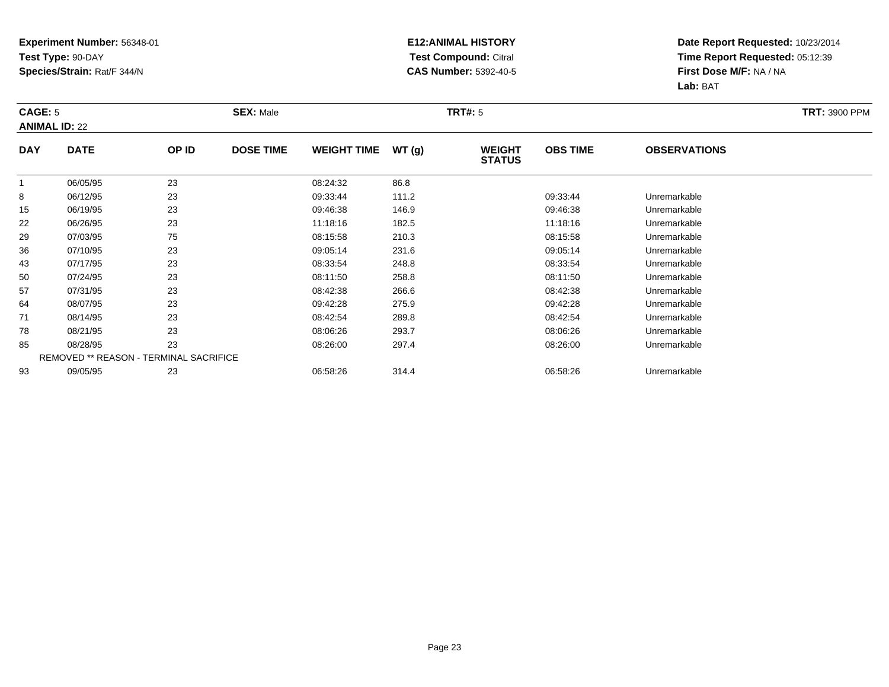**Experiment Number:** 56348-01
**Test Type:** 90-DAY
**Species/Strain:** Rat/F 344/N

**E12:ANIMAL HISTORY**
**Test Compound:** Citral
**CAS Number:** 5392-40-5

**Date Report Requested:** 10/23/2014
**Time Report Requested:** 05:12:39
**First Dose M/F:** NA / NA
**Lab:** BAT

**CAGE:** 5 | **SEX:** Male | **TRT#:** 5 | **TRT:** 3900 PPM

**ANIMAL ID:** 22

| DAY | DATE | OP ID | DOSE TIME | WEIGHT TIME | WT (g) | WEIGHT STATUS | OBS TIME | OBSERVATIONS |
|---|---|---|---|---|---|---|---|---|
| 1 | 06/05/95 | 23 | | 08:24:32 | 86.8 | | | |
| 8 | 06/12/95 | 23 | | 09:33:44 | 111.2 | | 09:33:44 | Unremarkable |
| 15 | 06/19/95 | 23 | | 09:46:38 | 146.9 | | 09:46:38 | Unremarkable |
| 22 | 06/26/95 | 23 | | 11:18:16 | 182.5 | | 11:18:16 | Unremarkable |
| 29 | 07/03/95 | 75 | | 08:15:58 | 210.3 | | 08:15:58 | Unremarkable |
| 36 | 07/10/95 | 23 | | 09:05:14 | 231.6 | | 09:05:14 | Unremarkable |
| 43 | 07/17/95 | 23 | | 08:33:54 | 248.8 | | 08:33:54 | Unremarkable |
| 50 | 07/24/95 | 23 | | 08:11:50 | 258.8 | | 08:11:50 | Unremarkable |
| 57 | 07/31/95 | 23 | | 08:42:38 | 266.6 | | 08:42:38 | Unremarkable |
| 64 | 08/07/95 | 23 | | 09:42:28 | 275.9 | | 09:42:28 | Unremarkable |
| 71 | 08/14/95 | 23 | | 08:42:54 | 289.8 | | 08:42:54 | Unremarkable |
| 78 | 08/21/95 | 23 | | 08:06:26 | 293.7 | | 08:06:26 | Unremarkable |
| 85 | 08/28/95 | 23 | | 08:26:00 | 297.4 | | 08:26:00 | Unremarkable |
| | REMOVED ** REASON - TERMINAL SACRIFICE | | | | | | | |
| 93 | 09/05/95 | 23 | | 06:58:26 | 314.4 | | 06:58:26 | Unremarkable |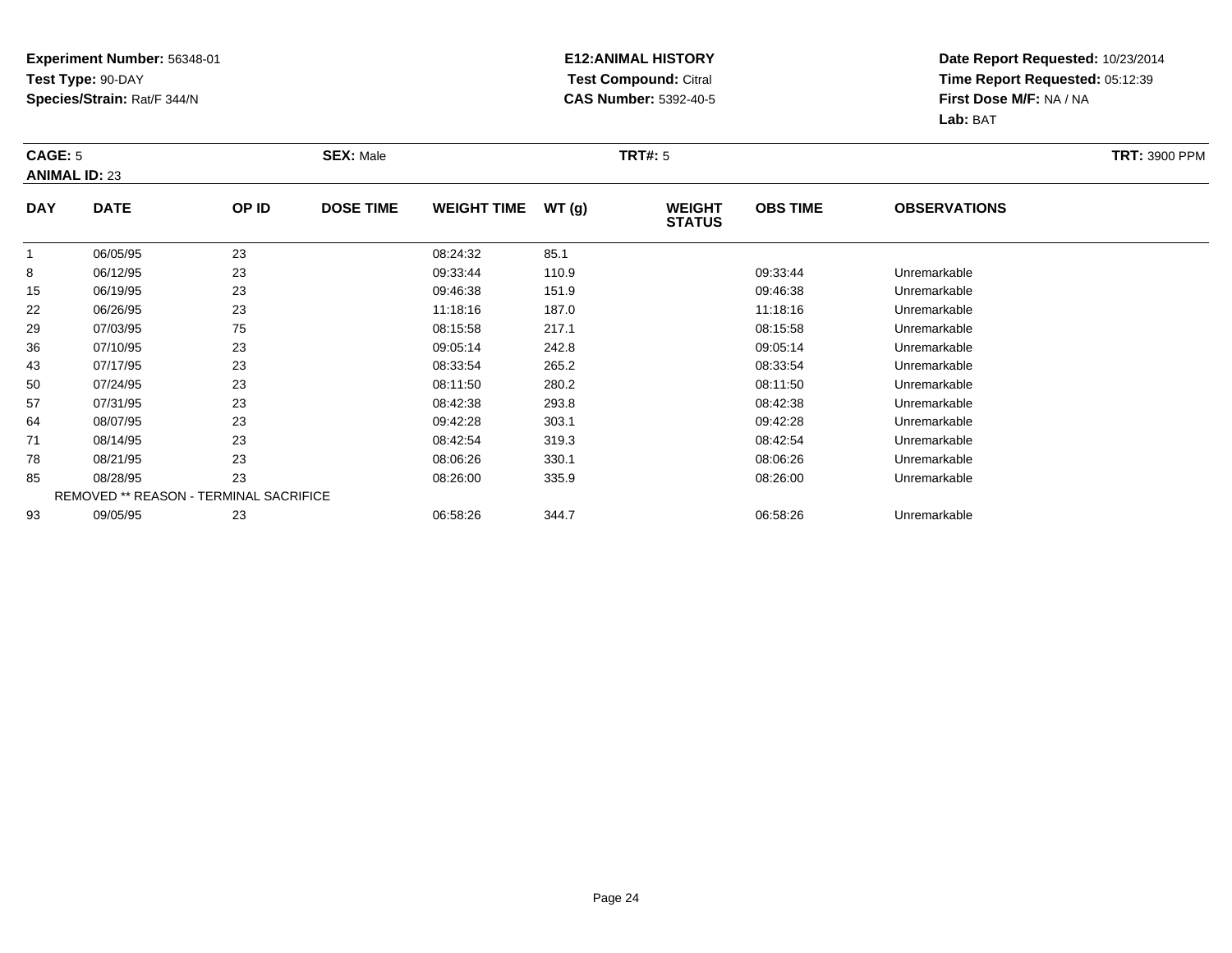**Experiment Number:** 56348-01
**Test Type:** 90-DAY
**Species/Strain:** Rat/F 344/N

**E12:ANIMAL HISTORY**
**Test Compound:** Citral
**CAS Number:** 5392-40-5

**Date Report Requested:** 10/23/2014
**Time Report Requested:** 05:12:39
**First Dose M/F:** NA / NA
**Lab:** BAT

**CAGE:** 5 **SEX:** Male **TRT#:** 5 **TRT:** 3900 PPM
**ANIMAL ID:** 23

| DAY | DATE | OP ID | DOSE TIME | WEIGHT TIME | WT (g) | WEIGHT STATUS | OBS TIME | OBSERVATIONS |
|---|---|---|---|---|---|---|---|---|
| 1 | 06/05/95 | 23 | | 08:24:32 | 85.1 | | | |
| 8 | 06/12/95 | 23 | | 09:33:44 | 110.9 | | 09:33:44 | Unremarkable |
| 15 | 06/19/95 | 23 | | 09:46:38 | 151.9 | | 09:46:38 | Unremarkable |
| 22 | 06/26/95 | 23 | | 11:18:16 | 187.0 | | 11:18:16 | Unremarkable |
| 29 | 07/03/95 | 75 | | 08:15:58 | 217.1 | | 08:15:58 | Unremarkable |
| 36 | 07/10/95 | 23 | | 09:05:14 | 242.8 | | 09:05:14 | Unremarkable |
| 43 | 07/17/95 | 23 | | 08:33:54 | 265.2 | | 08:33:54 | Unremarkable |
| 50 | 07/24/95 | 23 | | 08:11:50 | 280.2 | | 08:11:50 | Unremarkable |
| 57 | 07/31/95 | 23 | | 08:42:38 | 293.8 | | 08:42:38 | Unremarkable |
| 64 | 08/07/95 | 23 | | 09:42:28 | 303.1 | | 09:42:28 | Unremarkable |
| 71 | 08/14/95 | 23 | | 08:42:54 | 319.3 | | 08:42:54 | Unremarkable |
| 78 | 08/21/95 | 23 | | 08:06:26 | 330.1 | | 08:06:26 | Unremarkable |
| 85 | 08/28/95 | 23 | | 08:26:00 | 335.9 | | 08:26:00 | Unremarkable |
| | REMOVED ** REASON - TERMINAL SACRIFICE | | | | | | | |
| 93 | 09/05/95 | 23 | | 06:58:26 | 344.7 | | 06:58:26 | Unremarkable |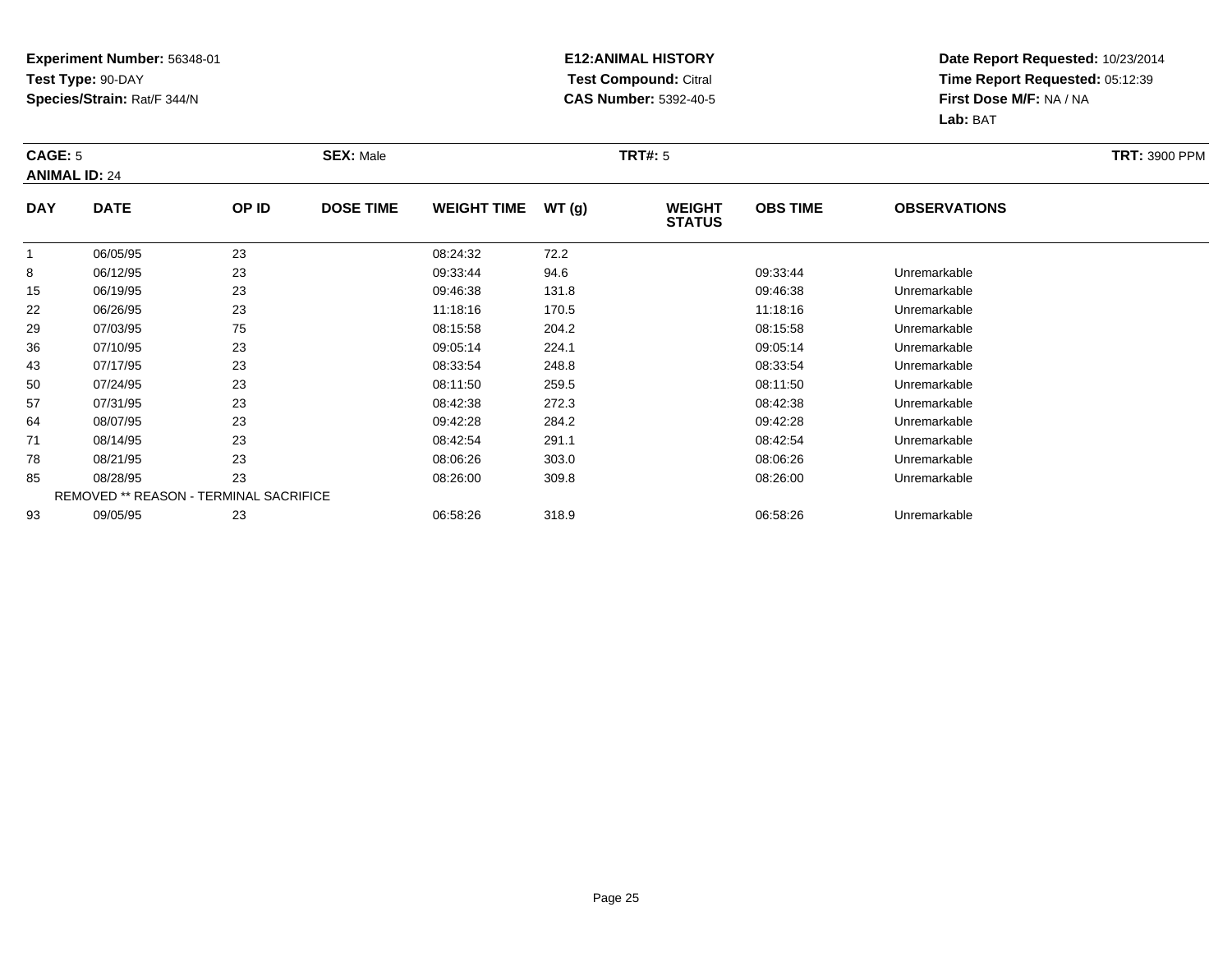**Experiment Number:** 56348-01
**Test Type:** 90-DAY
**Species/Strain:** Rat/F 344/N

**E12:ANIMAL HISTORY**
**Test Compound:** Citral
**CAS Number:** 5392-40-5

**Date Report Requested:** 10/23/2014
**Time Report Requested:** 05:12:39
**First Dose M/F:** NA / NA
**Lab:** BAT

**CAGE:** 5 **SEX:** Male **TRT#:** 5 **TRT:** 3900 PPM
**ANIMAL ID:** 24

| DAY | DATE | OP ID | DOSE TIME | WEIGHT TIME | WT (g) | WEIGHT STATUS | OBS TIME | OBSERVATIONS |
|---|---|---|---|---|---|---|---|---|
| 1 | 06/05/95 | 23 | | 08:24:32 | 72.2 | | | |
| 8 | 06/12/95 | 23 | | 09:33:44 | 94.6 | | 09:33:44 | Unremarkable |
| 15 | 06/19/95 | 23 | | 09:46:38 | 131.8 | | 09:46:38 | Unremarkable |
| 22 | 06/26/95 | 23 | | 11:18:16 | 170.5 | | 11:18:16 | Unremarkable |
| 29 | 07/03/95 | 75 | | 08:15:58 | 204.2 | | 08:15:58 | Unremarkable |
| 36 | 07/10/95 | 23 | | 09:05:14 | 224.1 | | 09:05:14 | Unremarkable |
| 43 | 07/17/95 | 23 | | 08:33:54 | 248.8 | | 08:33:54 | Unremarkable |
| 50 | 07/24/95 | 23 | | 08:11:50 | 259.5 | | 08:11:50 | Unremarkable |
| 57 | 07/31/95 | 23 | | 08:42:38 | 272.3 | | 08:42:38 | Unremarkable |
| 64 | 08/07/95 | 23 | | 09:42:28 | 284.2 | | 09:42:28 | Unremarkable |
| 71 | 08/14/95 | 23 | | 08:42:54 | 291.1 | | 08:42:54 | Unremarkable |
| 78 | 08/21/95 | 23 | | 08:06:26 | 303.0 | | 08:06:26 | Unremarkable |
| 85 | 08/28/95 | 23 | | 08:26:00 | 309.8 | | 08:26:00 | Unremarkable |
| | REMOVED ** REASON - TERMINAL SACRIFICE | | | | | | | |
| 93 | 09/05/95 | 23 | | 06:58:26 | 318.9 | | 06:58:26 | Unremarkable |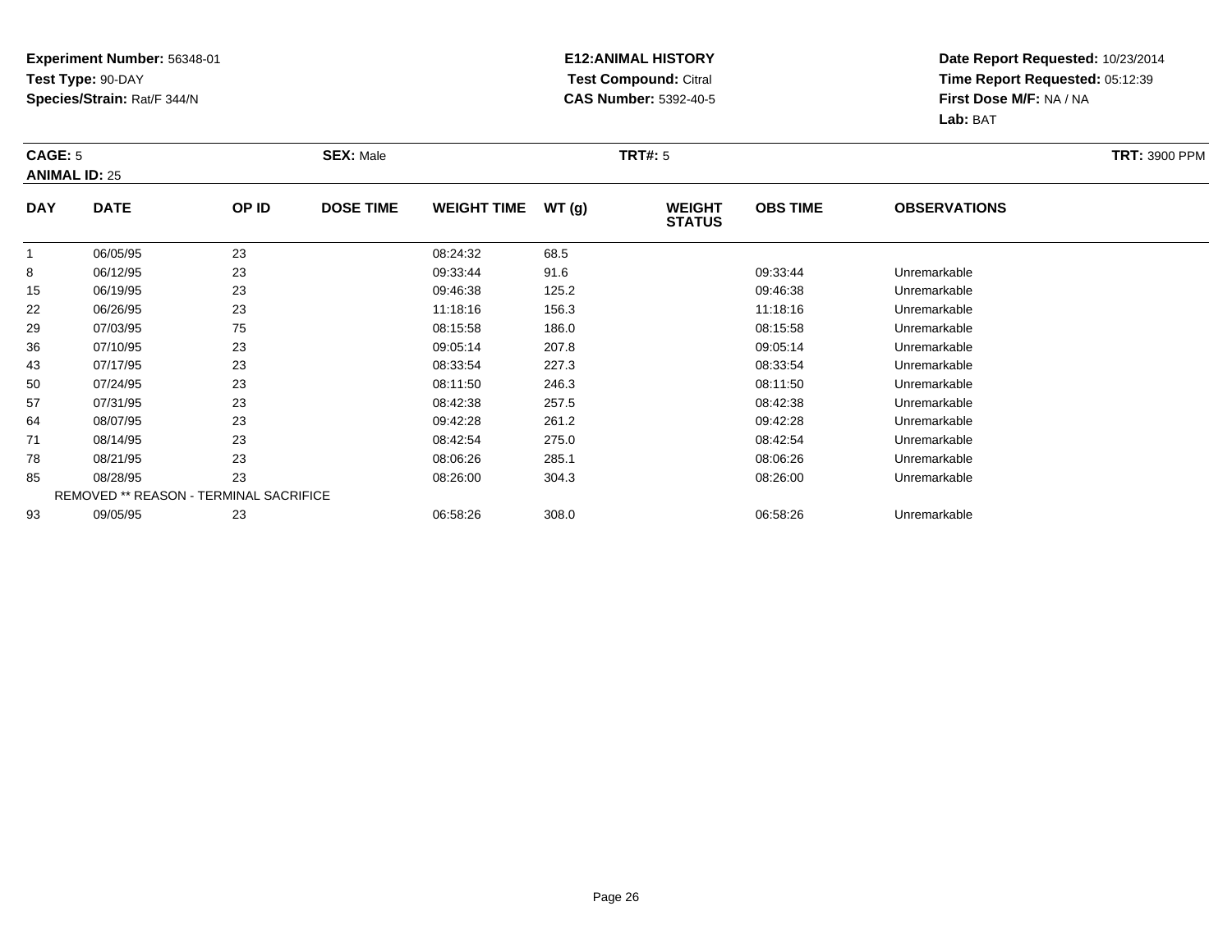**Experiment Number:** 56348-01
**Test Type:** 90-DAY
**Species/Strain:** Rat/F 344/N

**E12:ANIMAL HISTORY**
**Test Compound:** Citral
**CAS Number:** 5392-40-5

**Date Report Requested:** 10/23/2014
**Time Report Requested:** 05:12:39
**First Dose M/F:** NA / NA
**Lab:** BAT

**CAGE:** 5 **SEX:** Male **TRT#:** 5 **TRT:** 3900 PPM
**ANIMAL ID:** 25

| DAY | DATE | OP ID | DOSE TIME | WEIGHT TIME | WT (g) | WEIGHT STATUS | OBS TIME | OBSERVATIONS |
|---|---|---|---|---|---|---|---|---|
| 1 | 06/05/95 | 23 | | 08:24:32 | 68.5 | | | |
| 8 | 06/12/95 | 23 | | 09:33:44 | 91.6 | | 09:33:44 | Unremarkable |
| 15 | 06/19/95 | 23 | | 09:46:38 | 125.2 | | 09:46:38 | Unremarkable |
| 22 | 06/26/95 | 23 | | 11:18:16 | 156.3 | | 11:18:16 | Unremarkable |
| 29 | 07/03/95 | 75 | | 08:15:58 | 186.0 | | 08:15:58 | Unremarkable |
| 36 | 07/10/95 | 23 | | 09:05:14 | 207.8 | | 09:05:14 | Unremarkable |
| 43 | 07/17/95 | 23 | | 08:33:54 | 227.3 | | 08:33:54 | Unremarkable |
| 50 | 07/24/95 | 23 | | 08:11:50 | 246.3 | | 08:11:50 | Unremarkable |
| 57 | 07/31/95 | 23 | | 08:42:38 | 257.5 | | 08:42:38 | Unremarkable |
| 64 | 08/07/95 | 23 | | 09:42:28 | 261.2 | | 09:42:28 | Unremarkable |
| 71 | 08/14/95 | 23 | | 08:42:54 | 275.0 | | 08:42:54 | Unremarkable |
| 78 | 08/21/95 | 23 | | 08:06:26 | 285.1 | | 08:06:26 | Unremarkable |
| 85 | 08/28/95 | 23 | | 08:26:00 | 304.3 | | 08:26:00 | Unremarkable |
| | REMOVED ** REASON - TERMINAL SACRIFICE | | | | | | | |
| 93 | 09/05/95 | 23 | | 06:58:26 | 308.0 | | 06:58:26 | Unremarkable |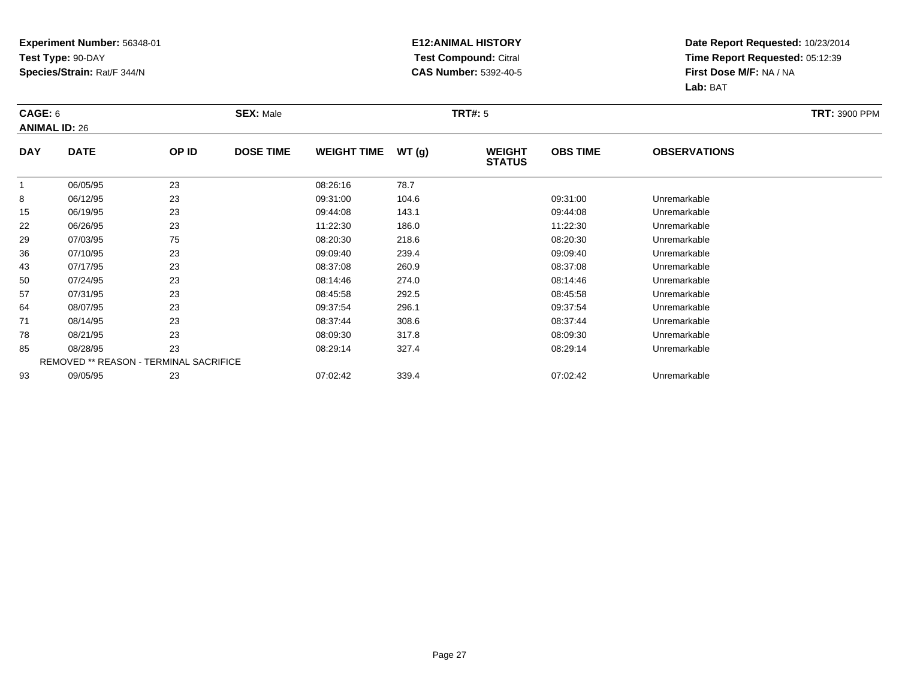**Experiment Number:** 56348-01
**Test Type:** 90-DAY
**Species/Strain:** Rat/F 344/N

**E12:ANIMAL HISTORY**
**Test Compound:** Citral
**CAS Number:** 5392-40-5

**Date Report Requested:** 10/23/2014
**Time Report Requested:** 05:12:39
**First Dose M/F:** NA / NA
**Lab:** BAT

**CAGE:** 6 | **SEX:** Male | **TRT#:** 5 | **TRT:** 3900 PPM
**ANIMAL ID:** 26

| DAY | DATE | OP ID | DOSE TIME | WEIGHT TIME | WT (g) | WEIGHT STATUS | OBS TIME | OBSERVATIONS |
|---|---|---|---|---|---|---|---|---|
| 1 | 06/05/95 | 23 | | 08:26:16 | 78.7 | | | |
| 8 | 06/12/95 | 23 | | 09:31:00 | 104.6 | | 09:31:00 | Unremarkable |
| 15 | 06/19/95 | 23 | | 09:44:08 | 143.1 | | 09:44:08 | Unremarkable |
| 22 | 06/26/95 | 23 | | 11:22:30 | 186.0 | | 11:22:30 | Unremarkable |
| 29 | 07/03/95 | 75 | | 08:20:30 | 218.6 | | 08:20:30 | Unremarkable |
| 36 | 07/10/95 | 23 | | 09:09:40 | 239.4 | | 09:09:40 | Unremarkable |
| 43 | 07/17/95 | 23 | | 08:37:08 | 260.9 | | 08:37:08 | Unremarkable |
| 50 | 07/24/95 | 23 | | 08:14:46 | 274.0 | | 08:14:46 | Unremarkable |
| 57 | 07/31/95 | 23 | | 08:45:58 | 292.5 | | 08:45:58 | Unremarkable |
| 64 | 08/07/95 | 23 | | 09:37:54 | 296.1 | | 09:37:54 | Unremarkable |
| 71 | 08/14/95 | 23 | | 08:37:44 | 308.6 | | 08:37:44 | Unremarkable |
| 78 | 08/21/95 | 23 | | 08:09:30 | 317.8 | | 08:09:30 | Unremarkable |
| 85 | 08/28/95 | 23 | | 08:29:14 | 327.4 | | 08:29:14 | Unremarkable |
| REMOVED ** REASON - TERMINAL SACRIFICE | | | | | | | | |
| 93 | 09/05/95 | 23 | | 07:02:42 | 339.4 | | 07:02:42 | Unremarkable |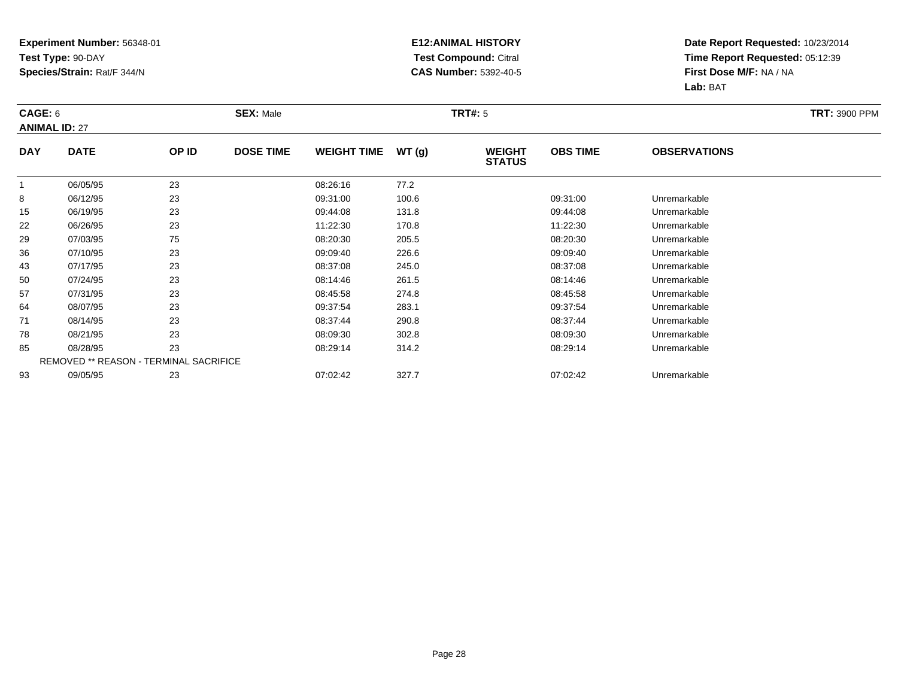**Experiment Number:** 56348-01
**Test Type:** 90-DAY
**Species/Strain:** Rat/F 344/N

**E12:ANIMAL HISTORY**
**Test Compound:** Citral
**CAS Number:** 5392-40-5

**Date Report Requested:** 10/23/2014
**Time Report Requested:** 05:12:39
**First Dose M/F:** NA / NA
**Lab:** BAT

**CAGE:** 6 | **SEX:** Male | **TRT#:** 5 | **TRT:** 3900 PPM

**ANIMAL ID:** 27

| DAY | DATE | OP ID | DOSE TIME | WEIGHT TIME | WT (g) | WEIGHT STATUS | OBS TIME | OBSERVATIONS |
|---|---|---|---|---|---|---|---|---|
| 1 | 06/05/95 | 23 | | 08:26:16 | 77.2 | | | |
| 8 | 06/12/95 | 23 | | 09:31:00 | 100.6 | | 09:31:00 | Unremarkable |
| 15 | 06/19/95 | 23 | | 09:44:08 | 131.8 | | 09:44:08 | Unremarkable |
| 22 | 06/26/95 | 23 | | 11:22:30 | 170.8 | | 11:22:30 | Unremarkable |
| 29 | 07/03/95 | 75 | | 08:20:30 | 205.5 | | 08:20:30 | Unremarkable |
| 36 | 07/10/95 | 23 | | 09:09:40 | 226.6 | | 09:09:40 | Unremarkable |
| 43 | 07/17/95 | 23 | | 08:37:08 | 245.0 | | 08:37:08 | Unremarkable |
| 50 | 07/24/95 | 23 | | 08:14:46 | 261.5 | | 08:14:46 | Unremarkable |
| 57 | 07/31/95 | 23 | | 08:45:58 | 274.8 | | 08:45:58 | Unremarkable |
| 64 | 08/07/95 | 23 | | 09:37:54 | 283.1 | | 09:37:54 | Unremarkable |
| 71 | 08/14/95 | 23 | | 08:37:44 | 290.8 | | 08:37:44 | Unremarkable |
| 78 | 08/21/95 | 23 | | 08:09:30 | 302.8 | | 08:09:30 | Unremarkable |
| 85 | 08/28/95 | 23 | | 08:29:14 | 314.2 | | 08:29:14 | Unremarkable |
| | REMOVED ** REASON - TERMINAL SACRIFICE | | | | | | | |
| 93 | 09/05/95 | 23 | | 07:02:42 | 327.7 | | 07:02:42 | Unremarkable |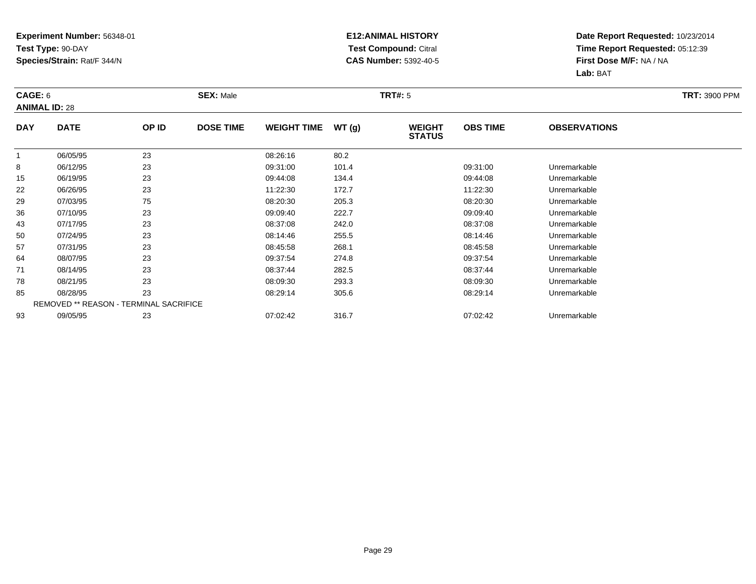**Experiment Number:** 56348-01
**Test Type:** 90-DAY
**Species/Strain:** Rat/F 344/N

**E12:ANIMAL HISTORY**
**Test Compound:** Citral
**CAS Number:** 5392-40-5

**Date Report Requested:** 10/23/2014
**Time Report Requested:** 05:12:39
**First Dose M/F:** NA / NA
**Lab:** BAT

**CAGE:** 6 **SEX:** Male **TRT#:** 5 **TRT:** 3900 PPM
**ANIMAL ID:** 28

| DAY | DATE | OP ID | DOSE TIME | WEIGHT TIME | WT (g) | WEIGHT STATUS | OBS TIME | OBSERVATIONS |
|---|---|---|---|---|---|---|---|---|
| 1 | 06/05/95 | 23 | | 08:26:16 | 80.2 | | | |
| 8 | 06/12/95 | 23 | | 09:31:00 | 101.4 | | 09:31:00 | Unremarkable |
| 15 | 06/19/95 | 23 | | 09:44:08 | 134.4 | | 09:44:08 | Unremarkable |
| 22 | 06/26/95 | 23 | | 11:22:30 | 172.7 | | 11:22:30 | Unremarkable |
| 29 | 07/03/95 | 75 | | 08:20:30 | 205.3 | | 08:20:30 | Unremarkable |
| 36 | 07/10/95 | 23 | | 09:09:40 | 222.7 | | 09:09:40 | Unremarkable |
| 43 | 07/17/95 | 23 | | 08:37:08 | 242.0 | | 08:37:08 | Unremarkable |
| 50 | 07/24/95 | 23 | | 08:14:46 | 255.5 | | 08:14:46 | Unremarkable |
| 57 | 07/31/95 | 23 | | 08:45:58 | 268.1 | | 08:45:58 | Unremarkable |
| 64 | 08/07/95 | 23 | | 09:37:54 | 274.8 | | 09:37:54 | Unremarkable |
| 71 | 08/14/95 | 23 | | 08:37:44 | 282.5 | | 08:37:44 | Unremarkable |
| 78 | 08/21/95 | 23 | | 08:09:30 | 293.3 | | 08:09:30 | Unremarkable |
| 85 | 08/28/95 | 23 | | 08:29:14 | 305.6 | | 08:29:14 | Unremarkable |
| | REMOVED ** REASON - TERMINAL SACRIFICE | | | | | | | |
| 93 | 09/05/95 | 23 | | 07:02:42 | 316.7 | | 07:02:42 | Unremarkable |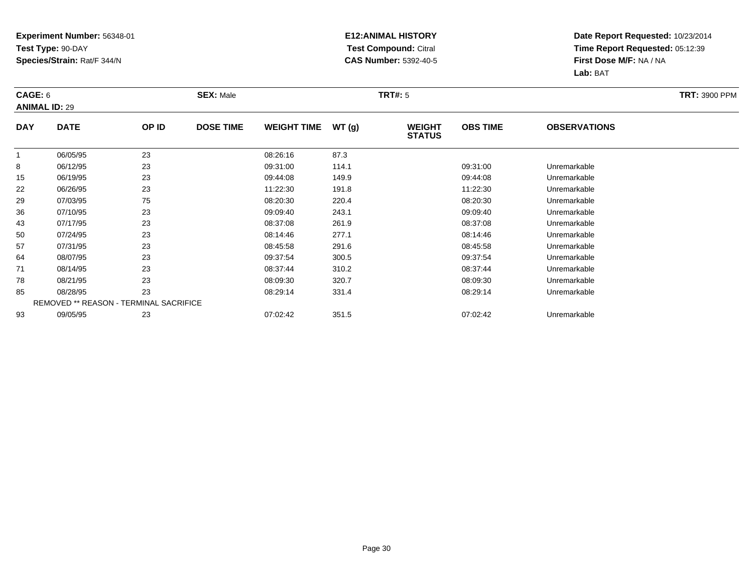**Experiment Number:** 56348-01
**Test Type:** 90-DAY
**Species/Strain:** Rat/F 344/N

**E12:ANIMAL HISTORY**
**Test Compound:** Citral
**CAS Number:** 5392-40-5

**Date Report Requested:** 10/23/2014
**Time Report Requested:** 05:12:39
**First Dose M/F:** NA / NA
**Lab:** BAT

**CAGE:** 6 | **SEX:** Male | **TRT#:** 5 | **TRT:** 3900 PPM
**ANIMAL ID:** 29

| DAY | DATE | OP ID | DOSE TIME | WEIGHT TIME | WT (g) | WEIGHT STATUS | OBS TIME | OBSERVATIONS |
|---|---|---|---|---|---|---|---|---|
| 1 | 06/05/95 | 23 | | 08:26:16 | 87.3 | | | |
| 8 | 06/12/95 | 23 | | 09:31:00 | 114.1 | | 09:31:00 | Unremarkable |
| 15 | 06/19/95 | 23 | | 09:44:08 | 149.9 | | 09:44:08 | Unremarkable |
| 22 | 06/26/95 | 23 | | 11:22:30 | 191.8 | | 11:22:30 | Unremarkable |
| 29 | 07/03/95 | 75 | | 08:20:30 | 220.4 | | 08:20:30 | Unremarkable |
| 36 | 07/10/95 | 23 | | 09:09:40 | 243.1 | | 09:09:40 | Unremarkable |
| 43 | 07/17/95 | 23 | | 08:37:08 | 261.9 | | 08:37:08 | Unremarkable |
| 50 | 07/24/95 | 23 | | 08:14:46 | 277.1 | | 08:14:46 | Unremarkable |
| 57 | 07/31/95 | 23 | | 08:45:58 | 291.6 | | 08:45:58 | Unremarkable |
| 64 | 08/07/95 | 23 | | 09:37:54 | 300.5 | | 09:37:54 | Unremarkable |
| 71 | 08/14/95 | 23 | | 08:37:44 | 310.2 | | 08:37:44 | Unremarkable |
| 78 | 08/21/95 | 23 | | 08:09:30 | 320.7 | | 08:09:30 | Unremarkable |
| 85 | 08/28/95 | 23 | | 08:29:14 | 331.4 | | 08:29:14 | Unremarkable |
| | REMOVED ** REASON - TERMINAL SACRIFICE | | | | | | | |
| 93 | 09/05/95 | 23 | | 07:02:42 | 351.5 | | 07:02:42 | Unremarkable |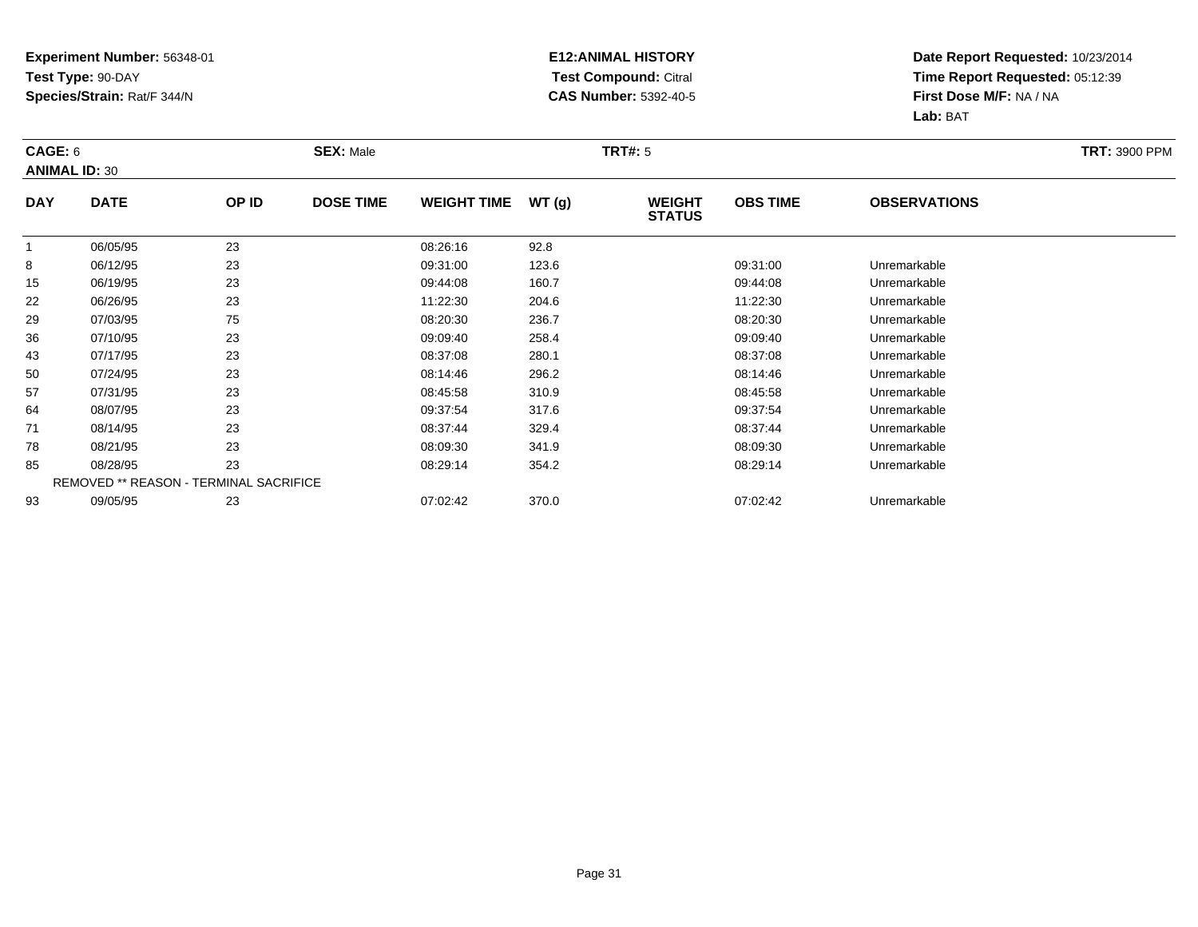**Experiment Number:** 56348-01
**Test Type:** 90-DAY
**Species/Strain:** Rat/F 344/N

**E12:ANIMAL HISTORY**
**Test Compound:** Citral
**CAS Number:** 5392-40-5

**Date Report Requested:** 10/23/2014
**Time Report Requested:** 05:12:39
**First Dose M/F:** NA / NA
**Lab:** BAT

**CAGE:** 6 **SEX:** Male **TRT#:** 5 **TRT:** 3900 PPM
**ANIMAL ID:** 30

| DAY | DATE | OP ID | DOSE TIME | WEIGHT TIME | WT (g) | WEIGHT STATUS | OBS TIME | OBSERVATIONS |
|---|---|---|---|---|---|---|---|---|
| 1 | 06/05/95 | 23 | | 08:26:16 | 92.8 | | | |
| 8 | 06/12/95 | 23 | | 09:31:00 | 123.6 | | 09:31:00 | Unremarkable |
| 15 | 06/19/95 | 23 | | 09:44:08 | 160.7 | | 09:44:08 | Unremarkable |
| 22 | 06/26/95 | 23 | | 11:22:30 | 204.6 | | 11:22:30 | Unremarkable |
| 29 | 07/03/95 | 75 | | 08:20:30 | 236.7 | | 08:20:30 | Unremarkable |
| 36 | 07/10/95 | 23 | | 09:09:40 | 258.4 | | 09:09:40 | Unremarkable |
| 43 | 07/17/95 | 23 | | 08:37:08 | 280.1 | | 08:37:08 | Unremarkable |
| 50 | 07/24/95 | 23 | | 08:14:46 | 296.2 | | 08:14:46 | Unremarkable |
| 57 | 07/31/95 | 23 | | 08:45:58 | 310.9 | | 08:45:58 | Unremarkable |
| 64 | 08/07/95 | 23 | | 09:37:54 | 317.6 | | 09:37:54 | Unremarkable |
| 71 | 08/14/95 | 23 | | 08:37:44 | 329.4 | | 08:37:44 | Unremarkable |
| 78 | 08/21/95 | 23 | | 08:09:30 | 341.9 | | 08:09:30 | Unremarkable |
| 85 | 08/28/95 | 23 | | 08:29:14 | 354.2 | | 08:29:14 | Unremarkable |
| REMOVED ** REASON - TERMINAL SACRIFICE | | | | | | | | |
| 93 | 09/05/95 | 23 | | 07:02:42 | 370.0 | | 07:02:42 | Unremarkable |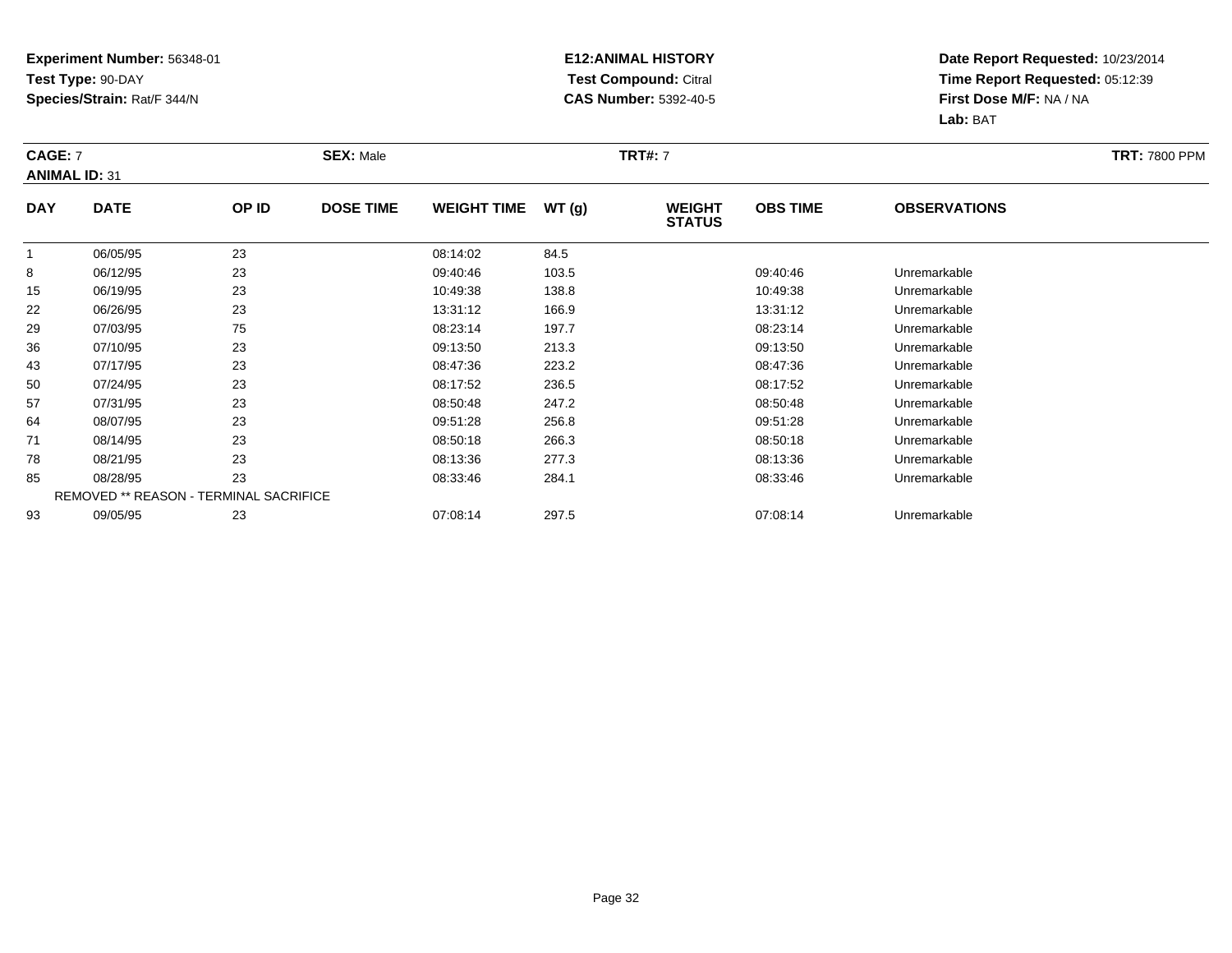**Experiment Number:** 56348-01
**Test Type:** 90-DAY
**Species/Strain:** Rat/F 344/N

**E12:ANIMAL HISTORY**
**Test Compound:** Citral
**CAS Number:** 5392-40-5

**Date Report Requested:** 10/23/2014
**Time Report Requested:** 05:12:39
**First Dose M/F:** NA / NA
**Lab:** BAT

**CAGE:** 7 **SEX:** Male **TRT#:** 7 **TRT:** 7800 PPM
**ANIMAL ID:** 31

| DAY | DATE | OP ID | DOSE TIME | WEIGHT TIME | WT (g) | WEIGHT STATUS | OBS TIME | OBSERVATIONS |
|---|---|---|---|---|---|---|---|---|
| 1 | 06/05/95 | 23 | | 08:14:02 | 84.5 | | | |
| 8 | 06/12/95 | 23 | | 09:40:46 | 103.5 | | 09:40:46 | Unremarkable |
| 15 | 06/19/95 | 23 | | 10:49:38 | 138.8 | | 10:49:38 | Unremarkable |
| 22 | 06/26/95 | 23 | | 13:31:12 | 166.9 | | 13:31:12 | Unremarkable |
| 29 | 07/03/95 | 75 | | 08:23:14 | 197.7 | | 08:23:14 | Unremarkable |
| 36 | 07/10/95 | 23 | | 09:13:50 | 213.3 | | 09:13:50 | Unremarkable |
| 43 | 07/17/95 | 23 | | 08:47:36 | 223.2 | | 08:47:36 | Unremarkable |
| 50 | 07/24/95 | 23 | | 08:17:52 | 236.5 | | 08:17:52 | Unremarkable |
| 57 | 07/31/95 | 23 | | 08:50:48 | 247.2 | | 08:50:48 | Unremarkable |
| 64 | 08/07/95 | 23 | | 09:51:28 | 256.8 | | 09:51:28 | Unremarkable |
| 71 | 08/14/95 | 23 | | 08:50:18 | 266.3 | | 08:50:18 | Unremarkable |
| 78 | 08/21/95 | 23 | | 08:13:36 | 277.3 | | 08:13:36 | Unremarkable |
| 85 | 08/28/95 | 23 | | 08:33:46 | 284.1 | | 08:33:46 | Unremarkable |
| REMOVED ** REASON - TERMINAL SACRIFICE | | | | | | | | |
| 93 | 09/05/95 | 23 | | 07:08:14 | 297.5 | | 07:08:14 | Unremarkable |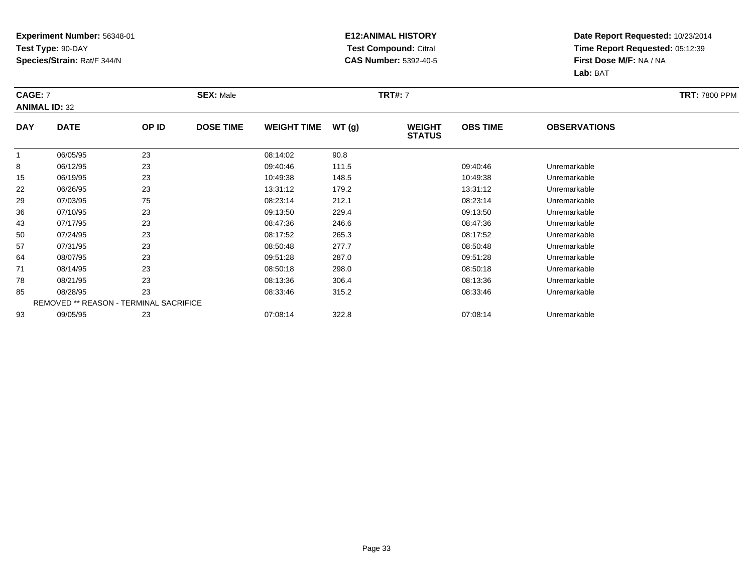**Experiment Number:** 56348-01
**Test Type:** 90-DAY
**Species/Strain:** Rat/F 344/N

**E12:ANIMAL HISTORY**
**Test Compound:** Citral
**CAS Number:** 5392-40-5

**Date Report Requested:** 10/23/2014
**Time Report Requested:** 05:12:39
**First Dose M/F:** NA / NA
**Lab:** BAT

**CAGE:** 7 **SEX:** Male **TRT#:** 7 **TRT:** 7800 PPM
**ANIMAL ID:** 32

| DAY | DATE | OP ID | DOSE TIME | WEIGHT TIME | WT (g) | WEIGHT STATUS | OBS TIME | OBSERVATIONS |
|---|---|---|---|---|---|---|---|---|
| 1 | 06/05/95 | 23 | | 08:14:02 | 90.8 | | | |
| 8 | 06/12/95 | 23 | | 09:40:46 | 111.5 | | 09:40:46 | Unremarkable |
| 15 | 06/19/95 | 23 | | 10:49:38 | 148.5 | | 10:49:38 | Unremarkable |
| 22 | 06/26/95 | 23 | | 13:31:12 | 179.2 | | 13:31:12 | Unremarkable |
| 29 | 07/03/95 | 75 | | 08:23:14 | 212.1 | | 08:23:14 | Unremarkable |
| 36 | 07/10/95 | 23 | | 09:13:50 | 229.4 | | 09:13:50 | Unremarkable |
| 43 | 07/17/95 | 23 | | 08:47:36 | 246.6 | | 08:47:36 | Unremarkable |
| 50 | 07/24/95 | 23 | | 08:17:52 | 265.3 | | 08:17:52 | Unremarkable |
| 57 | 07/31/95 | 23 | | 08:50:48 | 277.7 | | 08:50:48 | Unremarkable |
| 64 | 08/07/95 | 23 | | 09:51:28 | 287.0 | | 09:51:28 | Unremarkable |
| 71 | 08/14/95 | 23 | | 08:50:18 | 298.0 | | 08:50:18 | Unremarkable |
| 78 | 08/21/95 | 23 | | 08:13:36 | 306.4 | | 08:13:36 | Unremarkable |
| 85 | 08/28/95 | 23 | | 08:33:46 | 315.2 | | 08:33:46 | Unremarkable |
| | REMOVED ** REASON - TERMINAL SACRIFICE | | | | | | | |
| 93 | 09/05/95 | 23 | | 07:08:14 | 322.8 | | 07:08:14 | Unremarkable |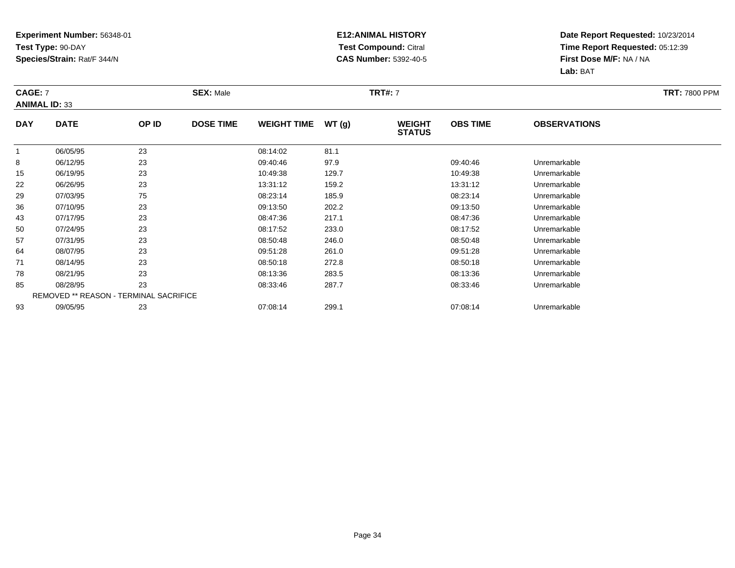**Experiment Number:** 56348-01
**Test Type:** 90-DAY
**Species/Strain:** Rat/F 344/N

**E12:ANIMAL HISTORY**
**Test Compound:** Citral
**CAS Number:** 5392-40-5

**Date Report Requested:** 10/23/2014
**Time Report Requested:** 05:12:39
**First Dose M/F:** NA / NA
**Lab:** BAT

**CAGE:** 7 **SEX:** Male **TRT#:** 7 **TRT:** 7800 PPM
**ANIMAL ID:** 33

| DAY | DATE | OP ID | DOSE TIME | WEIGHT TIME | WT (g) | WEIGHT STATUS | OBS TIME | OBSERVATIONS |
|---|---|---|---|---|---|---|---|---|
| 1 | 06/05/95 | 23 | | 08:14:02 | 81.1 | | | |
| 8 | 06/12/95 | 23 | | 09:40:46 | 97.9 | | 09:40:46 | Unremarkable |
| 15 | 06/19/95 | 23 | | 10:49:38 | 129.7 | | 10:49:38 | Unremarkable |
| 22 | 06/26/95 | 23 | | 13:31:12 | 159.2 | | 13:31:12 | Unremarkable |
| 29 | 07/03/95 | 75 | | 08:23:14 | 185.9 | | 08:23:14 | Unremarkable |
| 36 | 07/10/95 | 23 | | 09:13:50 | 202.2 | | 09:13:50 | Unremarkable |
| 43 | 07/17/95 | 23 | | 08:47:36 | 217.1 | | 08:47:36 | Unremarkable |
| 50 | 07/24/95 | 23 | | 08:17:52 | 233.0 | | 08:17:52 | Unremarkable |
| 57 | 07/31/95 | 23 | | 08:50:48 | 246.0 | | 08:50:48 | Unremarkable |
| 64 | 08/07/95 | 23 | | 09:51:28 | 261.0 | | 09:51:28 | Unremarkable |
| 71 | 08/14/95 | 23 | | 08:50:18 | 272.8 | | 08:50:18 | Unremarkable |
| 78 | 08/21/95 | 23 | | 08:13:36 | 283.5 | | 08:13:36 | Unremarkable |
| 85 | 08/28/95 | 23 | | 08:33:46 | 287.7 | | 08:33:46 | Unremarkable |
| | REMOVED ** REASON - TERMINAL SACRIFICE | | | | | | | |
| 93 | 09/05/95 | 23 | | 07:08:14 | 299.1 | | 07:08:14 | Unremarkable |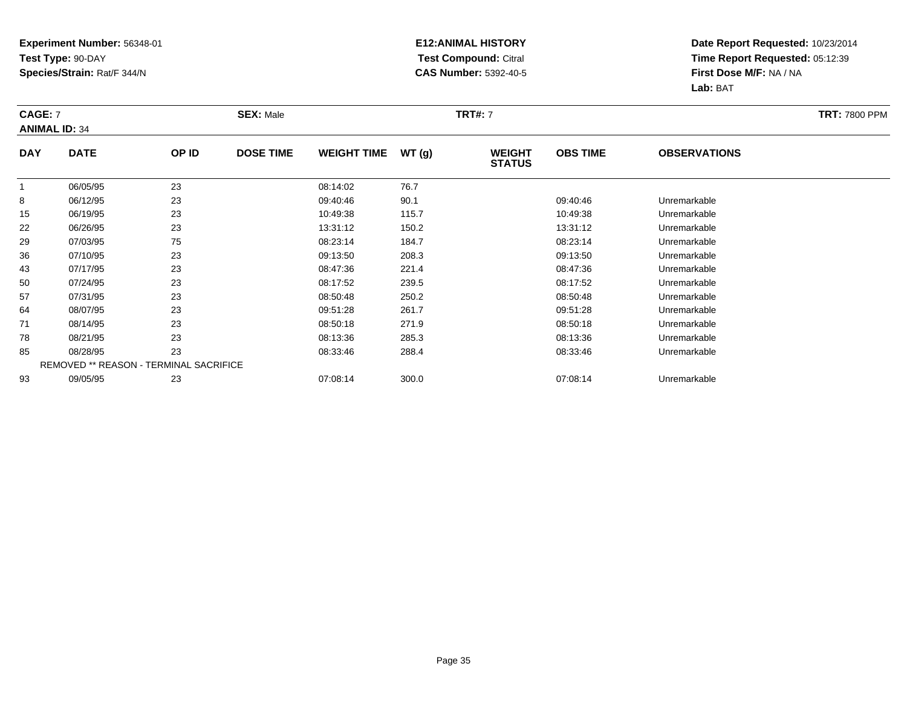**Experiment Number:** 56348-01
**Test Type:** 90-DAY
**Species/Strain:** Rat/F 344/N

**E12:ANIMAL HISTORY**
**Test Compound:** Citral
**CAS Number:** 5392-40-5

**Date Report Requested:** 10/23/2014
**Time Report Requested:** 05:12:39
**First Dose M/F:** NA / NA
**Lab:** BAT

**CAGE:** 7 **SEX:** Male **TRT#:** 7 **TRT:** 7800 PPM
**ANIMAL ID:** 34

| DAY | DATE | OP ID | DOSE TIME | WEIGHT TIME | WT (g) | WEIGHT STATUS | OBS TIME | OBSERVATIONS |
|---|---|---|---|---|---|---|---|---|
| 1 | 06/05/95 | 23 | | 08:14:02 | 76.7 | | | |
| 8 | 06/12/95 | 23 | | 09:40:46 | 90.1 | | 09:40:46 | Unremarkable |
| 15 | 06/19/95 | 23 | | 10:49:38 | 115.7 | | 10:49:38 | Unremarkable |
| 22 | 06/26/95 | 23 | | 13:31:12 | 150.2 | | 13:31:12 | Unremarkable |
| 29 | 07/03/95 | 75 | | 08:23:14 | 184.7 | | 08:23:14 | Unremarkable |
| 36 | 07/10/95 | 23 | | 09:13:50 | 208.3 | | 09:13:50 | Unremarkable |
| 43 | 07/17/95 | 23 | | 08:47:36 | 221.4 | | 08:47:36 | Unremarkable |
| 50 | 07/24/95 | 23 | | 08:17:52 | 239.5 | | 08:17:52 | Unremarkable |
| 57 | 07/31/95 | 23 | | 08:50:48 | 250.2 | | 08:50:48 | Unremarkable |
| 64 | 08/07/95 | 23 | | 09:51:28 | 261.7 | | 09:51:28 | Unremarkable |
| 71 | 08/14/95 | 23 | | 08:50:18 | 271.9 | | 08:50:18 | Unremarkable |
| 78 | 08/21/95 | 23 | | 08:13:36 | 285.3 | | 08:13:36 | Unremarkable |
| 85 | 08/28/95 | 23 | | 08:33:46 | 288.4 | | 08:33:46 | Unremarkable |
| REMOVED ** REASON - TERMINAL SACRIFICE | | | | | | | | |
| 93 | 09/05/95 | 23 | | 07:08:14 | 300.0 | | 07:08:14 | Unremarkable |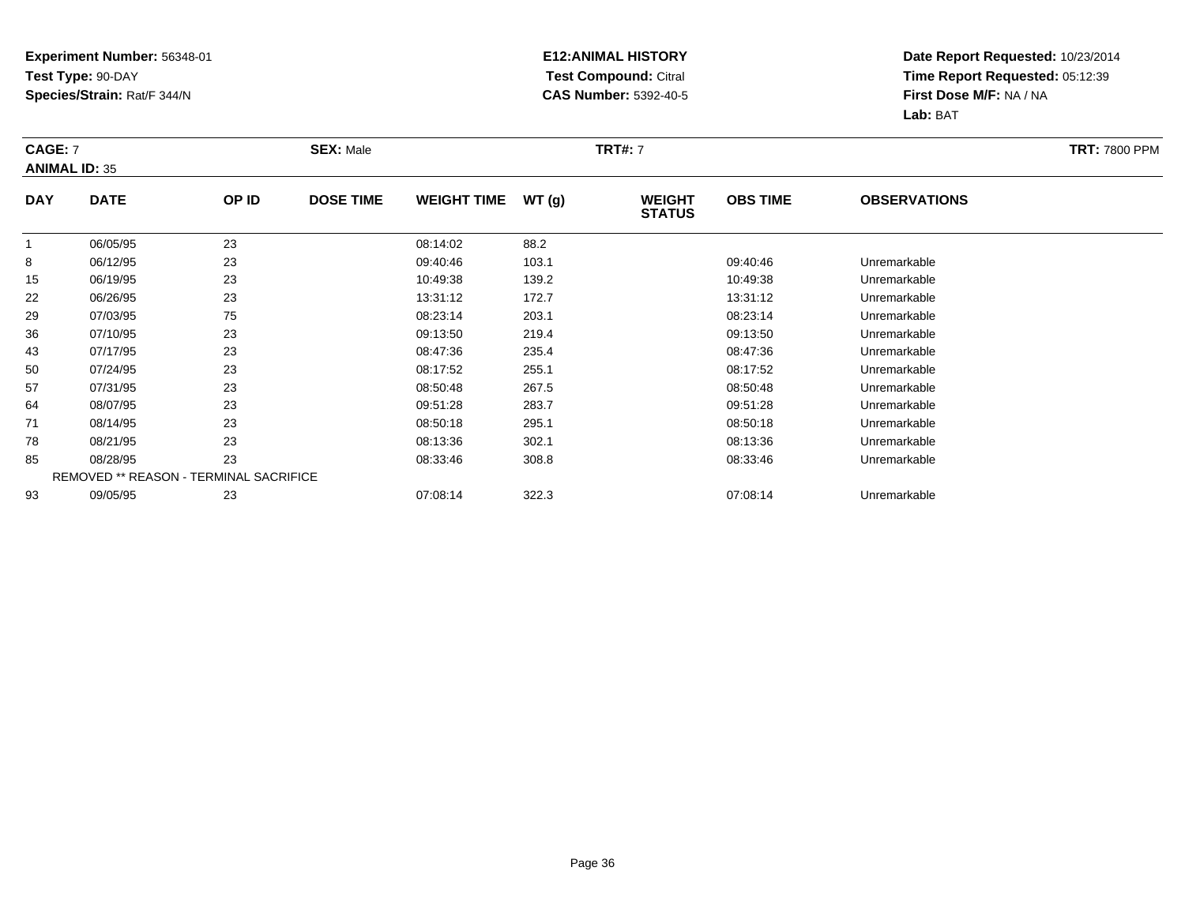**Experiment Number:** 56348-01
**Test Type:** 90-DAY
**Species/Strain:** Rat/F 344/N

**E12:ANIMAL HISTORY**
**Test Compound:** Citral
**CAS Number:** 5392-40-5

**Date Report Requested:** 10/23/2014
**Time Report Requested:** 05:12:39
**First Dose M/F:** NA / NA
**Lab:** BAT

**CAGE:** 7 **SEX:** Male **TRT#:** 7 **TRT:** 7800 PPM
**ANIMAL ID:** 35

| DAY | DATE | OP ID | DOSE TIME | WEIGHT TIME | WT (g) | WEIGHT STATUS | OBS TIME | OBSERVATIONS |
|---|---|---|---|---|---|---|---|---|
| 1 | 06/05/95 | 23 | | 08:14:02 | 88.2 | | | |
| 8 | 06/12/95 | 23 | | 09:40:46 | 103.1 | | 09:40:46 | Unremarkable |
| 15 | 06/19/95 | 23 | | 10:49:38 | 139.2 | | 10:49:38 | Unremarkable |
| 22 | 06/26/95 | 23 | | 13:31:12 | 172.7 | | 13:31:12 | Unremarkable |
| 29 | 07/03/95 | 75 | | 08:23:14 | 203.1 | | 08:23:14 | Unremarkable |
| 36 | 07/10/95 | 23 | | 09:13:50 | 219.4 | | 09:13:50 | Unremarkable |
| 43 | 07/17/95 | 23 | | 08:47:36 | 235.4 | | 08:47:36 | Unremarkable |
| 50 | 07/24/95 | 23 | | 08:17:52 | 255.1 | | 08:17:52 | Unremarkable |
| 57 | 07/31/95 | 23 | | 08:50:48 | 267.5 | | 08:50:48 | Unremarkable |
| 64 | 08/07/95 | 23 | | 09:51:28 | 283.7 | | 09:51:28 | Unremarkable |
| 71 | 08/14/95 | 23 | | 08:50:18 | 295.1 | | 08:50:18 | Unremarkable |
| 78 | 08/21/95 | 23 | | 08:13:36 | 302.1 | | 08:13:36 | Unremarkable |
| 85 | 08/28/95 | 23 | | 08:33:46 | 308.8 | | 08:33:46 | Unremarkable |
| | REMOVED ** REASON - TERMINAL SACRIFICE | | | | | | | |
| 93 | 09/05/95 | 23 | | 07:08:14 | 322.3 | | 07:08:14 | Unremarkable |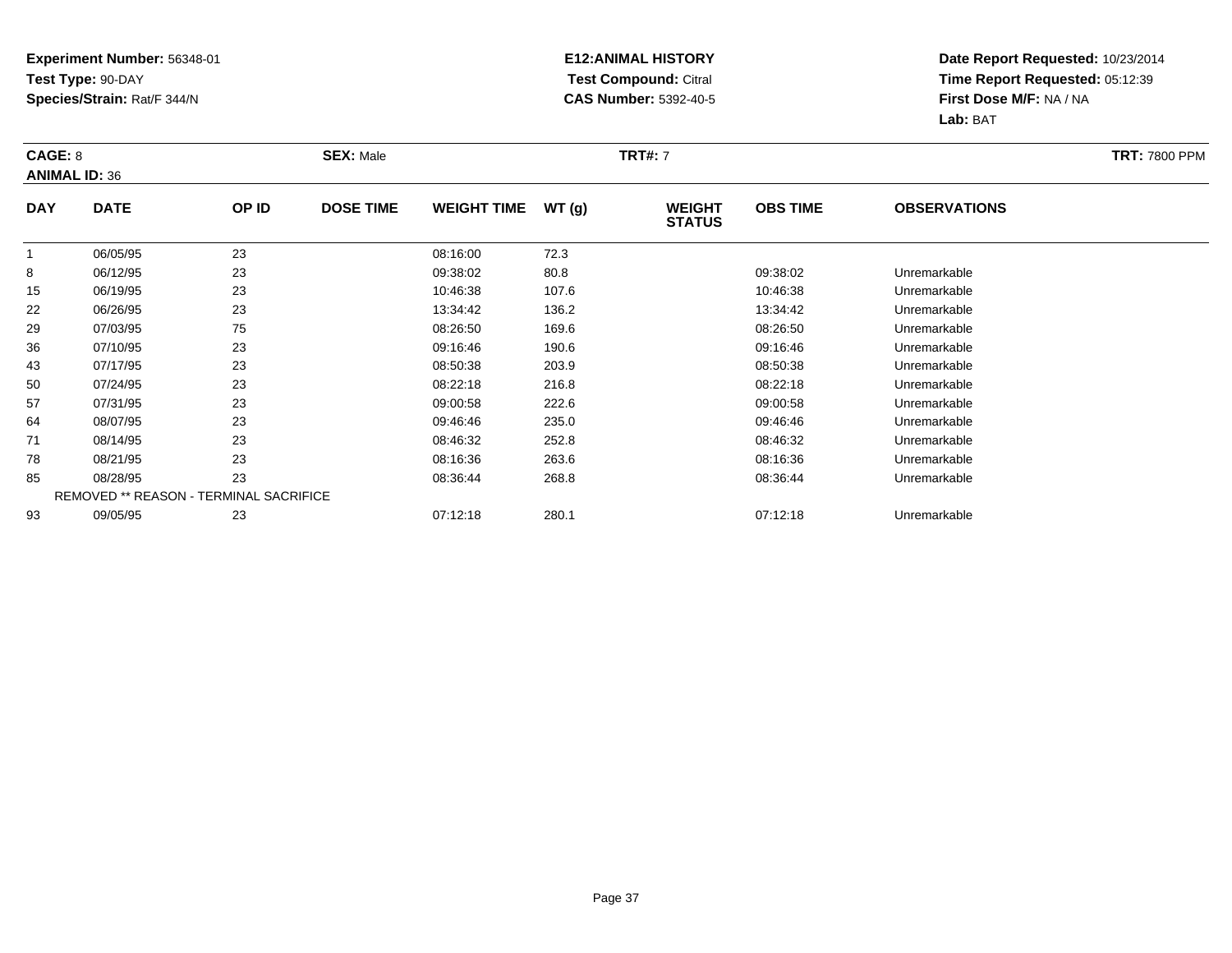**Experiment Number:** 56348-01
**Test Type:** 90-DAY
**Species/Strain:** Rat/F 344/N

**E12:ANIMAL HISTORY**
**Test Compound:** Citral
**CAS Number:** 5392-40-5

**Date Report Requested:** 10/23/2014
**Time Report Requested:** 05:12:39
**First Dose M/F:** NA / NA
**Lab:** BAT

**CAGE:** 8 **SEX:** Male **TRT#:** 7 **TRT:** 7800 PPM
**ANIMAL ID:** 36

| DAY | DATE | OP ID | DOSE TIME | WEIGHT TIME | WT (g) | WEIGHT STATUS | OBS TIME | OBSERVATIONS |
|---|---|---|---|---|---|---|---|---|
| 1 | 06/05/95 | 23 | | 08:16:00 | 72.3 | | | |
| 8 | 06/12/95 | 23 | | 09:38:02 | 80.8 | | 09:38:02 | Unremarkable |
| 15 | 06/19/95 | 23 | | 10:46:38 | 107.6 | | 10:46:38 | Unremarkable |
| 22 | 06/26/95 | 23 | | 13:34:42 | 136.2 | | 13:34:42 | Unremarkable |
| 29 | 07/03/95 | 75 | | 08:26:50 | 169.6 | | 08:26:50 | Unremarkable |
| 36 | 07/10/95 | 23 | | 09:16:46 | 190.6 | | 09:16:46 | Unremarkable |
| 43 | 07/17/95 | 23 | | 08:50:38 | 203.9 | | 08:50:38 | Unremarkable |
| 50 | 07/24/95 | 23 | | 08:22:18 | 216.8 | | 08:22:18 | Unremarkable |
| 57 | 07/31/95 | 23 | | 09:00:58 | 222.6 | | 09:00:58 | Unremarkable |
| 64 | 08/07/95 | 23 | | 09:46:46 | 235.0 | | 09:46:46 | Unremarkable |
| 71 | 08/14/95 | 23 | | 08:46:32 | 252.8 | | 08:46:32 | Unremarkable |
| 78 | 08/21/95 | 23 | | 08:16:36 | 263.6 | | 08:16:36 | Unremarkable |
| 85 | 08/28/95 | 23 | | 08:36:44 | 268.8 | | 08:36:44 | Unremarkable |
| | REMOVED ** REASON - TERMINAL SACRIFICE | | | | | | | |
| 93 | 09/05/95 | 23 | | 07:12:18 | 280.1 | | 07:12:18 | Unremarkable |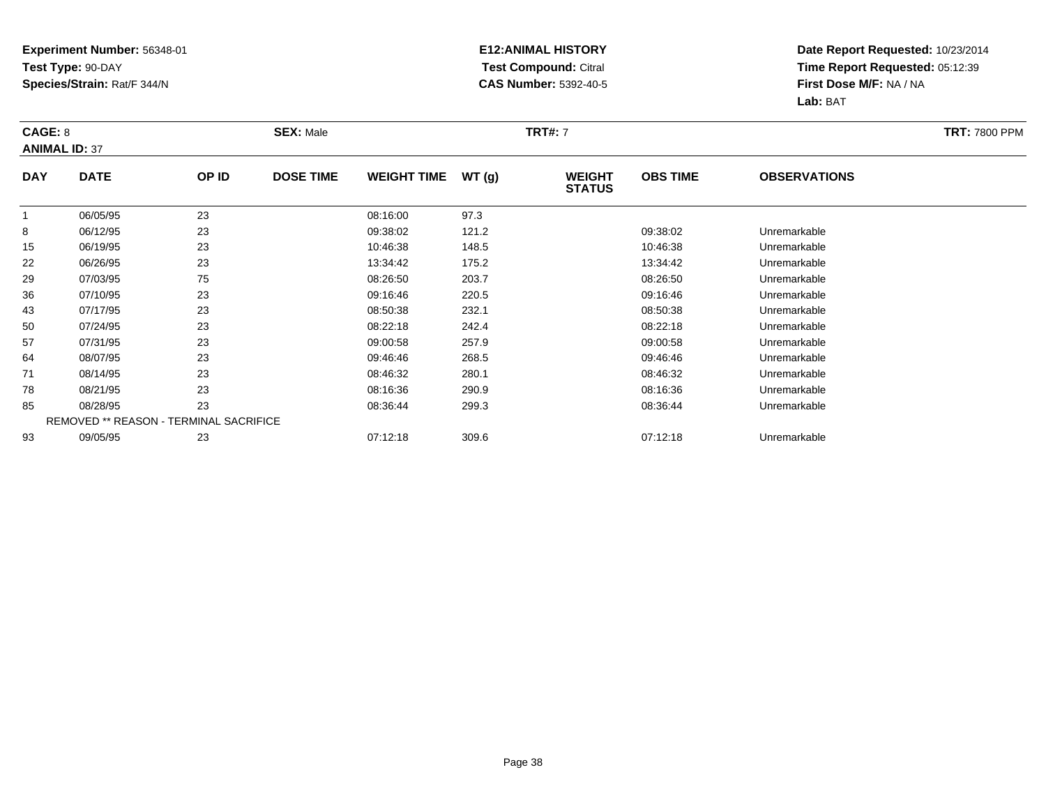**Experiment Number:** 56348-01
**Test Type:** 90-DAY
**Species/Strain:** Rat/F 344/N

**E12:ANIMAL HISTORY**
**Test Compound:** Citral
**CAS Number:** 5392-40-5

**Date Report Requested:** 10/23/2014
**Time Report Requested:** 05:12:39
**First Dose M/F:** NA / NA
**Lab:** BAT

**CAGE:** 8 **SEX:** Male **TRT#:** 7 **TRT:** 7800 PPM
**ANIMAL ID:** 37

| DAY | DATE | OP ID | DOSE TIME | WEIGHT TIME | WT (g) | WEIGHT STATUS | OBS TIME | OBSERVATIONS |
|---|---|---|---|---|---|---|---|---|
| 1 | 06/05/95 | 23 | | 08:16:00 | 97.3 | | | |
| 8 | 06/12/95 | 23 | | 09:38:02 | 121.2 | | 09:38:02 | Unremarkable |
| 15 | 06/19/95 | 23 | | 10:46:38 | 148.5 | | 10:46:38 | Unremarkable |
| 22 | 06/26/95 | 23 | | 13:34:42 | 175.2 | | 13:34:42 | Unremarkable |
| 29 | 07/03/95 | 75 | | 08:26:50 | 203.7 | | 08:26:50 | Unremarkable |
| 36 | 07/10/95 | 23 | | 09:16:46 | 220.5 | | 09:16:46 | Unremarkable |
| 43 | 07/17/95 | 23 | | 08:50:38 | 232.1 | | 08:50:38 | Unremarkable |
| 50 | 07/24/95 | 23 | | 08:22:18 | 242.4 | | 08:22:18 | Unremarkable |
| 57 | 07/31/95 | 23 | | 09:00:58 | 257.9 | | 09:00:58 | Unremarkable |
| 64 | 08/07/95 | 23 | | 09:46:46 | 268.5 | | 09:46:46 | Unremarkable |
| 71 | 08/14/95 | 23 | | 08:46:32 | 280.1 | | 08:46:32 | Unremarkable |
| 78 | 08/21/95 | 23 | | 08:16:36 | 290.9 | | 08:16:36 | Unremarkable |
| 85 | 08/28/95 | 23 | | 08:36:44 | 299.3 | | 08:36:44 | Unremarkable |
| REMOVED ** REASON - TERMINAL SACRIFICE | | | | | | | | |
| 93 | 09/05/95 | 23 | | 07:12:18 | 309.6 | | 07:12:18 | Unremarkable |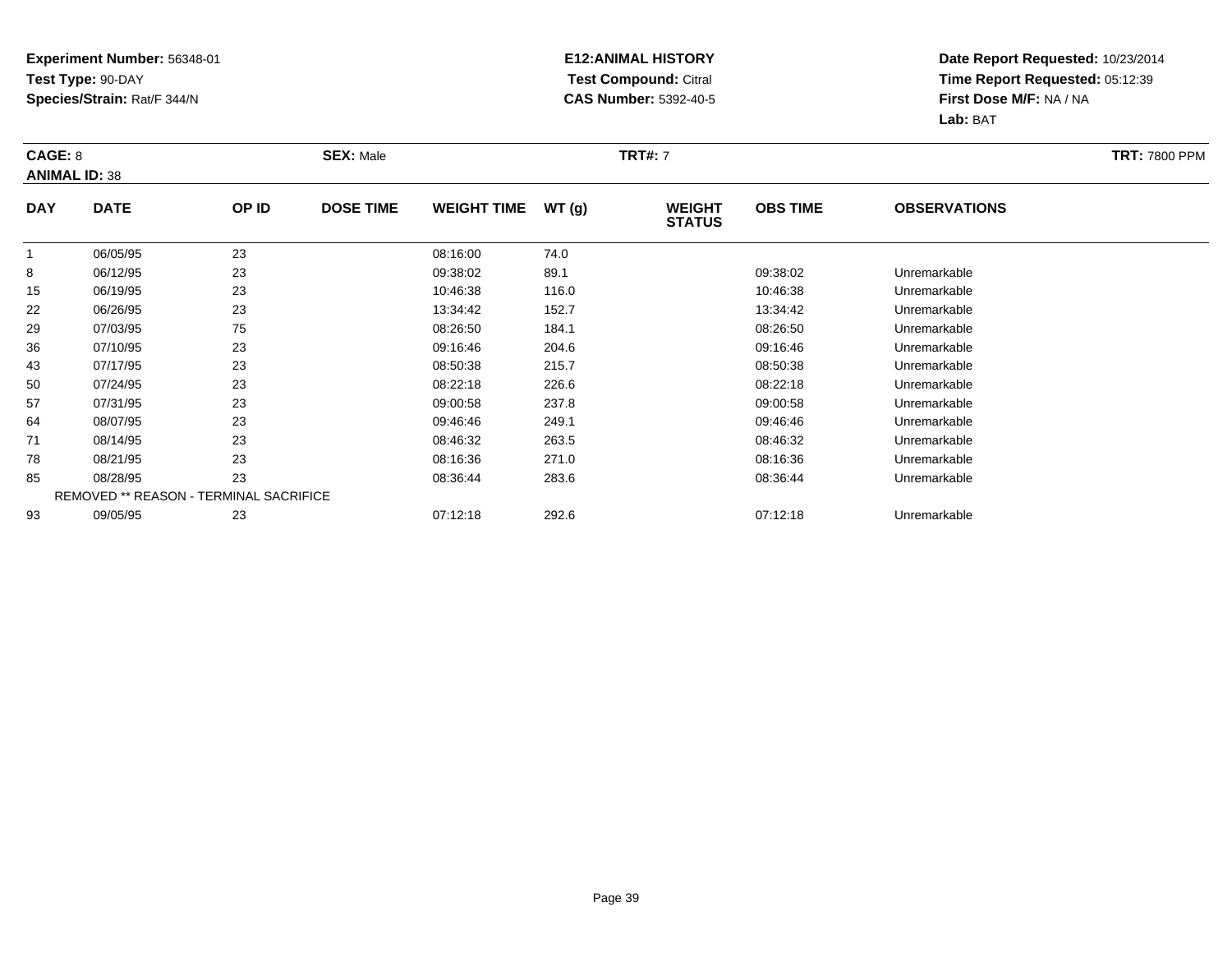**Experiment Number:** 56348-01
**Test Type:** 90-DAY
**Species/Strain:** Rat/F 344/N

**E12:ANIMAL HISTORY**
**Test Compound:** Citral
**CAS Number:** 5392-40-5

**Date Report Requested:** 10/23/2014
**Time Report Requested:** 05:12:39
**First Dose M/F:** NA / NA
**Lab:** BAT

**CAGE:** 8 **SEX:** Male **TRT#:** 7 **TRT:** 7800 PPM
**ANIMAL ID:** 38

| DAY | DATE | OP ID | DOSE TIME | WEIGHT TIME | WT (g) | WEIGHT STATUS | OBS TIME | OBSERVATIONS |
|---|---|---|---|---|---|---|---|---|
| 1 | 06/05/95 | 23 | | 08:16:00 | 74.0 | | | |
| 8 | 06/12/95 | 23 | | 09:38:02 | 89.1 | | 09:38:02 | Unremarkable |
| 15 | 06/19/95 | 23 | | 10:46:38 | 116.0 | | 10:46:38 | Unremarkable |
| 22 | 06/26/95 | 23 | | 13:34:42 | 152.7 | | 13:34:42 | Unremarkable |
| 29 | 07/03/95 | 75 | | 08:26:50 | 184.1 | | 08:26:50 | Unremarkable |
| 36 | 07/10/95 | 23 | | 09:16:46 | 204.6 | | 09:16:46 | Unremarkable |
| 43 | 07/17/95 | 23 | | 08:50:38 | 215.7 | | 08:50:38 | Unremarkable |
| 50 | 07/24/95 | 23 | | 08:22:18 | 226.6 | | 08:22:18 | Unremarkable |
| 57 | 07/31/95 | 23 | | 09:00:58 | 237.8 | | 09:00:58 | Unremarkable |
| 64 | 08/07/95 | 23 | | 09:46:46 | 249.1 | | 09:46:46 | Unremarkable |
| 71 | 08/14/95 | 23 | | 08:46:32 | 263.5 | | 08:46:32 | Unremarkable |
| 78 | 08/21/95 | 23 | | 08:16:36 | 271.0 | | 08:16:36 | Unremarkable |
| 85 | 08/28/95 | 23 | | 08:36:44 | 283.6 | | 08:36:44 | Unremarkable |
| REMOVED ** REASON - TERMINAL SACRIFICE | | | | | | | | |
| 93 | 09/05/95 | 23 | | 07:12:18 | 292.6 | | 07:12:18 | Unremarkable |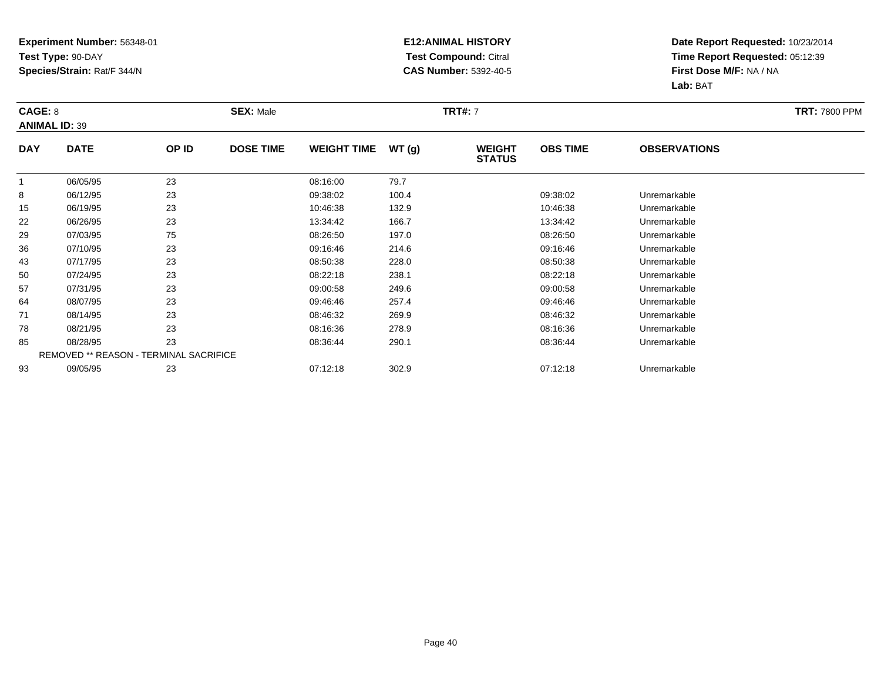**Experiment Number:** 56348-01
**Test Type:** 90-DAY
**Species/Strain:** Rat/F 344/N

**E12:ANIMAL HISTORY**
**Test Compound:** Citral
**CAS Number:** 5392-40-5

**Date Report Requested:** 10/23/2014
**Time Report Requested:** 05:12:39
**First Dose M/F:** NA / NA
**Lab:** BAT

**CAGE:** 8 **SEX:** Male **TRT#:** 7 **TRT:** 7800 PPM
**ANIMAL ID:** 39

| DAY | DATE | OP ID | DOSE TIME | WEIGHT TIME | WT (g) | WEIGHT STATUS | OBS TIME | OBSERVATIONS |
|---|---|---|---|---|---|---|---|---|
| 1 | 06/05/95 | 23 | | 08:16:00 | 79.7 | | | |
| 8 | 06/12/95 | 23 | | 09:38:02 | 100.4 | | 09:38:02 | Unremarkable |
| 15 | 06/19/95 | 23 | | 10:46:38 | 132.9 | | 10:46:38 | Unremarkable |
| 22 | 06/26/95 | 23 | | 13:34:42 | 166.7 | | 13:34:42 | Unremarkable |
| 29 | 07/03/95 | 75 | | 08:26:50 | 197.0 | | 08:26:50 | Unremarkable |
| 36 | 07/10/95 | 23 | | 09:16:46 | 214.6 | | 09:16:46 | Unremarkable |
| 43 | 07/17/95 | 23 | | 08:50:38 | 228.0 | | 08:50:38 | Unremarkable |
| 50 | 07/24/95 | 23 | | 08:22:18 | 238.1 | | 08:22:18 | Unremarkable |
| 57 | 07/31/95 | 23 | | 09:00:58 | 249.6 | | 09:00:58 | Unremarkable |
| 64 | 08/07/95 | 23 | | 09:46:46 | 257.4 | | 09:46:46 | Unremarkable |
| 71 | 08/14/95 | 23 | | 08:46:32 | 269.9 | | 08:46:32 | Unremarkable |
| 78 | 08/21/95 | 23 | | 08:16:36 | 278.9 | | 08:16:36 | Unremarkable |
| 85 | 08/28/95 | 23 | | 08:36:44 | 290.1 | | 08:36:44 | Unremarkable |
| | REMOVED ** REASON - TERMINAL SACRIFICE | | | | | | | |
| 93 | 09/05/95 | 23 | | 07:12:18 | 302.9 | | 07:12:18 | Unremarkable |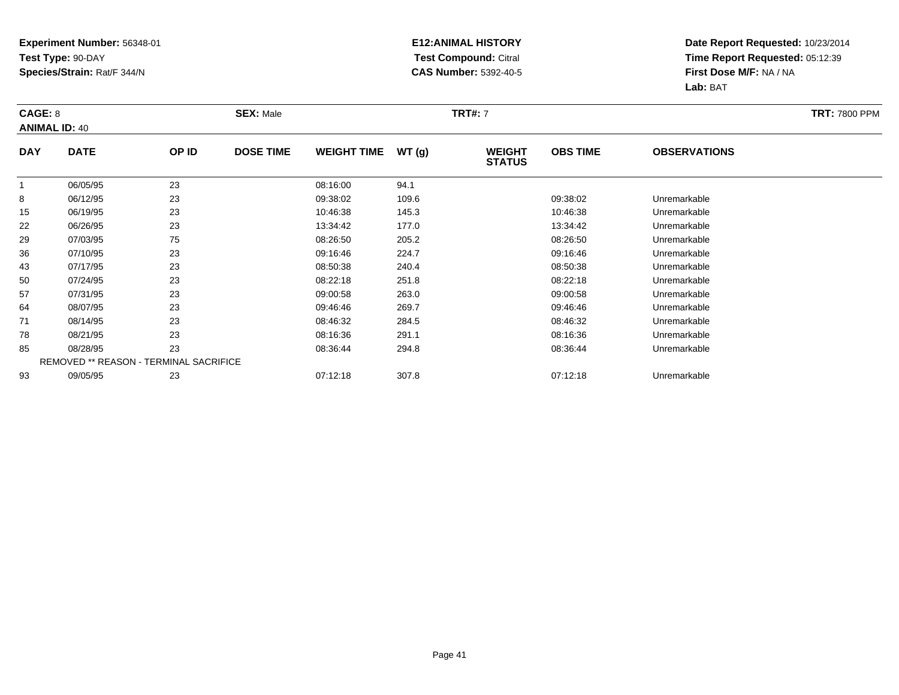**Experiment Number:** 56348-01
**Test Type:** 90-DAY
**Species/Strain:** Rat/F 344/N

**E12:ANIMAL HISTORY**
**Test Compound:** Citral
**CAS Number:** 5392-40-5

**Date Report Requested:** 10/23/2014
**Time Report Requested:** 05:12:39
**First Dose M/F:** NA / NA
**Lab:** BAT

**CAGE:** 8
**ANIMAL ID:** 40
**SEX:** Male
**TRT#:** 7
**TRT:** 7800 PPM

| DAY | DATE | OP ID | DOSE TIME | WEIGHT TIME | WT (g) | WEIGHT STATUS | OBS TIME | OBSERVATIONS |
|---|---|---|---|---|---|---|---|---|
| 1 | 06/05/95 | 23 | | 08:16:00 | 94.1 | | | |
| 8 | 06/12/95 | 23 | | 09:38:02 | 109.6 | | 09:38:02 | Unremarkable |
| 15 | 06/19/95 | 23 | | 10:46:38 | 145.3 | | 10:46:38 | Unremarkable |
| 22 | 06/26/95 | 23 | | 13:34:42 | 177.0 | | 13:34:42 | Unremarkable |
| 29 | 07/03/95 | 75 | | 08:26:50 | 205.2 | | 08:26:50 | Unremarkable |
| 36 | 07/10/95 | 23 | | 09:16:46 | 224.7 | | 09:16:46 | Unremarkable |
| 43 | 07/17/95 | 23 | | 08:50:38 | 240.4 | | 08:50:38 | Unremarkable |
| 50 | 07/24/95 | 23 | | 08:22:18 | 251.8 | | 08:22:18 | Unremarkable |
| 57 | 07/31/95 | 23 | | 09:00:58 | 263.0 | | 09:00:58 | Unremarkable |
| 64 | 08/07/95 | 23 | | 09:46:46 | 269.7 | | 09:46:46 | Unremarkable |
| 71 | 08/14/95 | 23 | | 08:46:32 | 284.5 | | 08:46:32 | Unremarkable |
| 78 | 08/21/95 | 23 | | 08:16:36 | 291.1 | | 08:16:36 | Unremarkable |
| 85 | 08/28/95 | 23 | | 08:36:44 | 294.8 | | 08:36:44 | Unremarkable |
| REMOVED ** REASON - TERMINAL SACRIFICE | | | | | | | | |
| 93 | 09/05/95 | 23 | | 07:12:18 | 307.8 | | 07:12:18 | Unremarkable |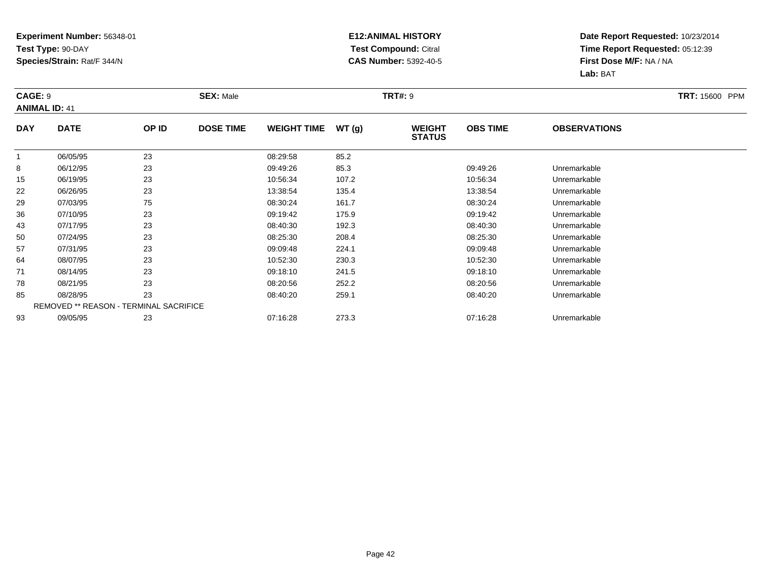**Experiment Number:** 56348-01
**Test Type:** 90-DAY
**Species/Strain:** Rat/F 344/N

**E12:ANIMAL HISTORY**
**Test Compound:** Citral
**CAS Number:** 5392-40-5

**Date Report Requested:** 10/23/2014
**Time Report Requested:** 05:12:39
**First Dose M/F:** NA / NA
**Lab:** BAT

**CAGE:** 9 **SEX:** Male **TRT#:** 9 **TRT:** 15600 PPM
**ANIMAL ID:** 41

| DAY | DATE | OP ID | DOSE TIME | WEIGHT TIME | WT (g) | WEIGHT STATUS | OBS TIME | OBSERVATIONS |
|---|---|---|---|---|---|---|---|---|
| 1 | 06/05/95 | 23 | | 08:29:58 | 85.2 | | | |
| 8 | 06/12/95 | 23 | | 09:49:26 | 85.3 | | 09:49:26 | Unremarkable |
| 15 | 06/19/95 | 23 | | 10:56:34 | 107.2 | | 10:56:34 | Unremarkable |
| 22 | 06/26/95 | 23 | | 13:38:54 | 135.4 | | 13:38:54 | Unremarkable |
| 29 | 07/03/95 | 75 | | 08:30:24 | 161.7 | | 08:30:24 | Unremarkable |
| 36 | 07/10/95 | 23 | | 09:19:42 | 175.9 | | 09:19:42 | Unremarkable |
| 43 | 07/17/95 | 23 | | 08:40:30 | 192.3 | | 08:40:30 | Unremarkable |
| 50 | 07/24/95 | 23 | | 08:25:30 | 208.4 | | 08:25:30 | Unremarkable |
| 57 | 07/31/95 | 23 | | 09:09:48 | 224.1 | | 09:09:48 | Unremarkable |
| 64 | 08/07/95 | 23 | | 10:52:30 | 230.3 | | 10:52:30 | Unremarkable |
| 71 | 08/14/95 | 23 | | 09:18:10 | 241.5 | | 09:18:10 | Unremarkable |
| 78 | 08/21/95 | 23 | | 08:20:56 | 252.2 | | 08:20:56 | Unremarkable |
| 85 | 08/28/95 | 23 | | 08:40:20 | 259.1 | | 08:40:20 | Unremarkable |
| | REMOVED ** REASON - TERMINAL SACRIFICE | | | | | | | |
| 93 | 09/05/95 | 23 | | 07:16:28 | 273.3 | | 07:16:28 | Unremarkable |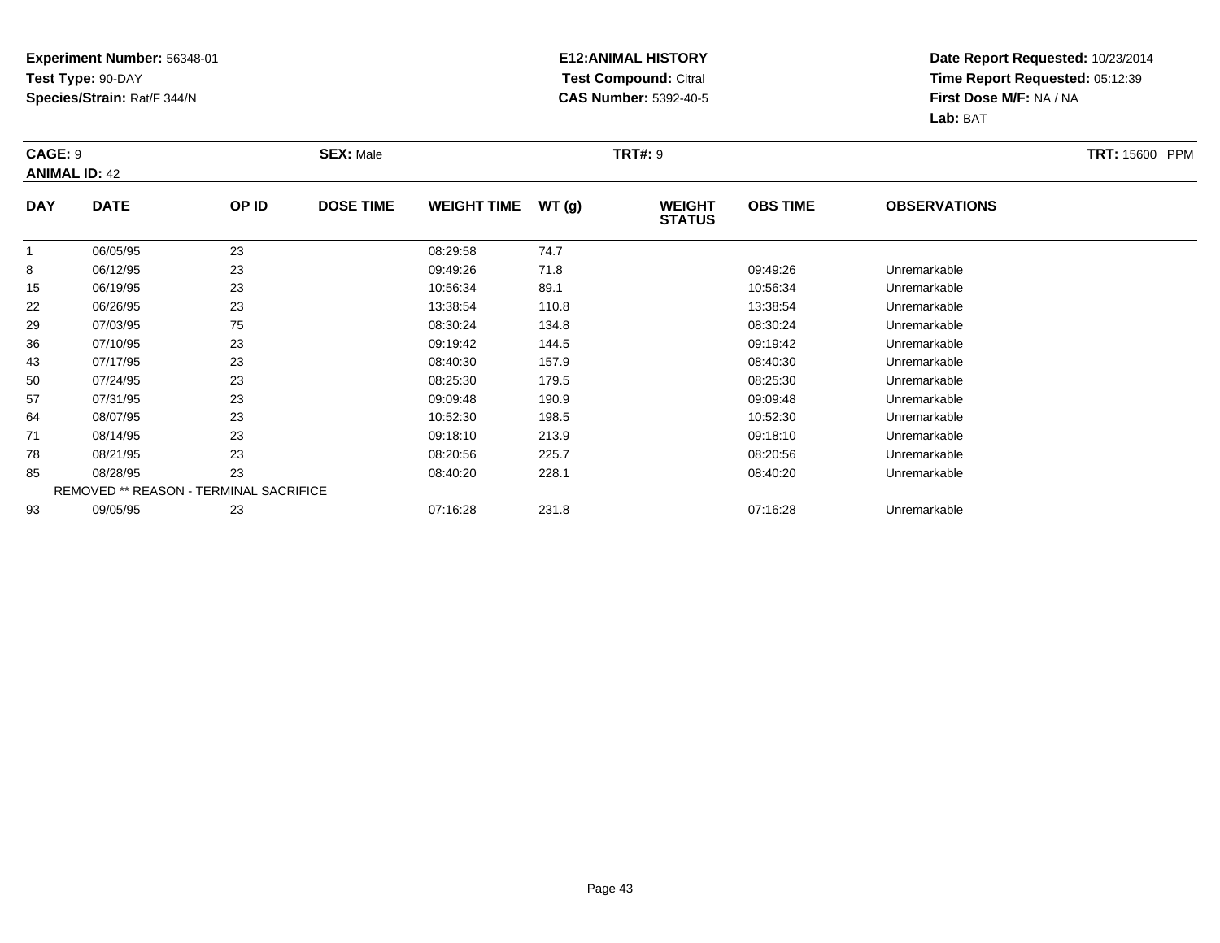**Experiment Number:** 56348-01
**Test Type:** 90-DAY
**Species/Strain:** Rat/F 344/N

**E12:ANIMAL HISTORY**
**Test Compound:** Citral
**CAS Number:** 5392-40-5

**Date Report Requested:** 10/23/2014
**Time Report Requested:** 05:12:39
**First Dose M/F:** NA / NA
**Lab:** BAT

**CAGE:** 9 **SEX:** Male **TRT#:** 9 **TRT:** 15600 PPM
**ANIMAL ID:** 42

| DAY | DATE | OP ID | DOSE TIME | WEIGHT TIME | WT (g) | WEIGHT STATUS | OBS TIME | OBSERVATIONS |
|---|---|---|---|---|---|---|---|---|
| 1 | 06/05/95 | 23 | | 08:29:58 | 74.7 | | | |
| 8 | 06/12/95 | 23 | | 09:49:26 | 71.8 | | 09:49:26 | Unremarkable |
| 15 | 06/19/95 | 23 | | 10:56:34 | 89.1 | | 10:56:34 | Unremarkable |
| 22 | 06/26/95 | 23 | | 13:38:54 | 110.8 | | 13:38:54 | Unremarkable |
| 29 | 07/03/95 | 75 | | 08:30:24 | 134.8 | | 08:30:24 | Unremarkable |
| 36 | 07/10/95 | 23 | | 09:19:42 | 144.5 | | 09:19:42 | Unremarkable |
| 43 | 07/17/95 | 23 | | 08:40:30 | 157.9 | | 08:40:30 | Unremarkable |
| 50 | 07/24/95 | 23 | | 08:25:30 | 179.5 | | 08:25:30 | Unremarkable |
| 57 | 07/31/95 | 23 | | 09:09:48 | 190.9 | | 09:09:48 | Unremarkable |
| 64 | 08/07/95 | 23 | | 10:52:30 | 198.5 | | 10:52:30 | Unremarkable |
| 71 | 08/14/95 | 23 | | 09:18:10 | 213.9 | | 09:18:10 | Unremarkable |
| 78 | 08/21/95 | 23 | | 08:20:56 | 225.7 | | 08:20:56 | Unremarkable |
| 85 | 08/28/95 | 23 | | 08:40:20 | 228.1 | | 08:40:20 | Unremarkable |
| REMOVED ** REASON - TERMINAL SACRIFICE | | | | | | | | |
| 93 | 09/05/95 | 23 | | 07:16:28 | 231.8 | | 07:16:28 | Unremarkable |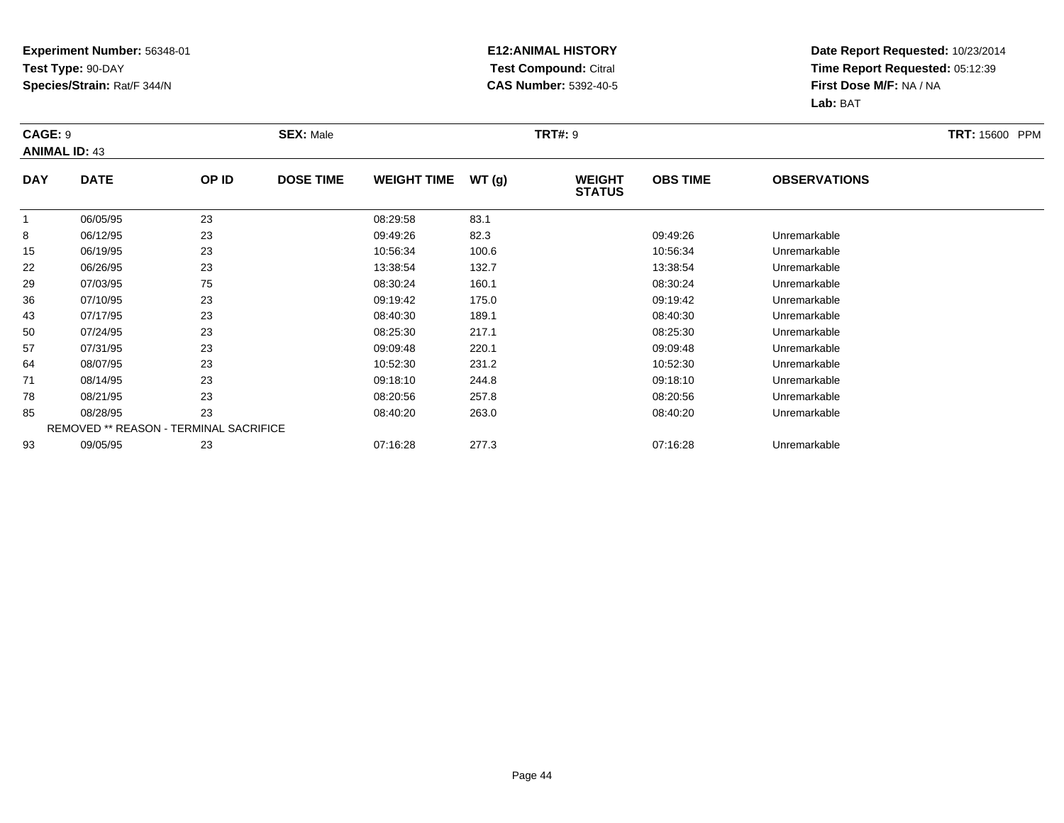**Experiment Number:** 56348-01
**Test Type:** 90-DAY
**Species/Strain:** Rat/F 344/N

**E12:ANIMAL HISTORY**
**Test Compound:** Citral
**CAS Number:** 5392-40-5

**Date Report Requested:** 10/23/2014
**Time Report Requested:** 05:12:39
**First Dose M/F:** NA / NA
**Lab:** BAT

**CAGE:** 9 **SEX:** Male **TRT#:** 9 **TRT:** 15600 PPM
**ANIMAL ID:** 43

| DAY | DATE | OP ID | DOSE TIME | WEIGHT TIME | WT (g) | WEIGHT STATUS | OBS TIME | OBSERVATIONS |
|---|---|---|---|---|---|---|---|---|
| 1 | 06/05/95 | 23 | | 08:29:58 | 83.1 | | | |
| 8 | 06/12/95 | 23 | | 09:49:26 | 82.3 | | 09:49:26 | Unremarkable |
| 15 | 06/19/95 | 23 | | 10:56:34 | 100.6 | | 10:56:34 | Unremarkable |
| 22 | 06/26/95 | 23 | | 13:38:54 | 132.7 | | 13:38:54 | Unremarkable |
| 29 | 07/03/95 | 75 | | 08:30:24 | 160.1 | | 08:30:24 | Unremarkable |
| 36 | 07/10/95 | 23 | | 09:19:42 | 175.0 | | 09:19:42 | Unremarkable |
| 43 | 07/17/95 | 23 | | 08:40:30 | 189.1 | | 08:40:30 | Unremarkable |
| 50 | 07/24/95 | 23 | | 08:25:30 | 217.1 | | 08:25:30 | Unremarkable |
| 57 | 07/31/95 | 23 | | 09:09:48 | 220.1 | | 09:09:48 | Unremarkable |
| 64 | 08/07/95 | 23 | | 10:52:30 | 231.2 | | 10:52:30 | Unremarkable |
| 71 | 08/14/95 | 23 | | 09:18:10 | 244.8 | | 09:18:10 | Unremarkable |
| 78 | 08/21/95 | 23 | | 08:20:56 | 257.8 | | 08:20:56 | Unremarkable |
| 85 | 08/28/95 | 23 | | 08:40:20 | 263.0 | | 08:40:20 | Unremarkable |
| REMOVED ** REASON - TERMINAL SACRIFICE | | | | | | | | |
| 93 | 09/05/95 | 23 | | 07:16:28 | 277.3 | | 07:16:28 | Unremarkable |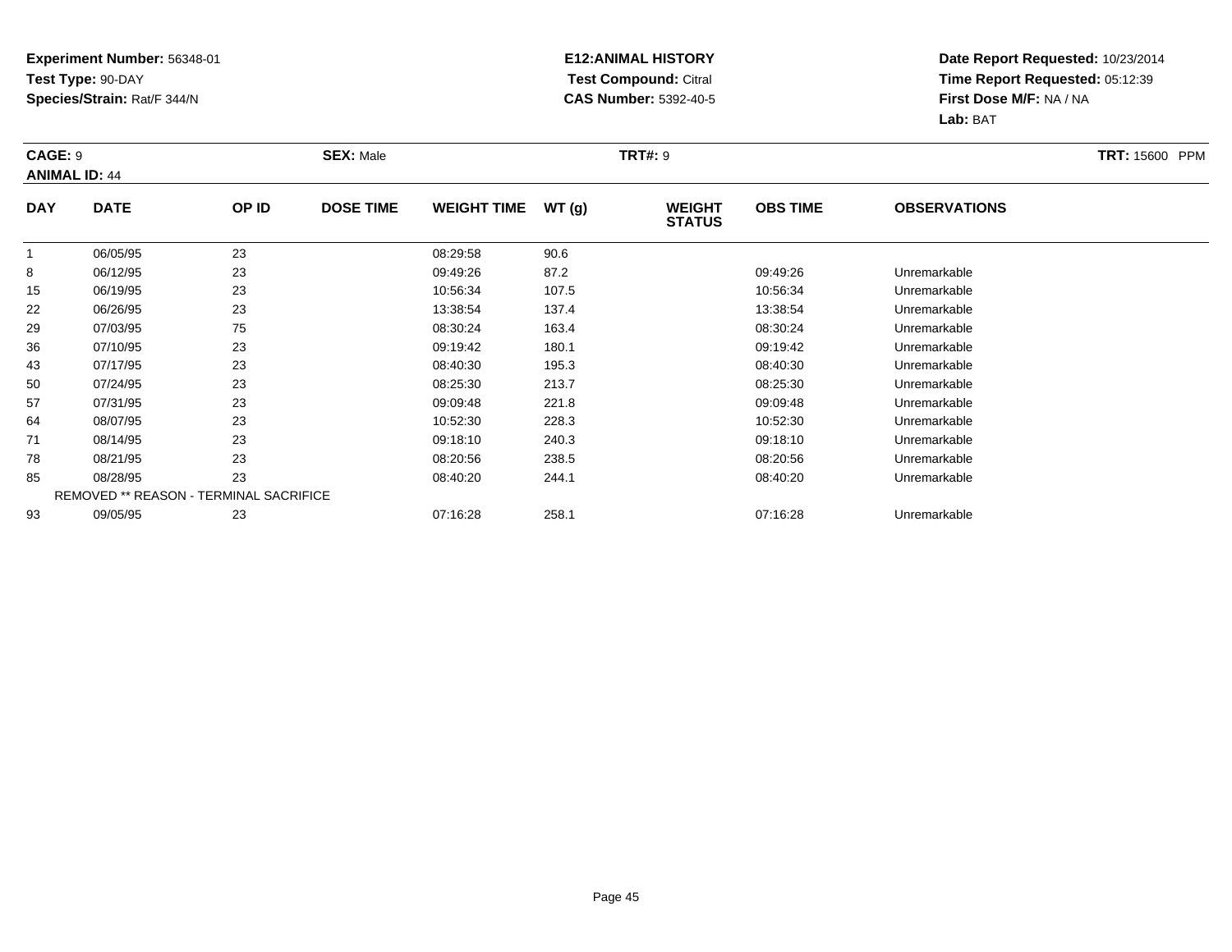**Experiment Number:** 56348-01
**Test Type:** 90-DAY
**Species/Strain:** Rat/F 344/N

**E12:ANIMAL HISTORY**
**Test Compound:** Citral
**CAS Number:** 5392-40-5

**Date Report Requested:** 10/23/2014
**Time Report Requested:** 05:12:39
**First Dose M/F:** NA / NA
**Lab:** BAT

**CAGE:** 9 **SEX:** Male **TRT#:** 9 **TRT:** 15600 PPM
**ANIMAL ID:** 44

| DAY | DATE | OP ID | DOSE TIME | WEIGHT TIME | WT (g) | WEIGHT STATUS | OBS TIME | OBSERVATIONS |
|---|---|---|---|---|---|---|---|---|
| 1 | 06/05/95 | 23 | | 08:29:58 | 90.6 | | | |
| 8 | 06/12/95 | 23 | | 09:49:26 | 87.2 | | 09:49:26 | Unremarkable |
| 15 | 06/19/95 | 23 | | 10:56:34 | 107.5 | | 10:56:34 | Unremarkable |
| 22 | 06/26/95 | 23 | | 13:38:54 | 137.4 | | 13:38:54 | Unremarkable |
| 29 | 07/03/95 | 75 | | 08:30:24 | 163.4 | | 08:30:24 | Unremarkable |
| 36 | 07/10/95 | 23 | | 09:19:42 | 180.1 | | 09:19:42 | Unremarkable |
| 43 | 07/17/95 | 23 | | 08:40:30 | 195.3 | | 08:40:30 | Unremarkable |
| 50 | 07/24/95 | 23 | | 08:25:30 | 213.7 | | 08:25:30 | Unremarkable |
| 57 | 07/31/95 | 23 | | 09:09:48 | 221.8 | | 09:09:48 | Unremarkable |
| 64 | 08/07/95 | 23 | | 10:52:30 | 228.3 | | 10:52:30 | Unremarkable |
| 71 | 08/14/95 | 23 | | 09:18:10 | 240.3 | | 09:18:10 | Unremarkable |
| 78 | 08/21/95 | 23 | | 08:20:56 | 238.5 | | 08:20:56 | Unremarkable |
| 85 | 08/28/95 | 23 | | 08:40:20 | 244.1 | | 08:40:20 | Unremarkable |
| REMOVED ** REASON - TERMINAL SACRIFICE | | | | | | | | |
| 93 | 09/05/95 | 23 | | 07:16:28 | 258.1 | | 07:16:28 | Unremarkable |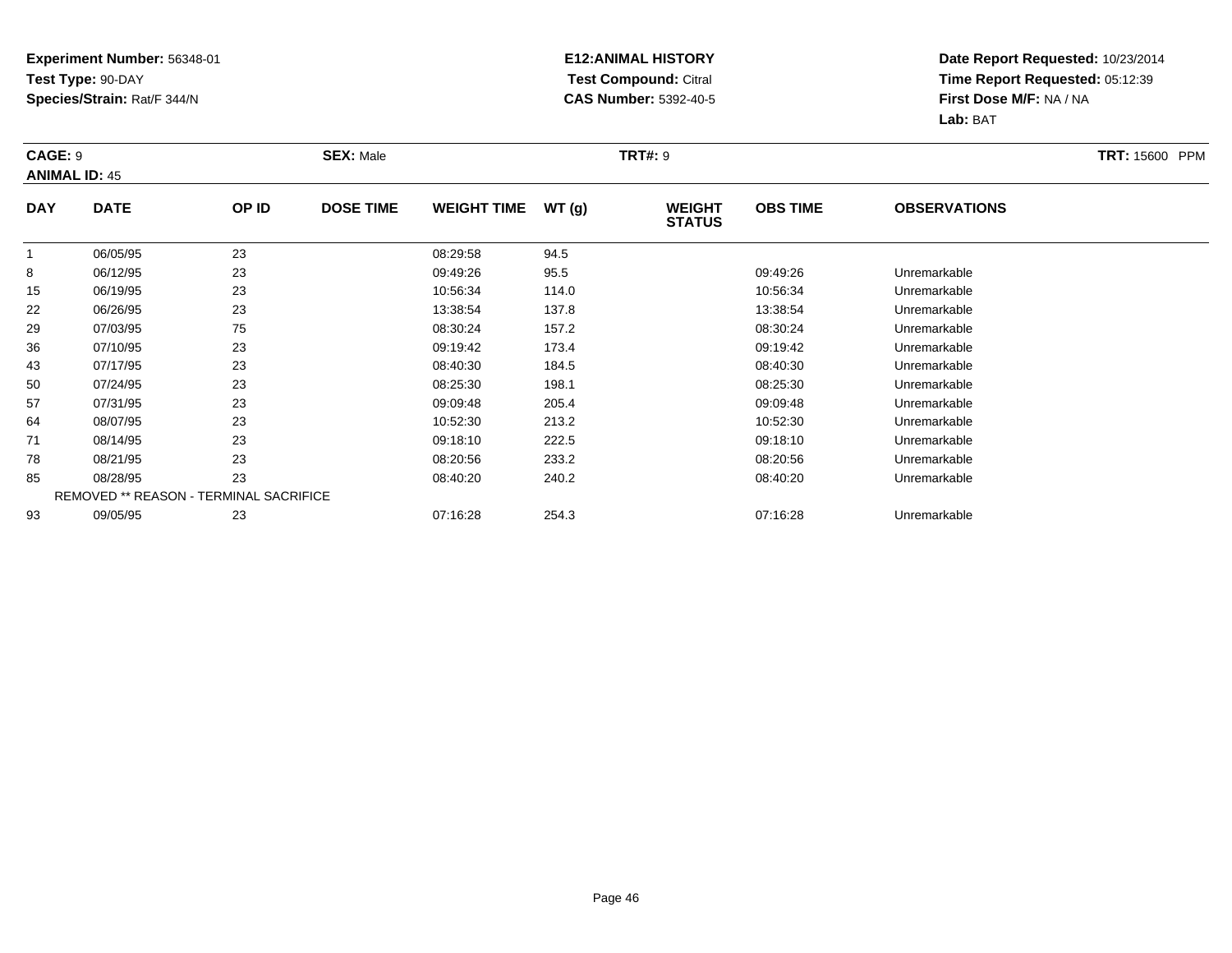**Experiment Number:** 56348-01
**Test Type:** 90-DAY
**Species/Strain:** Rat/F 344/N

**E12:ANIMAL HISTORY**
**Test Compound:** Citral
**CAS Number:** 5392-40-5

**Date Report Requested:** 10/23/2014
**Time Report Requested:** 05:12:39
**First Dose M/F:** NA / NA
**Lab:** BAT

**CAGE:** 9 **SEX:** Male **TRT#:** 9 **TRT:** 15600 PPM
**ANIMAL ID:** 45

| DAY | DATE | OP ID | DOSE TIME | WEIGHT TIME | WT (g) | WEIGHT STATUS | OBS TIME | OBSERVATIONS |
|---|---|---|---|---|---|---|---|---|
| 1 | 06/05/95 | 23 | | 08:29:58 | 94.5 | | | |
| 8 | 06/12/95 | 23 | | 09:49:26 | 95.5 | | 09:49:26 | Unremarkable |
| 15 | 06/19/95 | 23 | | 10:56:34 | 114.0 | | 10:56:34 | Unremarkable |
| 22 | 06/26/95 | 23 | | 13:38:54 | 137.8 | | 13:38:54 | Unremarkable |
| 29 | 07/03/95 | 75 | | 08:30:24 | 157.2 | | 08:30:24 | Unremarkable |
| 36 | 07/10/95 | 23 | | 09:19:42 | 173.4 | | 09:19:42 | Unremarkable |
| 43 | 07/17/95 | 23 | | 08:40:30 | 184.5 | | 08:40:30 | Unremarkable |
| 50 | 07/24/95 | 23 | | 08:25:30 | 198.1 | | 08:25:30 | Unremarkable |
| 57 | 07/31/95 | 23 | | 09:09:48 | 205.4 | | 09:09:48 | Unremarkable |
| 64 | 08/07/95 | 23 | | 10:52:30 | 213.2 | | 10:52:30 | Unremarkable |
| 71 | 08/14/95 | 23 | | 09:18:10 | 222.5 | | 09:18:10 | Unremarkable |
| 78 | 08/21/95 | 23 | | 08:20:56 | 233.2 | | 08:20:56 | Unremarkable |
| 85 | 08/28/95 | 23 | | 08:40:20 | 240.2 | | 08:40:20 | Unremarkable |
| | REMOVED ** REASON - TERMINAL SACRIFICE | | | | | | | |
| 93 | 09/05/95 | 23 | | 07:16:28 | 254.3 | | 07:16:28 | Unremarkable |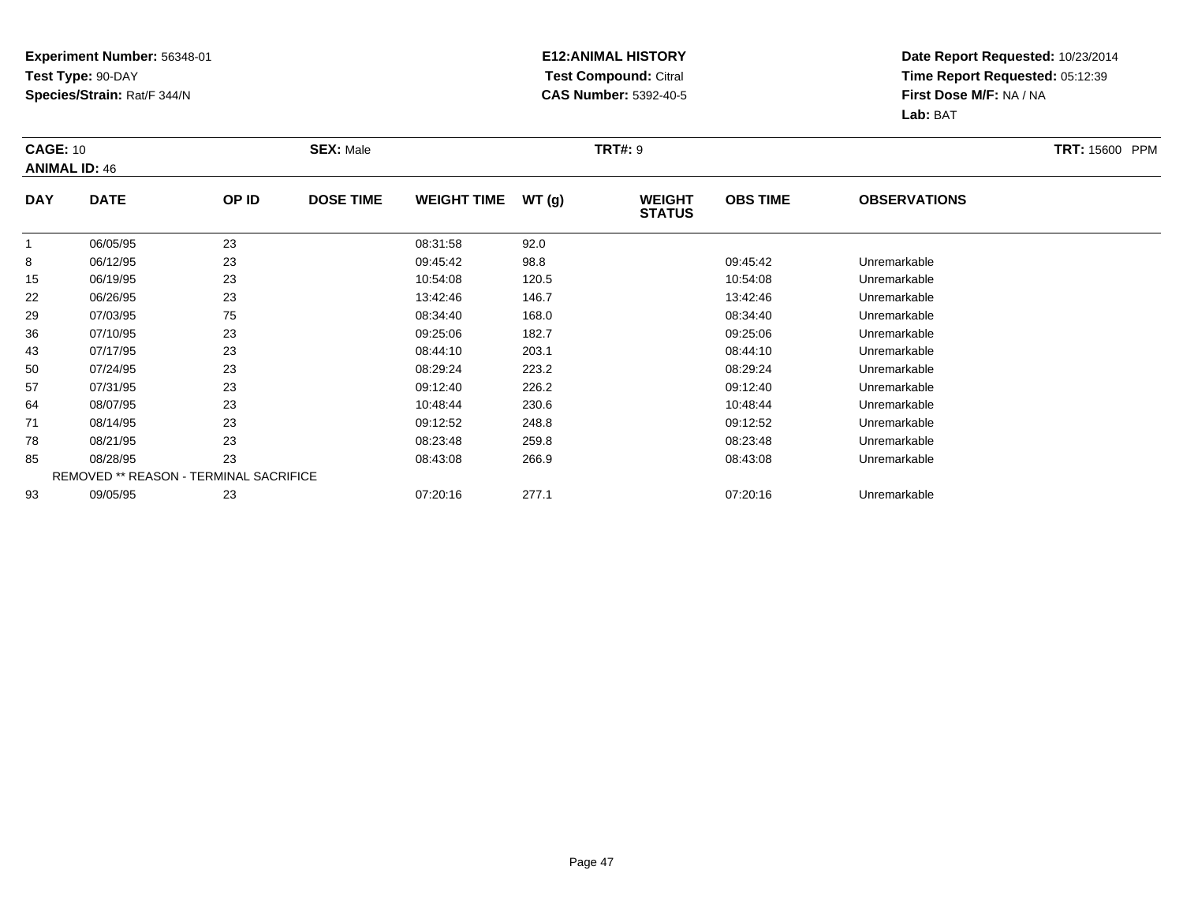**Experiment Number:** 56348-01
**Test Type:** 90-DAY
**Species/Strain:** Rat/F 344/N

**E12:ANIMAL HISTORY**
**Test Compound:** Citral
**CAS Number:** 5392-40-5

**Date Report Requested:** 10/23/2014
**Time Report Requested:** 05:12:39
**First Dose M/F:** NA / NA
**Lab:** BAT

**CAGE:** 10 **SEX:** Male **TRT#:** 9 **TRT:** 15600 PPM
**ANIMAL ID:** 46

| DAY | DATE | OP ID | DOSE TIME | WEIGHT TIME | WT (g) | WEIGHT STATUS | OBS TIME | OBSERVATIONS |
|---|---|---|---|---|---|---|---|---|
| 1 | 06/05/95 | 23 | | 08:31:58 | 92.0 | | | |
| 8 | 06/12/95 | 23 | | 09:45:42 | 98.8 | | 09:45:42 | Unremarkable |
| 15 | 06/19/95 | 23 | | 10:54:08 | 120.5 | | 10:54:08 | Unremarkable |
| 22 | 06/26/95 | 23 | | 13:42:46 | 146.7 | | 13:42:46 | Unremarkable |
| 29 | 07/03/95 | 75 | | 08:34:40 | 168.0 | | 08:34:40 | Unremarkable |
| 36 | 07/10/95 | 23 | | 09:25:06 | 182.7 | | 09:25:06 | Unremarkable |
| 43 | 07/17/95 | 23 | | 08:44:10 | 203.1 | | 08:44:10 | Unremarkable |
| 50 | 07/24/95 | 23 | | 08:29:24 | 223.2 | | 08:29:24 | Unremarkable |
| 57 | 07/31/95 | 23 | | 09:12:40 | 226.2 | | 09:12:40 | Unremarkable |
| 64 | 08/07/95 | 23 | | 10:48:44 | 230.6 | | 10:48:44 | Unremarkable |
| 71 | 08/14/95 | 23 | | 09:12:52 | 248.8 | | 09:12:52 | Unremarkable |
| 78 | 08/21/95 | 23 | | 08:23:48 | 259.8 | | 08:23:48 | Unremarkable |
| 85 | 08/28/95 | 23 | | 08:43:08 | 266.9 | | 08:43:08 | Unremarkable |
| REMOVED ** REASON - TERMINAL SACRIFICE | | | | | | | | |
| 93 | 09/05/95 | 23 | | 07:20:16 | 277.1 | | 07:20:16 | Unremarkable |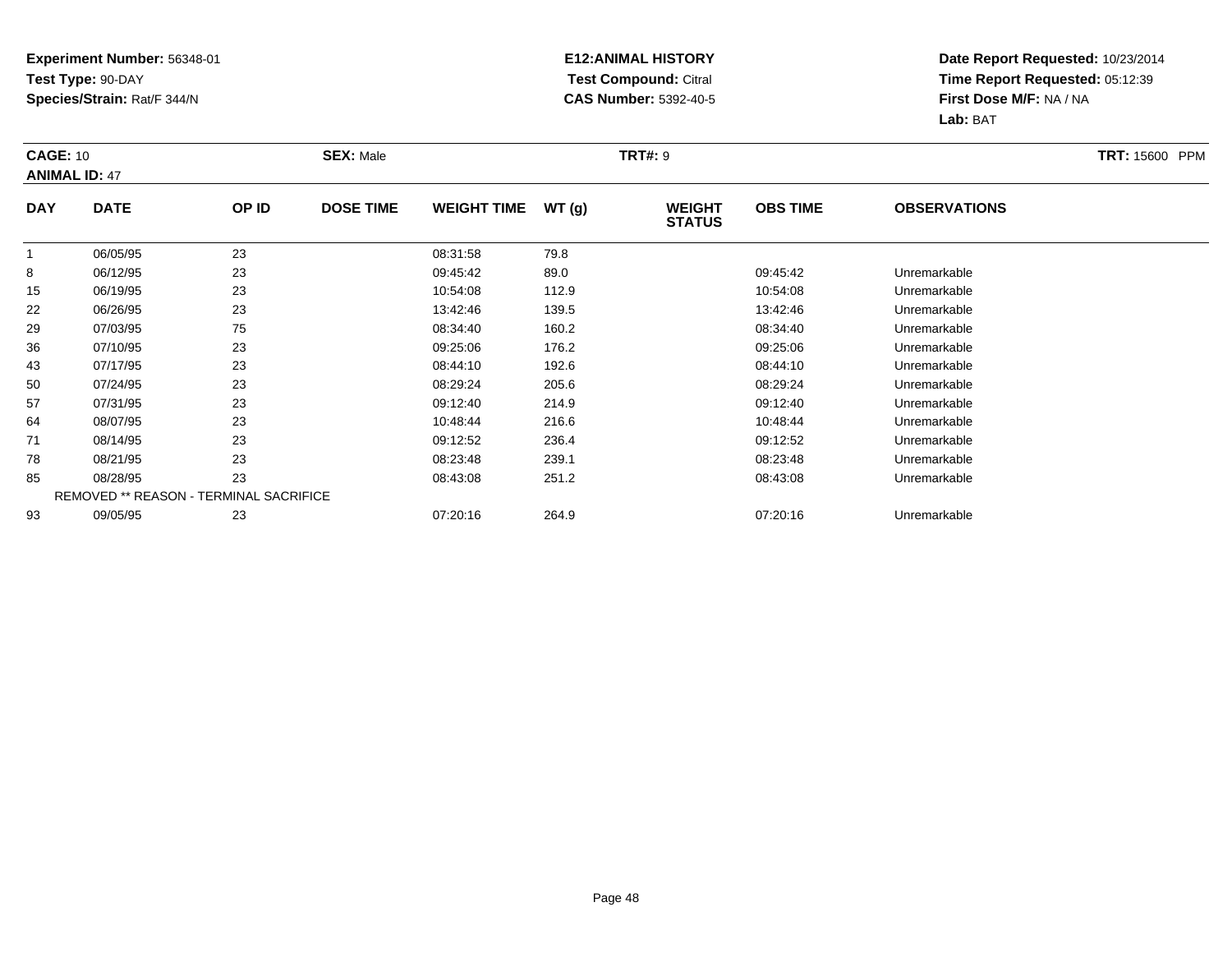**Experiment Number:** 56348-01
**Test Type:** 90-DAY
**Species/Strain:** Rat/F 344/N

**E12:ANIMAL HISTORY**
**Test Compound:** Citral
**CAS Number:** 5392-40-5

**Date Report Requested:** 10/23/2014
**Time Report Requested:** 05:12:39
**First Dose M/F:** NA / NA
**Lab:** BAT

**CAGE:** 10 **SEX:** Male **TRT#:** 9 **TRT:** 15600 PPM
**ANIMAL ID:** 47

| DAY | DATE | OP ID | DOSE TIME | WEIGHT TIME | WT (g) | WEIGHT STATUS | OBS TIME | OBSERVATIONS |
|---|---|---|---|---|---|---|---|---|
| 1 | 06/05/95 | 23 | | 08:31:58 | 79.8 | | | |
| 8 | 06/12/95 | 23 | | 09:45:42 | 89.0 | | 09:45:42 | Unremarkable |
| 15 | 06/19/95 | 23 | | 10:54:08 | 112.9 | | 10:54:08 | Unremarkable |
| 22 | 06/26/95 | 23 | | 13:42:46 | 139.5 | | 13:42:46 | Unremarkable |
| 29 | 07/03/95 | 75 | | 08:34:40 | 160.2 | | 08:34:40 | Unremarkable |
| 36 | 07/10/95 | 23 | | 09:25:06 | 176.2 | | 09:25:06 | Unremarkable |
| 43 | 07/17/95 | 23 | | 08:44:10 | 192.6 | | 08:44:10 | Unremarkable |
| 50 | 07/24/95 | 23 | | 08:29:24 | 205.6 | | 08:29:24 | Unremarkable |
| 57 | 07/31/95 | 23 | | 09:12:40 | 214.9 | | 09:12:40 | Unremarkable |
| 64 | 08/07/95 | 23 | | 10:48:44 | 216.6 | | 10:48:44 | Unremarkable |
| 71 | 08/14/95 | 23 | | 09:12:52 | 236.4 | | 09:12:52 | Unremarkable |
| 78 | 08/21/95 | 23 | | 08:23:48 | 239.1 | | 08:23:48 | Unremarkable |
| 85 | 08/28/95 | 23 | | 08:43:08 | 251.2 | | 08:43:08 | Unremarkable |
| REMOVED ** REASON - TERMINAL SACRIFICE | | | | | | | | |
| 93 | 09/05/95 | 23 | | 07:20:16 | 264.9 | | 07:20:16 | Unremarkable |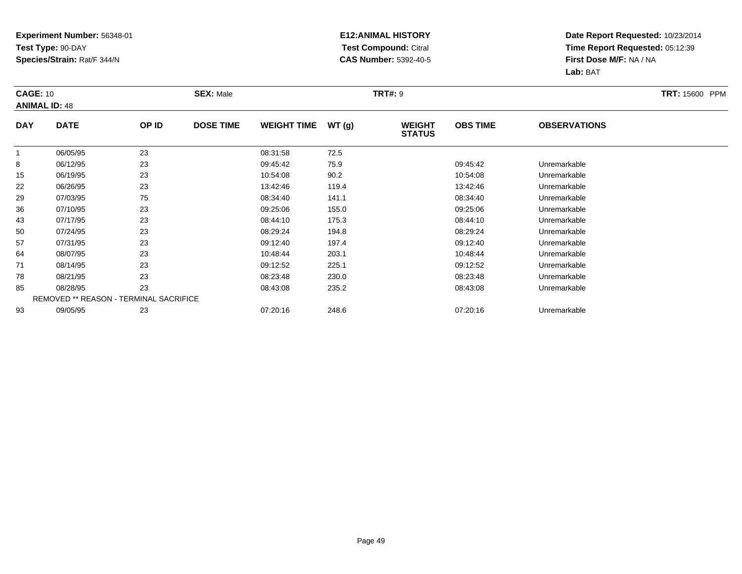**Experiment Number:** 56348-01
**Test Type:** 90-DAY
**Species/Strain:** Rat/F 344/N

**E12:ANIMAL HISTORY**
**Test Compound:** Citral
**CAS Number:** 5392-40-5

**Date Report Requested:** 10/23/2014
**Time Report Requested:** 05:12:39
**First Dose M/F:** NA / NA
**Lab:** BAT

**CAGE:** 10 **SEX:** Male **TRT#:** 9 **TRT:** 15600 PPM
**ANIMAL ID:** 48

| DAY | DATE | OP ID | DOSE TIME | WEIGHT TIME | WT (g) | WEIGHT STATUS | OBS TIME | OBSERVATIONS |
|---|---|---|---|---|---|---|---|---|
| 1 | 06/05/95 | 23 | | 08:31:58 | 72.5 | | | |
| 8 | 06/12/95 | 23 | | 09:45:42 | 75.9 | | 09:45:42 | Unremarkable |
| 15 | 06/19/95 | 23 | | 10:54:08 | 90.2 | | 10:54:08 | Unremarkable |
| 22 | 06/26/95 | 23 | | 13:42:46 | 119.4 | | 13:42:46 | Unremarkable |
| 29 | 07/03/95 | 75 | | 08:34:40 | 141.1 | | 08:34:40 | Unremarkable |
| 36 | 07/10/95 | 23 | | 09:25:06 | 155.0 | | 09:25:06 | Unremarkable |
| 43 | 07/17/95 | 23 | | 08:44:10 | 175.3 | | 08:44:10 | Unremarkable |
| 50 | 07/24/95 | 23 | | 08:29:24 | 194.8 | | 08:29:24 | Unremarkable |
| 57 | 07/31/95 | 23 | | 09:12:40 | 197.4 | | 09:12:40 | Unremarkable |
| 64 | 08/07/95 | 23 | | 10:48:44 | 203.1 | | 10:48:44 | Unremarkable |
| 71 | 08/14/95 | 23 | | 09:12:52 | 225.1 | | 09:12:52 | Unremarkable |
| 78 | 08/21/95 | 23 | | 08:23:48 | 230.0 | | 08:23:48 | Unremarkable |
| 85 | 08/28/95 | 23 | | 08:43:08 | 235.2 | | 08:43:08 | Unremarkable |
| REMOVED ** REASON - TERMINAL SACRIFICE | | | | | | | | |
| 93 | 09/05/95 | 23 | | 07:20:16 | 248.6 | | 07:20:16 | Unremarkable |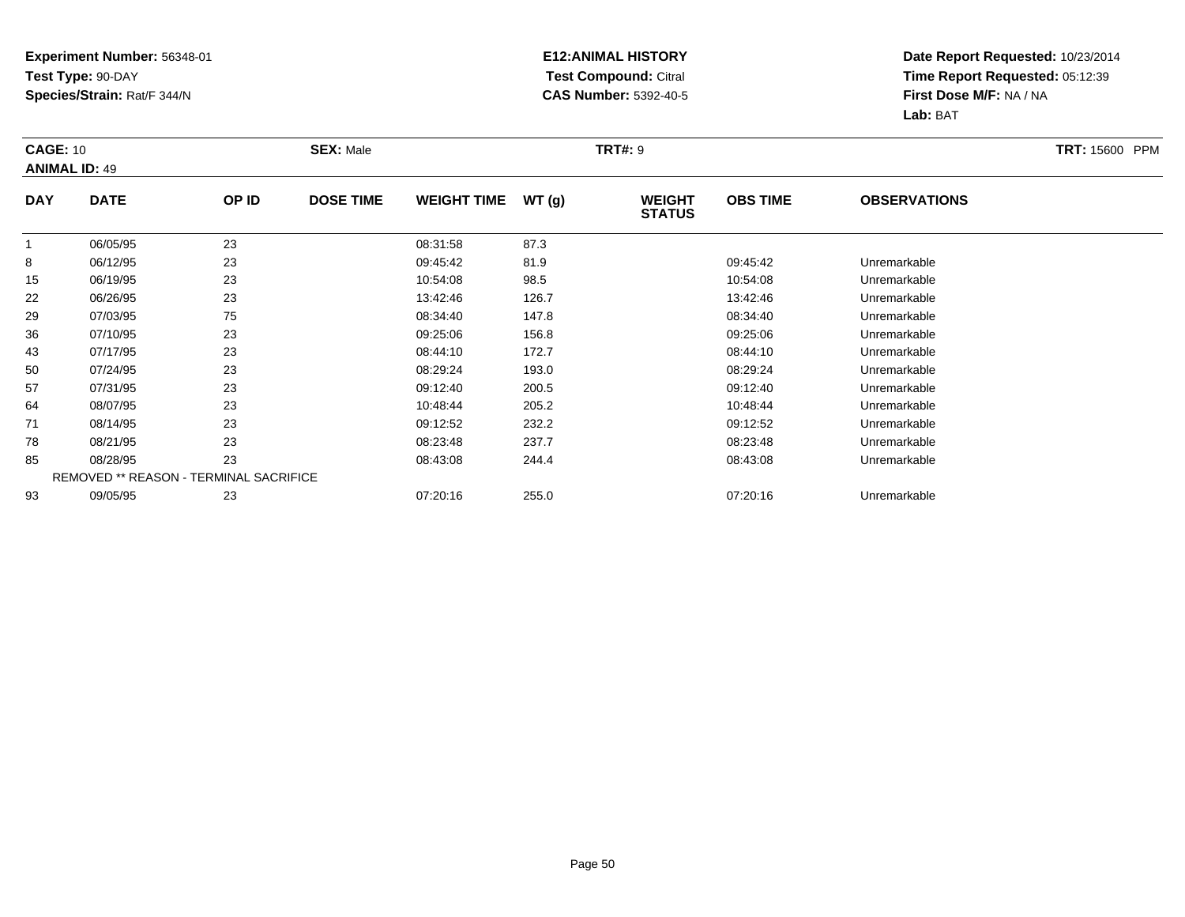**Experiment Number:** 56348-01
**Test Type:** 90-DAY
**Species/Strain:** Rat/F 344/N

**E12:ANIMAL HISTORY**
**Test Compound:** Citral
**CAS Number:** 5392-40-5

**Date Report Requested:** 10/23/2014
**Time Report Requested:** 05:12:39
**First Dose M/F:** NA / NA
**Lab:** BAT

**CAGE:** 10 **SEX:** Male **TRT#:** 9 **TRT:** 15600 PPM
**ANIMAL ID:** 49

| DAY | DATE | OP ID | DOSE TIME | WEIGHT TIME | WT (g) | WEIGHT STATUS | OBS TIME | OBSERVATIONS |
|---|---|---|---|---|---|---|---|---|
| 1 | 06/05/95 | 23 | | 08:31:58 | 87.3 | | | |
| 8 | 06/12/95 | 23 | | 09:45:42 | 81.9 | | 09:45:42 | Unremarkable |
| 15 | 06/19/95 | 23 | | 10:54:08 | 98.5 | | 10:54:08 | Unremarkable |
| 22 | 06/26/95 | 23 | | 13:42:46 | 126.7 | | 13:42:46 | Unremarkable |
| 29 | 07/03/95 | 75 | | 08:34:40 | 147.8 | | 08:34:40 | Unremarkable |
| 36 | 07/10/95 | 23 | | 09:25:06 | 156.8 | | 09:25:06 | Unremarkable |
| 43 | 07/17/95 | 23 | | 08:44:10 | 172.7 | | 08:44:10 | Unremarkable |
| 50 | 07/24/95 | 23 | | 08:29:24 | 193.0 | | 08:29:24 | Unremarkable |
| 57 | 07/31/95 | 23 | | 09:12:40 | 200.5 | | 09:12:40 | Unremarkable |
| 64 | 08/07/95 | 23 | | 10:48:44 | 205.2 | | 10:48:44 | Unremarkable |
| 71 | 08/14/95 | 23 | | 09:12:52 | 232.2 | | 09:12:52 | Unremarkable |
| 78 | 08/21/95 | 23 | | 08:23:48 | 237.7 | | 08:23:48 | Unremarkable |
| 85 | 08/28/95 | 23 | | 08:43:08 | 244.4 | | 08:43:08 | Unremarkable |
| REMOVED ** REASON - TERMINAL SACRIFICE | | | | | | | | |
| 93 | 09/05/95 | 23 | | 07:20:16 | 255.0 | | 07:20:16 | Unremarkable |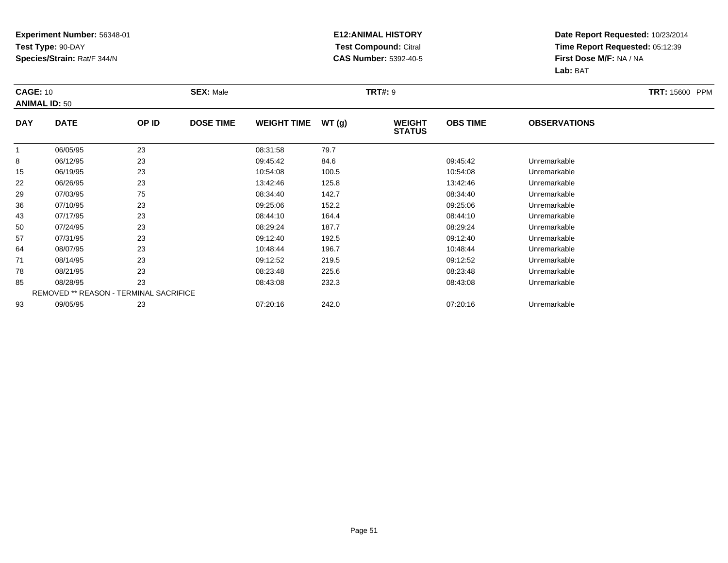**Experiment Number:** 56348-01
**Test Type:** 90-DAY
**Species/Strain:** Rat/F 344/N

**E12:ANIMAL HISTORY**
**Test Compound:** Citral
**CAS Number:** 5392-40-5

**Date Report Requested:** 10/23/2014
**Time Report Requested:** 05:12:39
**First Dose M/F:** NA / NA
**Lab:** BAT

**CAGE:** 10
**ANIMAL ID:** 50
**SEX:** Male
**TRT#:** 9
**TRT:** 15600 PPM

| DAY | DATE | OP ID | DOSE TIME | WEIGHT TIME | WT (g) | WEIGHT STATUS | OBS TIME | OBSERVATIONS |
|---|---|---|---|---|---|---|---|---|
| 1 | 06/05/95 | 23 | | 08:31:58 | 79.7 | | | |
| 8 | 06/12/95 | 23 | | 09:45:42 | 84.6 | | 09:45:42 | Unremarkable |
| 15 | 06/19/95 | 23 | | 10:54:08 | 100.5 | | 10:54:08 | Unremarkable |
| 22 | 06/26/95 | 23 | | 13:42:46 | 125.8 | | 13:42:46 | Unremarkable |
| 29 | 07/03/95 | 75 | | 08:34:40 | 142.7 | | 08:34:40 | Unremarkable |
| 36 | 07/10/95 | 23 | | 09:25:06 | 152.2 | | 09:25:06 | Unremarkable |
| 43 | 07/17/95 | 23 | | 08:44:10 | 164.4 | | 08:44:10 | Unremarkable |
| 50 | 07/24/95 | 23 | | 08:29:24 | 187.7 | | 08:29:24 | Unremarkable |
| 57 | 07/31/95 | 23 | | 09:12:40 | 192.5 | | 09:12:40 | Unremarkable |
| 64 | 08/07/95 | 23 | | 10:48:44 | 196.7 | | 10:48:44 | Unremarkable |
| 71 | 08/14/95 | 23 | | 09:12:52 | 219.5 | | 09:12:52 | Unremarkable |
| 78 | 08/21/95 | 23 | | 08:23:48 | 225.6 | | 08:23:48 | Unremarkable |
| 85 | 08/28/95 | 23 | | 08:43:08 | 232.3 | | 08:43:08 | Unremarkable |
| REMOVED ** REASON - TERMINAL SACRIFICE | | | | | | | | |
| 93 | 09/05/95 | 23 | | 07:20:16 | 242.0 | | 07:20:16 | Unremarkable |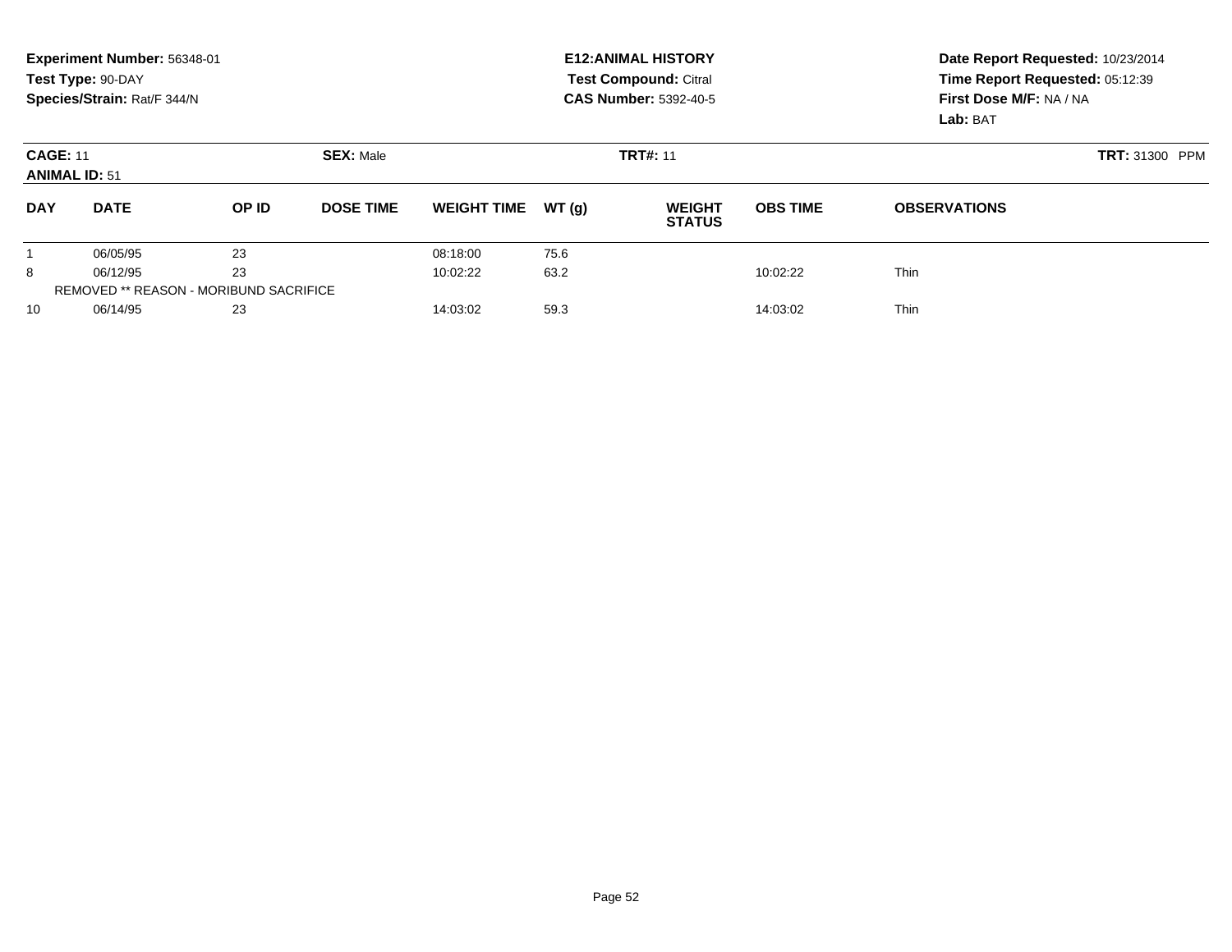**Experiment Number:** 56348-01
**Test Type:** 90-DAY
**Species/Strain:** Rat/F 344/N

**E12:ANIMAL HISTORY**
**Test Compound:** Citral
**CAS Number:** 5392-40-5

**Date Report Requested:** 10/23/2014
**Time Report Requested:** 05:12:39
**First Dose M/F:** NA / NA
**Lab:** BAT

**CAGE:** 11
**ANIMAL ID:** 51
**SEX:** Male
**TRT#:** 11
**TRT:** 31300 PPM

| DAY | DATE | OP ID | DOSE TIME | WEIGHT TIME | WT (g) | WEIGHT STATUS | OBS TIME | OBSERVATIONS |
|---|---|---|---|---|---|---|---|---|
| 1 | 06/05/95 | 23 | | 08:18:00 | 75.6 | | | |
| 8 | 06/12/95 | 23 | | 10:02:22 | 63.2 | | 10:02:22 | Thin |
| REMOVED ** REASON - MORIBUND SACRIFICE | | | | | | | | |
| 10 | 06/14/95 | 23 | | 14:03:02 | 59.3 | | 14:03:02 | Thin |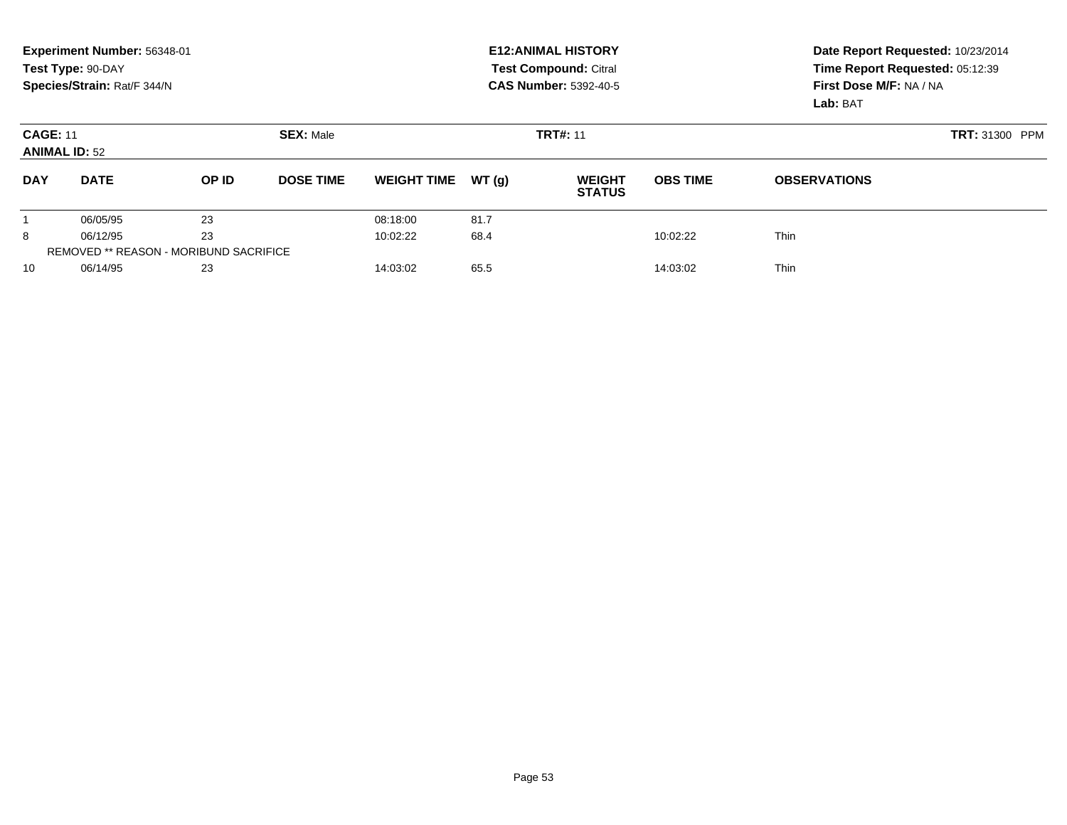**Experiment Number:** 56348-01
**Test Type:** 90-DAY
**Species/Strain:** Rat/F 344/N

**E12:ANIMAL HISTORY**
**Test Compound:** Citral
**CAS Number:** 5392-40-5

**Date Report Requested:** 10/23/2014
**Time Report Requested:** 05:12:39
**First Dose M/F:** NA / NA
**Lab:** BAT

**CAGE:** 11 **SEX:** Male **TRT#:** 11 **TRT:** 31300 PPM
**ANIMAL ID:** 52

| DAY | DATE | OP ID | DOSE TIME | WEIGHT TIME | WT (g) | WEIGHT STATUS | OBS TIME | OBSERVATIONS |
|---|---|---|---|---|---|---|---|---|
| 1 | 06/05/95 | 23 | | 08:18:00 | 81.7 | | | |
| 8 | 06/12/95 | 23 | | 10:02:22 | 68.4 | | 10:02:22 | Thin |
| REMOVED ** REASON - MORIBUND SACRIFICE | | | | | | | | |
| 10 | 06/14/95 | 23 | | 14:03:02 | 65.5 | | 14:03:02 | Thin |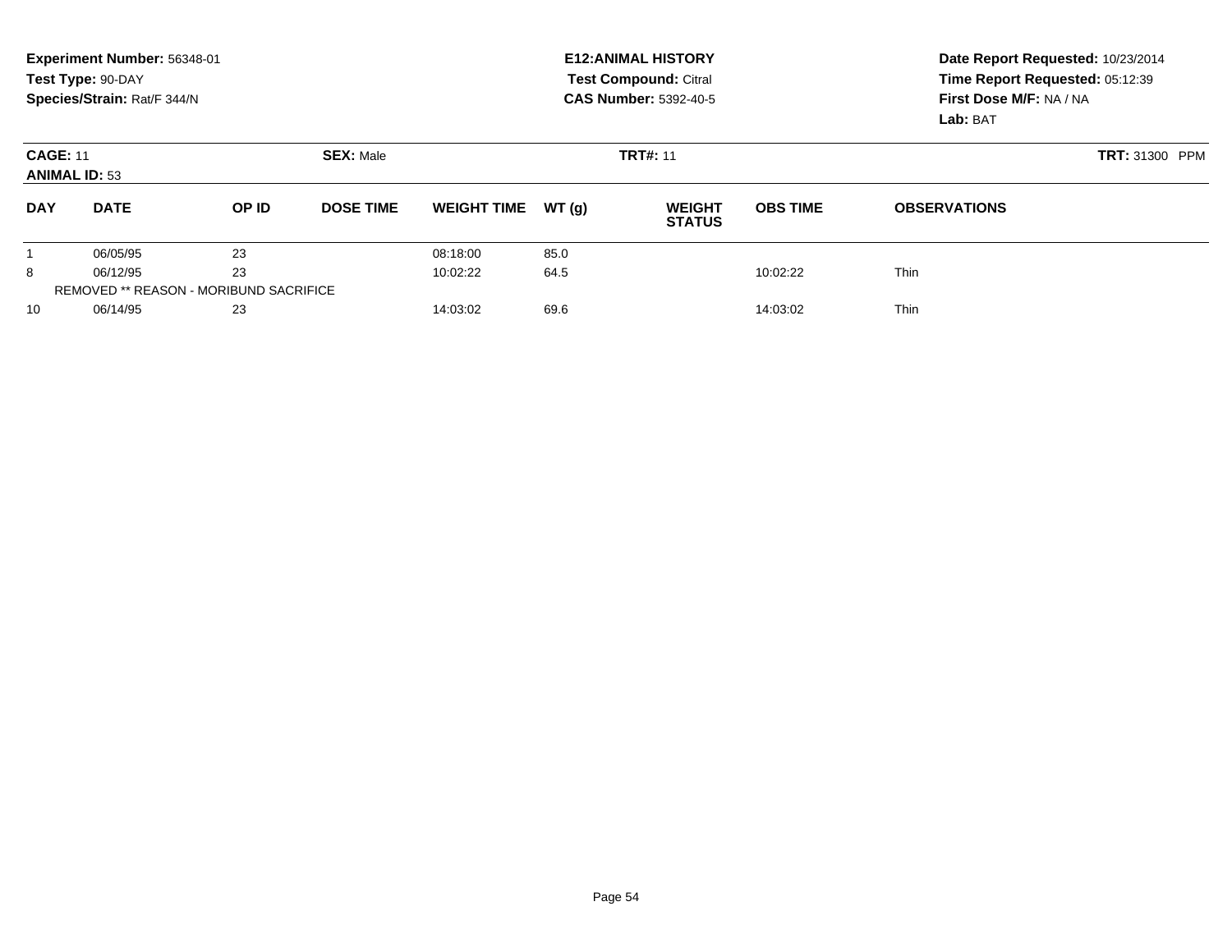**Experiment Number:** 56348-01
**Test Type:** 90-DAY
**Species/Strain:** Rat/F 344/N

**E12:ANIMAL HISTORY**
**Test Compound:** Citral
**CAS Number:** 5392-40-5

**Date Report Requested:** 10/23/2014
**Time Report Requested:** 05:12:39
**First Dose M/F:** NA / NA
**Lab:** BAT

**CAGE:** 11 **SEX:** Male **TRT#:** 11 **TRT:** 31300 PPM
**ANIMAL ID:** 53

| DAY | DATE | OP ID | DOSE TIME | WEIGHT TIME | WT (g) | WEIGHT STATUS | OBS TIME | OBSERVATIONS |
|---|---|---|---|---|---|---|---|---|
| 1 | 06/05/95 | 23 | | 08:18:00 | 85.0 | | | |
| 8 | 06/12/95 | 23 | | 10:02:22 | 64.5 | | 10:02:22 | Thin |
| REMOVED ** REASON - MORIBUND SACRIFICE | | | | | | | | |
| 10 | 06/14/95 | 23 | | 14:03:02 | 69.6 | | 14:03:02 | Thin |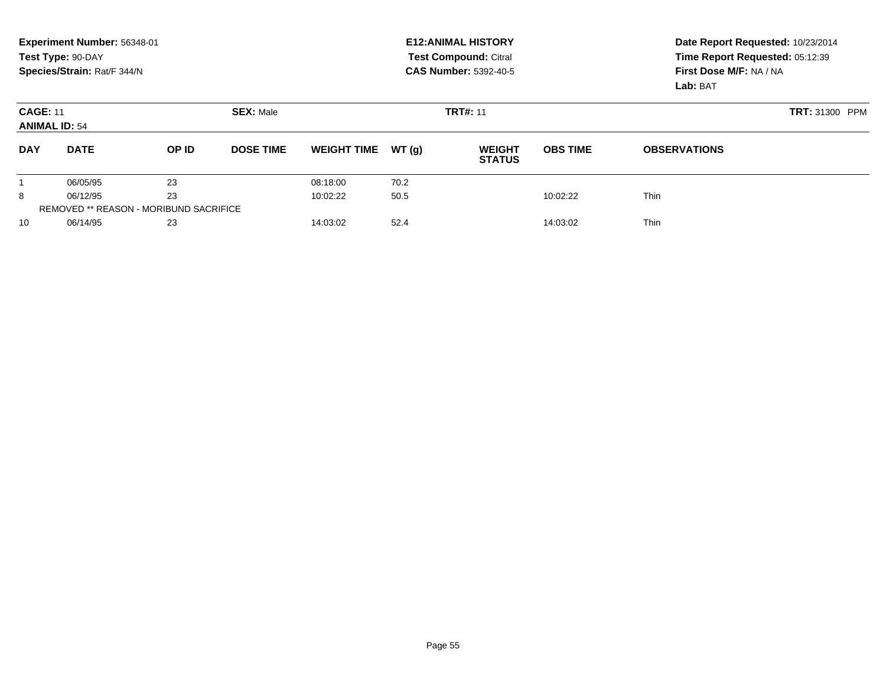**Experiment Number:** 56348-01
**Test Type:** 90-DAY
**Species/Strain:** Rat/F 344/N

**E12:ANIMAL HISTORY**
**Test Compound:** Citral
**CAS Number:** 5392-40-5

**Date Report Requested:** 10/23/2014
**Time Report Requested:** 05:12:39
**First Dose M/F:** NA / NA
**Lab:** BAT

**CAGE:** 11 **SEX:** Male **TRT#:** 11 **TRT:** 31300 PPM
**ANIMAL ID:** 54

| DAY | DATE | OP ID | DOSE TIME | WEIGHT TIME | WT (g) | WEIGHT STATUS | OBS TIME | OBSERVATIONS |
|---|---|---|---|---|---|---|---|---|
| 1 | 06/05/95 | 23 | | 08:18:00 | 70.2 | | | |
| 8 | 06/12/95 | 23 | | 10:02:22 | 50.5 | | 10:02:22 | Thin |
| REMOVED ** REASON - MORIBUND SACRIFICE | | | | | | | | |
| 10 | 06/14/95 | 23 | | 14:03:02 | 52.4 | | 14:03:02 | Thin |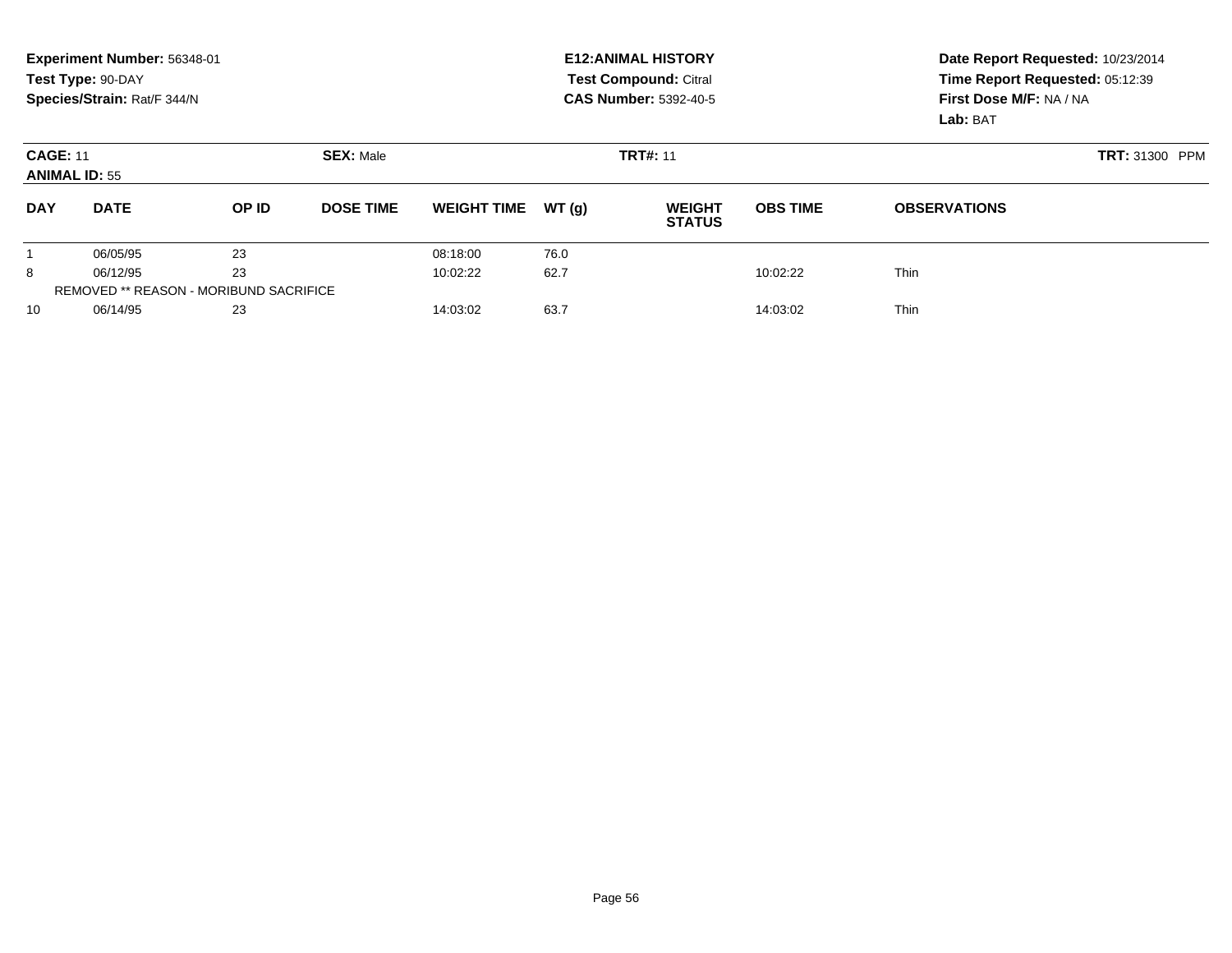**Experiment Number:** 56348-01
**Test Type:** 90-DAY
**Species/Strain:** Rat/F 344/N

**E12:ANIMAL HISTORY**
**Test Compound:** Citral
**CAS Number:** 5392-40-5

**Date Report Requested:** 10/23/2014
**Time Report Requested:** 05:12:39
**First Dose M/F:** NA / NA
**Lab:** BAT

**CAGE:** 11 **SEX:** Male **TRT#:** 11 **TRT:** 31300 PPM
**ANIMAL ID:** 55

| DAY | DATE | OP ID | DOSE TIME | WEIGHT TIME | WT (g) | WEIGHT STATUS | OBS TIME | OBSERVATIONS |
|---|---|---|---|---|---|---|---|---|
| 1 | 06/05/95 | 23 | | 08:18:00 | 76.0 | | | |
| 8 | 06/12/95 | 23 | | 10:02:22 | 62.7 | | 10:02:22 | Thin |
| REMOVED ** REASON - MORIBUND SACRIFICE | | | | | | | | |
| 10 | 06/14/95 | 23 | | 14:03:02 | 63.7 | | 14:03:02 | Thin |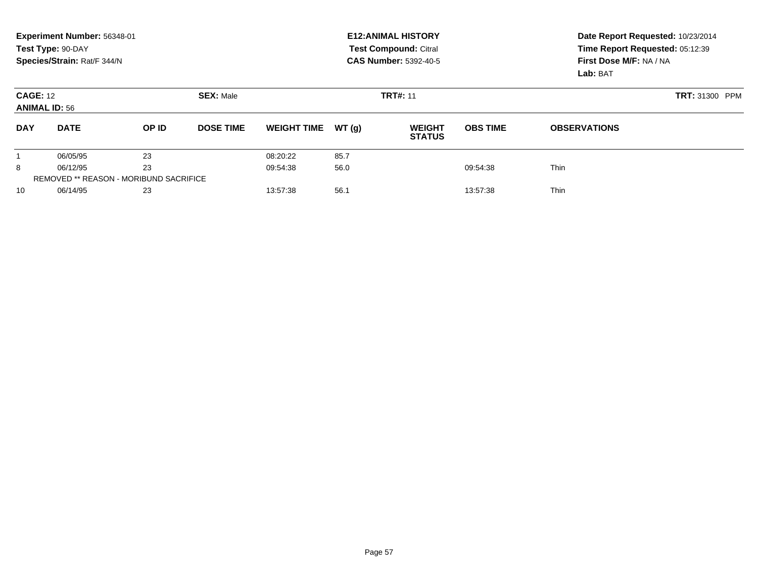**Experiment Number:** 56348-01
**Test Type:** 90-DAY
**Species/Strain:** Rat/F 344/N

**E12:ANIMAL HISTORY**
**Test Compound:** Citral
**CAS Number:** 5392-40-5

**Date Report Requested:** 10/23/2014
**Time Report Requested:** 05:12:39
**First Dose M/F:** NA / NA
**Lab:** BAT

**CAGE:** 12 **SEX:** Male **TRT#:** 11 **TRT:** 31300 PPM
**ANIMAL ID:** 56

| DAY | DATE | OP ID | DOSE TIME | WEIGHT TIME | WT (g) | WEIGHT STATUS | OBS TIME | OBSERVATIONS |
|---|---|---|---|---|---|---|---|---|
| 1 | 06/05/95 | 23 | | 08:20:22 | 85.7 | | | |
| 8 | 06/12/95 | 23 | | 09:54:38 | 56.0 | | 09:54:38 | Thin |
| REMOVED ** REASON - MORIBUND SACRIFICE | | | | | | | | |
| 10 | 06/14/95 | 23 | | 13:57:38 | 56.1 | | 13:57:38 | Thin |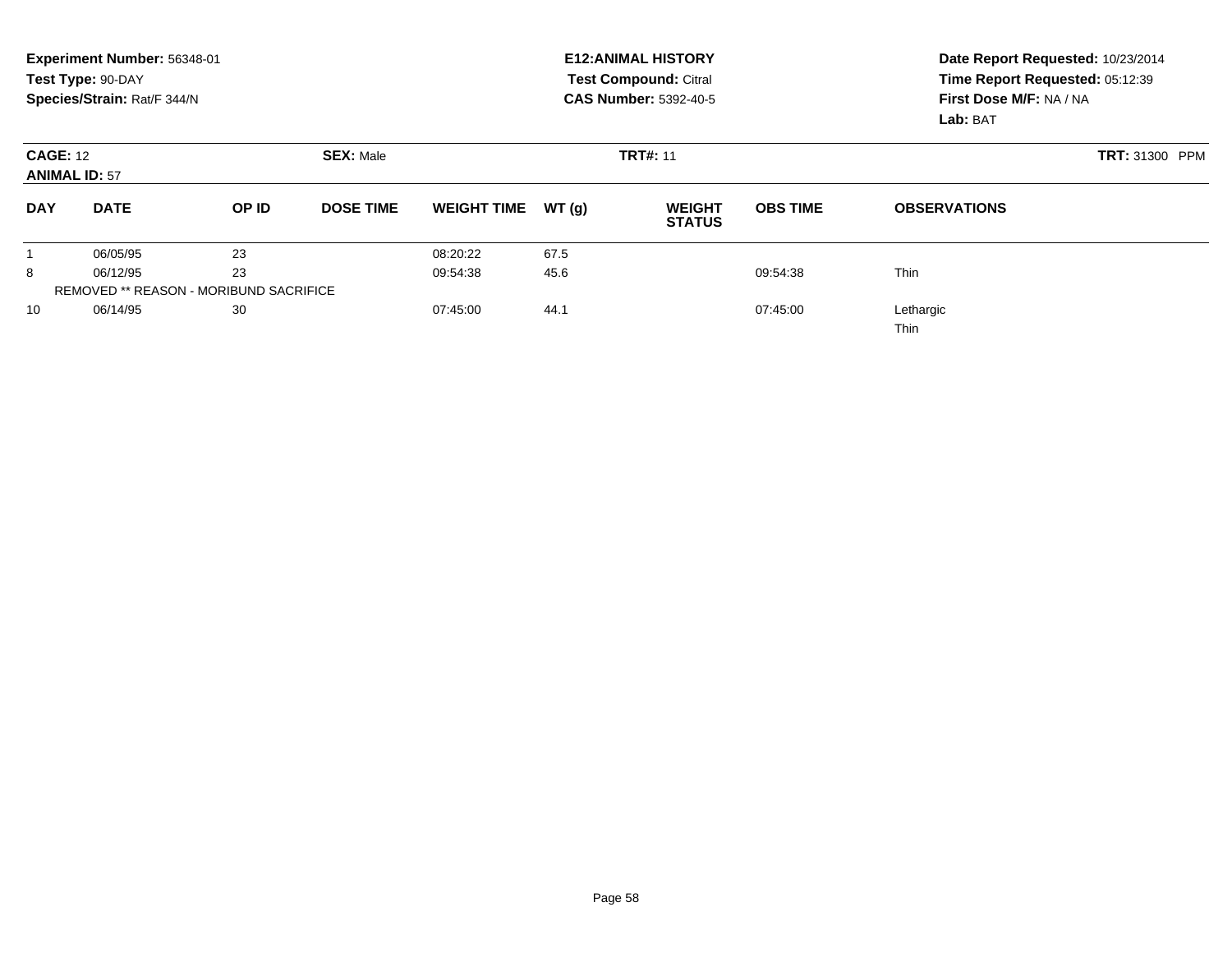**Experiment Number:** 56348-01
**Test Type:** 90-DAY
**Species/Strain:** Rat/F 344/N

**E12:ANIMAL HISTORY**
**Test Compound:** Citral
**CAS Number:** 5392-40-5

**Date Report Requested:** 10/23/2014
**Time Report Requested:** 05:12:39
**First Dose M/F:** NA / NA
**Lab:** BAT

**CAGE:** 12 **SEX:** Male **TRT#:** 11 **TRT:** 31300 PPM
**ANIMAL ID:** 57

| DAY | DATE | OP ID | DOSE TIME | WEIGHT TIME | WT (g) | WEIGHT STATUS | OBS TIME | OBSERVATIONS |
|---|---|---|---|---|---|---|---|---|
| 1 | 06/05/95 | 23 | | 08:20:22 | 67.5 | | | |
| 8 | 06/12/95 | 23 | | 09:54:38 | 45.6 | | 09:54:38 | Thin |
| REMOVED ** REASON - MORIBUND SACRIFICE | | | | | | | | |
| 10 | 06/14/95 | 30 | | 07:45:00 | 44.1 | | 07:45:00 | Lethargic<br>Thin |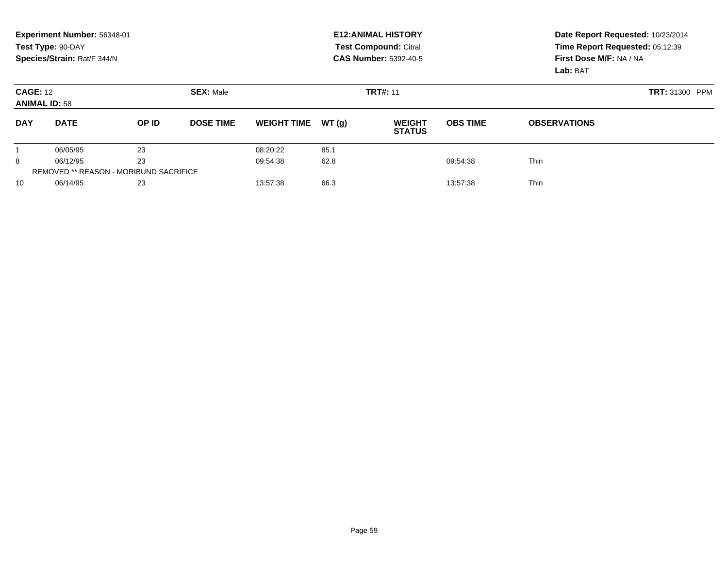**Experiment Number:** 56348-01
**Test Type:** 90-DAY
**Species/Strain:** Rat/F 344/N

**E12:ANIMAL HISTORY**
**Test Compound:** Citral
**CAS Number:** 5392-40-5

**Date Report Requested:** 10/23/2014
**Time Report Requested:** 05:12:39
**First Dose M/F:** NA / NA
**Lab:** BAT

**CAGE:** 12 **SEX:** Male **TRT#:** 11 **TRT:** 31300 PPM
**ANIMAL ID:** 58

| DAY | DATE | OP ID | DOSE TIME | WEIGHT TIME | WT (g) | WEIGHT STATUS | OBS TIME | OBSERVATIONS |
|---|---|---|---|---|---|---|---|---|
| 1 | 06/05/95 | 23 | | 08:20:22 | 85.1 | | | |
| 8 | 06/12/95 | 23 | | 09:54:38 | 62.8 | | 09:54:38 | Thin |
| REMOVED ** REASON - MORIBUND SACRIFICE | | | | | | | | |
| 10 | 06/14/95 | 23 | | 13:57:38 | 66.3 | | 13:57:38 | Thin |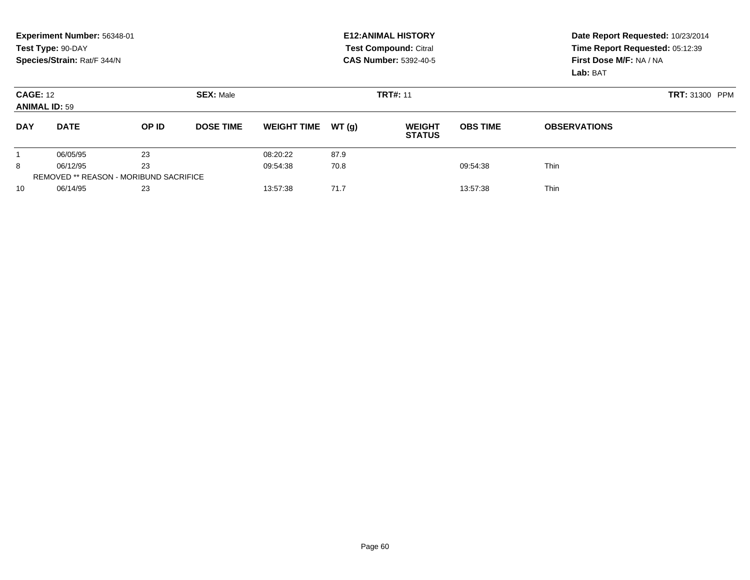**Experiment Number:** 56348-01
**Test Type:** 90-DAY
**Species/Strain:** Rat/F 344/N

**E12:ANIMAL HISTORY**
**Test Compound:** Citral
**CAS Number:** 5392-40-5

**Date Report Requested:** 10/23/2014
**Time Report Requested:** 05:12:39
**First Dose M/F:** NA / NA
**Lab:** BAT

**CAGE:** 12 **SEX:** Male **TRT#:** 11 **TRT:** 31300 PPM
**ANIMAL ID:** 59

| DAY | DATE | OP ID | DOSE TIME | WEIGHT TIME | WT (g) | WEIGHT STATUS | OBS TIME | OBSERVATIONS |
|---|---|---|---|---|---|---|---|---|
| 1 | 06/05/95 | 23 | | 08:20:22 | 87.9 | | | |
| 8 | 06/12/95 | 23 | | 09:54:38 | 70.8 | | 09:54:38 | Thin |
| REMOVED ** REASON - MORIBUND SACRIFICE | | | | | | | | |
| 10 | 06/14/95 | 23 | | 13:57:38 | 71.7 | | 13:57:38 | Thin |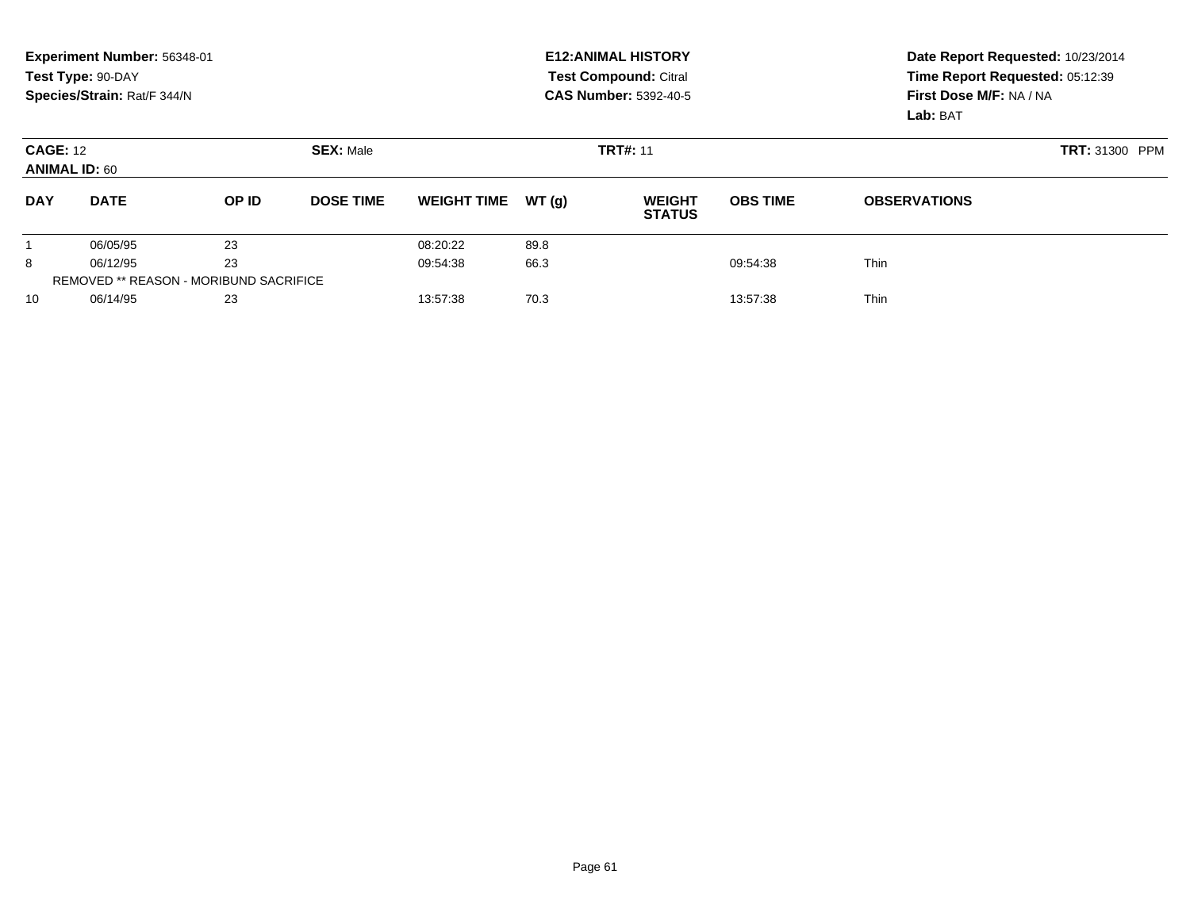**Experiment Number:** 56348-01
**Test Type:** 90-DAY
**Species/Strain:** Rat/F 344/N

**E12:ANIMAL HISTORY**
**Test Compound:** Citral
**CAS Number:** 5392-40-5

**Date Report Requested:** 10/23/2014
**Time Report Requested:** 05:12:39
**First Dose M/F:** NA / NA
**Lab:** BAT

**CAGE:** 12 **SEX:** Male **TRT#:** 11 **TRT:** 31300 PPM
**ANIMAL ID:** 60

| DAY | DATE | OP ID | DOSE TIME | WEIGHT TIME | WT (g) | WEIGHT STATUS | OBS TIME | OBSERVATIONS |
|---|---|---|---|---|---|---|---|---|
| 1 | 06/05/95 | 23 | | 08:20:22 | 89.8 | | | |
| 8 | 06/12/95 | 23 | | 09:54:38 | 66.3 | | 09:54:38 | Thin |
| REMOVED ** REASON - MORIBUND SACRIFICE | | | | | | | | |
| 10 | 06/14/95 | 23 | | 13:57:38 | 70.3 | | 13:57:38 | Thin |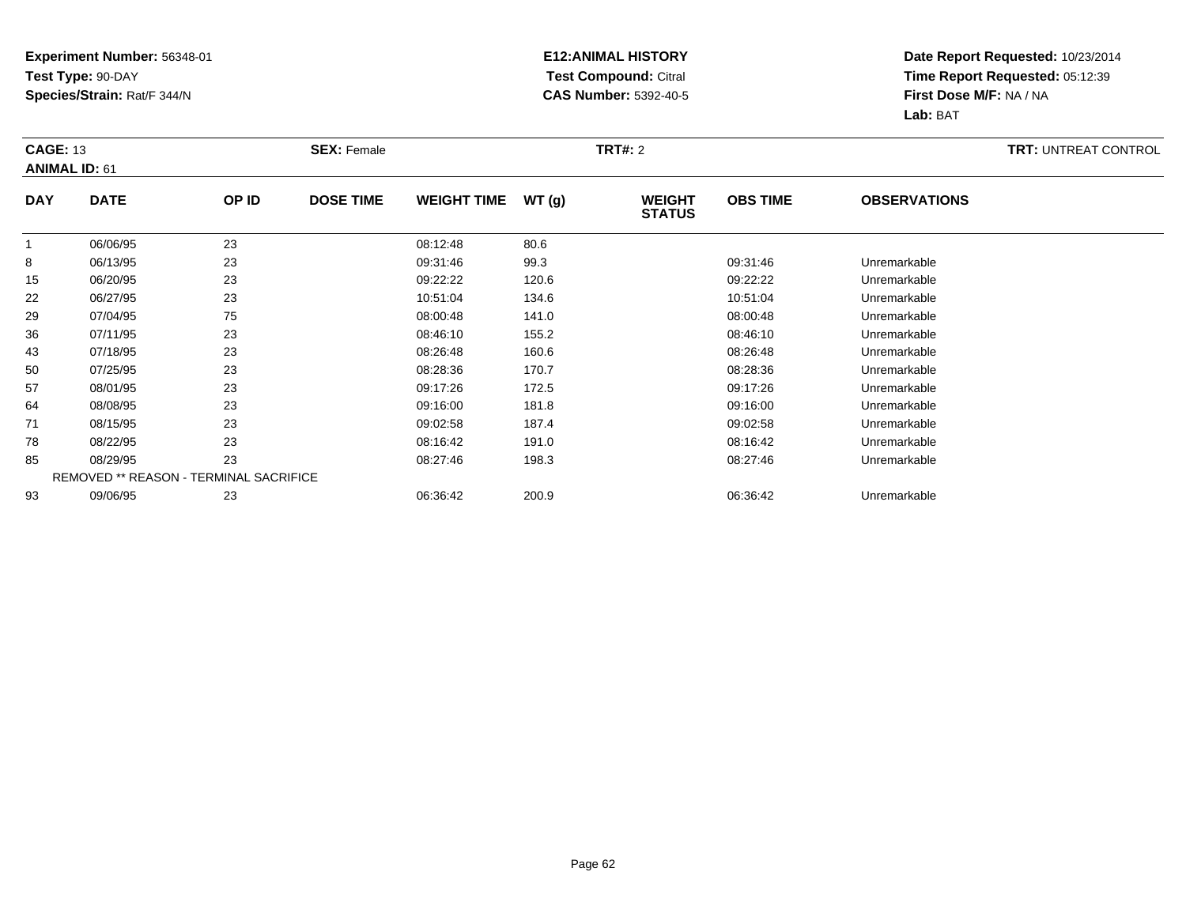**Experiment Number:** 56348-01
**Test Type:** 90-DAY
**Species/Strain:** Rat/F 344/N

**E12:ANIMAL HISTORY**
**Test Compound:** Citral
**CAS Number:** 5392-40-5

**Date Report Requested:** 10/23/2014
**Time Report Requested:** 05:12:39
**First Dose M/F:** NA / NA
**Lab:** BAT

**CAGE:** 13 **SEX:** Female **TRT#:** 2 **TRT:** UNTREAT CONTROL
**ANIMAL ID:** 61

| DAY | DATE | OP ID | DOSE TIME | WEIGHT TIME | WT (g) | WEIGHT STATUS | OBS TIME | OBSERVATIONS |
|---|---|---|---|---|---|---|---|---|
| 1 | 06/06/95 | 23 | | 08:12:48 | 80.6 | | | |
| 8 | 06/13/95 | 23 | | 09:31:46 | 99.3 | | 09:31:46 | Unremarkable |
| 15 | 06/20/95 | 23 | | 09:22:22 | 120.6 | | 09:22:22 | Unremarkable |
| 22 | 06/27/95 | 23 | | 10:51:04 | 134.6 | | 10:51:04 | Unremarkable |
| 29 | 07/04/95 | 75 | | 08:00:48 | 141.0 | | 08:00:48 | Unremarkable |
| 36 | 07/11/95 | 23 | | 08:46:10 | 155.2 | | 08:46:10 | Unremarkable |
| 43 | 07/18/95 | 23 | | 08:26:48 | 160.6 | | 08:26:48 | Unremarkable |
| 50 | 07/25/95 | 23 | | 08:28:36 | 170.7 | | 08:28:36 | Unremarkable |
| 57 | 08/01/95 | 23 | | 09:17:26 | 172.5 | | 09:17:26 | Unremarkable |
| 64 | 08/08/95 | 23 | | 09:16:00 | 181.8 | | 09:16:00 | Unremarkable |
| 71 | 08/15/95 | 23 | | 09:02:58 | 187.4 | | 09:02:58 | Unremarkable |
| 78 | 08/22/95 | 23 | | 08:16:42 | 191.0 | | 08:16:42 | Unremarkable |
| 85 | 08/29/95 | 23 | | 08:27:46 | 198.3 | | 08:27:46 | Unremarkable |
| REMOVED ** REASON - TERMINAL SACRIFICE | | | | | | | | |
| 93 | 09/06/95 | 23 | | 06:36:42 | 200.9 | | 06:36:42 | Unremarkable |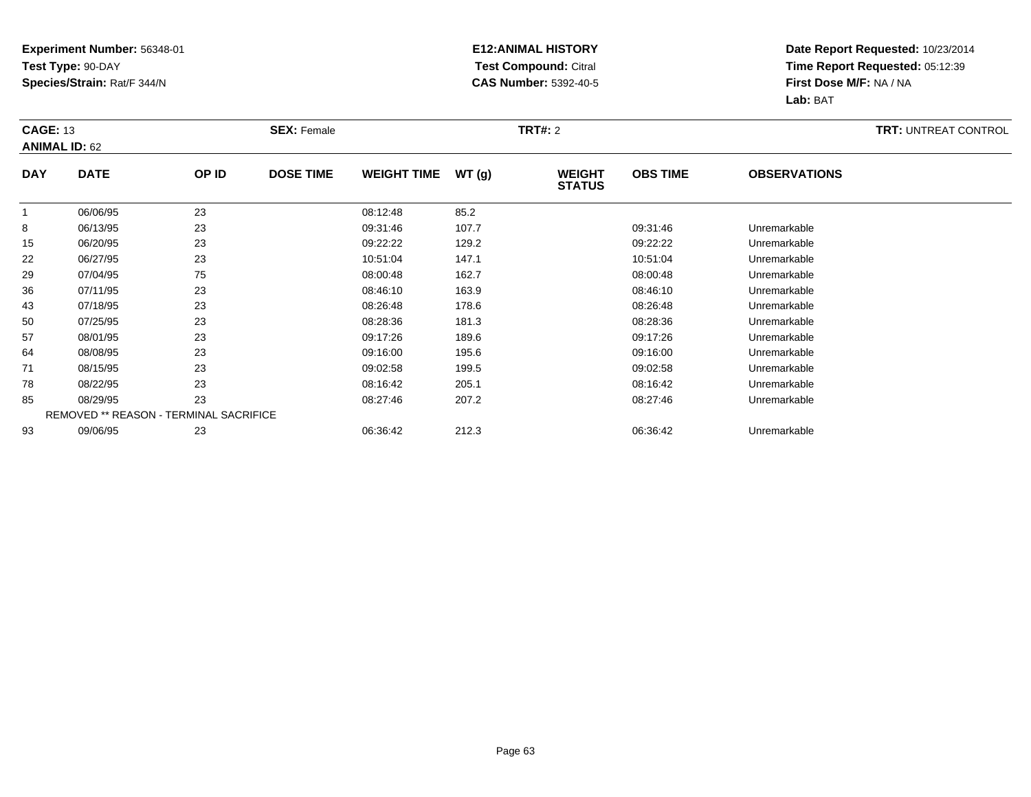**Experiment Number:** 56348-01
**Test Type:** 90-DAY
**Species/Strain:** Rat/F 344/N

**E12:ANIMAL HISTORY**
**Test Compound:** Citral
**CAS Number:** 5392-40-5

**Date Report Requested:** 10/23/2014
**Time Report Requested:** 05:12:39
**First Dose M/F:** NA / NA
**Lab:** BAT

**CAGE:** 13 **SEX:** Female **TRT#:** 2 **TRT:** UNTREAT CONTROL
**ANIMAL ID:** 62

| DAY | DATE | OP ID | DOSE TIME | WEIGHT TIME | WT (g) | WEIGHT STATUS | OBS TIME | OBSERVATIONS |
|---|---|---|---|---|---|---|---|---|
| 1 | 06/06/95 | 23 | | 08:12:48 | 85.2 | | | |
| 8 | 06/13/95 | 23 | | 09:31:46 | 107.7 | | 09:31:46 | Unremarkable |
| 15 | 06/20/95 | 23 | | 09:22:22 | 129.2 | | 09:22:22 | Unremarkable |
| 22 | 06/27/95 | 23 | | 10:51:04 | 147.1 | | 10:51:04 | Unremarkable |
| 29 | 07/04/95 | 75 | | 08:00:48 | 162.7 | | 08:00:48 | Unremarkable |
| 36 | 07/11/95 | 23 | | 08:46:10 | 163.9 | | 08:46:10 | Unremarkable |
| 43 | 07/18/95 | 23 | | 08:26:48 | 178.6 | | 08:26:48 | Unremarkable |
| 50 | 07/25/95 | 23 | | 08:28:36 | 181.3 | | 08:28:36 | Unremarkable |
| 57 | 08/01/95 | 23 | | 09:17:26 | 189.6 | | 09:17:26 | Unremarkable |
| 64 | 08/08/95 | 23 | | 09:16:00 | 195.6 | | 09:16:00 | Unremarkable |
| 71 | 08/15/95 | 23 | | 09:02:58 | 199.5 | | 09:02:58 | Unremarkable |
| 78 | 08/22/95 | 23 | | 08:16:42 | 205.1 | | 08:16:42 | Unremarkable |
| 85 | 08/29/95 | 23 | | 08:27:46 | 207.2 | | 08:27:46 | Unremarkable |
| REMOVED ** REASON - TERMINAL SACRIFICE | | | | | | | | |
| 93 | 09/06/95 | 23 | | 06:36:42 | 212.3 | | 06:36:42 | Unremarkable |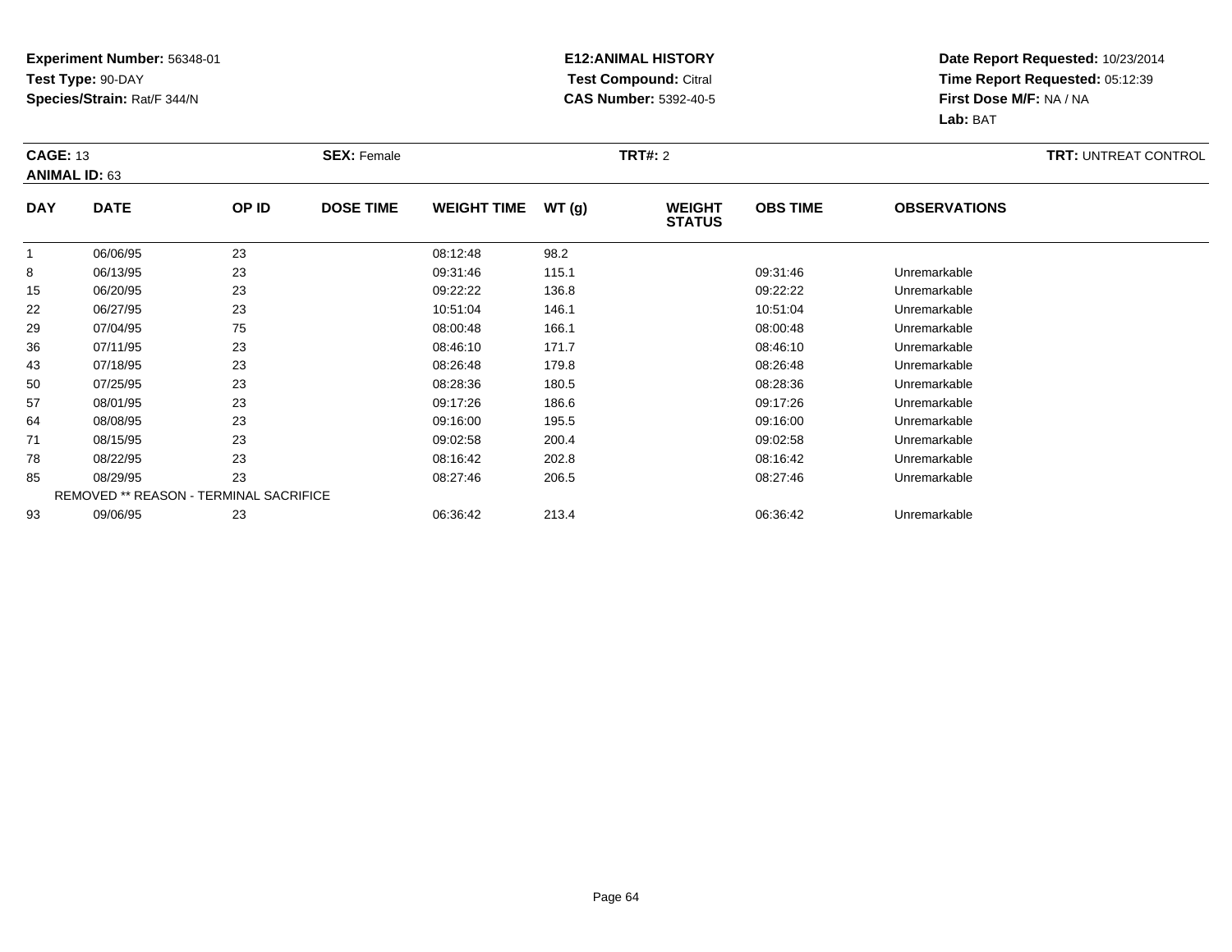**Experiment Number:** 56348-01
**Test Type:** 90-DAY
**Species/Strain:** Rat/F 344/N

**E12:ANIMAL HISTORY**
**Test Compound:** Citral
**CAS Number:** 5392-40-5

**Date Report Requested:** 10/23/2014
**Time Report Requested:** 05:12:39
**First Dose M/F:** NA / NA
**Lab:** BAT

**CAGE:** 13 **SEX:** Female **TRT#:** 2 **TRT:** UNTREAT CONTROL
**ANIMAL ID:** 63

| DAY | DATE | OP ID | DOSE TIME | WEIGHT TIME | WT (g) | WEIGHT STATUS | OBS TIME | OBSERVATIONS |
|---|---|---|---|---|---|---|---|---|
| 1 | 06/06/95 | 23 | | 08:12:48 | 98.2 | | | |
| 8 | 06/13/95 | 23 | | 09:31:46 | 115.1 | | 09:31:46 | Unremarkable |
| 15 | 06/20/95 | 23 | | 09:22:22 | 136.8 | | 09:22:22 | Unremarkable |
| 22 | 06/27/95 | 23 | | 10:51:04 | 146.1 | | 10:51:04 | Unremarkable |
| 29 | 07/04/95 | 75 | | 08:00:48 | 166.1 | | 08:00:48 | Unremarkable |
| 36 | 07/11/95 | 23 | | 08:46:10 | 171.7 | | 08:46:10 | Unremarkable |
| 43 | 07/18/95 | 23 | | 08:26:48 | 179.8 | | 08:26:48 | Unremarkable |
| 50 | 07/25/95 | 23 | | 08:28:36 | 180.5 | | 08:28:36 | Unremarkable |
| 57 | 08/01/95 | 23 | | 09:17:26 | 186.6 | | 09:17:26 | Unremarkable |
| 64 | 08/08/95 | 23 | | 09:16:00 | 195.5 | | 09:16:00 | Unremarkable |
| 71 | 08/15/95 | 23 | | 09:02:58 | 200.4 | | 09:02:58 | Unremarkable |
| 78 | 08/22/95 | 23 | | 08:16:42 | 202.8 | | 08:16:42 | Unremarkable |
| 85 | 08/29/95 | 23 | | 08:27:46 | 206.5 | | 08:27:46 | Unremarkable |
| REMOVED ** REASON - TERMINAL SACRIFICE | | | | | | | | |
| 93 | 09/06/95 | 23 | | 06:36:42 | 213.4 | | 06:36:42 | Unremarkable |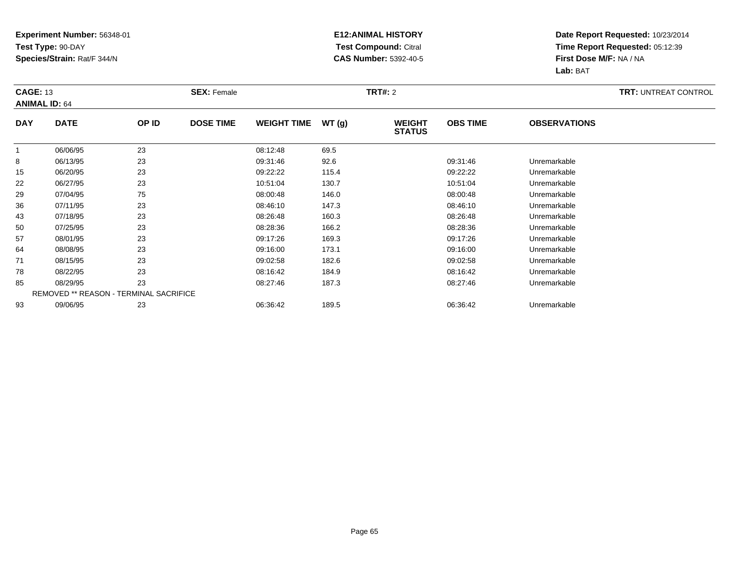**Experiment Number:** 56348-01
**Test Type:** 90-DAY
**Species/Strain:** Rat/F 344/N

**E12:ANIMAL HISTORY**
**Test Compound:** Citral
**CAS Number:** 5392-40-5

**Date Report Requested:** 10/23/2014
**Time Report Requested:** 05:12:39
**First Dose M/F:** NA / NA
**Lab:** BAT

**CAGE:** 13 **SEX:** Female **TRT#:** 2 **TRT:** UNTREAT CONTROL
**ANIMAL ID:** 64

| DAY | DATE | OP ID | DOSE TIME | WEIGHT TIME | WT (g) | WEIGHT STATUS | OBS TIME | OBSERVATIONS |
|---|---|---|---|---|---|---|---|---|
| 1 | 06/06/95 | 23 | | 08:12:48 | 69.5 | | | |
| 8 | 06/13/95 | 23 | | 09:31:46 | 92.6 | | 09:31:46 | Unremarkable |
| 15 | 06/20/95 | 23 | | 09:22:22 | 115.4 | | 09:22:22 | Unremarkable |
| 22 | 06/27/95 | 23 | | 10:51:04 | 130.7 | | 10:51:04 | Unremarkable |
| 29 | 07/04/95 | 75 | | 08:00:48 | 146.0 | | 08:00:48 | Unremarkable |
| 36 | 07/11/95 | 23 | | 08:46:10 | 147.3 | | 08:46:10 | Unremarkable |
| 43 | 07/18/95 | 23 | | 08:26:48 | 160.3 | | 08:26:48 | Unremarkable |
| 50 | 07/25/95 | 23 | | 08:28:36 | 166.2 | | 08:28:36 | Unremarkable |
| 57 | 08/01/95 | 23 | | 09:17:26 | 169.3 | | 09:17:26 | Unremarkable |
| 64 | 08/08/95 | 23 | | 09:16:00 | 173.1 | | 09:16:00 | Unremarkable |
| 71 | 08/15/95 | 23 | | 09:02:58 | 182.6 | | 09:02:58 | Unremarkable |
| 78 | 08/22/95 | 23 | | 08:16:42 | 184.9 | | 08:16:42 | Unremarkable |
| 85 | 08/29/95 | 23 | | 08:27:46 | 187.3 | | 08:27:46 | Unremarkable |
| REMOVED ** REASON - TERMINAL SACRIFICE | | | | | | | | |
| 93 | 09/06/95 | 23 | | 06:36:42 | 189.5 | | 06:36:42 | Unremarkable |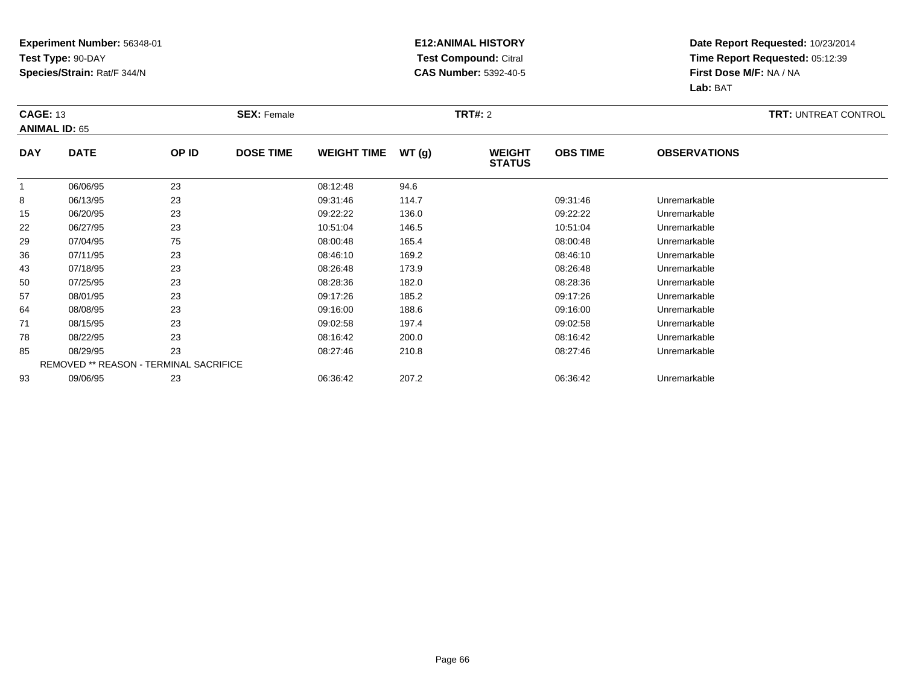**Experiment Number:** 56348-01
**Test Type:** 90-DAY
**Species/Strain:** Rat/F 344/N

**E12:ANIMAL HISTORY**
**Test Compound:** Citral
**CAS Number:** 5392-40-5

**Date Report Requested:** 10/23/2014
**Time Report Requested:** 05:12:39
**First Dose M/F:** NA / NA
**Lab:** BAT

**CAGE:** 13 **SEX:** Female **TRT#:** 2 **TRT:** UNTREAT CONTROL
**ANIMAL ID:** 65

| DAY | DATE | OP ID | DOSE TIME | WEIGHT TIME | WT (g) | WEIGHT STATUS | OBS TIME | OBSERVATIONS |
|---|---|---|---|---|---|---|---|---|
| 1 | 06/06/95 | 23 | | 08:12:48 | 94.6 | | | |
| 8 | 06/13/95 | 23 | | 09:31:46 | 114.7 | | 09:31:46 | Unremarkable |
| 15 | 06/20/95 | 23 | | 09:22:22 | 136.0 | | 09:22:22 | Unremarkable |
| 22 | 06/27/95 | 23 | | 10:51:04 | 146.5 | | 10:51:04 | Unremarkable |
| 29 | 07/04/95 | 75 | | 08:00:48 | 165.4 | | 08:00:48 | Unremarkable |
| 36 | 07/11/95 | 23 | | 08:46:10 | 169.2 | | 08:46:10 | Unremarkable |
| 43 | 07/18/95 | 23 | | 08:26:48 | 173.9 | | 08:26:48 | Unremarkable |
| 50 | 07/25/95 | 23 | | 08:28:36 | 182.0 | | 08:28:36 | Unremarkable |
| 57 | 08/01/95 | 23 | | 09:17:26 | 185.2 | | 09:17:26 | Unremarkable |
| 64 | 08/08/95 | 23 | | 09:16:00 | 188.6 | | 09:16:00 | Unremarkable |
| 71 | 08/15/95 | 23 | | 09:02:58 | 197.4 | | 09:02:58 | Unremarkable |
| 78 | 08/22/95 | 23 | | 08:16:42 | 200.0 | | 08:16:42 | Unremarkable |
| 85 | 08/29/95 | 23 | | 08:27:46 | 210.8 | | 08:27:46 | Unremarkable |
| REMOVED ** REASON - TERMINAL SACRIFICE | | | | | | | | |
| 93 | 09/06/95 | 23 | | 06:36:42 | 207.2 | | 06:36:42 | Unremarkable |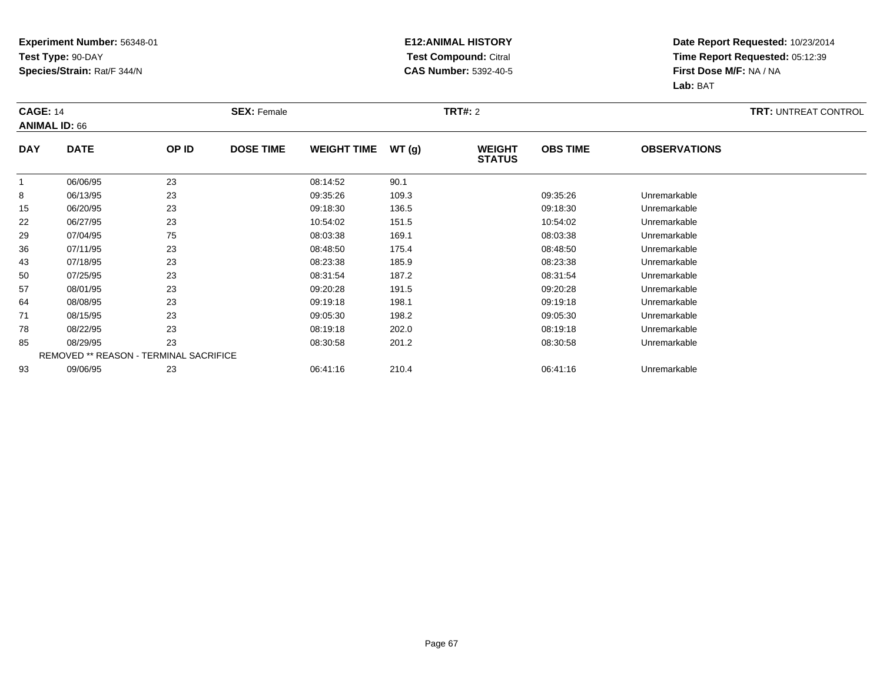**Experiment Number:** 56348-01
**Test Type:** 90-DAY
**Species/Strain:** Rat/F 344/N

**E12:ANIMAL HISTORY**
**Test Compound:** Citral
**CAS Number:** 5392-40-5

**Date Report Requested:** 10/23/2014
**Time Report Requested:** 05:12:39
**First Dose M/F:** NA / NA
**Lab:** BAT

**CAGE:** 14 **SEX:** Female **TRT#:** 2 **TRT:** UNTREAT CONTROL
**ANIMAL ID:** 66

| DAY | DATE | OP ID | DOSE TIME | WEIGHT TIME | WT (g) | WEIGHT STATUS | OBS TIME | OBSERVATIONS |
|---|---|---|---|---|---|---|---|---|
| 1 | 06/06/95 | 23 | | 08:14:52 | 90.1 | | | |
| 8 | 06/13/95 | 23 | | 09:35:26 | 109.3 | | 09:35:26 | Unremarkable |
| 15 | 06/20/95 | 23 | | 09:18:30 | 136.5 | | 09:18:30 | Unremarkable |
| 22 | 06/27/95 | 23 | | 10:54:02 | 151.5 | | 10:54:02 | Unremarkable |
| 29 | 07/04/95 | 75 | | 08:03:38 | 169.1 | | 08:03:38 | Unremarkable |
| 36 | 07/11/95 | 23 | | 08:48:50 | 175.4 | | 08:48:50 | Unremarkable |
| 43 | 07/18/95 | 23 | | 08:23:38 | 185.9 | | 08:23:38 | Unremarkable |
| 50 | 07/25/95 | 23 | | 08:31:54 | 187.2 | | 08:31:54 | Unremarkable |
| 57 | 08/01/95 | 23 | | 09:20:28 | 191.5 | | 09:20:28 | Unremarkable |
| 64 | 08/08/95 | 23 | | 09:19:18 | 198.1 | | 09:19:18 | Unremarkable |
| 71 | 08/15/95 | 23 | | 09:05:30 | 198.2 | | 09:05:30 | Unremarkable |
| 78 | 08/22/95 | 23 | | 08:19:18 | 202.0 | | 08:19:18 | Unremarkable |
| 85 | 08/29/95 | 23 | | 08:30:58 | 201.2 | | 08:30:58 | Unremarkable |
| | REMOVED ** REASON - TERMINAL SACRIFICE | | | | | | | |
| 93 | 09/06/95 | 23 | | 06:41:16 | 210.4 | | 06:41:16 | Unremarkable |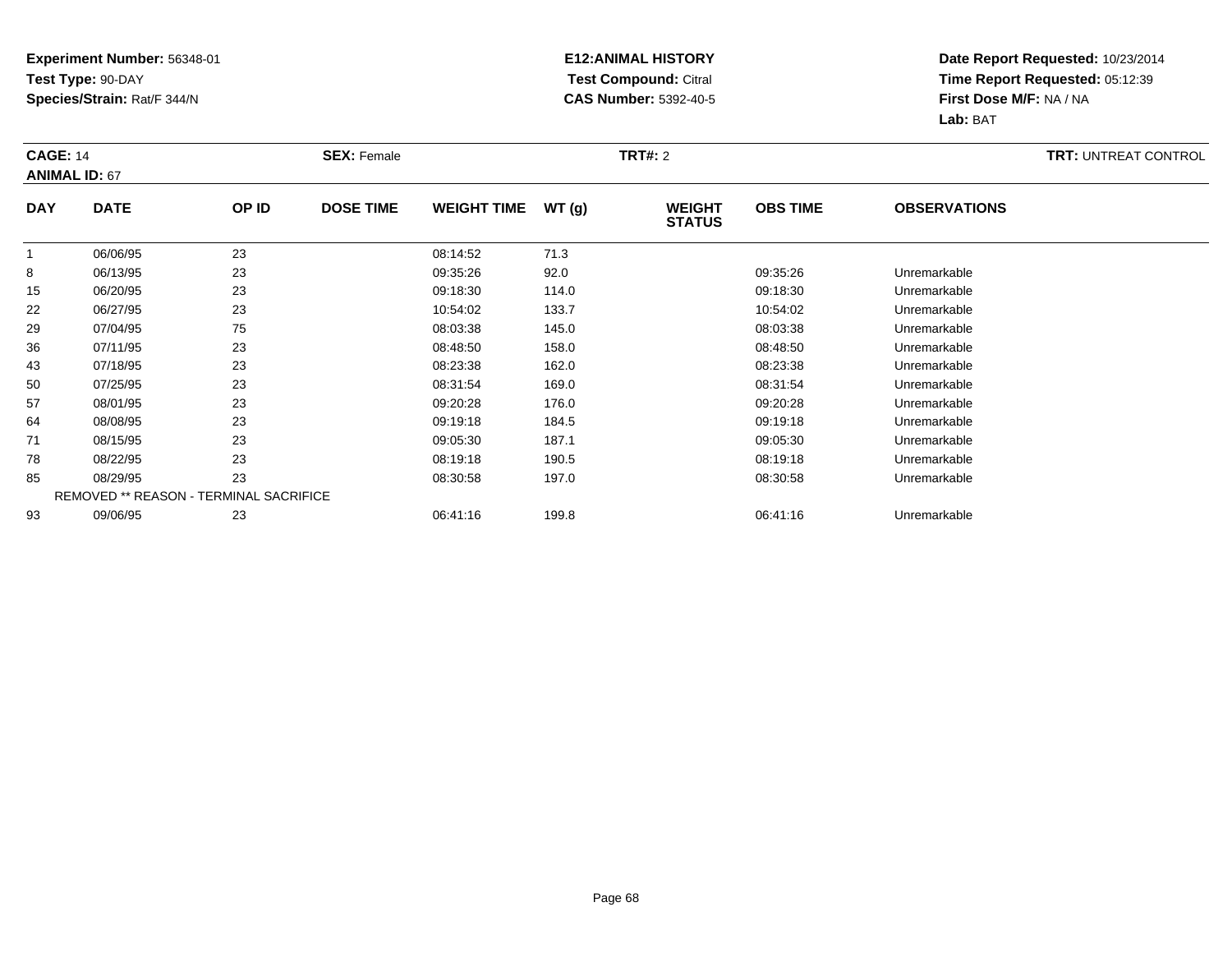**Experiment Number:** 56348-01
**Test Type:** 90-DAY
**Species/Strain:** Rat/F 344/N

**E12:ANIMAL HISTORY**
**Test Compound:** Citral
**CAS Number:** 5392-40-5

**Date Report Requested:** 10/23/2014
**Time Report Requested:** 05:12:39
**First Dose M/F:** NA / NA
**Lab:** BAT

**CAGE:** 14 **SEX:** Female **TRT#:** 2 **TRT:** UNTREAT CONTROL
**ANIMAL ID:** 67

| DAY | DATE | OP ID | DOSE TIME | WEIGHT TIME | WT (g) | WEIGHT STATUS | OBS TIME | OBSERVATIONS |
|---|---|---|---|---|---|---|---|---|
| 1 | 06/06/95 | 23 | | 08:14:52 | 71.3 | | | |
| 8 | 06/13/95 | 23 | | 09:35:26 | 92.0 | | 09:35:26 | Unremarkable |
| 15 | 06/20/95 | 23 | | 09:18:30 | 114.0 | | 09:18:30 | Unremarkable |
| 22 | 06/27/95 | 23 | | 10:54:02 | 133.7 | | 10:54:02 | Unremarkable |
| 29 | 07/04/95 | 75 | | 08:03:38 | 145.0 | | 08:03:38 | Unremarkable |
| 36 | 07/11/95 | 23 | | 08:48:50 | 158.0 | | 08:48:50 | Unremarkable |
| 43 | 07/18/95 | 23 | | 08:23:38 | 162.0 | | 08:23:38 | Unremarkable |
| 50 | 07/25/95 | 23 | | 08:31:54 | 169.0 | | 08:31:54 | Unremarkable |
| 57 | 08/01/95 | 23 | | 09:20:28 | 176.0 | | 09:20:28 | Unremarkable |
| 64 | 08/08/95 | 23 | | 09:19:18 | 184.5 | | 09:19:18 | Unremarkable |
| 71 | 08/15/95 | 23 | | 09:05:30 | 187.1 | | 09:05:30 | Unremarkable |
| 78 | 08/22/95 | 23 | | 08:19:18 | 190.5 | | 08:19:18 | Unremarkable |
| 85 | 08/29/95 | 23 | | 08:30:58 | 197.0 | | 08:30:58 | Unremarkable |
| | REMOVED ** REASON - TERMINAL SACRIFICE | | | | | | | |
| 93 | 09/06/95 | 23 | | 06:41:16 | 199.8 | | 06:41:16 | Unremarkable |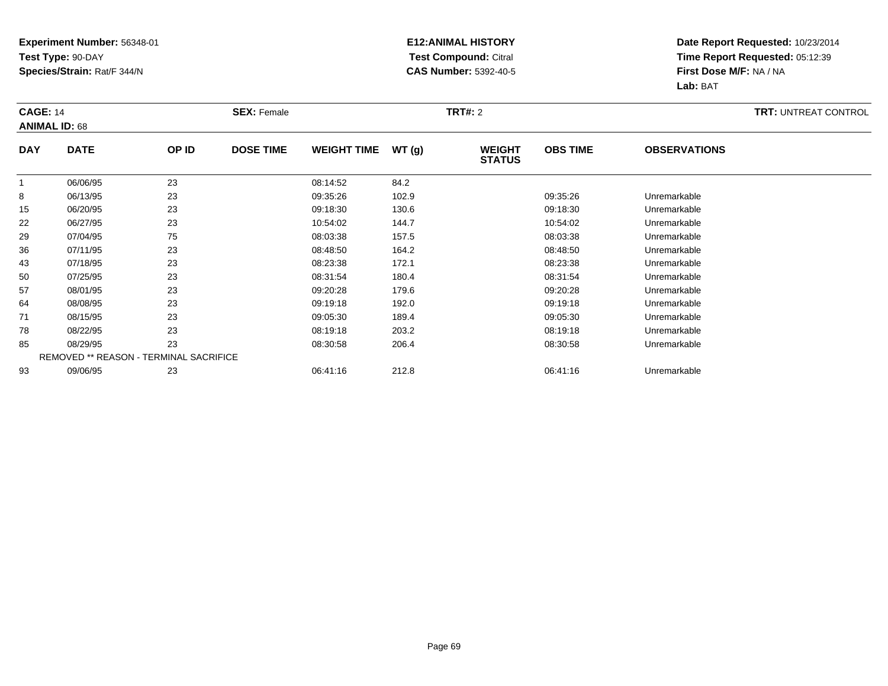**Experiment Number:** 56348-01
**Test Type:** 90-DAY
**Species/Strain:** Rat/F 344/N

**E12:ANIMAL HISTORY**
**Test Compound:** Citral
**CAS Number:** 5392-40-5

**Date Report Requested:** 10/23/2014
**Time Report Requested:** 05:12:39
**First Dose M/F:** NA / NA
**Lab:** BAT

**CAGE:** 14 **SEX:** Female **TRT#:** 2 **TRT:** UNTREAT CONTROL
**ANIMAL ID:** 68

| DAY | DATE | OP ID | DOSE TIME | WEIGHT TIME | WT (g) | WEIGHT STATUS | OBS TIME | OBSERVATIONS |
|---|---|---|---|---|---|---|---|---|
| 1 | 06/06/95 | 23 | | 08:14:52 | 84.2 | | | |
| 8 | 06/13/95 | 23 | | 09:35:26 | 102.9 | | 09:35:26 | Unremarkable |
| 15 | 06/20/95 | 23 | | 09:18:30 | 130.6 | | 09:18:30 | Unremarkable |
| 22 | 06/27/95 | 23 | | 10:54:02 | 144.7 | | 10:54:02 | Unremarkable |
| 29 | 07/04/95 | 75 | | 08:03:38 | 157.5 | | 08:03:38 | Unremarkable |
| 36 | 07/11/95 | 23 | | 08:48:50 | 164.2 | | 08:48:50 | Unremarkable |
| 43 | 07/18/95 | 23 | | 08:23:38 | 172.1 | | 08:23:38 | Unremarkable |
| 50 | 07/25/95 | 23 | | 08:31:54 | 180.4 | | 08:31:54 | Unremarkable |
| 57 | 08/01/95 | 23 | | 09:20:28 | 179.6 | | 09:20:28 | Unremarkable |
| 64 | 08/08/95 | 23 | | 09:19:18 | 192.0 | | 09:19:18 | Unremarkable |
| 71 | 08/15/95 | 23 | | 09:05:30 | 189.4 | | 09:05:30 | Unremarkable |
| 78 | 08/22/95 | 23 | | 08:19:18 | 203.2 | | 08:19:18 | Unremarkable |
| 85 | 08/29/95 | 23 | | 08:30:58 | 206.4 | | 08:30:58 | Unremarkable |
| REMOVED ** REASON - TERMINAL SACRIFICE | | | | | | | | |
| 93 | 09/06/95 | 23 | | 06:41:16 | 212.8 | | 06:41:16 | Unremarkable |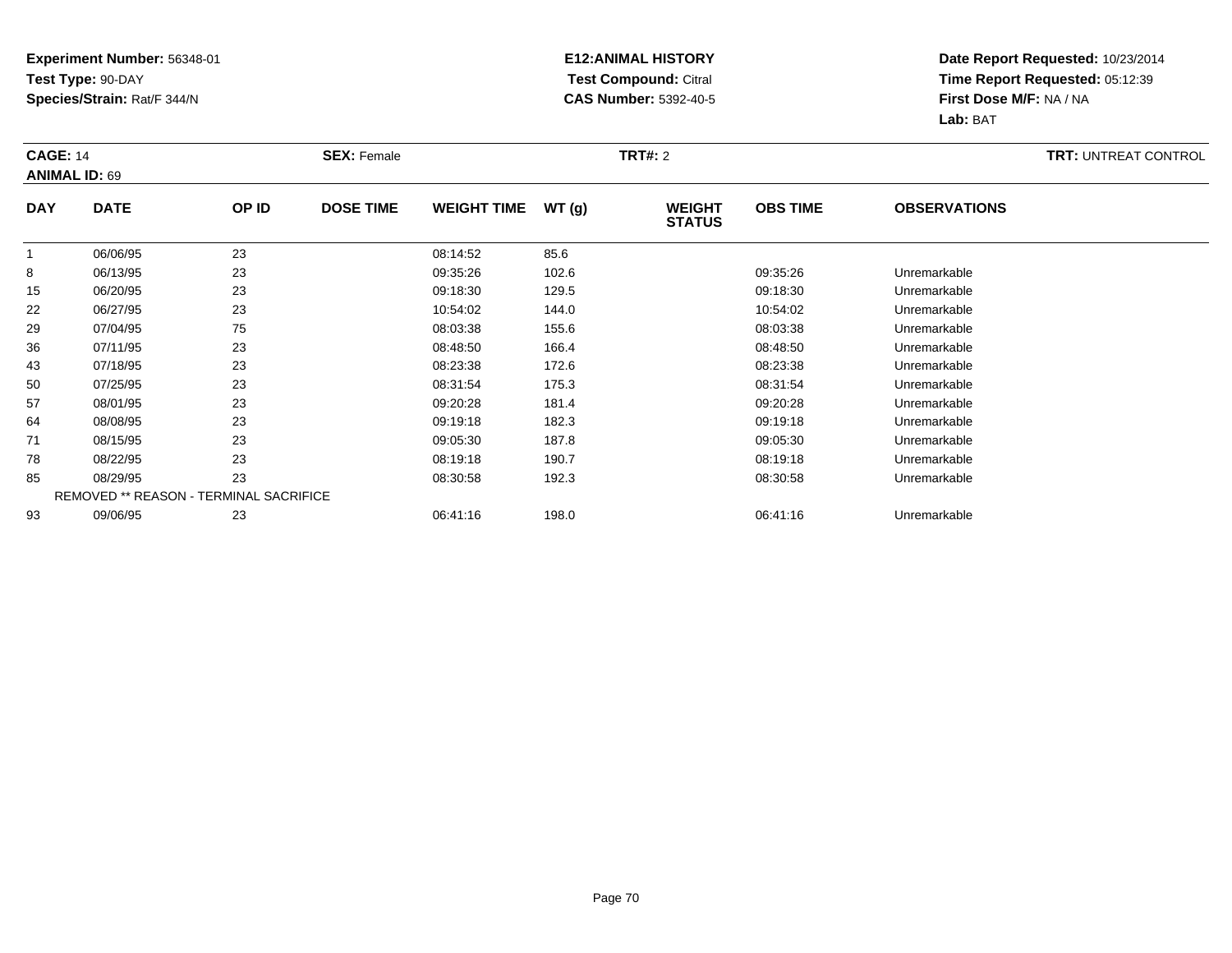**Experiment Number:** 56348-01
**Test Type:** 90-DAY
**Species/Strain:** Rat/F 344/N

**E12:ANIMAL HISTORY**
**Test Compound:** Citral
**CAS Number:** 5392-40-5

**Date Report Requested:** 10/23/2014
**Time Report Requested:** 05:12:39
**First Dose M/F:** NA / NA
**Lab:** BAT

**CAGE:** 14
**ANIMAL ID:** 69
**SEX:** Female
**TRT#:** 2
**TRT:** UNTREAT CONTROL

| DAY | DATE | OP ID | DOSE TIME | WEIGHT TIME | WT (g) | WEIGHT STATUS | OBS TIME | OBSERVATIONS |
|---|---|---|---|---|---|---|---|---|
| 1 | 06/06/95 | 23 | | 08:14:52 | 85.6 | | | |
| 8 | 06/13/95 | 23 | | 09:35:26 | 102.6 | | 09:35:26 | Unremarkable |
| 15 | 06/20/95 | 23 | | 09:18:30 | 129.5 | | 09:18:30 | Unremarkable |
| 22 | 06/27/95 | 23 | | 10:54:02 | 144.0 | | 10:54:02 | Unremarkable |
| 29 | 07/04/95 | 75 | | 08:03:38 | 155.6 | | 08:03:38 | Unremarkable |
| 36 | 07/11/95 | 23 | | 08:48:50 | 166.4 | | 08:48:50 | Unremarkable |
| 43 | 07/18/95 | 23 | | 08:23:38 | 172.6 | | 08:23:38 | Unremarkable |
| 50 | 07/25/95 | 23 | | 08:31:54 | 175.3 | | 08:31:54 | Unremarkable |
| 57 | 08/01/95 | 23 | | 09:20:28 | 181.4 | | 09:20:28 | Unremarkable |
| 64 | 08/08/95 | 23 | | 09:19:18 | 182.3 | | 09:19:18 | Unremarkable |
| 71 | 08/15/95 | 23 | | 09:05:30 | 187.8 | | 09:05:30 | Unremarkable |
| 78 | 08/22/95 | 23 | | 08:19:18 | 190.7 | | 08:19:18 | Unremarkable |
| 85 | 08/29/95 | 23 | | 08:30:58 | 192.3 | | 08:30:58 | Unremarkable |
| REMOVED ** REASON - TERMINAL SACRIFICE | | | | | | | | |
| 93 | 09/06/95 | 23 | | 06:41:16 | 198.0 | | 06:41:16 | Unremarkable |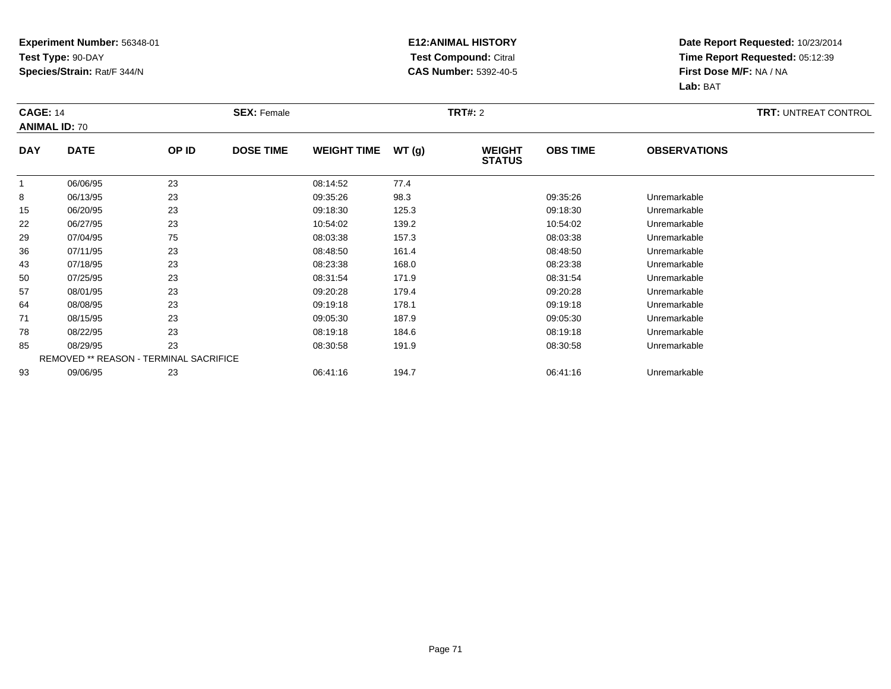**Experiment Number:** 56348-01
**Test Type:** 90-DAY
**Species/Strain:** Rat/F 344/N

**E12:ANIMAL HISTORY**
**Test Compound:** Citral
**CAS Number:** 5392-40-5

**Date Report Requested:** 10/23/2014
**Time Report Requested:** 05:12:39
**First Dose M/F:** NA / NA
**Lab:** BAT

**CAGE:** 14 **SEX:** Female **TRT#:** 2 **TRT:** UNTREAT CONTROL
**ANIMAL ID:** 70

| DAY | DATE | OP ID | DOSE TIME | WEIGHT TIME | WT (g) | WEIGHT STATUS | OBS TIME | OBSERVATIONS |
|---|---|---|---|---|---|---|---|---|
| 1 | 06/06/95 | 23 | | 08:14:52 | 77.4 | | | |
| 8 | 06/13/95 | 23 | | 09:35:26 | 98.3 | | 09:35:26 | Unremarkable |
| 15 | 06/20/95 | 23 | | 09:18:30 | 125.3 | | 09:18:30 | Unremarkable |
| 22 | 06/27/95 | 23 | | 10:54:02 | 139.2 | | 10:54:02 | Unremarkable |
| 29 | 07/04/95 | 75 | | 08:03:38 | 157.3 | | 08:03:38 | Unremarkable |
| 36 | 07/11/95 | 23 | | 08:48:50 | 161.4 | | 08:48:50 | Unremarkable |
| 43 | 07/18/95 | 23 | | 08:23:38 | 168.0 | | 08:23:38 | Unremarkable |
| 50 | 07/25/95 | 23 | | 08:31:54 | 171.9 | | 08:31:54 | Unremarkable |
| 57 | 08/01/95 | 23 | | 09:20:28 | 179.4 | | 09:20:28 | Unremarkable |
| 64 | 08/08/95 | 23 | | 09:19:18 | 178.1 | | 09:19:18 | Unremarkable |
| 71 | 08/15/95 | 23 | | 09:05:30 | 187.9 | | 09:05:30 | Unremarkable |
| 78 | 08/22/95 | 23 | | 08:19:18 | 184.6 | | 08:19:18 | Unremarkable |
| 85 | 08/29/95 | 23 | | 08:30:58 | 191.9 | | 08:30:58 | Unremarkable |
| | REMOVED ** REASON - TERMINAL SACRIFICE | | | | | | | |
| 93 | 09/06/95 | 23 | | 06:41:16 | 194.7 | | 06:41:16 | Unremarkable |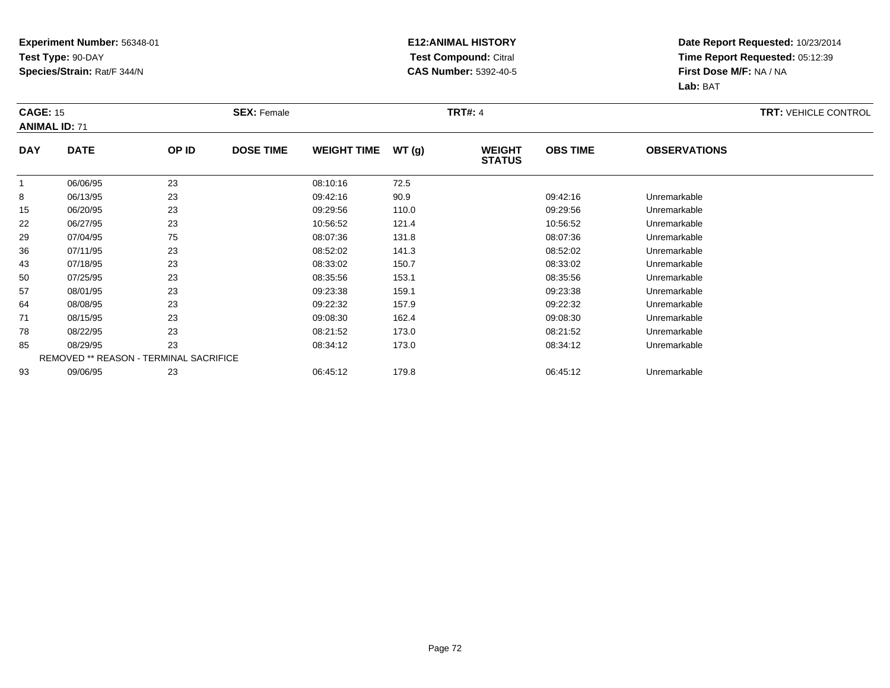**Experiment Number:** 56348-01
**Test Type:** 90-DAY
**Species/Strain:** Rat/F 344/N

**E12:ANIMAL HISTORY**
**Test Compound:** Citral
**CAS Number:** 5392-40-5

**Date Report Requested:** 10/23/2014
**Time Report Requested:** 05:12:39
**First Dose M/F:** NA / NA
**Lab:** BAT

**CAGE:** 15 **SEX:** Female **TRT#:** 4 **TRT:** VEHICLE CONTROL
**ANIMAL ID:** 71

| DAY | DATE | OP ID | DOSE TIME | WEIGHT TIME | WT (g) | WEIGHT STATUS | OBS TIME | OBSERVATIONS |
|---|---|---|---|---|---|---|---|---|
| 1 | 06/06/95 | 23 | | 08:10:16 | 72.5 | | | |
| 8 | 06/13/95 | 23 | | 09:42:16 | 90.9 | | 09:42:16 | Unremarkable |
| 15 | 06/20/95 | 23 | | 09:29:56 | 110.0 | | 09:29:56 | Unremarkable |
| 22 | 06/27/95 | 23 | | 10:56:52 | 121.4 | | 10:56:52 | Unremarkable |
| 29 | 07/04/95 | 75 | | 08:07:36 | 131.8 | | 08:07:36 | Unremarkable |
| 36 | 07/11/95 | 23 | | 08:52:02 | 141.3 | | 08:52:02 | Unremarkable |
| 43 | 07/18/95 | 23 | | 08:33:02 | 150.7 | | 08:33:02 | Unremarkable |
| 50 | 07/25/95 | 23 | | 08:35:56 | 153.1 | | 08:35:56 | Unremarkable |
| 57 | 08/01/95 | 23 | | 09:23:38 | 159.1 | | 09:23:38 | Unremarkable |
| 64 | 08/08/95 | 23 | | 09:22:32 | 157.9 | | 09:22:32 | Unremarkable |
| 71 | 08/15/95 | 23 | | 09:08:30 | 162.4 | | 09:08:30 | Unremarkable |
| 78 | 08/22/95 | 23 | | 08:21:52 | 173.0 | | 08:21:52 | Unremarkable |
| 85 | 08/29/95 | 23 | | 08:34:12 | 173.0 | | 08:34:12 | Unremarkable |
| REMOVED ** REASON - TERMINAL SACRIFICE | | | | | | | | |
| 93 | 09/06/95 | 23 | | 06:45:12 | 179.8 | | 06:45:12 | Unremarkable |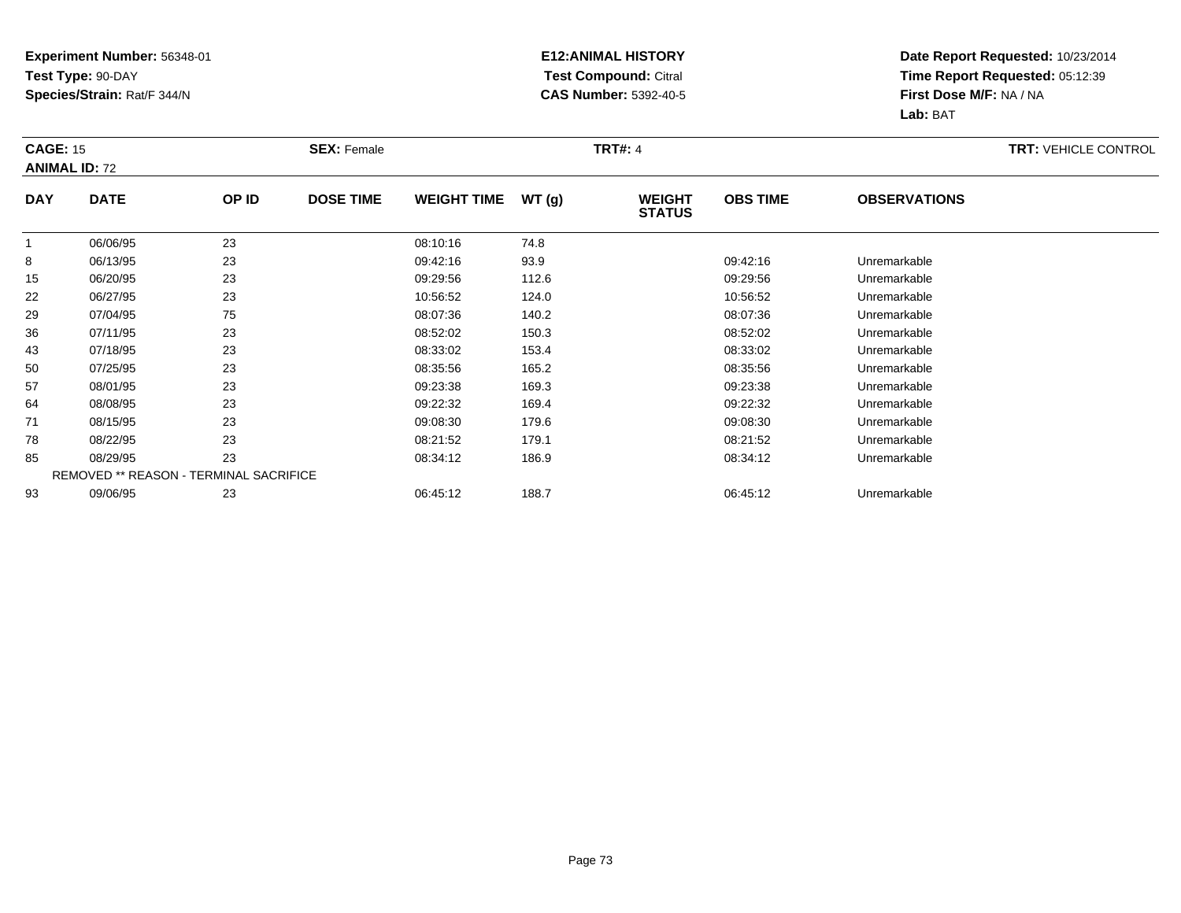**Experiment Number:** 56348-01
**Test Type:** 90-DAY
**Species/Strain:** Rat/F 344/N

**E12:ANIMAL HISTORY**
**Test Compound:** Citral
**CAS Number:** 5392-40-5

**Date Report Requested:** 10/23/2014
**Time Report Requested:** 05:12:39
**First Dose M/F:** NA / NA
**Lab:** BAT

**CAGE:** 15 **SEX:** Female **TRT#:** 4 **TRT:** VEHICLE CONTROL
**ANIMAL ID:** 72

| DAY | DATE | OP ID | DOSE TIME | WEIGHT TIME | WT (g) | WEIGHT STATUS | OBS TIME | OBSERVATIONS |
|---|---|---|---|---|---|---|---|---|
| 1 | 06/06/95 | 23 | | 08:10:16 | 74.8 | | | |
| 8 | 06/13/95 | 23 | | 09:42:16 | 93.9 | | 09:42:16 | Unremarkable |
| 15 | 06/20/95 | 23 | | 09:29:56 | 112.6 | | 09:29:56 | Unremarkable |
| 22 | 06/27/95 | 23 | | 10:56:52 | 124.0 | | 10:56:52 | Unremarkable |
| 29 | 07/04/95 | 75 | | 08:07:36 | 140.2 | | 08:07:36 | Unremarkable |
| 36 | 07/11/95 | 23 | | 08:52:02 | 150.3 | | 08:52:02 | Unremarkable |
| 43 | 07/18/95 | 23 | | 08:33:02 | 153.4 | | 08:33:02 | Unremarkable |
| 50 | 07/25/95 | 23 | | 08:35:56 | 165.2 | | 08:35:56 | Unremarkable |
| 57 | 08/01/95 | 23 | | 09:23:38 | 169.3 | | 09:23:38 | Unremarkable |
| 64 | 08/08/95 | 23 | | 09:22:32 | 169.4 | | 09:22:32 | Unremarkable |
| 71 | 08/15/95 | 23 | | 09:08:30 | 179.6 | | 09:08:30 | Unremarkable |
| 78 | 08/22/95 | 23 | | 08:21:52 | 179.1 | | 08:21:52 | Unremarkable |
| 85 | 08/29/95 | 23 | | 08:34:12 | 186.9 | | 08:34:12 | Unremarkable |
| REMOVED ** REASON - TERMINAL SACRIFICE | | | | | | | | |
| 93 | 09/06/95 | 23 | | 06:45:12 | 188.7 | | 06:45:12 | Unremarkable |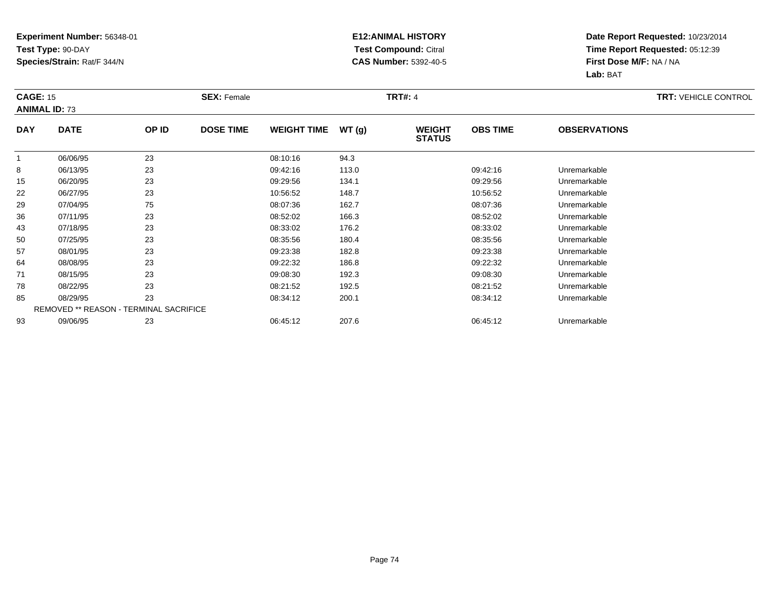**Experiment Number:** 56348-01
**Test Type:** 90-DAY
**Species/Strain:** Rat/F 344/N

**E12:ANIMAL HISTORY**
**Test Compound:** Citral
**CAS Number:** 5392-40-5

**Date Report Requested:** 10/23/2014
**Time Report Requested:** 05:12:39
**First Dose M/F:** NA / NA
**Lab:** BAT

**CAGE:** 15 **SEX:** Female **TRT#:** 4 **TRT:** VEHICLE CONTROL
**ANIMAL ID:** 73

| DAY | DATE | OP ID | DOSE TIME | WEIGHT TIME | WT (g) | WEIGHT STATUS | OBS TIME | OBSERVATIONS |
|---|---|---|---|---|---|---|---|---|
| 1 | 06/06/95 | 23 | | 08:10:16 | 94.3 | | | |
| 8 | 06/13/95 | 23 | | 09:42:16 | 113.0 | | 09:42:16 | Unremarkable |
| 15 | 06/20/95 | 23 | | 09:29:56 | 134.1 | | 09:29:56 | Unremarkable |
| 22 | 06/27/95 | 23 | | 10:56:52 | 148.7 | | 10:56:52 | Unremarkable |
| 29 | 07/04/95 | 75 | | 08:07:36 | 162.7 | | 08:07:36 | Unremarkable |
| 36 | 07/11/95 | 23 | | 08:52:02 | 166.3 | | 08:52:02 | Unremarkable |
| 43 | 07/18/95 | 23 | | 08:33:02 | 176.2 | | 08:33:02 | Unremarkable |
| 50 | 07/25/95 | 23 | | 08:35:56 | 180.4 | | 08:35:56 | Unremarkable |
| 57 | 08/01/95 | 23 | | 09:23:38 | 182.8 | | 09:23:38 | Unremarkable |
| 64 | 08/08/95 | 23 | | 09:22:32 | 186.8 | | 09:22:32 | Unremarkable |
| 71 | 08/15/95 | 23 | | 09:08:30 | 192.3 | | 09:08:30 | Unremarkable |
| 78 | 08/22/95 | 23 | | 08:21:52 | 192.5 | | 08:21:52 | Unremarkable |
| 85 | 08/29/95 | 23 | | 08:34:12 | 200.1 | | 08:34:12 | Unremarkable |
| REMOVED ** REASON - TERMINAL SACRIFICE | | | | | | | | |
| 93 | 09/06/95 | 23 | | 06:45:12 | 207.6 | | 06:45:12 | Unremarkable |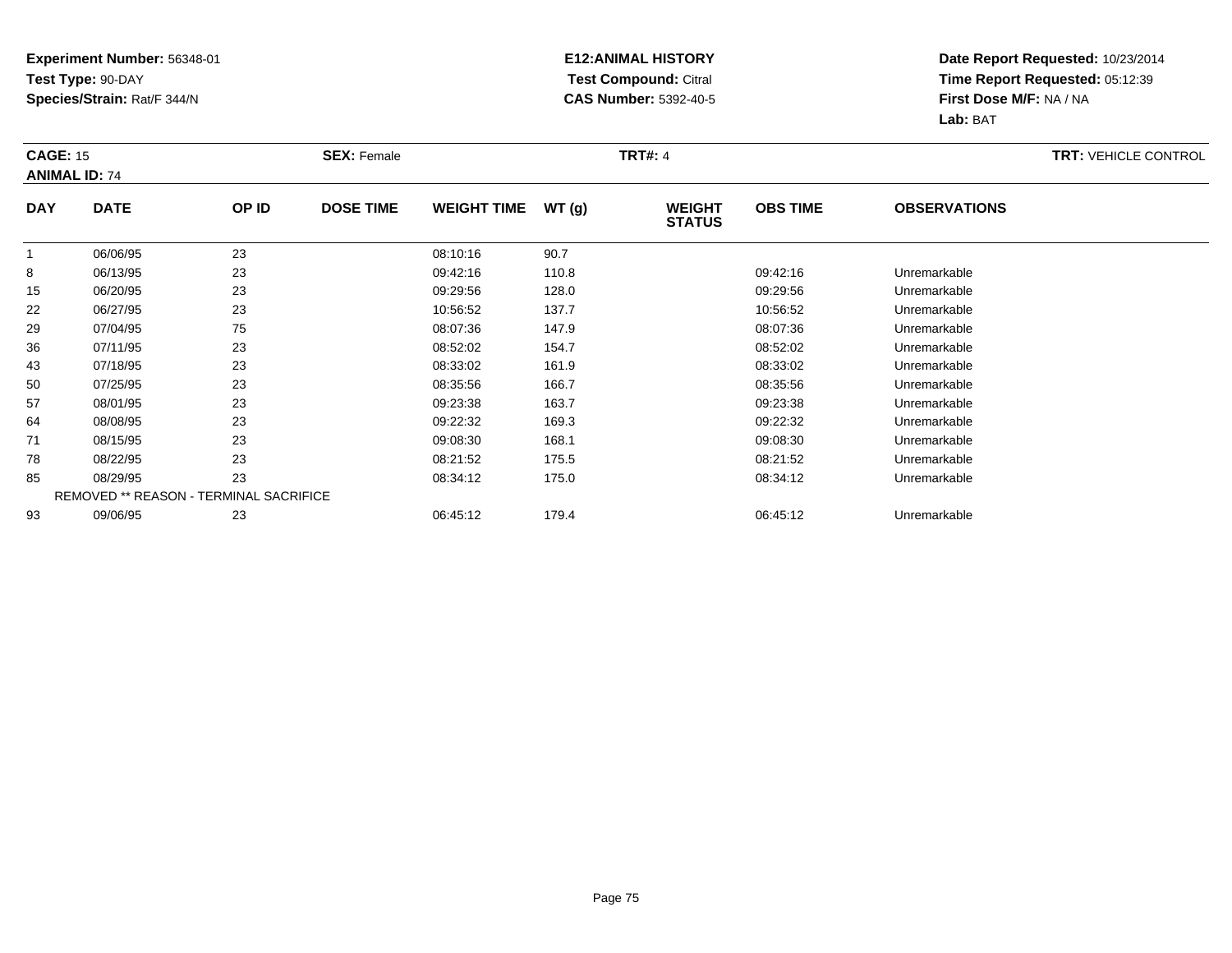**Experiment Number:** 56348-01
**Test Type:** 90-DAY
**Species/Strain:** Rat/F 344/N

**E12:ANIMAL HISTORY**
**Test Compound:** Citral
**CAS Number:** 5392-40-5

**Date Report Requested:** 10/23/2014
**Time Report Requested:** 05:12:39
**First Dose M/F:** NA / NA
**Lab:** BAT

**CAGE:** 15 **SEX:** Female **TRT#:** 4 **TRT:** VEHICLE CONTROL
**ANIMAL ID:** 74

| DAY | DATE | OP ID | DOSE TIME | WEIGHT TIME | WT (g) | WEIGHT STATUS | OBS TIME | OBSERVATIONS |
|---|---|---|---|---|---|---|---|---|
| 1 | 06/06/95 | 23 | | 08:10:16 | 90.7 | | | |
| 8 | 06/13/95 | 23 | | 09:42:16 | 110.8 | | 09:42:16 | Unremarkable |
| 15 | 06/20/95 | 23 | | 09:29:56 | 128.0 | | 09:29:56 | Unremarkable |
| 22 | 06/27/95 | 23 | | 10:56:52 | 137.7 | | 10:56:52 | Unremarkable |
| 29 | 07/04/95 | 75 | | 08:07:36 | 147.9 | | 08:07:36 | Unremarkable |
| 36 | 07/11/95 | 23 | | 08:52:02 | 154.7 | | 08:52:02 | Unremarkable |
| 43 | 07/18/95 | 23 | | 08:33:02 | 161.9 | | 08:33:02 | Unremarkable |
| 50 | 07/25/95 | 23 | | 08:35:56 | 166.7 | | 08:35:56 | Unremarkable |
| 57 | 08/01/95 | 23 | | 09:23:38 | 163.7 | | 09:23:38 | Unremarkable |
| 64 | 08/08/95 | 23 | | 09:22:32 | 169.3 | | 09:22:32 | Unremarkable |
| 71 | 08/15/95 | 23 | | 09:08:30 | 168.1 | | 09:08:30 | Unremarkable |
| 78 | 08/22/95 | 23 | | 08:21:52 | 175.5 | | 08:21:52 | Unremarkable |
| 85 | 08/29/95 | 23 | | 08:34:12 | 175.0 | | 08:34:12 | Unremarkable |
| REMOVED ** REASON - TERMINAL SACRIFICE | | | | | | | | |
| 93 | 09/06/95 | 23 | | 06:45:12 | 179.4 | | 06:45:12 | Unremarkable |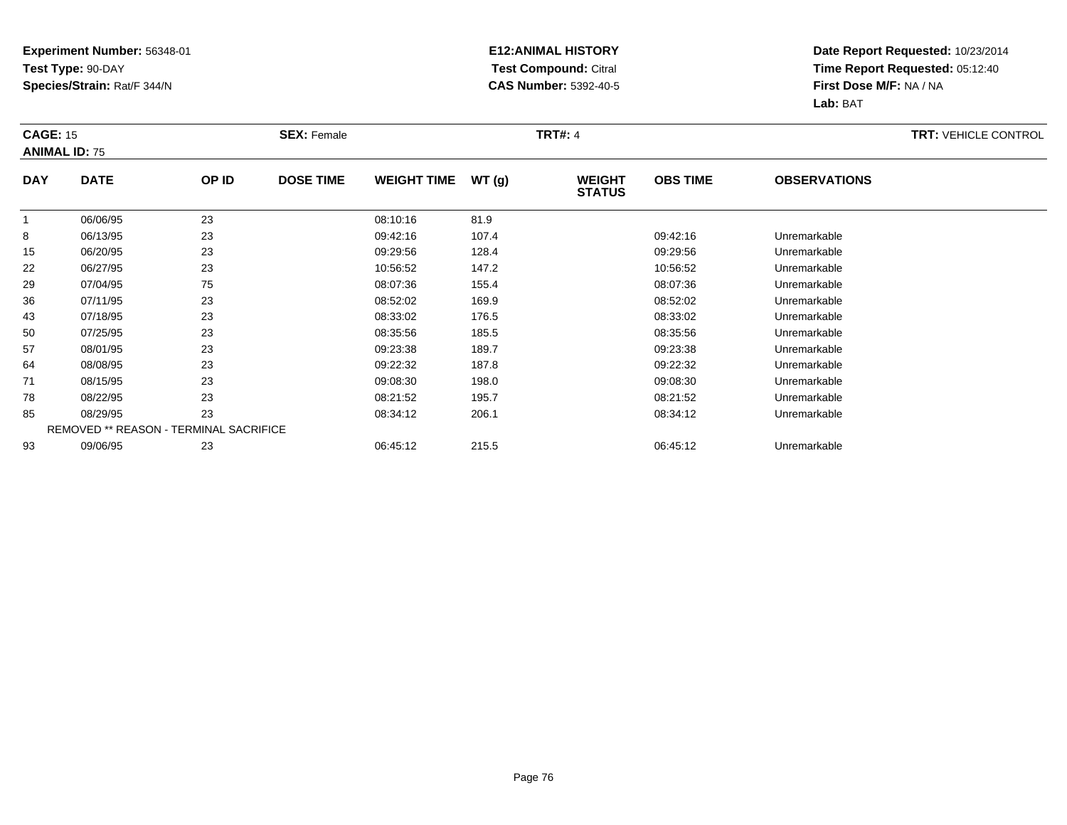**Experiment Number:** 56348-01
**Test Type:** 90-DAY
**Species/Strain:** Rat/F 344/N

**E12:ANIMAL HISTORY**
**Test Compound:** Citral
**CAS Number:** 5392-40-5

**Date Report Requested:** 10/23/2014
**Time Report Requested:** 05:12:40
**First Dose M/F:** NA / NA
**Lab:** BAT

**CAGE:** 15
**ANIMAL ID:** 75
**SEX:** Female
**TRT#:** 4
**TRT:** VEHICLE CONTROL

| DAY | DATE | OP ID | DOSE TIME | WEIGHT TIME | WT (g) | WEIGHT STATUS | OBS TIME | OBSERVATIONS |
|---|---|---|---|---|---|---|---|---|
| 1 | 06/06/95 | 23 | | 08:10:16 | 81.9 | | | |
| 8 | 06/13/95 | 23 | | 09:42:16 | 107.4 | | 09:42:16 | Unremarkable |
| 15 | 06/20/95 | 23 | | 09:29:56 | 128.4 | | 09:29:56 | Unremarkable |
| 22 | 06/27/95 | 23 | | 10:56:52 | 147.2 | | 10:56:52 | Unremarkable |
| 29 | 07/04/95 | 75 | | 08:07:36 | 155.4 | | 08:07:36 | Unremarkable |
| 36 | 07/11/95 | 23 | | 08:52:02 | 169.9 | | 08:52:02 | Unremarkable |
| 43 | 07/18/95 | 23 | | 08:33:02 | 176.5 | | 08:33:02 | Unremarkable |
| 50 | 07/25/95 | 23 | | 08:35:56 | 185.5 | | 08:35:56 | Unremarkable |
| 57 | 08/01/95 | 23 | | 09:23:38 | 189.7 | | 09:23:38 | Unremarkable |
| 64 | 08/08/95 | 23 | | 09:22:32 | 187.8 | | 09:22:32 | Unremarkable |
| 71 | 08/15/95 | 23 | | 09:08:30 | 198.0 | | 09:08:30 | Unremarkable |
| 78 | 08/22/95 | 23 | | 08:21:52 | 195.7 | | 08:21:52 | Unremarkable |
| 85 | 08/29/95 | 23 | | 08:34:12 | 206.1 | | 08:34:12 | Unremarkable |
| REMOVED ** REASON - TERMINAL SACRIFICE | | | | | | | | |
| 93 | 09/06/95 | 23 | | 06:45:12 | 215.5 | | 06:45:12 | Unremarkable |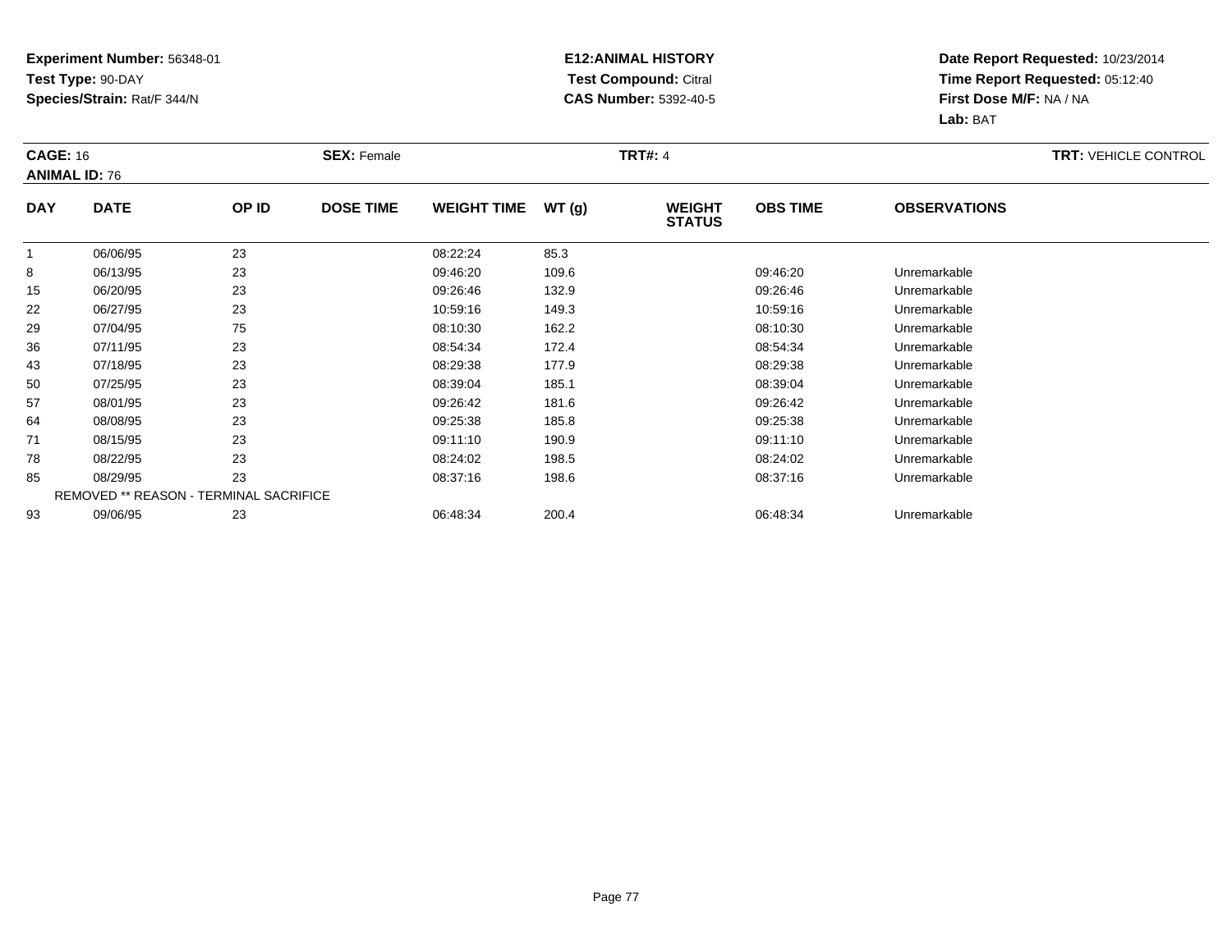**Experiment Number:** 56348-01
**Test Type:** 90-DAY
**Species/Strain:** Rat/F 344/N

**E12:ANIMAL HISTORY**
**Test Compound:** Citral
**CAS Number:** 5392-40-5

**Date Report Requested:** 10/23/2014
**Time Report Requested:** 05:12:40
**First Dose M/F:** NA / NA
**Lab:** BAT

**CAGE:** 16 **SEX:** Female **TRT#:** 4 **TRT:** VEHICLE CONTROL
**ANIMAL ID:** 76

| DAY | DATE | OP ID | DOSE TIME | WEIGHT TIME | WT (g) | WEIGHT STATUS | OBS TIME | OBSERVATIONS |
|---|---|---|---|---|---|---|---|---|
| 1 | 06/06/95 | 23 | | 08:22:24 | 85.3 | | | |
| 8 | 06/13/95 | 23 | | 09:46:20 | 109.6 | | 09:46:20 | Unremarkable |
| 15 | 06/20/95 | 23 | | 09:26:46 | 132.9 | | 09:26:46 | Unremarkable |
| 22 | 06/27/95 | 23 | | 10:59:16 | 149.3 | | 10:59:16 | Unremarkable |
| 29 | 07/04/95 | 75 | | 08:10:30 | 162.2 | | 08:10:30 | Unremarkable |
| 36 | 07/11/95 | 23 | | 08:54:34 | 172.4 | | 08:54:34 | Unremarkable |
| 43 | 07/18/95 | 23 | | 08:29:38 | 177.9 | | 08:29:38 | Unremarkable |
| 50 | 07/25/95 | 23 | | 08:39:04 | 185.1 | | 08:39:04 | Unremarkable |
| 57 | 08/01/95 | 23 | | 09:26:42 | 181.6 | | 09:26:42 | Unremarkable |
| 64 | 08/08/95 | 23 | | 09:25:38 | 185.8 | | 09:25:38 | Unremarkable |
| 71 | 08/15/95 | 23 | | 09:11:10 | 190.9 | | 09:11:10 | Unremarkable |
| 78 | 08/22/95 | 23 | | 08:24:02 | 198.5 | | 08:24:02 | Unremarkable |
| 85 | 08/29/95 | 23 | | 08:37:16 | 198.6 | | 08:37:16 | Unremarkable |
| REMOVED ** REASON - TERMINAL SACRIFICE | | | | | | | | |
| 93 | 09/06/95 | 23 | | 06:48:34 | 200.4 | | 06:48:34 | Unremarkable |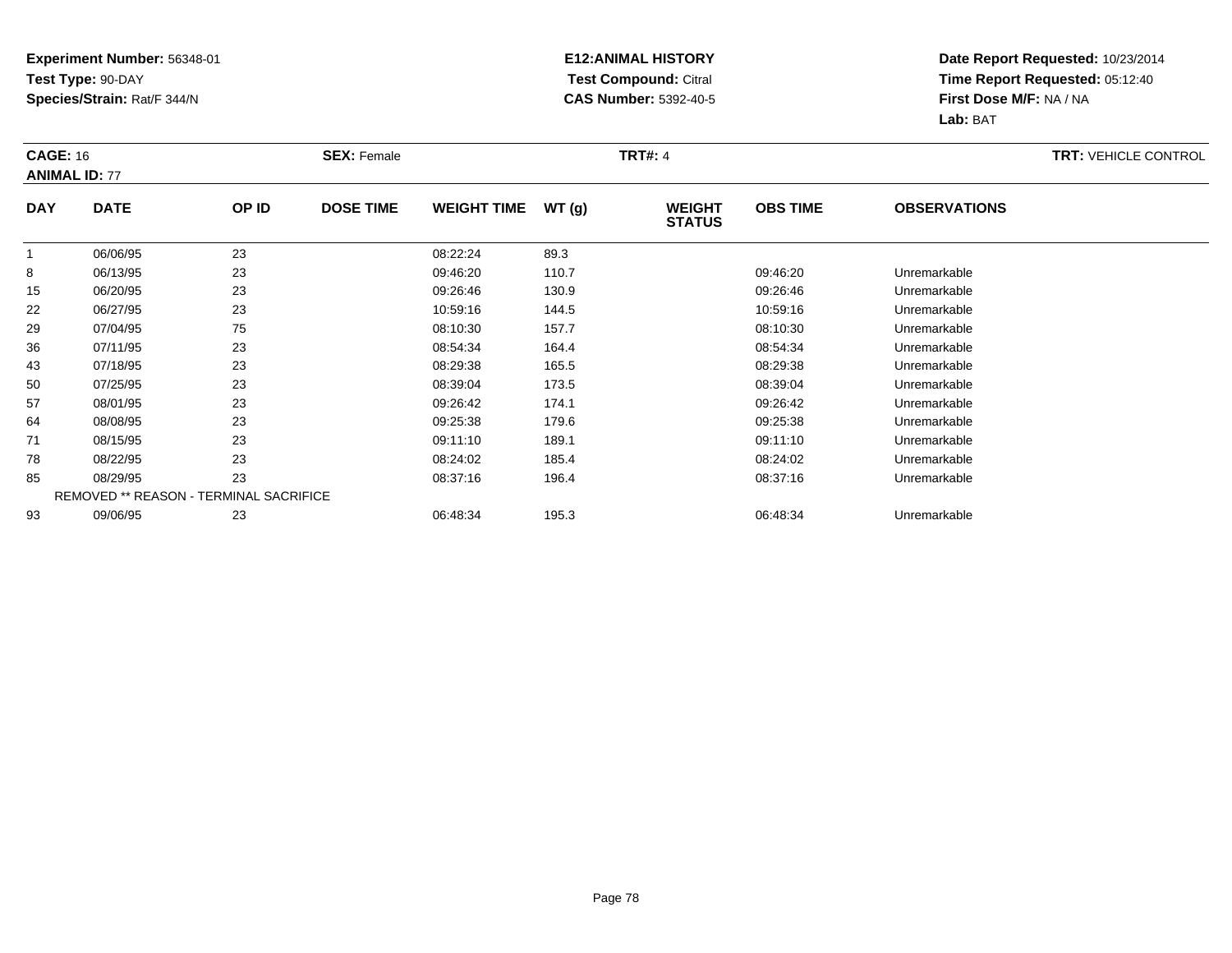**Experiment Number:** 56348-01
**Test Type:** 90-DAY
**Species/Strain:** Rat/F 344/N

**E12:ANIMAL HISTORY**
**Test Compound:** Citral
**CAS Number:** 5392-40-5

**Date Report Requested:** 10/23/2014
**Time Report Requested:** 05:12:40
**First Dose M/F:** NA / NA
**Lab:** BAT

**CAGE:** 16 **SEX:** Female **TRT#:** 4 **TRT:** VEHICLE CONTROL
**ANIMAL ID:** 77

| DAY | DATE | OP ID | DOSE TIME | WEIGHT TIME | WT (g) | WEIGHT STATUS | OBS TIME | OBSERVATIONS |
|---|---|---|---|---|---|---|---|---|
| 1 | 06/06/95 | 23 | | 08:22:24 | 89.3 | | | |
| 8 | 06/13/95 | 23 | | 09:46:20 | 110.7 | | 09:46:20 | Unremarkable |
| 15 | 06/20/95 | 23 | | 09:26:46 | 130.9 | | 09:26:46 | Unremarkable |
| 22 | 06/27/95 | 23 | | 10:59:16 | 144.5 | | 10:59:16 | Unremarkable |
| 29 | 07/04/95 | 75 | | 08:10:30 | 157.7 | | 08:10:30 | Unremarkable |
| 36 | 07/11/95 | 23 | | 08:54:34 | 164.4 | | 08:54:34 | Unremarkable |
| 43 | 07/18/95 | 23 | | 08:29:38 | 165.5 | | 08:29:38 | Unremarkable |
| 50 | 07/25/95 | 23 | | 08:39:04 | 173.5 | | 08:39:04 | Unremarkable |
| 57 | 08/01/95 | 23 | | 09:26:42 | 174.1 | | 09:26:42 | Unremarkable |
| 64 | 08/08/95 | 23 | | 09:25:38 | 179.6 | | 09:25:38 | Unremarkable |
| 71 | 08/15/95 | 23 | | 09:11:10 | 189.1 | | 09:11:10 | Unremarkable |
| 78 | 08/22/95 | 23 | | 08:24:02 | 185.4 | | 08:24:02 | Unremarkable |
| 85 | 08/29/95 | 23 | | 08:37:16 | 196.4 | | 08:37:16 | Unremarkable |
| | REMOVED ** REASON - TERMINAL SACRIFICE | | | | | | | |
| 93 | 09/06/95 | 23 | | 06:48:34 | 195.3 | | 06:48:34 | Unremarkable |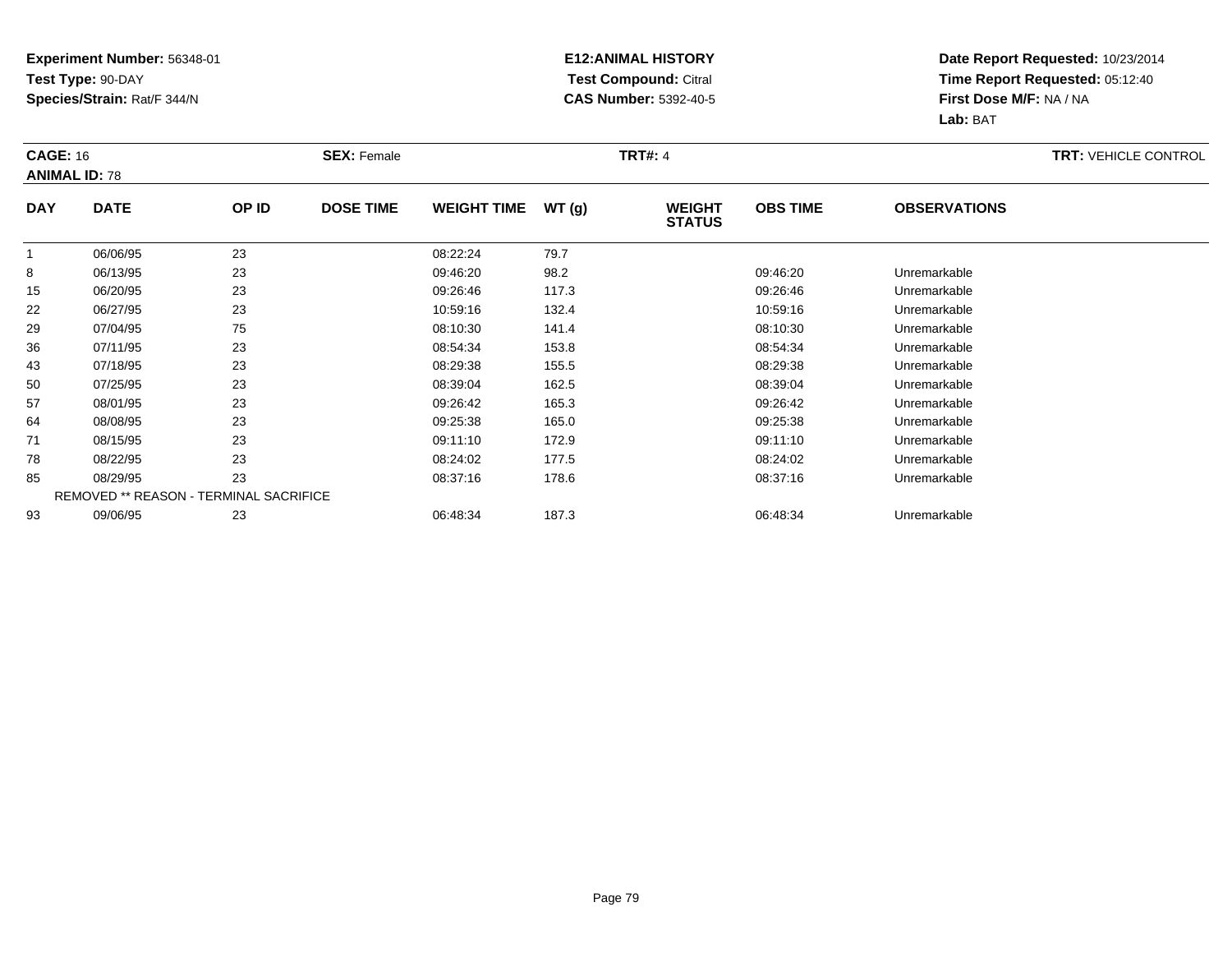**Experiment Number:** 56348-01
**Test Type:** 90-DAY
**Species/Strain:** Rat/F 344/N

**E12:ANIMAL HISTORY**
**Test Compound:** Citral
**CAS Number:** 5392-40-5

**Date Report Requested:** 10/23/2014
**Time Report Requested:** 05:12:40
**First Dose M/F:** NA / NA
**Lab:** BAT

**CAGE:** 16 **SEX:** Female **TRT#:** 4 **TRT:** VEHICLE CONTROL
**ANIMAL ID:** 78

| DAY | DATE | OP ID | DOSE TIME | WEIGHT TIME | WT (g) | WEIGHT STATUS | OBS TIME | OBSERVATIONS |
|---|---|---|---|---|---|---|---|---|
| 1 | 06/06/95 | 23 | | 08:22:24 | 79.7 | | | |
| 8 | 06/13/95 | 23 | | 09:46:20 | 98.2 | | 09:46:20 | Unremarkable |
| 15 | 06/20/95 | 23 | | 09:26:46 | 117.3 | | 09:26:46 | Unremarkable |
| 22 | 06/27/95 | 23 | | 10:59:16 | 132.4 | | 10:59:16 | Unremarkable |
| 29 | 07/04/95 | 75 | | 08:10:30 | 141.4 | | 08:10:30 | Unremarkable |
| 36 | 07/11/95 | 23 | | 08:54:34 | 153.8 | | 08:54:34 | Unremarkable |
| 43 | 07/18/95 | 23 | | 08:29:38 | 155.5 | | 08:29:38 | Unremarkable |
| 50 | 07/25/95 | 23 | | 08:39:04 | 162.5 | | 08:39:04 | Unremarkable |
| 57 | 08/01/95 | 23 | | 09:26:42 | 165.3 | | 09:26:42 | Unremarkable |
| 64 | 08/08/95 | 23 | | 09:25:38 | 165.0 | | 09:25:38 | Unremarkable |
| 71 | 08/15/95 | 23 | | 09:11:10 | 172.9 | | 09:11:10 | Unremarkable |
| 78 | 08/22/95 | 23 | | 08:24:02 | 177.5 | | 08:24:02 | Unremarkable |
| 85 | 08/29/95 | 23 | | 08:37:16 | 178.6 | | 08:37:16 | Unremarkable |
| REMOVED ** REASON - TERMINAL SACRIFICE | | | | | | | | |
| 93 | 09/06/95 | 23 | | 06:48:34 | 187.3 | | 06:48:34 | Unremarkable |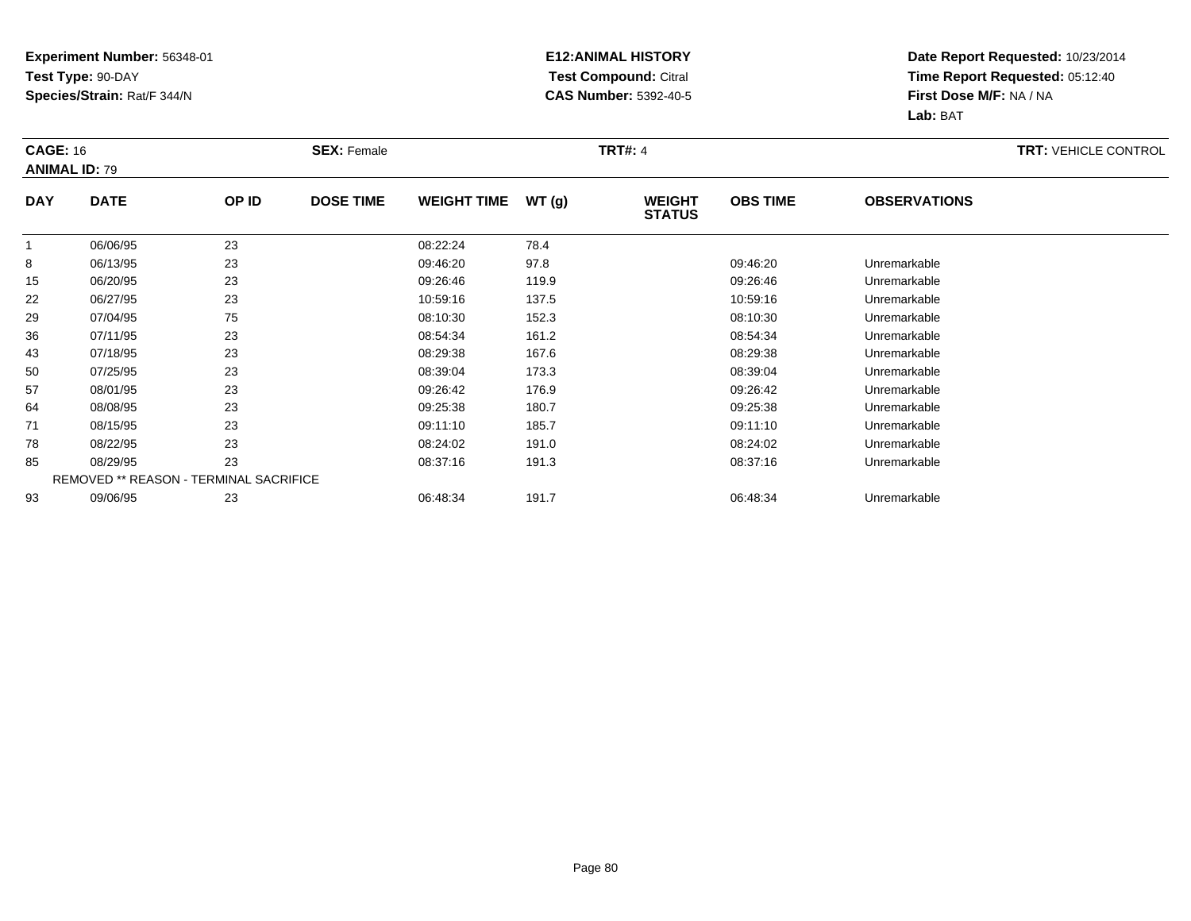**Experiment Number:** 56348-01
**Test Type:** 90-DAY
**Species/Strain:** Rat/F 344/N

**E12:ANIMAL HISTORY**
**Test Compound:** Citral
**CAS Number:** 5392-40-5

**Date Report Requested:** 10/23/2014
**Time Report Requested:** 05:12:40
**First Dose M/F:** NA / NA
**Lab:** BAT

**CAGE:** 16 **SEX:** Female **TRT#:** 4 **TRT:** VEHICLE CONTROL
**ANIMAL ID:** 79

| DAY | DATE | OP ID | DOSE TIME | WEIGHT TIME | WT (g) | WEIGHT STATUS | OBS TIME | OBSERVATIONS |
|---|---|---|---|---|---|---|---|---|
| 1 | 06/06/95 | 23 | | 08:22:24 | 78.4 | | | |
| 8 | 06/13/95 | 23 | | 09:46:20 | 97.8 | | 09:46:20 | Unremarkable |
| 15 | 06/20/95 | 23 | | 09:26:46 | 119.9 | | 09:26:46 | Unremarkable |
| 22 | 06/27/95 | 23 | | 10:59:16 | 137.5 | | 10:59:16 | Unremarkable |
| 29 | 07/04/95 | 75 | | 08:10:30 | 152.3 | | 08:10:30 | Unremarkable |
| 36 | 07/11/95 | 23 | | 08:54:34 | 161.2 | | 08:54:34 | Unremarkable |
| 43 | 07/18/95 | 23 | | 08:29:38 | 167.6 | | 08:29:38 | Unremarkable |
| 50 | 07/25/95 | 23 | | 08:39:04 | 173.3 | | 08:39:04 | Unremarkable |
| 57 | 08/01/95 | 23 | | 09:26:42 | 176.9 | | 09:26:42 | Unremarkable |
| 64 | 08/08/95 | 23 | | 09:25:38 | 180.7 | | 09:25:38 | Unremarkable |
| 71 | 08/15/95 | 23 | | 09:11:10 | 185.7 | | 09:11:10 | Unremarkable |
| 78 | 08/22/95 | 23 | | 08:24:02 | 191.0 | | 08:24:02 | Unremarkable |
| 85 | 08/29/95 | 23 | | 08:37:16 | 191.3 | | 08:37:16 | Unremarkable |
| REMOVED ** REASON - TERMINAL SACRIFICE | | | | | | | | |
| 93 | 09/06/95 | 23 | | 06:48:34 | 191.7 | | 06:48:34 | Unremarkable |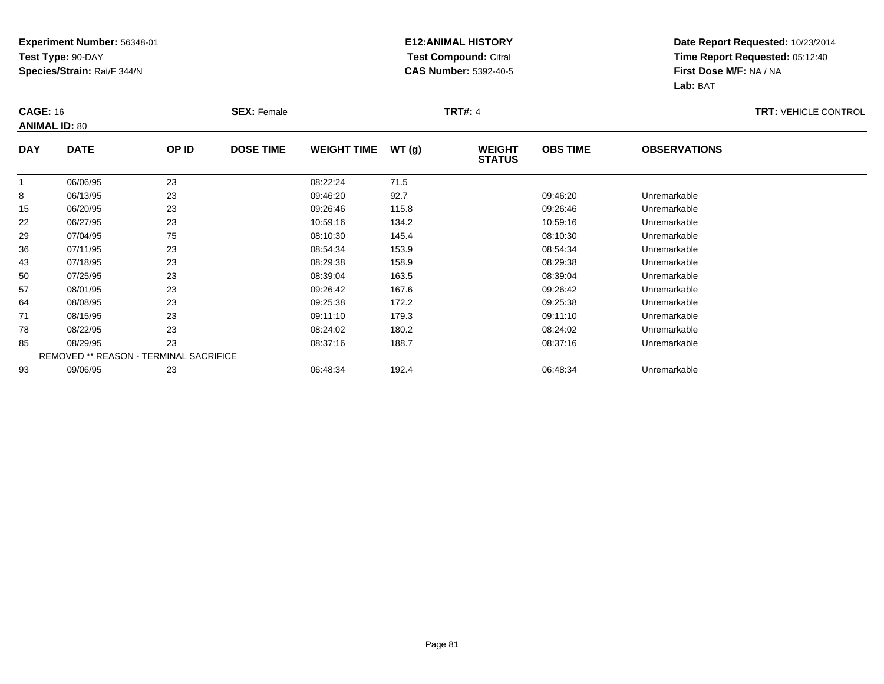**Experiment Number:** 56348-01
**Test Type:** 90-DAY
**Species/Strain:** Rat/F 344/N

**E12:ANIMAL HISTORY**
**Test Compound:** Citral
**CAS Number:** 5392-40-5

**Date Report Requested:** 10/23/2014
**Time Report Requested:** 05:12:40
**First Dose M/F:** NA / NA
**Lab:** BAT

**CAGE:** 16 **SEX:** Female **TRT#:** 4 **TRT:** VEHICLE CONTROL
**ANIMAL ID:** 80

| DAY | DATE | OP ID | DOSE TIME | WEIGHT TIME | WT (g) | WEIGHT STATUS | OBS TIME | OBSERVATIONS |
|---|---|---|---|---|---|---|---|---|
| 1 | 06/06/95 | 23 | | 08:22:24 | 71.5 | | | |
| 8 | 06/13/95 | 23 | | 09:46:20 | 92.7 | | 09:46:20 | Unremarkable |
| 15 | 06/20/95 | 23 | | 09:26:46 | 115.8 | | 09:26:46 | Unremarkable |
| 22 | 06/27/95 | 23 | | 10:59:16 | 134.2 | | 10:59:16 | Unremarkable |
| 29 | 07/04/95 | 75 | | 08:10:30 | 145.4 | | 08:10:30 | Unremarkable |
| 36 | 07/11/95 | 23 | | 08:54:34 | 153.9 | | 08:54:34 | Unremarkable |
| 43 | 07/18/95 | 23 | | 08:29:38 | 158.9 | | 08:29:38 | Unremarkable |
| 50 | 07/25/95 | 23 | | 08:39:04 | 163.5 | | 08:39:04 | Unremarkable |
| 57 | 08/01/95 | 23 | | 09:26:42 | 167.6 | | 09:26:42 | Unremarkable |
| 64 | 08/08/95 | 23 | | 09:25:38 | 172.2 | | 09:25:38 | Unremarkable |
| 71 | 08/15/95 | 23 | | 09:11:10 | 179.3 | | 09:11:10 | Unremarkable |
| 78 | 08/22/95 | 23 | | 08:24:02 | 180.2 | | 08:24:02 | Unremarkable |
| 85 | 08/29/95 | 23 | | 08:37:16 | 188.7 | | 08:37:16 | Unremarkable |
| REMOVED ** REASON - TERMINAL SACRIFICE | | | | | | | | |
| 93 | 09/06/95 | 23 | | 06:48:34 | 192.4 | | 06:48:34 | Unremarkable |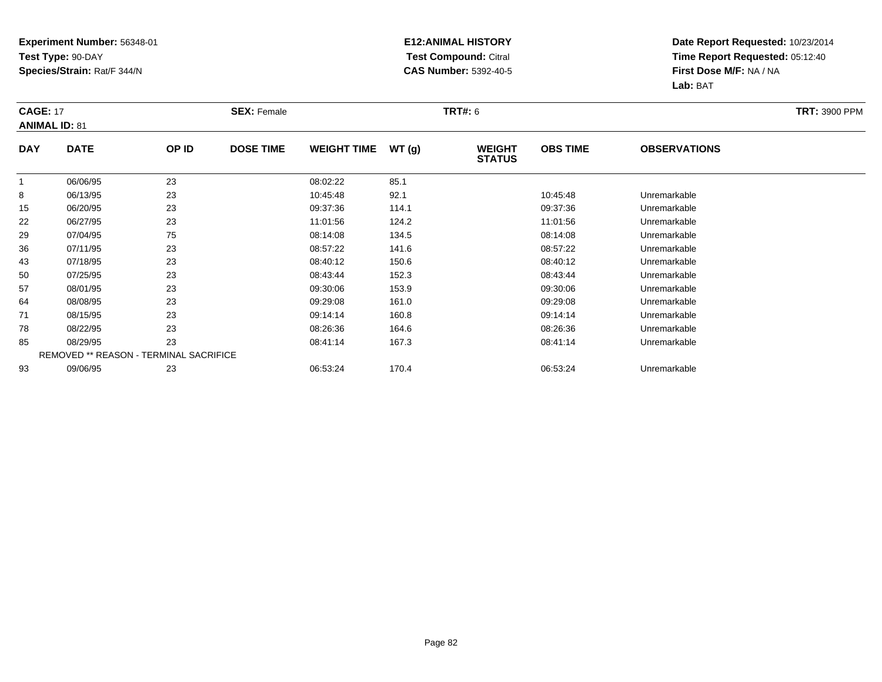**Experiment Number:** 56348-01
**Test Type:** 90-DAY
**Species/Strain:** Rat/F 344/N

**E12:ANIMAL HISTORY**
**Test Compound:** Citral
**CAS Number:** 5392-40-5

**Date Report Requested:** 10/23/2014
**Time Report Requested:** 05:12:40
**First Dose M/F:** NA / NA
**Lab:** BAT

**CAGE:** 17 **SEX:** Female **TRT#:** 6 **TRT:** 3900 PPM
**ANIMAL ID:** 81

| DAY | DATE | OP ID | DOSE TIME | WEIGHT TIME | WT (g) | WEIGHT STATUS | OBS TIME | OBSERVATIONS |
|---|---|---|---|---|---|---|---|---|
| 1 | 06/06/95 | 23 | | 08:02:22 | 85.1 | | | |
| 8 | 06/13/95 | 23 | | 10:45:48 | 92.1 | | 10:45:48 | Unremarkable |
| 15 | 06/20/95 | 23 | | 09:37:36 | 114.1 | | 09:37:36 | Unremarkable |
| 22 | 06/27/95 | 23 | | 11:01:56 | 124.2 | | 11:01:56 | Unremarkable |
| 29 | 07/04/95 | 75 | | 08:14:08 | 134.5 | | 08:14:08 | Unremarkable |
| 36 | 07/11/95 | 23 | | 08:57:22 | 141.6 | | 08:57:22 | Unremarkable |
| 43 | 07/18/95 | 23 | | 08:40:12 | 150.6 | | 08:40:12 | Unremarkable |
| 50 | 07/25/95 | 23 | | 08:43:44 | 152.3 | | 08:43:44 | Unremarkable |
| 57 | 08/01/95 | 23 | | 09:30:06 | 153.9 | | 09:30:06 | Unremarkable |
| 64 | 08/08/95 | 23 | | 09:29:08 | 161.0 | | 09:29:08 | Unremarkable |
| 71 | 08/15/95 | 23 | | 09:14:14 | 160.8 | | 09:14:14 | Unremarkable |
| 78 | 08/22/95 | 23 | | 08:26:36 | 164.6 | | 08:26:36 | Unremarkable |
| 85 | 08/29/95 | 23 | | 08:41:14 | 167.3 | | 08:41:14 | Unremarkable |
| | REMOVED ** REASON - TERMINAL SACRIFICE | | | | | | | |
| 93 | 09/06/95 | 23 | | 06:53:24 | 170.4 | | 06:53:24 | Unremarkable |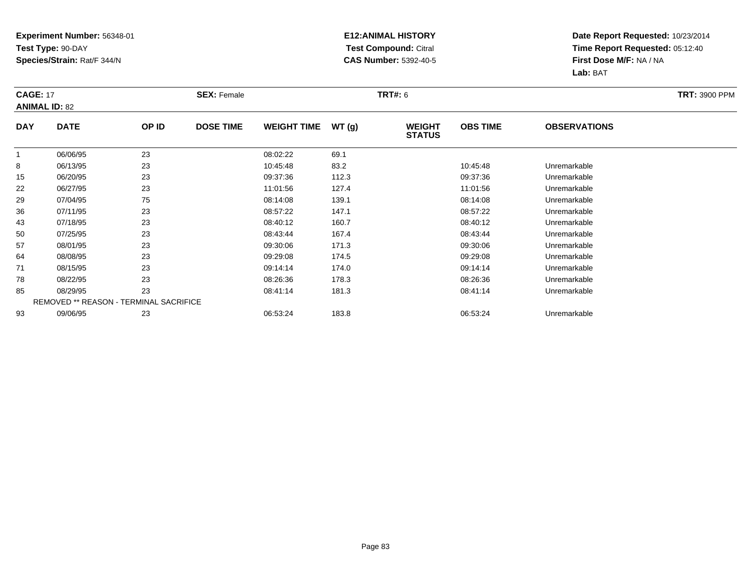**Experiment Number:** 56348-01
**Test Type:** 90-DAY
**Species/Strain:** Rat/F 344/N

**E12:ANIMAL HISTORY**
**Test Compound:** Citral
**CAS Number:** 5392-40-5

**Date Report Requested:** 10/23/2014
**Time Report Requested:** 05:12:40
**First Dose M/F:** NA / NA
**Lab:** BAT

**CAGE:** 17 **SEX:** Female **TRT#:** 6 **TRT:** 3900 PPM
**ANIMAL ID:** 82

| DAY | DATE | OP ID | DOSE TIME | WEIGHT TIME | WT (g) | WEIGHT STATUS | OBS TIME | OBSERVATIONS |
|---|---|---|---|---|---|---|---|---|
| 1 | 06/06/95 | 23 | | 08:02:22 | 69.1 | | | |
| 8 | 06/13/95 | 23 | | 10:45:48 | 83.2 | | 10:45:48 | Unremarkable |
| 15 | 06/20/95 | 23 | | 09:37:36 | 112.3 | | 09:37:36 | Unremarkable |
| 22 | 06/27/95 | 23 | | 11:01:56 | 127.4 | | 11:01:56 | Unremarkable |
| 29 | 07/04/95 | 75 | | 08:14:08 | 139.1 | | 08:14:08 | Unremarkable |
| 36 | 07/11/95 | 23 | | 08:57:22 | 147.1 | | 08:57:22 | Unremarkable |
| 43 | 07/18/95 | 23 | | 08:40:12 | 160.7 | | 08:40:12 | Unremarkable |
| 50 | 07/25/95 | 23 | | 08:43:44 | 167.4 | | 08:43:44 | Unremarkable |
| 57 | 08/01/95 | 23 | | 09:30:06 | 171.3 | | 09:30:06 | Unremarkable |
| 64 | 08/08/95 | 23 | | 09:29:08 | 174.5 | | 09:29:08 | Unremarkable |
| 71 | 08/15/95 | 23 | | 09:14:14 | 174.0 | | 09:14:14 | Unremarkable |
| 78 | 08/22/95 | 23 | | 08:26:36 | 178.3 | | 08:26:36 | Unremarkable |
| 85 | 08/29/95 | 23 | | 08:41:14 | 181.3 | | 08:41:14 | Unremarkable |
| REMOVED ** REASON - TERMINAL SACRIFICE | | | | | | | | |
| 93 | 09/06/95 | 23 | | 06:53:24 | 183.8 | | 06:53:24 | Unremarkable |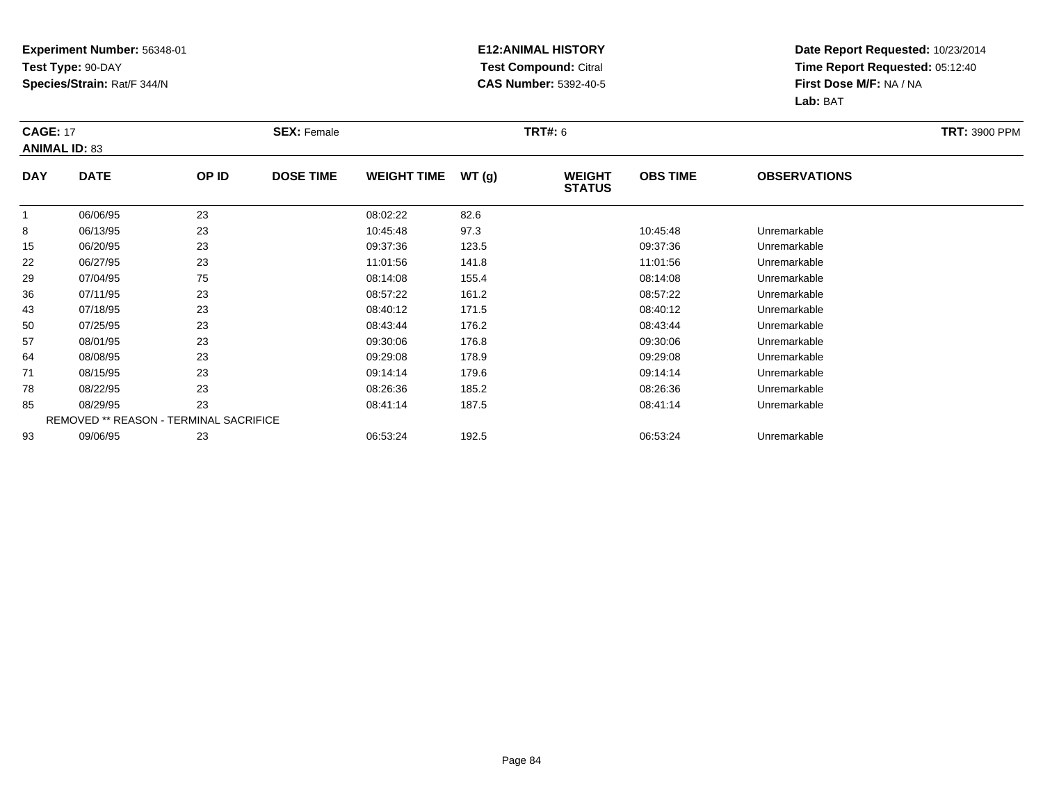**Experiment Number:** 56348-01
**Test Type:** 90-DAY
**Species/Strain:** Rat/F 344/N

**E12:ANIMAL HISTORY**
**Test Compound:** Citral
**CAS Number:** 5392-40-5

**Date Report Requested:** 10/23/2014
**Time Report Requested:** 05:12:40
**First Dose M/F:** NA / NA
**Lab:** BAT

**CAGE:** 17 **SEX:** Female **TRT#:** 6 **TRT:** 3900 PPM
**ANIMAL ID:** 83

| DAY | DATE | OP ID | DOSE TIME | WEIGHT TIME | WT (g) | WEIGHT STATUS | OBS TIME | OBSERVATIONS |
|---|---|---|---|---|---|---|---|---|
| 1 | 06/06/95 | 23 | | 08:02:22 | 82.6 | | | |
| 8 | 06/13/95 | 23 | | 10:45:48 | 97.3 | | 10:45:48 | Unremarkable |
| 15 | 06/20/95 | 23 | | 09:37:36 | 123.5 | | 09:37:36 | Unremarkable |
| 22 | 06/27/95 | 23 | | 11:01:56 | 141.8 | | 11:01:56 | Unremarkable |
| 29 | 07/04/95 | 75 | | 08:14:08 | 155.4 | | 08:14:08 | Unremarkable |
| 36 | 07/11/95 | 23 | | 08:57:22 | 161.2 | | 08:57:22 | Unremarkable |
| 43 | 07/18/95 | 23 | | 08:40:12 | 171.5 | | 08:40:12 | Unremarkable |
| 50 | 07/25/95 | 23 | | 08:43:44 | 176.2 | | 08:43:44 | Unremarkable |
| 57 | 08/01/95 | 23 | | 09:30:06 | 176.8 | | 09:30:06 | Unremarkable |
| 64 | 08/08/95 | 23 | | 09:29:08 | 178.9 | | 09:29:08 | Unremarkable |
| 71 | 08/15/95 | 23 | | 09:14:14 | 179.6 | | 09:14:14 | Unremarkable |
| 78 | 08/22/95 | 23 | | 08:26:36 | 185.2 | | 08:26:36 | Unremarkable |
| 85 | 08/29/95 | 23 | | 08:41:14 | 187.5 | | 08:41:14 | Unremarkable |
| | REMOVED ** REASON - TERMINAL SACRIFICE | | | | | | | |
| 93 | 09/06/95 | 23 | | 06:53:24 | 192.5 | | 06:53:24 | Unremarkable |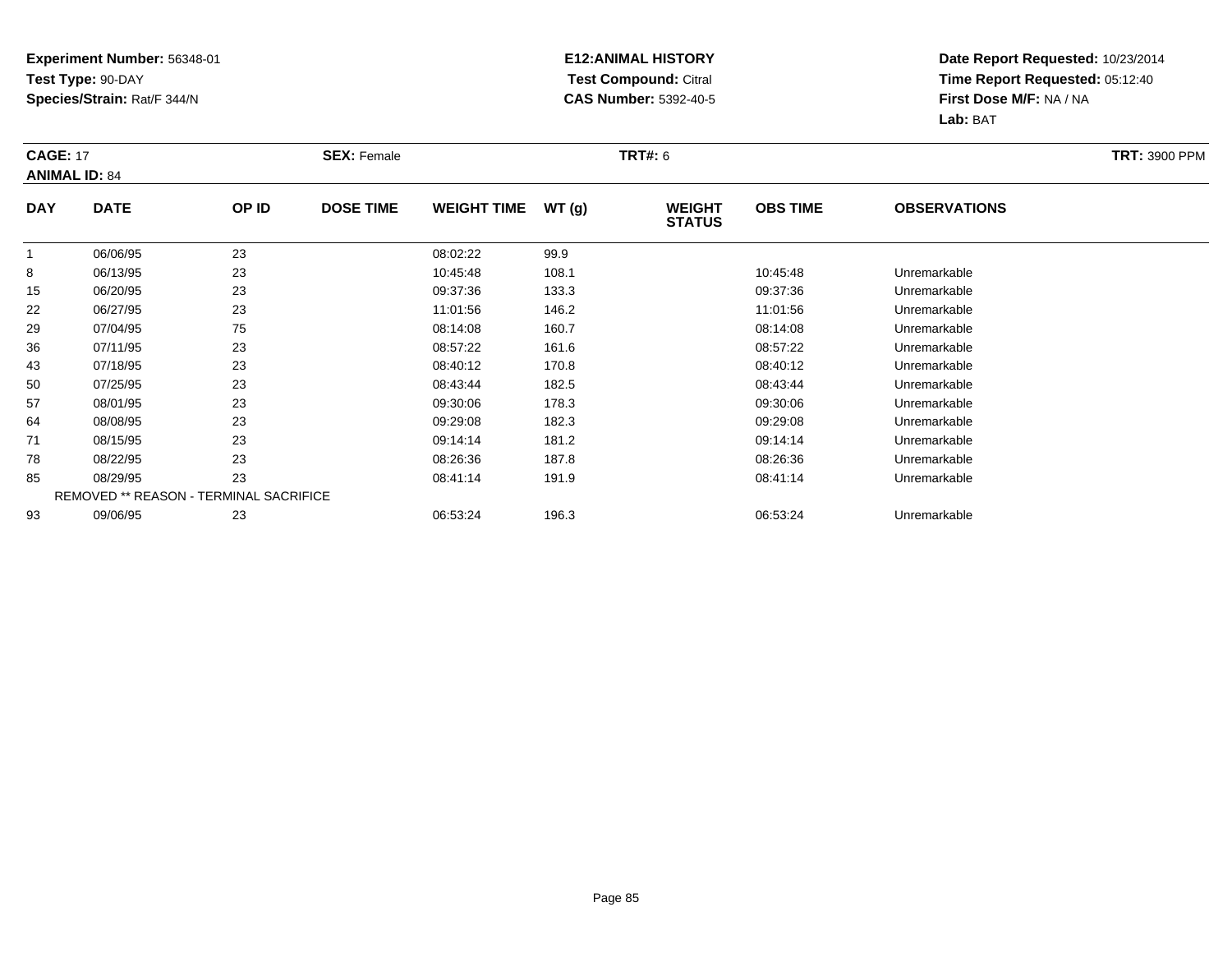**Experiment Number:** 56348-01
**Test Type:** 90-DAY
**Species/Strain:** Rat/F 344/N

**E12:ANIMAL HISTORY**
**Test Compound:** Citral
**CAS Number:** 5392-40-5

**Date Report Requested:** 10/23/2014
**Time Report Requested:** 05:12:40
**First Dose M/F:** NA / NA
**Lab:** BAT

**CAGE:** 17 **SEX:** Female **TRT#:** 6 **TRT:** 3900 PPM
**ANIMAL ID:** 84

| DAY | DATE | OP ID | DOSE TIME | WEIGHT TIME | WT (g) | WEIGHT STATUS | OBS TIME | OBSERVATIONS |
|---|---|---|---|---|---|---|---|---|
| 1 | 06/06/95 | 23 | | 08:02:22 | 99.9 | | | |
| 8 | 06/13/95 | 23 | | 10:45:48 | 108.1 | | 10:45:48 | Unremarkable |
| 15 | 06/20/95 | 23 | | 09:37:36 | 133.3 | | 09:37:36 | Unremarkable |
| 22 | 06/27/95 | 23 | | 11:01:56 | 146.2 | | 11:01:56 | Unremarkable |
| 29 | 07/04/95 | 75 | | 08:14:08 | 160.7 | | 08:14:08 | Unremarkable |
| 36 | 07/11/95 | 23 | | 08:57:22 | 161.6 | | 08:57:22 | Unremarkable |
| 43 | 07/18/95 | 23 | | 08:40:12 | 170.8 | | 08:40:12 | Unremarkable |
| 50 | 07/25/95 | 23 | | 08:43:44 | 182.5 | | 08:43:44 | Unremarkable |
| 57 | 08/01/95 | 23 | | 09:30:06 | 178.3 | | 09:30:06 | Unremarkable |
| 64 | 08/08/95 | 23 | | 09:29:08 | 182.3 | | 09:29:08 | Unremarkable |
| 71 | 08/15/95 | 23 | | 09:14:14 | 181.2 | | 09:14:14 | Unremarkable |
| 78 | 08/22/95 | 23 | | 08:26:36 | 187.8 | | 08:26:36 | Unremarkable |
| 85 | 08/29/95 | 23 | | 08:41:14 | 191.9 | | 08:41:14 | Unremarkable |
| | REMOVED ** REASON - TERMINAL SACRIFICE | | | | | | | |
| 93 | 09/06/95 | 23 | | 06:53:24 | 196.3 | | 06:53:24 | Unremarkable |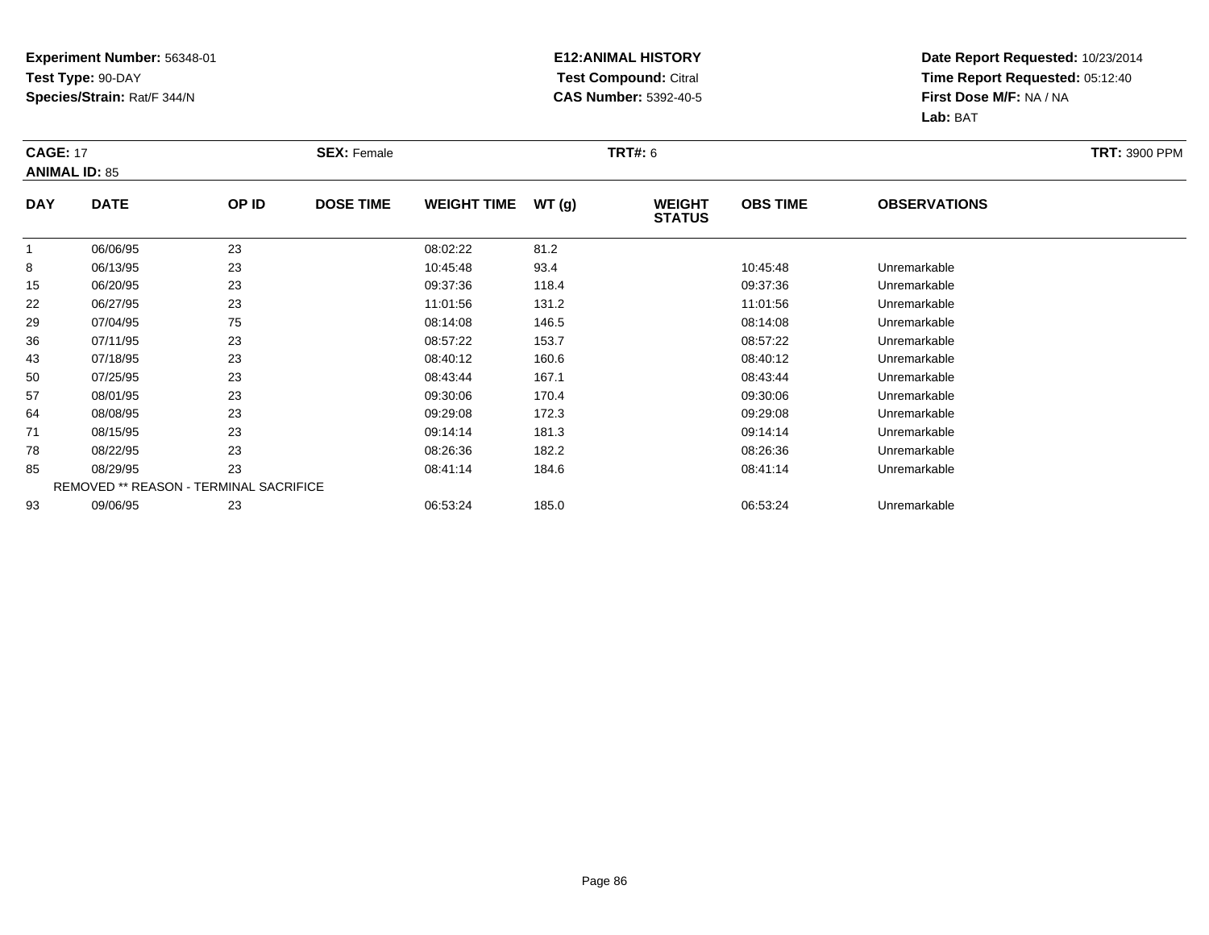**Experiment Number:** 56348-01
**Test Type:** 90-DAY
**Species/Strain:** Rat/F 344/N

**E12:ANIMAL HISTORY**
**Test Compound:** Citral
**CAS Number:** 5392-40-5

**Date Report Requested:** 10/23/2014
**Time Report Requested:** 05:12:40
**First Dose M/F:** NA / NA
**Lab:** BAT

**CAGE:** 17 **SEX:** Female **TRT#:** 6 **TRT:** 3900 PPM
**ANIMAL ID:** 85

| DAY | DATE | OP ID | DOSE TIME | WEIGHT TIME | WT (g) | WEIGHT STATUS | OBS TIME | OBSERVATIONS |
|---|---|---|---|---|---|---|---|---|
| 1 | 06/06/95 | 23 | | 08:02:22 | 81.2 | | | |
| 8 | 06/13/95 | 23 | | 10:45:48 | 93.4 | | 10:45:48 | Unremarkable |
| 15 | 06/20/95 | 23 | | 09:37:36 | 118.4 | | 09:37:36 | Unremarkable |
| 22 | 06/27/95 | 23 | | 11:01:56 | 131.2 | | 11:01:56 | Unremarkable |
| 29 | 07/04/95 | 75 | | 08:14:08 | 146.5 | | 08:14:08 | Unremarkable |
| 36 | 07/11/95 | 23 | | 08:57:22 | 153.7 | | 08:57:22 | Unremarkable |
| 43 | 07/18/95 | 23 | | 08:40:12 | 160.6 | | 08:40:12 | Unremarkable |
| 50 | 07/25/95 | 23 | | 08:43:44 | 167.1 | | 08:43:44 | Unremarkable |
| 57 | 08/01/95 | 23 | | 09:30:06 | 170.4 | | 09:30:06 | Unremarkable |
| 64 | 08/08/95 | 23 | | 09:29:08 | 172.3 | | 09:29:08 | Unremarkable |
| 71 | 08/15/95 | 23 | | 09:14:14 | 181.3 | | 09:14:14 | Unremarkable |
| 78 | 08/22/95 | 23 | | 08:26:36 | 182.2 | | 08:26:36 | Unremarkable |
| 85 | 08/29/95 | 23 | | 08:41:14 | 184.6 | | 08:41:14 | Unremarkable |
| REMOVED ** REASON - TERMINAL SACRIFICE | | | | | | | | |
| 93 | 09/06/95 | 23 | | 06:53:24 | 185.0 | | 06:53:24 | Unremarkable |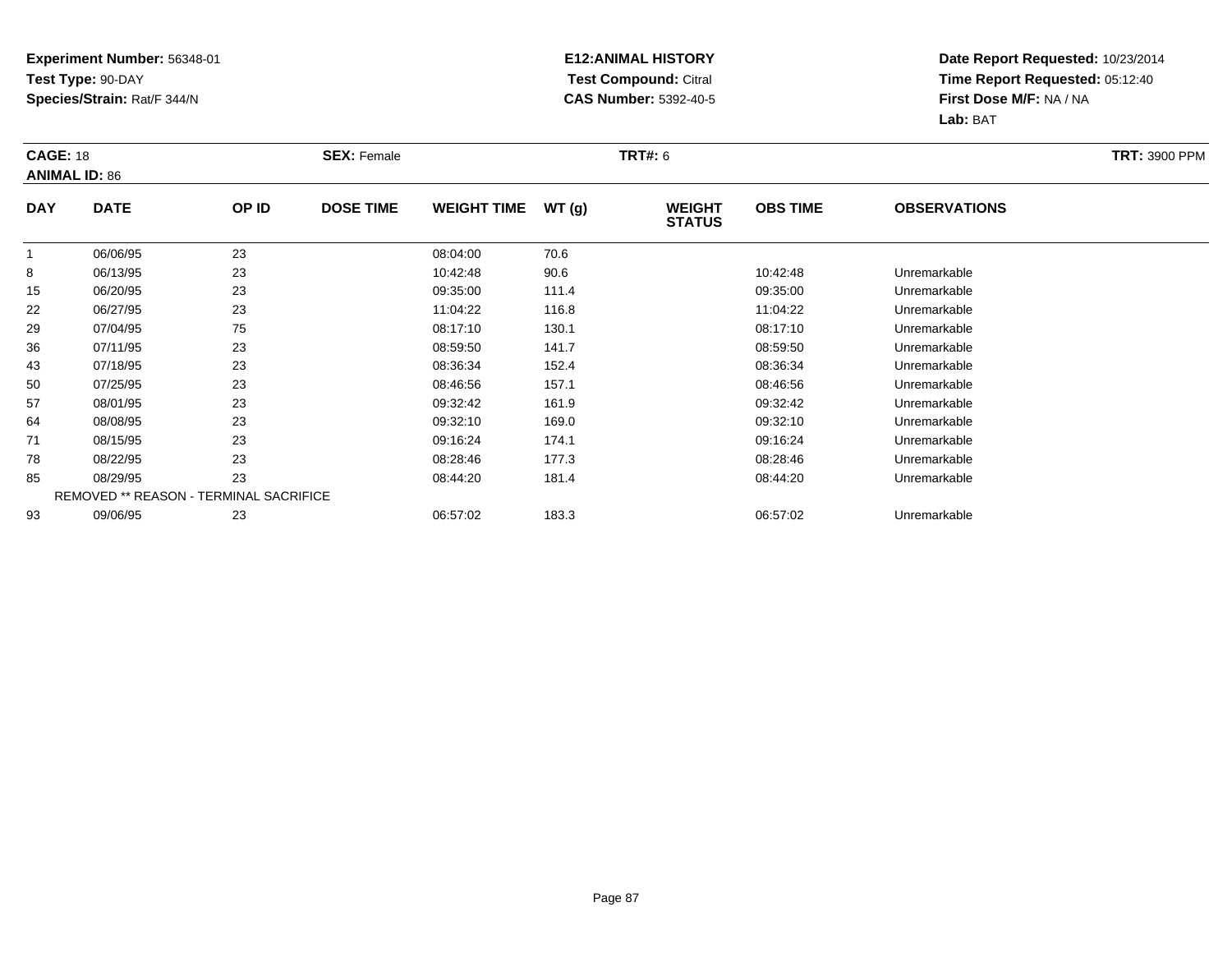**Experiment Number:** 56348-01
**Test Type:** 90-DAY
**Species/Strain:** Rat/F 344/N

**E12:ANIMAL HISTORY**
**Test Compound:** Citral
**CAS Number:** 5392-40-5

**Date Report Requested:** 10/23/2014
**Time Report Requested:** 05:12:40
**First Dose M/F:** NA / NA
**Lab:** BAT

**CAGE:** 18 **SEX:** Female **TRT#:** 6 **TRT:** 3900 PPM
**ANIMAL ID:** 86

| DAY | DATE | OP ID | DOSE TIME | WEIGHT TIME | WT (g) | WEIGHT STATUS | OBS TIME | OBSERVATIONS |
|---|---|---|---|---|---|---|---|---|
| 1 | 06/06/95 | 23 | | 08:04:00 | 70.6 | | | |
| 8 | 06/13/95 | 23 | | 10:42:48 | 90.6 | | 10:42:48 | Unremarkable |
| 15 | 06/20/95 | 23 | | 09:35:00 | 111.4 | | 09:35:00 | Unremarkable |
| 22 | 06/27/95 | 23 | | 11:04:22 | 116.8 | | 11:04:22 | Unremarkable |
| 29 | 07/04/95 | 75 | | 08:17:10 | 130.1 | | 08:17:10 | Unremarkable |
| 36 | 07/11/95 | 23 | | 08:59:50 | 141.7 | | 08:59:50 | Unremarkable |
| 43 | 07/18/95 | 23 | | 08:36:34 | 152.4 | | 08:36:34 | Unremarkable |
| 50 | 07/25/95 | 23 | | 08:46:56 | 157.1 | | 08:46:56 | Unremarkable |
| 57 | 08/01/95 | 23 | | 09:32:42 | 161.9 | | 09:32:42 | Unremarkable |
| 64 | 08/08/95 | 23 | | 09:32:10 | 169.0 | | 09:32:10 | Unremarkable |
| 71 | 08/15/95 | 23 | | 09:16:24 | 174.1 | | 09:16:24 | Unremarkable |
| 78 | 08/22/95 | 23 | | 08:28:46 | 177.3 | | 08:28:46 | Unremarkable |
| 85 | 08/29/95 | 23 | | 08:44:20 | 181.4 | | 08:44:20 | Unremarkable |
| | REMOVED ** REASON - TERMINAL SACRIFICE | | | | | | | |
| 93 | 09/06/95 | 23 | | 06:57:02 | 183.3 | | 06:57:02 | Unremarkable |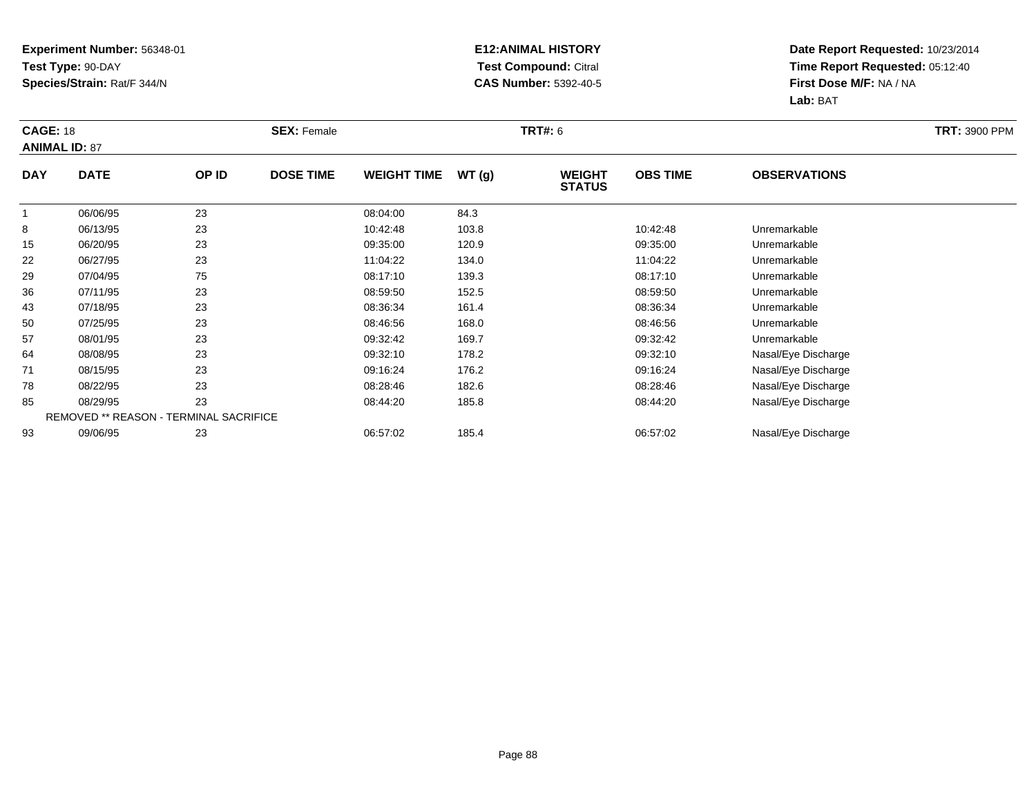**Experiment Number:** 56348-01
**Test Type:** 90-DAY
**Species/Strain:** Rat/F 344/N

**E12:ANIMAL HISTORY**
**Test Compound:** Citral
**CAS Number:** 5392-40-5

**Date Report Requested:** 10/23/2014
**Time Report Requested:** 05:12:40
**First Dose M/F:** NA / NA
**Lab:** BAT

**CAGE:** 18 **SEX:** Female **TRT#:** 6 **TRT:** 3900 PPM
**ANIMAL ID:** 87

| DAY | DATE | OP ID | DOSE TIME | WEIGHT TIME | WT (g) | WEIGHT STATUS | OBS TIME | OBSERVATIONS |
|---|---|---|---|---|---|---|---|---|
| 1 | 06/06/95 | 23 | | 08:04:00 | 84.3 | | | |
| 8 | 06/13/95 | 23 | | 10:42:48 | 103.8 | | 10:42:48 | Unremarkable |
| 15 | 06/20/95 | 23 | | 09:35:00 | 120.9 | | 09:35:00 | Unremarkable |
| 22 | 06/27/95 | 23 | | 11:04:22 | 134.0 | | 11:04:22 | Unremarkable |
| 29 | 07/04/95 | 75 | | 08:17:10 | 139.3 | | 08:17:10 | Unremarkable |
| 36 | 07/11/95 | 23 | | 08:59:50 | 152.5 | | 08:59:50 | Unremarkable |
| 43 | 07/18/95 | 23 | | 08:36:34 | 161.4 | | 08:36:34 | Unremarkable |
| 50 | 07/25/95 | 23 | | 08:46:56 | 168.0 | | 08:46:56 | Unremarkable |
| 57 | 08/01/95 | 23 | | 09:32:42 | 169.7 | | 09:32:42 | Unremarkable |
| 64 | 08/08/95 | 23 | | 09:32:10 | 178.2 | | 09:32:10 | Nasal/Eye Discharge |
| 71 | 08/15/95 | 23 | | 09:16:24 | 176.2 | | 09:16:24 | Nasal/Eye Discharge |
| 78 | 08/22/95 | 23 | | 08:28:46 | 182.6 | | 08:28:46 | Nasal/Eye Discharge |
| 85 | 08/29/95 | 23 | | 08:44:20 | 185.8 | | 08:44:20 | Nasal/Eye Discharge |
| | REMOVED ** REASON - TERMINAL SACRIFICE | | | | | | | |
| 93 | 09/06/95 | 23 | | 06:57:02 | 185.4 | | 06:57:02 | Nasal/Eye Discharge |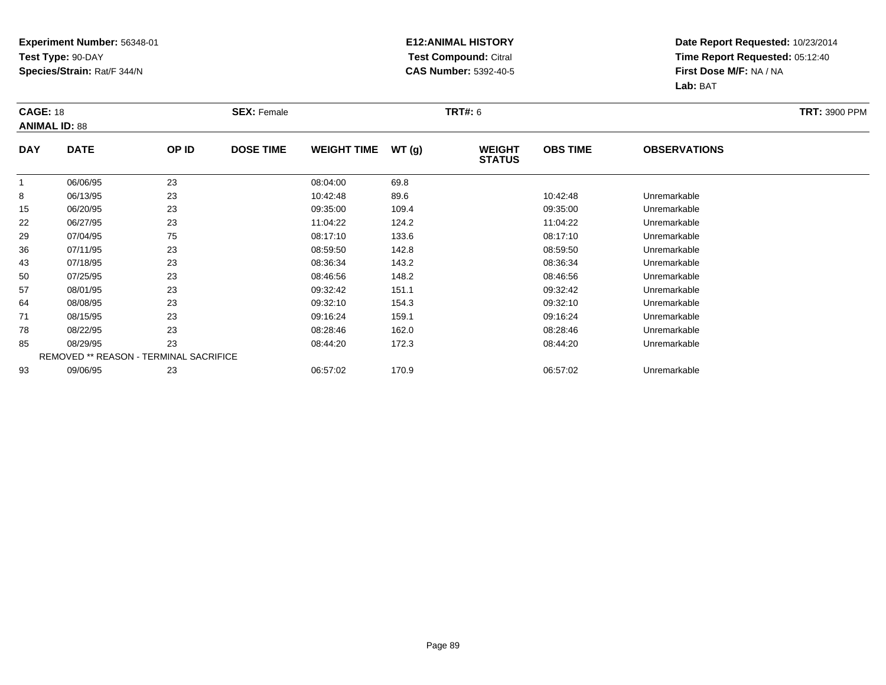**Experiment Number:** 56348-01
**Test Type:** 90-DAY
**Species/Strain:** Rat/F 344/N

**E12:ANIMAL HISTORY**
**Test Compound:** Citral
**CAS Number:** 5392-40-5

**Date Report Requested:** 10/23/2014
**Time Report Requested:** 05:12:40
**First Dose M/F:** NA / NA
**Lab:** BAT

**CAGE:** 18 **SEX:** Female **TRT#:** 6 **TRT:** 3900 PPM
**ANIMAL ID:** 88

| DAY | DATE | OP ID | DOSE TIME | WEIGHT TIME | WT (g) | WEIGHT STATUS | OBS TIME | OBSERVATIONS |
|---|---|---|---|---|---|---|---|---|
| 1 | 06/06/95 | 23 | | 08:04:00 | 69.8 | | | |
| 8 | 06/13/95 | 23 | | 10:42:48 | 89.6 | | 10:42:48 | Unremarkable |
| 15 | 06/20/95 | 23 | | 09:35:00 | 109.4 | | 09:35:00 | Unremarkable |
| 22 | 06/27/95 | 23 | | 11:04:22 | 124.2 | | 11:04:22 | Unremarkable |
| 29 | 07/04/95 | 75 | | 08:17:10 | 133.6 | | 08:17:10 | Unremarkable |
| 36 | 07/11/95 | 23 | | 08:59:50 | 142.8 | | 08:59:50 | Unremarkable |
| 43 | 07/18/95 | 23 | | 08:36:34 | 143.2 | | 08:36:34 | Unremarkable |
| 50 | 07/25/95 | 23 | | 08:46:56 | 148.2 | | 08:46:56 | Unremarkable |
| 57 | 08/01/95 | 23 | | 09:32:42 | 151.1 | | 09:32:42 | Unremarkable |
| 64 | 08/08/95 | 23 | | 09:32:10 | 154.3 | | 09:32:10 | Unremarkable |
| 71 | 08/15/95 | 23 | | 09:16:24 | 159.1 | | 09:16:24 | Unremarkable |
| 78 | 08/22/95 | 23 | | 08:28:46 | 162.0 | | 08:28:46 | Unremarkable |
| 85 | 08/29/95 | 23 | | 08:44:20 | 172.3 | | 08:44:20 | Unremarkable |
| | REMOVED ** REASON - TERMINAL SACRIFICE | | | | | | | |
| 93 | 09/06/95 | 23 | | 06:57:02 | 170.9 | | 06:57:02 | Unremarkable |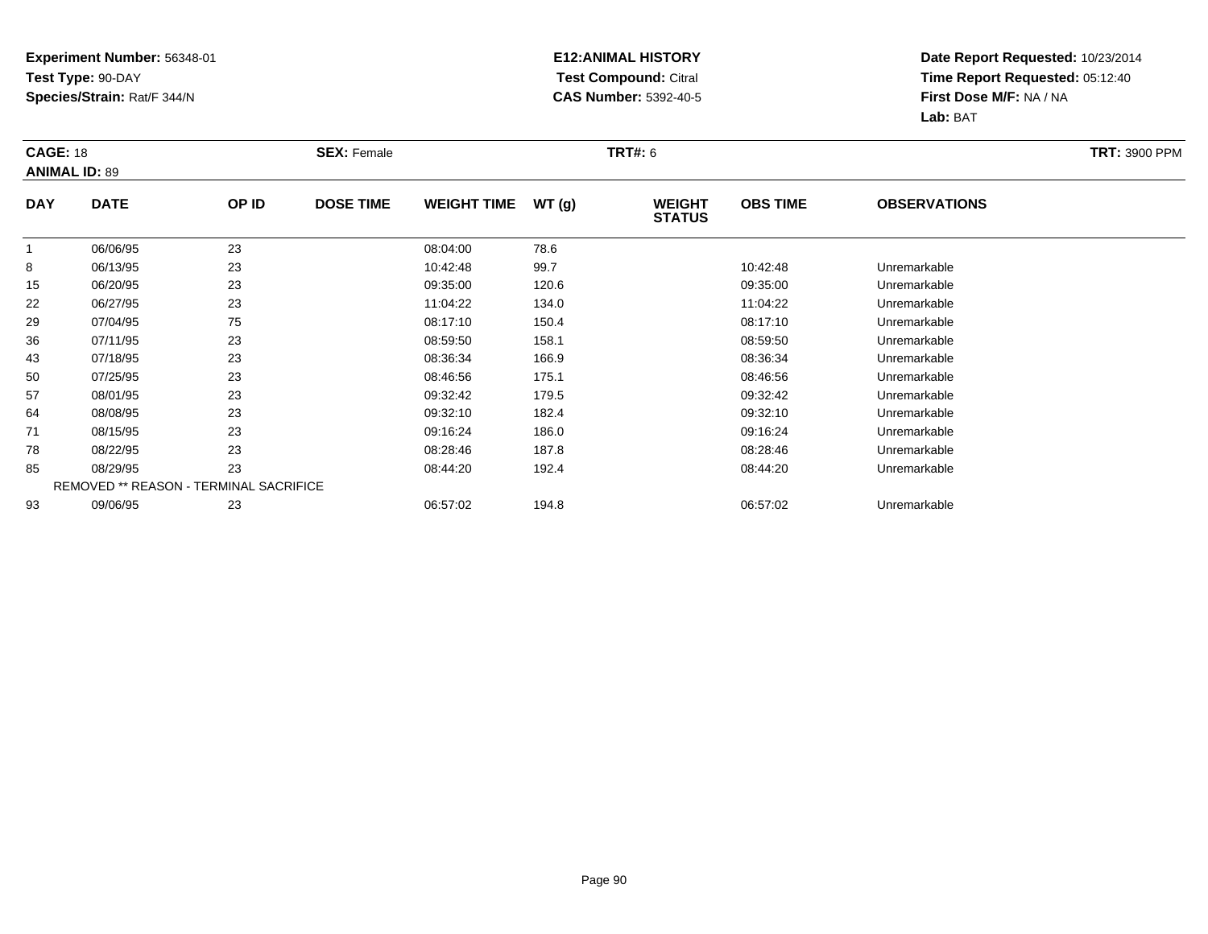**Experiment Number:** 56348-01
**Test Type:** 90-DAY
**Species/Strain:** Rat/F 344/N

**E12:ANIMAL HISTORY**
**Test Compound:** Citral
**CAS Number:** 5392-40-5

**Date Report Requested:** 10/23/2014
**Time Report Requested:** 05:12:40
**First Dose M/F:** NA / NA
**Lab:** BAT

**CAGE:** 18 **SEX:** Female **TRT#:** 6 **TRT:** 3900 PPM
**ANIMAL ID:** 89

| DAY | DATE | OP ID | DOSE TIME | WEIGHT TIME | WT (g) | WEIGHT STATUS | OBS TIME | OBSERVATIONS |
|---|---|---|---|---|---|---|---|---|
| 1 | 06/06/95 | 23 | | 08:04:00 | 78.6 | | | |
| 8 | 06/13/95 | 23 | | 10:42:48 | 99.7 | | 10:42:48 | Unremarkable |
| 15 | 06/20/95 | 23 | | 09:35:00 | 120.6 | | 09:35:00 | Unremarkable |
| 22 | 06/27/95 | 23 | | 11:04:22 | 134.0 | | 11:04:22 | Unremarkable |
| 29 | 07/04/95 | 75 | | 08:17:10 | 150.4 | | 08:17:10 | Unremarkable |
| 36 | 07/11/95 | 23 | | 08:59:50 | 158.1 | | 08:59:50 | Unremarkable |
| 43 | 07/18/95 | 23 | | 08:36:34 | 166.9 | | 08:36:34 | Unremarkable |
| 50 | 07/25/95 | 23 | | 08:46:56 | 175.1 | | 08:46:56 | Unremarkable |
| 57 | 08/01/95 | 23 | | 09:32:42 | 179.5 | | 09:32:42 | Unremarkable |
| 64 | 08/08/95 | 23 | | 09:32:10 | 182.4 | | 09:32:10 | Unremarkable |
| 71 | 08/15/95 | 23 | | 09:16:24 | 186.0 | | 09:16:24 | Unremarkable |
| 78 | 08/22/95 | 23 | | 08:28:46 | 187.8 | | 08:28:46 | Unremarkable |
| 85 | 08/29/95 | 23 | | 08:44:20 | 192.4 | | 08:44:20 | Unremarkable |
| REMOVED ** REASON - TERMINAL SACRIFICE | | | | | | | | |
| 93 | 09/06/95 | 23 | | 06:57:02 | 194.8 | | 06:57:02 | Unremarkable |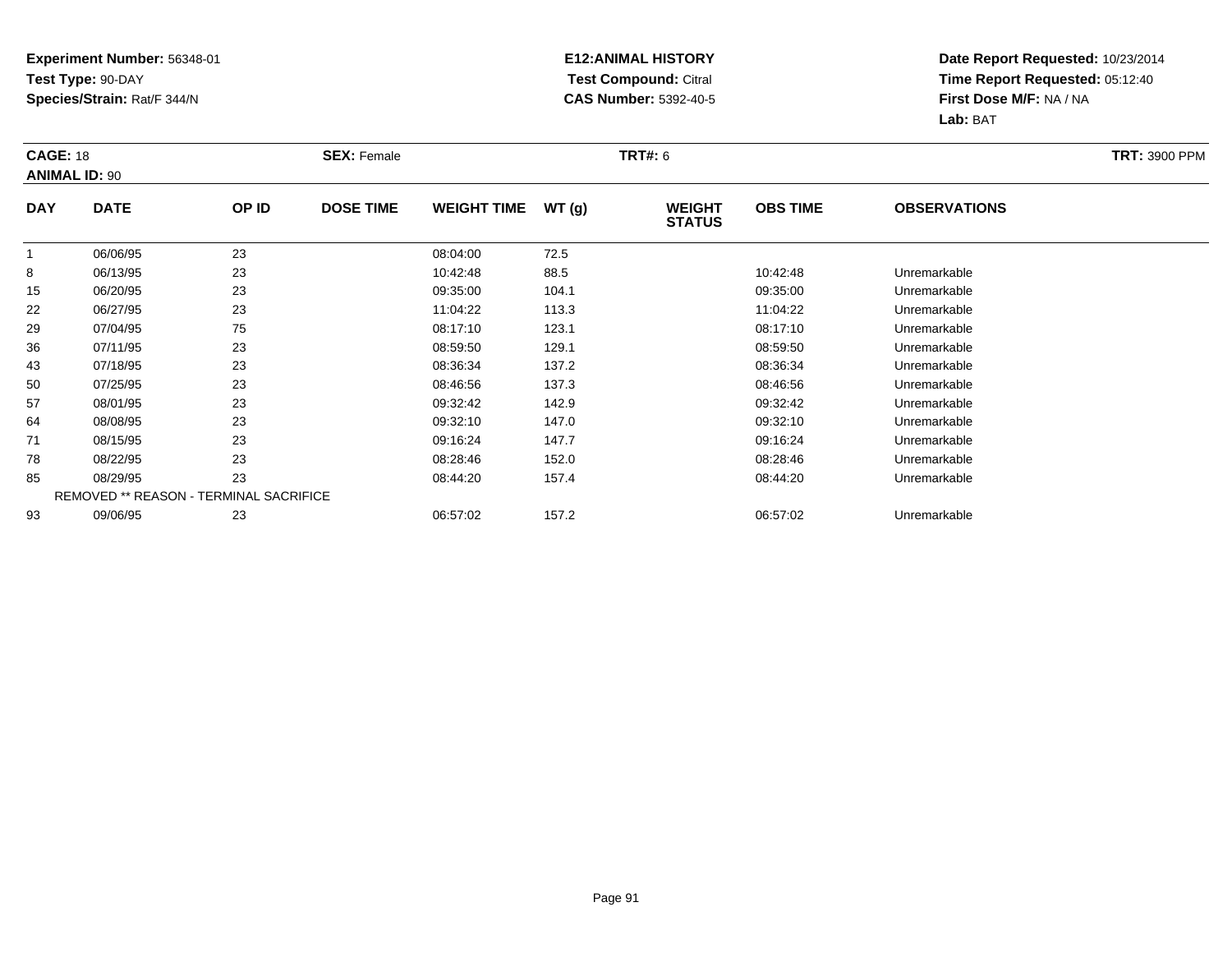**Experiment Number:** 56348-01
**Test Type:** 90-DAY
**Species/Strain:** Rat/F 344/N

**E12:ANIMAL HISTORY**
**Test Compound:** Citral
**CAS Number:** 5392-40-5

**Date Report Requested:** 10/23/2014
**Time Report Requested:** 05:12:40
**First Dose M/F:** NA / NA
**Lab:** BAT

**CAGE:** 18 **SEX:** Female **TRT#:** 6 **TRT:** 3900 PPM
**ANIMAL ID:** 90

| DAY | DATE | OP ID | DOSE TIME | WEIGHT TIME | WT (g) | WEIGHT STATUS | OBS TIME | OBSERVATIONS |
|---|---|---|---|---|---|---|---|---|
| 1 | 06/06/95 | 23 | | 08:04:00 | 72.5 | | | |
| 8 | 06/13/95 | 23 | | 10:42:48 | 88.5 | | 10:42:48 | Unremarkable |
| 15 | 06/20/95 | 23 | | 09:35:00 | 104.1 | | 09:35:00 | Unremarkable |
| 22 | 06/27/95 | 23 | | 11:04:22 | 113.3 | | 11:04:22 | Unremarkable |
| 29 | 07/04/95 | 75 | | 08:17:10 | 123.1 | | 08:17:10 | Unremarkable |
| 36 | 07/11/95 | 23 | | 08:59:50 | 129.1 | | 08:59:50 | Unremarkable |
| 43 | 07/18/95 | 23 | | 08:36:34 | 137.2 | | 08:36:34 | Unremarkable |
| 50 | 07/25/95 | 23 | | 08:46:56 | 137.3 | | 08:46:56 | Unremarkable |
| 57 | 08/01/95 | 23 | | 09:32:42 | 142.9 | | 09:32:42 | Unremarkable |
| 64 | 08/08/95 | 23 | | 09:32:10 | 147.0 | | 09:32:10 | Unremarkable |
| 71 | 08/15/95 | 23 | | 09:16:24 | 147.7 | | 09:16:24 | Unremarkable |
| 78 | 08/22/95 | 23 | | 08:28:46 | 152.0 | | 08:28:46 | Unremarkable |
| 85 | 08/29/95 | 23 | | 08:44:20 | 157.4 | | 08:44:20 | Unremarkable |
| REMOVED ** REASON - TERMINAL SACRIFICE | | | | | | | | |
| 93 | 09/06/95 | 23 | | 06:57:02 | 157.2 | | 06:57:02 | Unremarkable |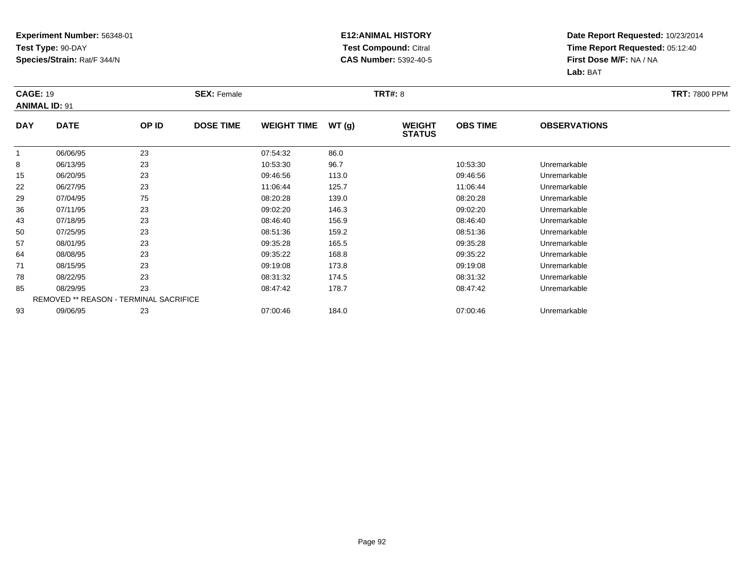**Experiment Number:** 56348-01
**Test Type:** 90-DAY
**Species/Strain:** Rat/F 344/N

**E12:ANIMAL HISTORY**
**Test Compound:** Citral
**CAS Number:** 5392-40-5

**Date Report Requested:** 10/23/2014
**Time Report Requested:** 05:12:40
**First Dose M/F:** NA / NA
**Lab:** BAT

**CAGE:** 19 **SEX:** Female **TRT#:** 8 **TRT:** 7800 PPM
**ANIMAL ID:** 91

| DAY | DATE | OP ID | DOSE TIME | WEIGHT TIME | WT (g) | WEIGHT STATUS | OBS TIME | OBSERVATIONS |
|---|---|---|---|---|---|---|---|---|
| 1 | 06/06/95 | 23 | | 07:54:32 | 86.0 | | | |
| 8 | 06/13/95 | 23 | | 10:53:30 | 96.7 | | 10:53:30 | Unremarkable |
| 15 | 06/20/95 | 23 | | 09:46:56 | 113.0 | | 09:46:56 | Unremarkable |
| 22 | 06/27/95 | 23 | | 11:06:44 | 125.7 | | 11:06:44 | Unremarkable |
| 29 | 07/04/95 | 75 | | 08:20:28 | 139.0 | | 08:20:28 | Unremarkable |
| 36 | 07/11/95 | 23 | | 09:02:20 | 146.3 | | 09:02:20 | Unremarkable |
| 43 | 07/18/95 | 23 | | 08:46:40 | 156.9 | | 08:46:40 | Unremarkable |
| 50 | 07/25/95 | 23 | | 08:51:36 | 159.2 | | 08:51:36 | Unremarkable |
| 57 | 08/01/95 | 23 | | 09:35:28 | 165.5 | | 09:35:28 | Unremarkable |
| 64 | 08/08/95 | 23 | | 09:35:22 | 168.8 | | 09:35:22 | Unremarkable |
| 71 | 08/15/95 | 23 | | 09:19:08 | 173.8 | | 09:19:08 | Unremarkable |
| 78 | 08/22/95 | 23 | | 08:31:32 | 174.5 | | 08:31:32 | Unremarkable |
| 85 | 08/29/95 | 23 | | 08:47:42 | 178.7 | | 08:47:42 | Unremarkable |
| | REMOVED ** REASON - TERMINAL SACRIFICE | | | | | | | |
| 93 | 09/06/95 | 23 | | 07:00:46 | 184.0 | | 07:00:46 | Unremarkable |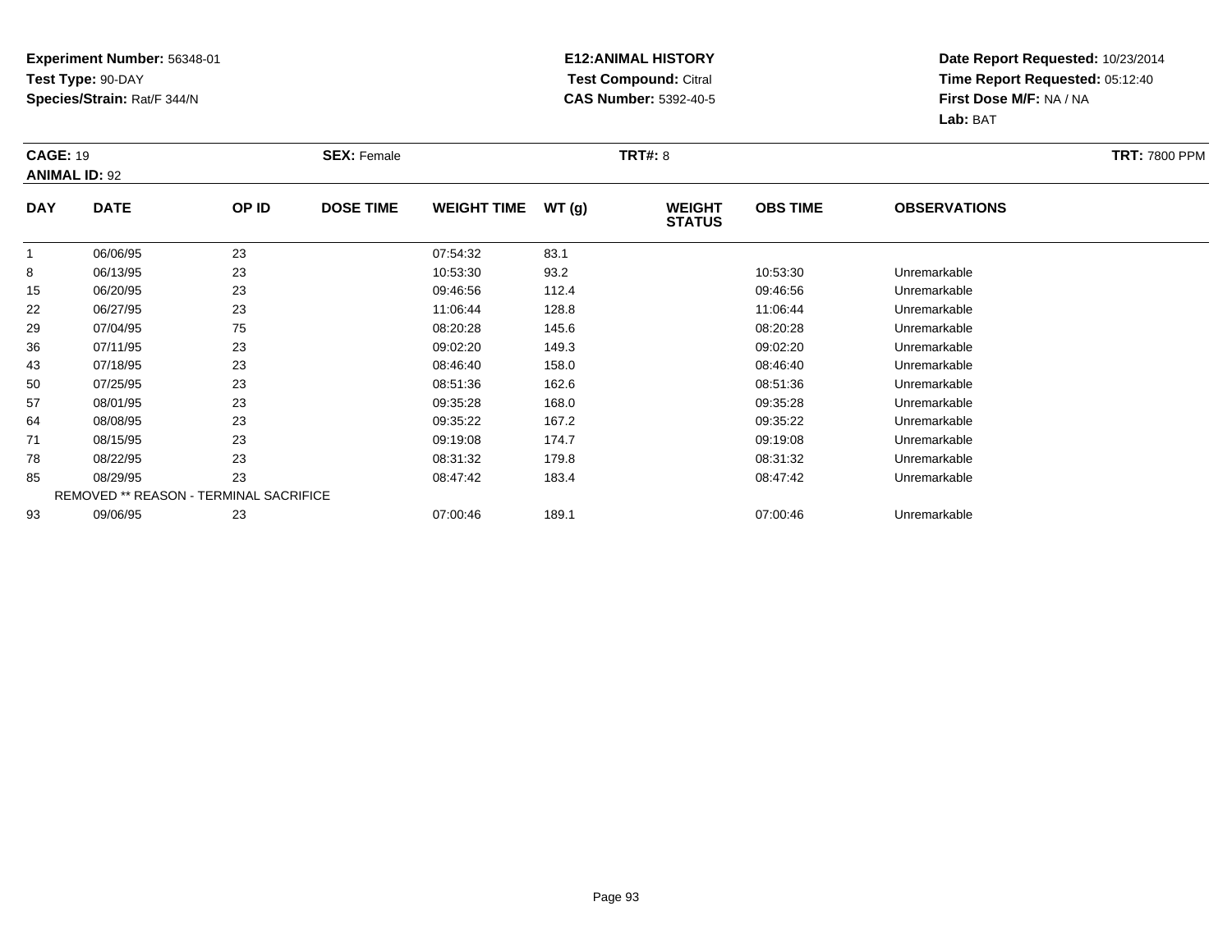**Experiment Number:** 56348-01
**Test Type:** 90-DAY
**Species/Strain:** Rat/F 344/N

**E12:ANIMAL HISTORY**
**Test Compound:** Citral
**CAS Number:** 5392-40-5

**Date Report Requested:** 10/23/2014
**Time Report Requested:** 05:12:40
**First Dose M/F:** NA / NA
**Lab:** BAT

**CAGE:** 19 **SEX:** Female **TRT#:** 8 **TRT:** 7800 PPM
**ANIMAL ID:** 92

| DAY | DATE | OP ID | DOSE TIME | WEIGHT TIME | WT (g) | WEIGHT STATUS | OBS TIME | OBSERVATIONS |
|---|---|---|---|---|---|---|---|---|
| 1 | 06/06/95 | 23 | | 07:54:32 | 83.1 | | | |
| 8 | 06/13/95 | 23 | | 10:53:30 | 93.2 | | 10:53:30 | Unremarkable |
| 15 | 06/20/95 | 23 | | 09:46:56 | 112.4 | | 09:46:56 | Unremarkable |
| 22 | 06/27/95 | 23 | | 11:06:44 | 128.8 | | 11:06:44 | Unremarkable |
| 29 | 07/04/95 | 75 | | 08:20:28 | 145.6 | | 08:20:28 | Unremarkable |
| 36 | 07/11/95 | 23 | | 09:02:20 | 149.3 | | 09:02:20 | Unremarkable |
| 43 | 07/18/95 | 23 | | 08:46:40 | 158.0 | | 08:46:40 | Unremarkable |
| 50 | 07/25/95 | 23 | | 08:51:36 | 162.6 | | 08:51:36 | Unremarkable |
| 57 | 08/01/95 | 23 | | 09:35:28 | 168.0 | | 09:35:28 | Unremarkable |
| 64 | 08/08/95 | 23 | | 09:35:22 | 167.2 | | 09:35:22 | Unremarkable |
| 71 | 08/15/95 | 23 | | 09:19:08 | 174.7 | | 09:19:08 | Unremarkable |
| 78 | 08/22/95 | 23 | | 08:31:32 | 179.8 | | 08:31:32 | Unremarkable |
| 85 | 08/29/95 | 23 | | 08:47:42 | 183.4 | | 08:47:42 | Unremarkable |
| REMOVED ** REASON - TERMINAL SACRIFICE | | | | | | | | |
| 93 | 09/06/95 | 23 | | 07:00:46 | 189.1 | | 07:00:46 | Unremarkable |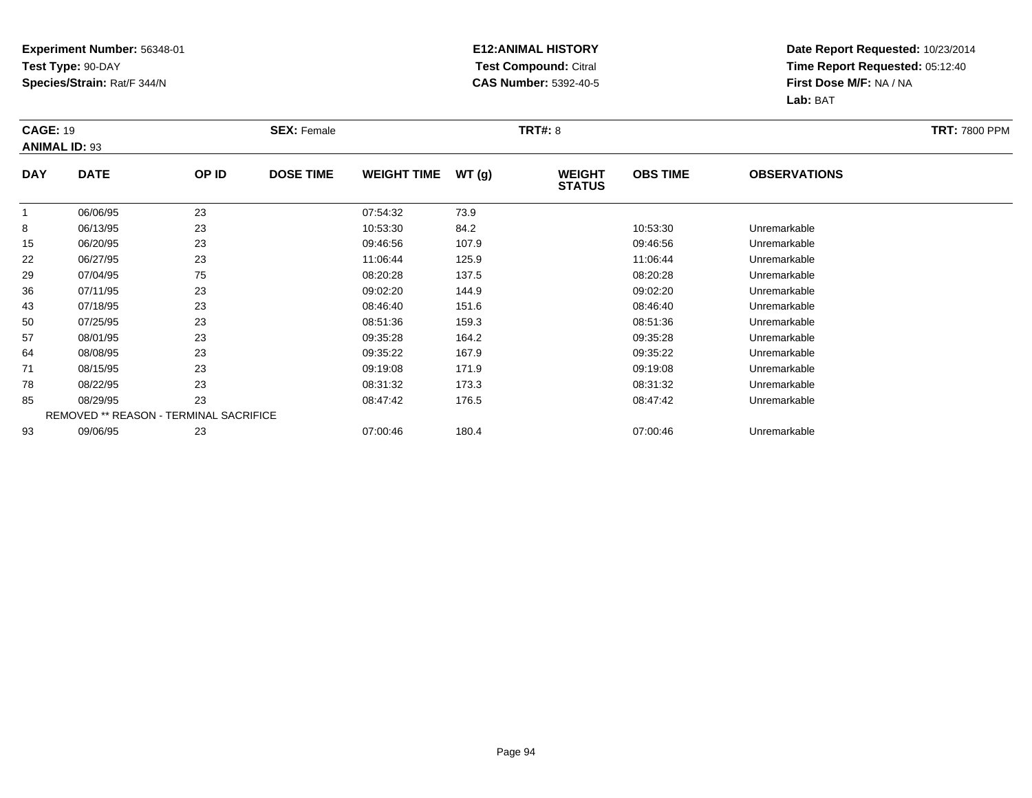**Experiment Number:** 56348-01
**Test Type:** 90-DAY
**Species/Strain:** Rat/F 344/N

**E12:ANIMAL HISTORY**
**Test Compound:** Citral
**CAS Number:** 5392-40-5

**Date Report Requested:** 10/23/2014
**Time Report Requested:** 05:12:40
**First Dose M/F:** NA / NA
**Lab:** BAT

**CAGE:** 19 **SEX:** Female **TRT#:** 8 **TRT:** 7800 PPM
**ANIMAL ID:** 93

| DAY | DATE | OP ID | DOSE TIME | WEIGHT TIME | WT (g) | WEIGHT STATUS | OBS TIME | OBSERVATIONS |
|---|---|---|---|---|---|---|---|---|
| 1 | 06/06/95 | 23 | | 07:54:32 | 73.9 | | | |
| 8 | 06/13/95 | 23 | | 10:53:30 | 84.2 | | 10:53:30 | Unremarkable |
| 15 | 06/20/95 | 23 | | 09:46:56 | 107.9 | | 09:46:56 | Unremarkable |
| 22 | 06/27/95 | 23 | | 11:06:44 | 125.9 | | 11:06:44 | Unremarkable |
| 29 | 07/04/95 | 75 | | 08:20:28 | 137.5 | | 08:20:28 | Unremarkable |
| 36 | 07/11/95 | 23 | | 09:02:20 | 144.9 | | 09:02:20 | Unremarkable |
| 43 | 07/18/95 | 23 | | 08:46:40 | 151.6 | | 08:46:40 | Unremarkable |
| 50 | 07/25/95 | 23 | | 08:51:36 | 159.3 | | 08:51:36 | Unremarkable |
| 57 | 08/01/95 | 23 | | 09:35:28 | 164.2 | | 09:35:28 | Unremarkable |
| 64 | 08/08/95 | 23 | | 09:35:22 | 167.9 | | 09:35:22 | Unremarkable |
| 71 | 08/15/95 | 23 | | 09:19:08 | 171.9 | | 09:19:08 | Unremarkable |
| 78 | 08/22/95 | 23 | | 08:31:32 | 173.3 | | 08:31:32 | Unremarkable |
| 85 | 08/29/95 | 23 | | 08:47:42 | 176.5 | | 08:47:42 | Unremarkable |
| REMOVED ** REASON - TERMINAL SACRIFICE | | | | | | | | |
| 93 | 09/06/95 | 23 | | 07:00:46 | 180.4 | | 07:00:46 | Unremarkable |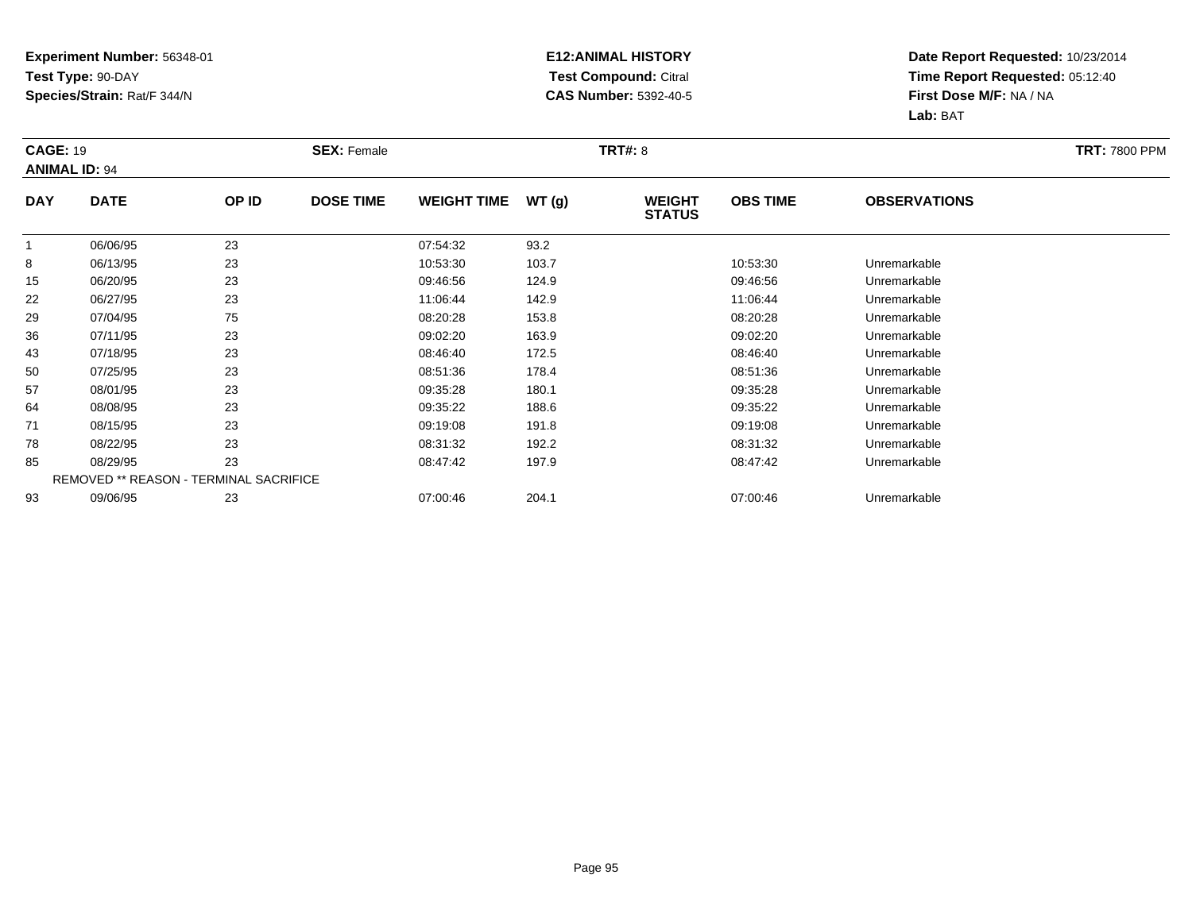**Experiment Number:** 56348-01
**Test Type:** 90-DAY
**Species/Strain:** Rat/F 344/N

**E12:ANIMAL HISTORY**
**Test Compound:** Citral
**CAS Number:** 5392-40-5

**Date Report Requested:** 10/23/2014
**Time Report Requested:** 05:12:40
**First Dose M/F:** NA / NA
**Lab:** BAT

**CAGE:** 19 | **SEX:** Female | **TRT#:** 8 | **TRT:** 7800 PPM
**ANIMAL ID:** 94

| DAY | DATE | OP ID | DOSE TIME | WEIGHT TIME | WT (g) | WEIGHT STATUS | OBS TIME | OBSERVATIONS |
|---|---|---|---|---|---|---|---|---|
| 1 | 06/06/95 | 23 | | 07:54:32 | 93.2 | | | |
| 8 | 06/13/95 | 23 | | 10:53:30 | 103.7 | | 10:53:30 | Unremarkable |
| 15 | 06/20/95 | 23 | | 09:46:56 | 124.9 | | 09:46:56 | Unremarkable |
| 22 | 06/27/95 | 23 | | 11:06:44 | 142.9 | | 11:06:44 | Unremarkable |
| 29 | 07/04/95 | 75 | | 08:20:28 | 153.8 | | 08:20:28 | Unremarkable |
| 36 | 07/11/95 | 23 | | 09:02:20 | 163.9 | | 09:02:20 | Unremarkable |
| 43 | 07/18/95 | 23 | | 08:46:40 | 172.5 | | 08:46:40 | Unremarkable |
| 50 | 07/25/95 | 23 | | 08:51:36 | 178.4 | | 08:51:36 | Unremarkable |
| 57 | 08/01/95 | 23 | | 09:35:28 | 180.1 | | 09:35:28 | Unremarkable |
| 64 | 08/08/95 | 23 | | 09:35:22 | 188.6 | | 09:35:22 | Unremarkable |
| 71 | 08/15/95 | 23 | | 09:19:08 | 191.8 | | 09:19:08 | Unremarkable |
| 78 | 08/22/95 | 23 | | 08:31:32 | 192.2 | | 08:31:32 | Unremarkable |
| 85 | 08/29/95 | 23 | | 08:47:42 | 197.9 | | 08:47:42 | Unremarkable |
| | REMOVED ** REASON - TERMINAL SACRIFICE | | | | | | | |
| 93 | 09/06/95 | 23 | | 07:00:46 | 204.1 | | 07:00:46 | Unremarkable |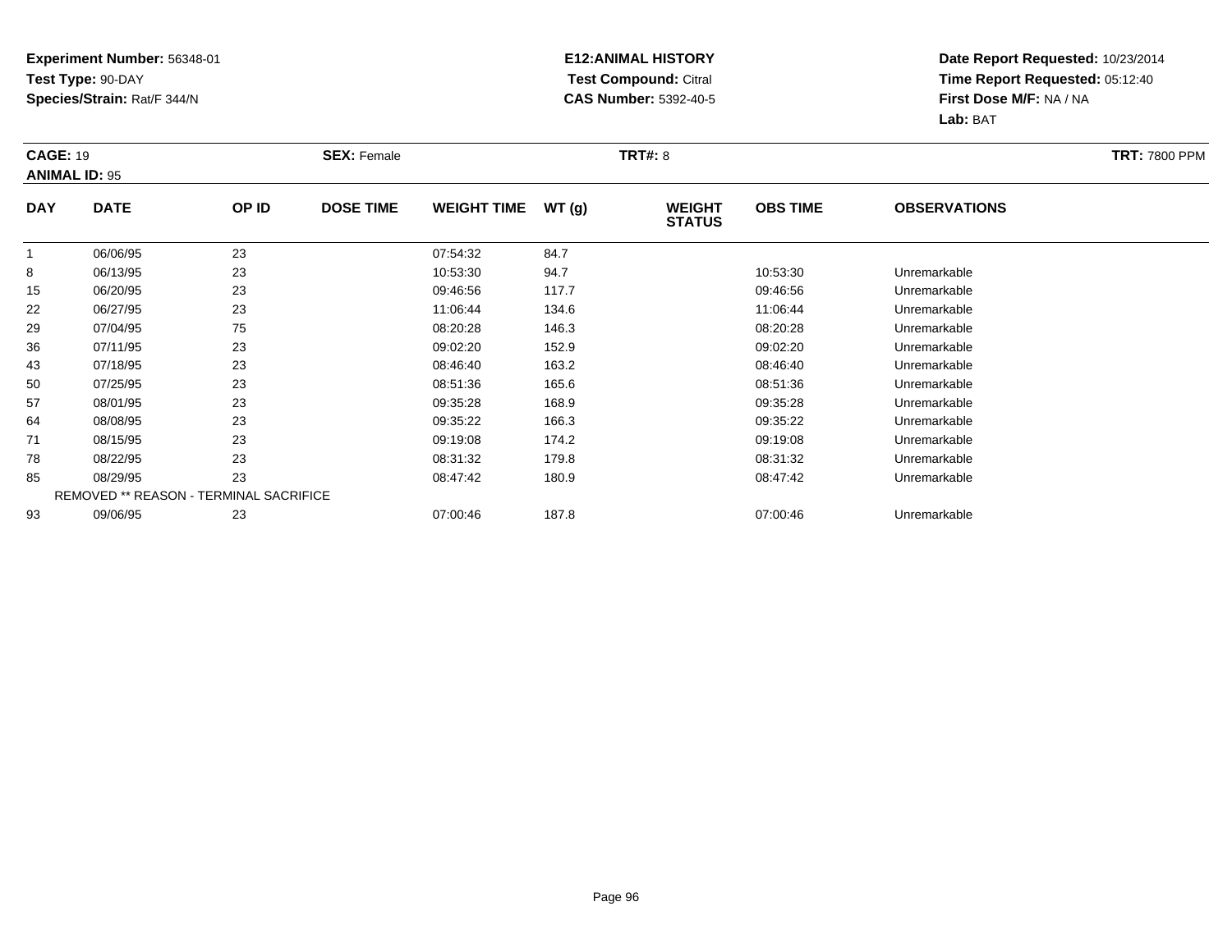**Experiment Number:** 56348-01
**Test Type:** 90-DAY
**Species/Strain:** Rat/F 344/N

**E12:ANIMAL HISTORY**
**Test Compound:** Citral
**CAS Number:** 5392-40-5

**Date Report Requested:** 10/23/2014
**Time Report Requested:** 05:12:40
**First Dose M/F:** NA / NA
**Lab:** BAT

**CAGE:** 19 **SEX:** Female **TRT#:** 8 **TRT:** 7800 PPM
**ANIMAL ID:** 95

| DAY | DATE | OP ID | DOSE TIME | WEIGHT TIME | WT (g) | WEIGHT STATUS | OBS TIME | OBSERVATIONS |
|---|---|---|---|---|---|---|---|---|
| 1 | 06/06/95 | 23 | | 07:54:32 | 84.7 | | | |
| 8 | 06/13/95 | 23 | | 10:53:30 | 94.7 | | 10:53:30 | Unremarkable |
| 15 | 06/20/95 | 23 | | 09:46:56 | 117.7 | | 09:46:56 | Unremarkable |
| 22 | 06/27/95 | 23 | | 11:06:44 | 134.6 | | 11:06:44 | Unremarkable |
| 29 | 07/04/95 | 75 | | 08:20:28 | 146.3 | | 08:20:28 | Unremarkable |
| 36 | 07/11/95 | 23 | | 09:02:20 | 152.9 | | 09:02:20 | Unremarkable |
| 43 | 07/18/95 | 23 | | 08:46:40 | 163.2 | | 08:46:40 | Unremarkable |
| 50 | 07/25/95 | 23 | | 08:51:36 | 165.6 | | 08:51:36 | Unremarkable |
| 57 | 08/01/95 | 23 | | 09:35:28 | 168.9 | | 09:35:28 | Unremarkable |
| 64 | 08/08/95 | 23 | | 09:35:22 | 166.3 | | 09:35:22 | Unremarkable |
| 71 | 08/15/95 | 23 | | 09:19:08 | 174.2 | | 09:19:08 | Unremarkable |
| 78 | 08/22/95 | 23 | | 08:31:32 | 179.8 | | 08:31:32 | Unremarkable |
| 85 | 08/29/95 | 23 | | 08:47:42 | 180.9 | | 08:47:42 | Unremarkable |
| | REMOVED ** REASON - TERMINAL SACRIFICE | | | | | | | |
| 93 | 09/06/95 | 23 | | 07:00:46 | 187.8 | | 07:00:46 | Unremarkable |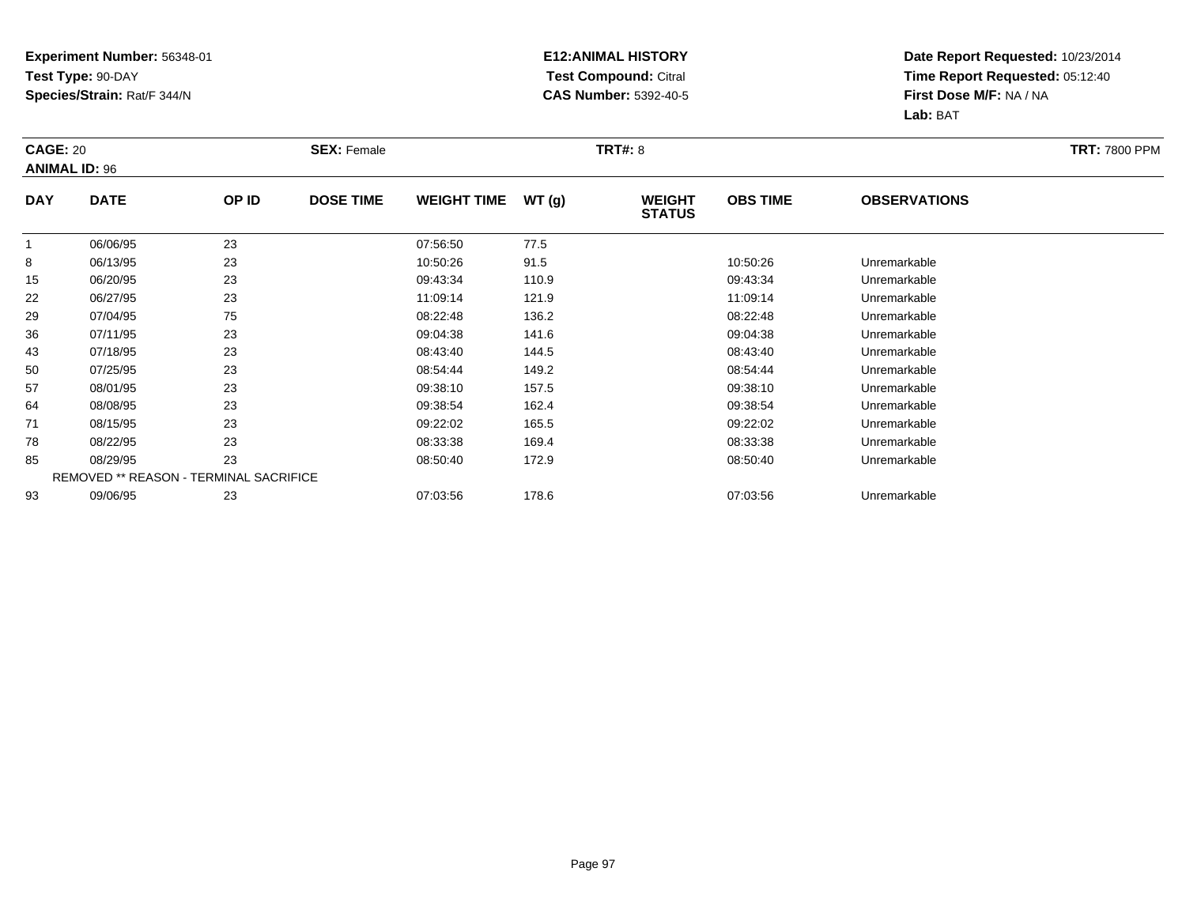**Experiment Number:** 56348-01
**Test Type:** 90-DAY
**Species/Strain:** Rat/F 344/N

**E12:ANIMAL HISTORY**
**Test Compound:** Citral
**CAS Number:** 5392-40-5

**Date Report Requested:** 10/23/2014
**Time Report Requested:** 05:12:40
**First Dose M/F:** NA / NA
**Lab:** BAT

**CAGE:** 20 **SEX:** Female **TRT#:** 8 **TRT:** 7800 PPM
**ANIMAL ID:** 96

| DAY | DATE | OP ID | DOSE TIME | WEIGHT TIME | WT (g) | WEIGHT STATUS | OBS TIME | OBSERVATIONS |
|---|---|---|---|---|---|---|---|---|
| 1 | 06/06/95 | 23 | | 07:56:50 | 77.5 | | | |
| 8 | 06/13/95 | 23 | | 10:50:26 | 91.5 | | 10:50:26 | Unremarkable |
| 15 | 06/20/95 | 23 | | 09:43:34 | 110.9 | | 09:43:34 | Unremarkable |
| 22 | 06/27/95 | 23 | | 11:09:14 | 121.9 | | 11:09:14 | Unremarkable |
| 29 | 07/04/95 | 75 | | 08:22:48 | 136.2 | | 08:22:48 | Unremarkable |
| 36 | 07/11/95 | 23 | | 09:04:38 | 141.6 | | 09:04:38 | Unremarkable |
| 43 | 07/18/95 | 23 | | 08:43:40 | 144.5 | | 08:43:40 | Unremarkable |
| 50 | 07/25/95 | 23 | | 08:54:44 | 149.2 | | 08:54:44 | Unremarkable |
| 57 | 08/01/95 | 23 | | 09:38:10 | 157.5 | | 09:38:10 | Unremarkable |
| 64 | 08/08/95 | 23 | | 09:38:54 | 162.4 | | 09:38:54 | Unremarkable |
| 71 | 08/15/95 | 23 | | 09:22:02 | 165.5 | | 09:22:02 | Unremarkable |
| 78 | 08/22/95 | 23 | | 08:33:38 | 169.4 | | 08:33:38 | Unremarkable |
| 85 | 08/29/95 | 23 | | 08:50:40 | 172.9 | | 08:50:40 | Unremarkable |
| | REMOVED ** REASON - TERMINAL SACRIFICE | | | | | | | |
| 93 | 09/06/95 | 23 | | 07:03:56 | 178.6 | | 07:03:56 | Unremarkable |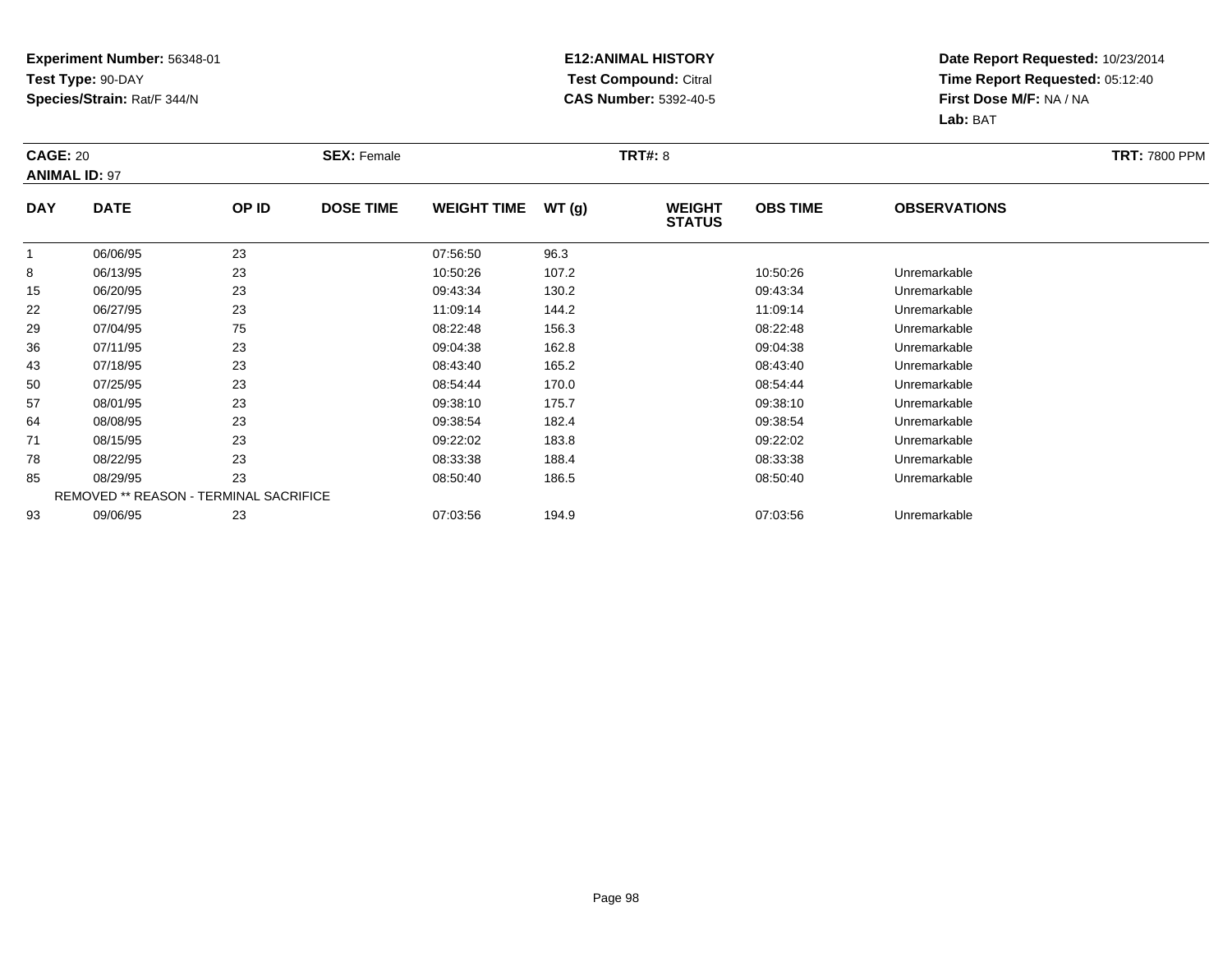**Experiment Number:** 56348-01
**Test Type:** 90-DAY
**Species/Strain:** Rat/F 344/N

**E12:ANIMAL HISTORY**
**Test Compound:** Citral
**CAS Number:** 5392-40-5

**Date Report Requested:** 10/23/2014
**Time Report Requested:** 05:12:40
**First Dose M/F:** NA / NA
**Lab:** BAT

**CAGE:** 20 **SEX:** Female **TRT#:** 8 **TRT:** 7800 PPM
**ANIMAL ID:** 97

| DAY | DATE | OP ID | DOSE TIME | WEIGHT TIME | WT (g) | WEIGHT STATUS | OBS TIME | OBSERVATIONS |
|---|---|---|---|---|---|---|---|---|
| 1 | 06/06/95 | 23 | | 07:56:50 | 96.3 | | | |
| 8 | 06/13/95 | 23 | | 10:50:26 | 107.2 | | 10:50:26 | Unremarkable |
| 15 | 06/20/95 | 23 | | 09:43:34 | 130.2 | | 09:43:34 | Unremarkable |
| 22 | 06/27/95 | 23 | | 11:09:14 | 144.2 | | 11:09:14 | Unremarkable |
| 29 | 07/04/95 | 75 | | 08:22:48 | 156.3 | | 08:22:48 | Unremarkable |
| 36 | 07/11/95 | 23 | | 09:04:38 | 162.8 | | 09:04:38 | Unremarkable |
| 43 | 07/18/95 | 23 | | 08:43:40 | 165.2 | | 08:43:40 | Unremarkable |
| 50 | 07/25/95 | 23 | | 08:54:44 | 170.0 | | 08:54:44 | Unremarkable |
| 57 | 08/01/95 | 23 | | 09:38:10 | 175.7 | | 09:38:10 | Unremarkable |
| 64 | 08/08/95 | 23 | | 09:38:54 | 182.4 | | 09:38:54 | Unremarkable |
| 71 | 08/15/95 | 23 | | 09:22:02 | 183.8 | | 09:22:02 | Unremarkable |
| 78 | 08/22/95 | 23 | | 08:33:38 | 188.4 | | 08:33:38 | Unremarkable |
| 85 | 08/29/95 | 23 | | 08:50:40 | 186.5 | | 08:50:40 | Unremarkable |
| REMOVED ** REASON - TERMINAL SACRIFICE | | | | | | | | |
| 93 | 09/06/95 | 23 | | 07:03:56 | 194.9 | | 07:03:56 | Unremarkable |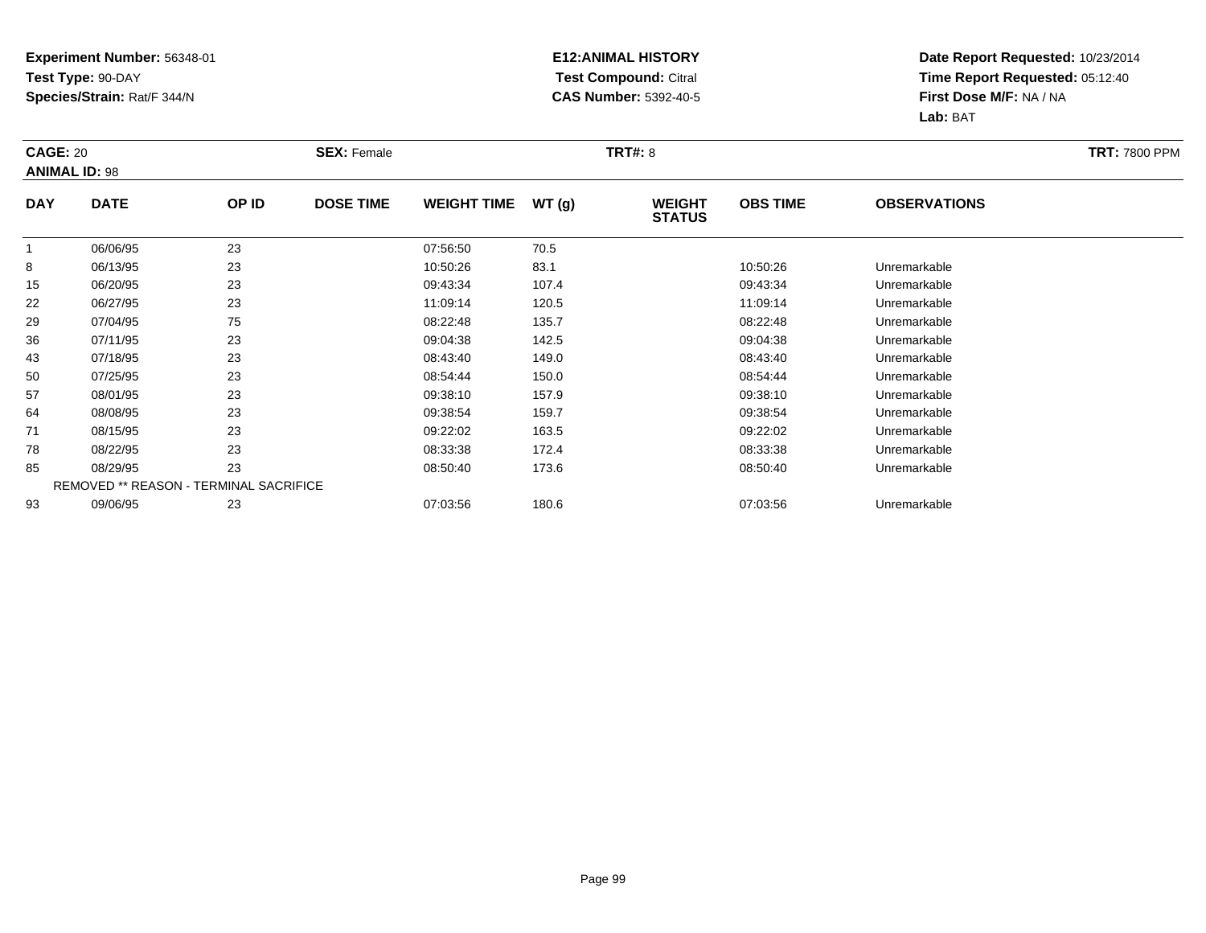**Experiment Number:** 56348-01
**Test Type:** 90-DAY
**Species/Strain:** Rat/F 344/N

**E12:ANIMAL HISTORY**
**Test Compound:** Citral
**CAS Number:** 5392-40-5

**Date Report Requested:** 10/23/2014
**Time Report Requested:** 05:12:40
**First Dose M/F:** NA / NA
**Lab:** BAT

**CAGE:** 20 **SEX:** Female **TRT#:** 8 **TRT:** 7800 PPM
**ANIMAL ID:** 98

| DAY | DATE | OP ID | DOSE TIME | WEIGHT TIME | WT (g) | WEIGHT STATUS | OBS TIME | OBSERVATIONS |
|---|---|---|---|---|---|---|---|---|
| 1 | 06/06/95 | 23 | | 07:56:50 | 70.5 | | | |
| 8 | 06/13/95 | 23 | | 10:50:26 | 83.1 | | 10:50:26 | Unremarkable |
| 15 | 06/20/95 | 23 | | 09:43:34 | 107.4 | | 09:43:34 | Unremarkable |
| 22 | 06/27/95 | 23 | | 11:09:14 | 120.5 | | 11:09:14 | Unremarkable |
| 29 | 07/04/95 | 75 | | 08:22:48 | 135.7 | | 08:22:48 | Unremarkable |
| 36 | 07/11/95 | 23 | | 09:04:38 | 142.5 | | 09:04:38 | Unremarkable |
| 43 | 07/18/95 | 23 | | 08:43:40 | 149.0 | | 08:43:40 | Unremarkable |
| 50 | 07/25/95 | 23 | | 08:54:44 | 150.0 | | 08:54:44 | Unremarkable |
| 57 | 08/01/95 | 23 | | 09:38:10 | 157.9 | | 09:38:10 | Unremarkable |
| 64 | 08/08/95 | 23 | | 09:38:54 | 159.7 | | 09:38:54 | Unremarkable |
| 71 | 08/15/95 | 23 | | 09:22:02 | 163.5 | | 09:22:02 | Unremarkable |
| 78 | 08/22/95 | 23 | | 08:33:38 | 172.4 | | 08:33:38 | Unremarkable |
| 85 | 08/29/95 | 23 | | 08:50:40 | 173.6 | | 08:50:40 | Unremarkable |
| | REMOVED ** REASON - TERMINAL SACRIFICE | | | | | | | |
| 93 | 09/06/95 | 23 | | 07:03:56 | 180.6 | | 07:03:56 | Unremarkable |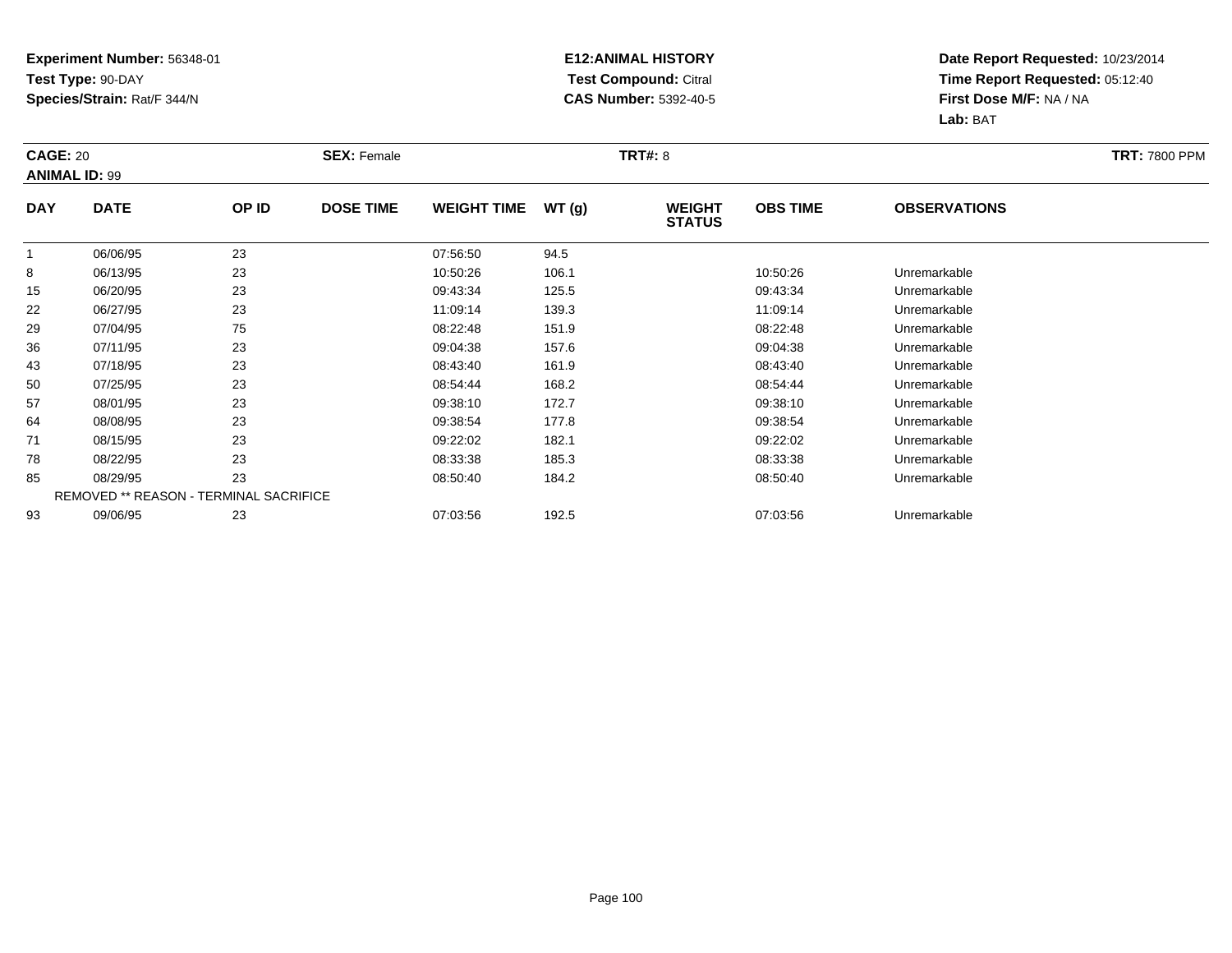**Experiment Number:** 56348-01
**Test Type:** 90-DAY
**Species/Strain:** Rat/F 344/N

**E12:ANIMAL HISTORY**
**Test Compound:** Citral
**CAS Number:** 5392-40-5

**Date Report Requested:** 10/23/2014
**Time Report Requested:** 05:12:40
**First Dose M/F:** NA / NA
**Lab:** BAT

**CAGE:** 20 **SEX:** Female **TRT#:** 8 **TRT:** 7800 PPM
**ANIMAL ID:** 99

| DAY | DATE | OP ID | DOSE TIME | WEIGHT TIME | WT (g) | WEIGHT STATUS | OBS TIME | OBSERVATIONS |
|---|---|---|---|---|---|---|---|---|
| 1 | 06/06/95 | 23 | | 07:56:50 | 94.5 | | | |
| 8 | 06/13/95 | 23 | | 10:50:26 | 106.1 | | 10:50:26 | Unremarkable |
| 15 | 06/20/95 | 23 | | 09:43:34 | 125.5 | | 09:43:34 | Unremarkable |
| 22 | 06/27/95 | 23 | | 11:09:14 | 139.3 | | 11:09:14 | Unremarkable |
| 29 | 07/04/95 | 75 | | 08:22:48 | 151.9 | | 08:22:48 | Unremarkable |
| 36 | 07/11/95 | 23 | | 09:04:38 | 157.6 | | 09:04:38 | Unremarkable |
| 43 | 07/18/95 | 23 | | 08:43:40 | 161.9 | | 08:43:40 | Unremarkable |
| 50 | 07/25/95 | 23 | | 08:54:44 | 168.2 | | 08:54:44 | Unremarkable |
| 57 | 08/01/95 | 23 | | 09:38:10 | 172.7 | | 09:38:10 | Unremarkable |
| 64 | 08/08/95 | 23 | | 09:38:54 | 177.8 | | 09:38:54 | Unremarkable |
| 71 | 08/15/95 | 23 | | 09:22:02 | 182.1 | | 09:22:02 | Unremarkable |
| 78 | 08/22/95 | 23 | | 08:33:38 | 185.3 | | 08:33:38 | Unremarkable |
| 85 | 08/29/95 | 23 | | 08:50:40 | 184.2 | | 08:50:40 | Unremarkable |
| REMOVED ** REASON - TERMINAL SACRIFICE | | | | | | | | |
| 93 | 09/06/95 | 23 | | 07:03:56 | 192.5 | | 07:03:56 | Unremarkable |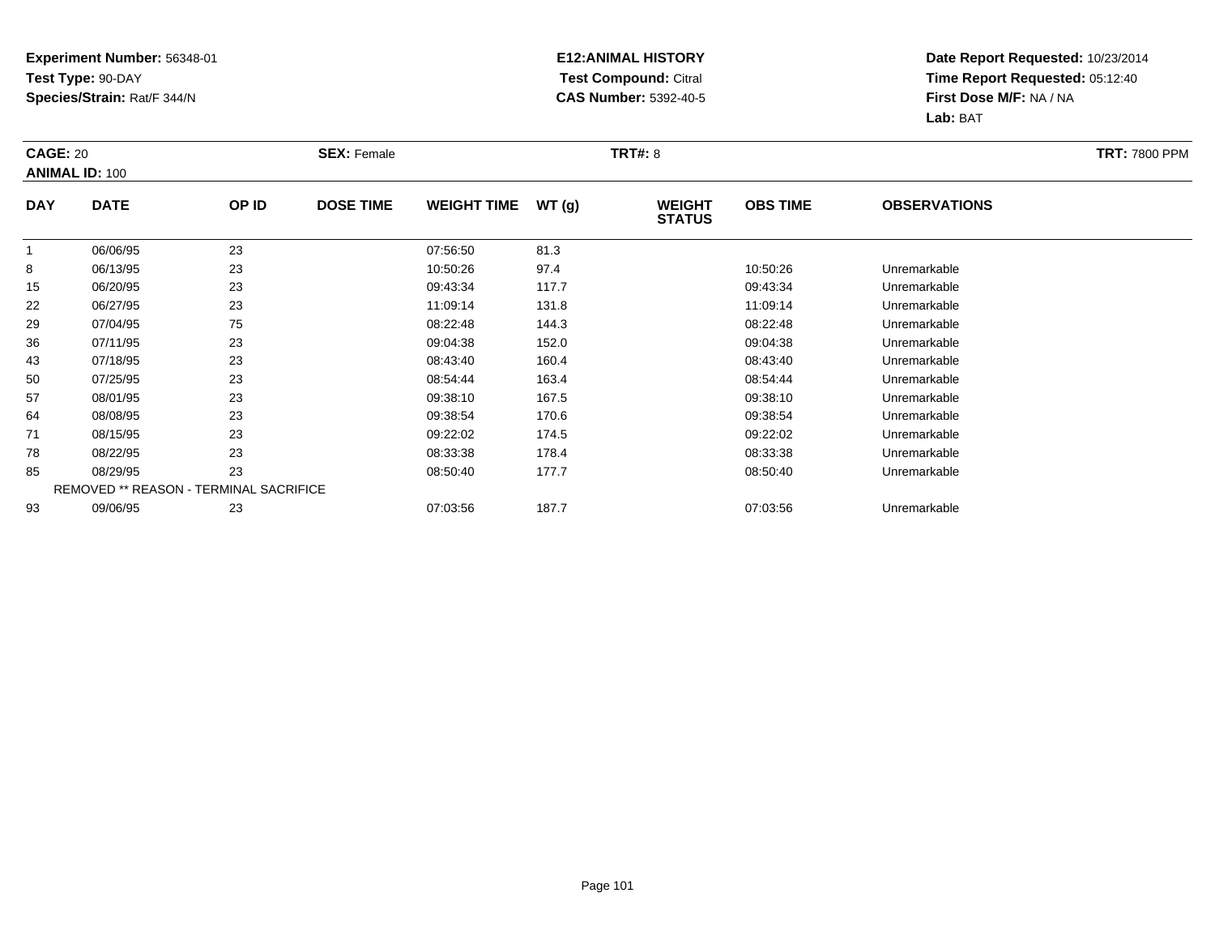**Experiment Number:** 56348-01
**Test Type:** 90-DAY
**Species/Strain:** Rat/F 344/N

**E12:ANIMAL HISTORY**
**Test Compound:** Citral
**CAS Number:** 5392-40-5

**Date Report Requested:** 10/23/2014
**Time Report Requested:** 05:12:40
**First Dose M/F:** NA / NA
**Lab:** BAT

**CAGE:** 20 **SEX:** Female **TRT#:** 8 **TRT:** 7800 PPM
**ANIMAL ID:** 100

| DAY | DATE | OP ID | DOSE TIME | WEIGHT TIME | WT (g) | WEIGHT STATUS | OBS TIME | OBSERVATIONS |
|---|---|---|---|---|---|---|---|---|
| 1 | 06/06/95 | 23 | | 07:56:50 | 81.3 | | | |
| 8 | 06/13/95 | 23 | | 10:50:26 | 97.4 | | 10:50:26 | Unremarkable |
| 15 | 06/20/95 | 23 | | 09:43:34 | 117.7 | | 09:43:34 | Unremarkable |
| 22 | 06/27/95 | 23 | | 11:09:14 | 131.8 | | 11:09:14 | Unremarkable |
| 29 | 07/04/95 | 75 | | 08:22:48 | 144.3 | | 08:22:48 | Unremarkable |
| 36 | 07/11/95 | 23 | | 09:04:38 | 152.0 | | 09:04:38 | Unremarkable |
| 43 | 07/18/95 | 23 | | 08:43:40 | 160.4 | | 08:43:40 | Unremarkable |
| 50 | 07/25/95 | 23 | | 08:54:44 | 163.4 | | 08:54:44 | Unremarkable |
| 57 | 08/01/95 | 23 | | 09:38:10 | 167.5 | | 09:38:10 | Unremarkable |
| 64 | 08/08/95 | 23 | | 09:38:54 | 170.6 | | 09:38:54 | Unremarkable |
| 71 | 08/15/95 | 23 | | 09:22:02 | 174.5 | | 09:22:02 | Unremarkable |
| 78 | 08/22/95 | 23 | | 08:33:38 | 178.4 | | 08:33:38 | Unremarkable |
| 85 | 08/29/95 | 23 | | 08:50:40 | 177.7 | | 08:50:40 | Unremarkable |
| | REMOVED ** REASON - TERMINAL SACRIFICE | | | | | | | |
| 93 | 09/06/95 | 23 | | 07:03:56 | 187.7 | | 07:03:56 | Unremarkable |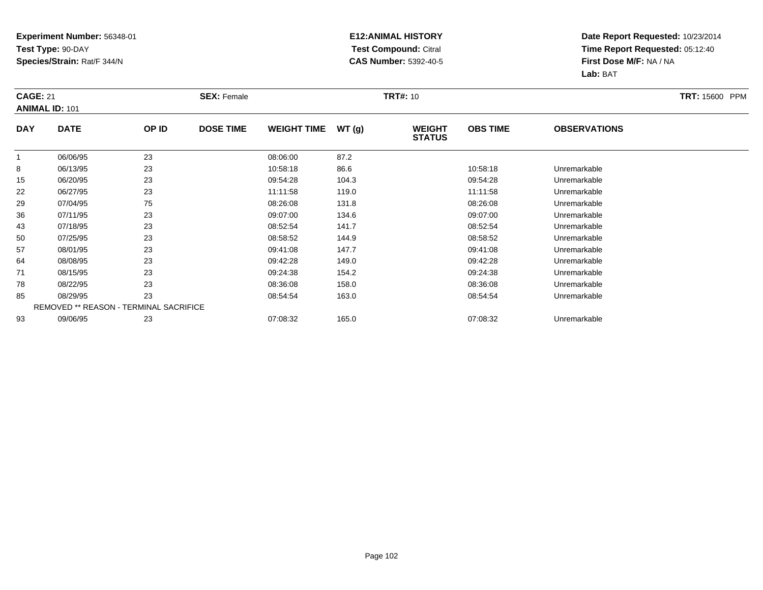**Experiment Number:** 56348-01
**Test Type:** 90-DAY
**Species/Strain:** Rat/F 344/N

**E12:ANIMAL HISTORY**
**Test Compound:** Citral
**CAS Number:** 5392-40-5

**Date Report Requested:** 10/23/2014
**Time Report Requested:** 05:12:40
**First Dose M/F:** NA / NA
**Lab:** BAT

**CAGE:** 21 **SEX:** Female **TRT#:** 10 **TRT:** 15600 PPM
**ANIMAL ID:** 101

| DAY | DATE | OP ID | DOSE TIME | WEIGHT TIME | WT (g) | WEIGHT STATUS | OBS TIME | OBSERVATIONS |
|---|---|---|---|---|---|---|---|---|
| 1 | 06/06/95 | 23 | | 08:06:00 | 87.2 | | | |
| 8 | 06/13/95 | 23 | | 10:58:18 | 86.6 | | 10:58:18 | Unremarkable |
| 15 | 06/20/95 | 23 | | 09:54:28 | 104.3 | | 09:54:28 | Unremarkable |
| 22 | 06/27/95 | 23 | | 11:11:58 | 119.0 | | 11:11:58 | Unremarkable |
| 29 | 07/04/95 | 75 | | 08:26:08 | 131.8 | | 08:26:08 | Unremarkable |
| 36 | 07/11/95 | 23 | | 09:07:00 | 134.6 | | 09:07:00 | Unremarkable |
| 43 | 07/18/95 | 23 | | 08:52:54 | 141.7 | | 08:52:54 | Unremarkable |
| 50 | 07/25/95 | 23 | | 08:58:52 | 144.9 | | 08:58:52 | Unremarkable |
| 57 | 08/01/95 | 23 | | 09:41:08 | 147.7 | | 09:41:08 | Unremarkable |
| 64 | 08/08/95 | 23 | | 09:42:28 | 149.0 | | 09:42:28 | Unremarkable |
| 71 | 08/15/95 | 23 | | 09:24:38 | 154.2 | | 09:24:38 | Unremarkable |
| 78 | 08/22/95 | 23 | | 08:36:08 | 158.0 | | 08:36:08 | Unremarkable |
| 85 | 08/29/95 | 23 | | 08:54:54 | 163.0 | | 08:54:54 | Unremarkable |
| | REMOVED ** REASON - TERMINAL SACRIFICE | | | | | | | |
| 93 | 09/06/95 | 23 | | 07:08:32 | 165.0 | | 07:08:32 | Unremarkable |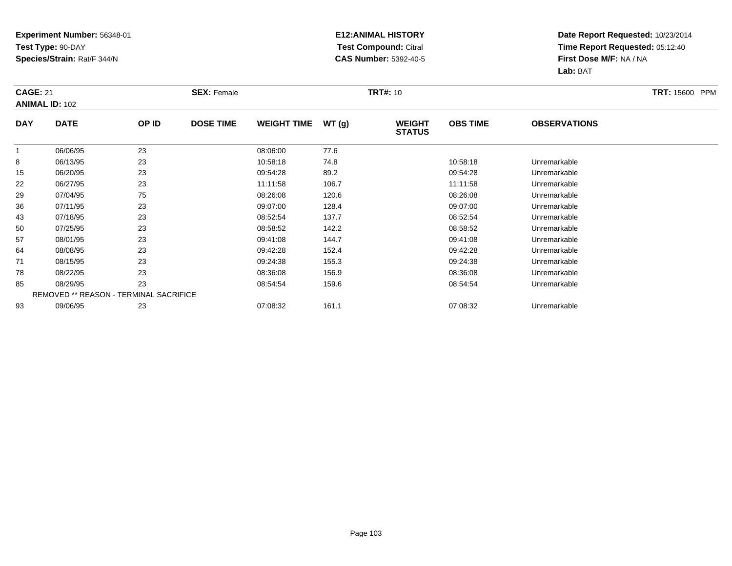**Experiment Number:** 56348-01
**Test Type:** 90-DAY
**Species/Strain:** Rat/F 344/N

**E12:ANIMAL HISTORY**
**Test Compound:** Citral
**CAS Number:** 5392-40-5

**Date Report Requested:** 10/23/2014
**Time Report Requested:** 05:12:40
**First Dose M/F:** NA / NA
**Lab:** BAT

**CAGE:** 21 **SEX:** Female **TRT#:** 10 **TRT:** 15600 PPM
**ANIMAL ID:** 102

| DAY | DATE | OP ID | DOSE TIME | WEIGHT TIME | WT (g) | WEIGHT STATUS | OBS TIME | OBSERVATIONS |
|---|---|---|---|---|---|---|---|---|
| 1 | 06/06/95 | 23 | | 08:06:00 | 77.6 | | | |
| 8 | 06/13/95 | 23 | | 10:58:18 | 74.8 | | 10:58:18 | Unremarkable |
| 15 | 06/20/95 | 23 | | 09:54:28 | 89.2 | | 09:54:28 | Unremarkable |
| 22 | 06/27/95 | 23 | | 11:11:58 | 106.7 | | 11:11:58 | Unremarkable |
| 29 | 07/04/95 | 75 | | 08:26:08 | 120.6 | | 08:26:08 | Unremarkable |
| 36 | 07/11/95 | 23 | | 09:07:00 | 128.4 | | 09:07:00 | Unremarkable |
| 43 | 07/18/95 | 23 | | 08:52:54 | 137.7 | | 08:52:54 | Unremarkable |
| 50 | 07/25/95 | 23 | | 08:58:52 | 142.2 | | 08:58:52 | Unremarkable |
| 57 | 08/01/95 | 23 | | 09:41:08 | 144.7 | | 09:41:08 | Unremarkable |
| 64 | 08/08/95 | 23 | | 09:42:28 | 152.4 | | 09:42:28 | Unremarkable |
| 71 | 08/15/95 | 23 | | 09:24:38 | 155.3 | | 09:24:38 | Unremarkable |
| 78 | 08/22/95 | 23 | | 08:36:08 | 156.9 | | 08:36:08 | Unremarkable |
| 85 | 08/29/95 | 23 | | 08:54:54 | 159.6 | | 08:54:54 | Unremarkable |
| REMOVED ** REASON - TERMINAL SACRIFICE | | | | | | | | |
| 93 | 09/06/95 | 23 | | 07:08:32 | 161.1 | | 07:08:32 | Unremarkable |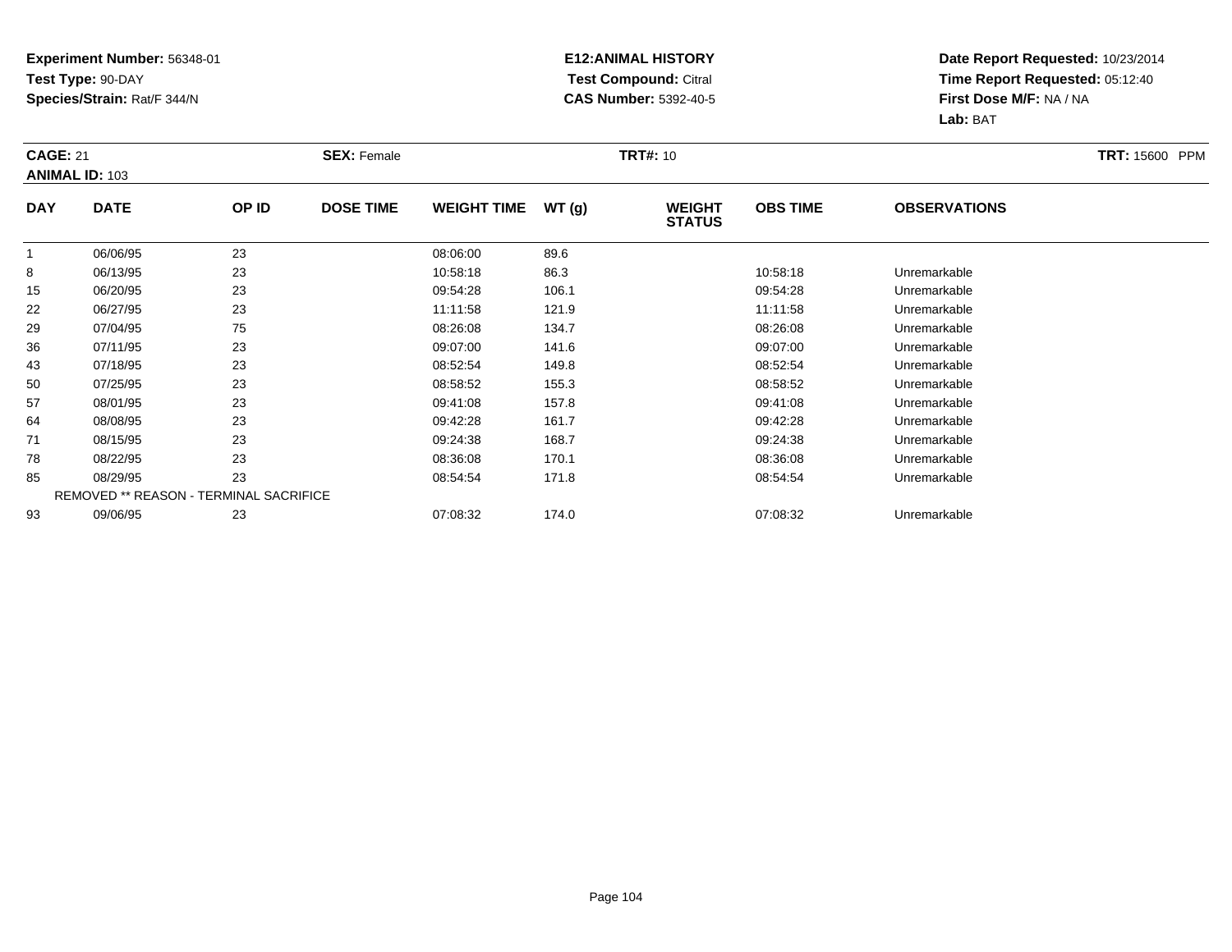**Experiment Number:** 56348-01
**Test Type:** 90-DAY
**Species/Strain:** Rat/F 344/N

**E12:ANIMAL HISTORY**
**Test Compound:** Citral
**CAS Number:** 5392-40-5

**Date Report Requested:** 10/23/2014
**Time Report Requested:** 05:12:40
**First Dose M/F:** NA / NA
**Lab:** BAT

**CAGE:** 21 **SEX:** Female **TRT#:** 10 **TRT:** 15600 PPM
**ANIMAL ID:** 103

| DAY | DATE | OP ID | DOSE TIME | WEIGHT TIME | WT (g) | WEIGHT STATUS | OBS TIME | OBSERVATIONS |
|---|---|---|---|---|---|---|---|---|
| 1 | 06/06/95 | 23 | | 08:06:00 | 89.6 | | | |
| 8 | 06/13/95 | 23 | | 10:58:18 | 86.3 | | 10:58:18 | Unremarkable |
| 15 | 06/20/95 | 23 | | 09:54:28 | 106.1 | | 09:54:28 | Unremarkable |
| 22 | 06/27/95 | 23 | | 11:11:58 | 121.9 | | 11:11:58 | Unremarkable |
| 29 | 07/04/95 | 75 | | 08:26:08 | 134.7 | | 08:26:08 | Unremarkable |
| 36 | 07/11/95 | 23 | | 09:07:00 | 141.6 | | 09:07:00 | Unremarkable |
| 43 | 07/18/95 | 23 | | 08:52:54 | 149.8 | | 08:52:54 | Unremarkable |
| 50 | 07/25/95 | 23 | | 08:58:52 | 155.3 | | 08:58:52 | Unremarkable |
| 57 | 08/01/95 | 23 | | 09:41:08 | 157.8 | | 09:41:08 | Unremarkable |
| 64 | 08/08/95 | 23 | | 09:42:28 | 161.7 | | 09:42:28 | Unremarkable |
| 71 | 08/15/95 | 23 | | 09:24:38 | 168.7 | | 09:24:38 | Unremarkable |
| 78 | 08/22/95 | 23 | | 08:36:08 | 170.1 | | 08:36:08 | Unremarkable |
| 85 | 08/29/95 | 23 | | 08:54:54 | 171.8 | | 08:54:54 | Unremarkable |
| REMOVED ** REASON - TERMINAL SACRIFICE | | | | | | | | |
| 93 | 09/06/95 | 23 | | 07:08:32 | 174.0 | | 07:08:32 | Unremarkable |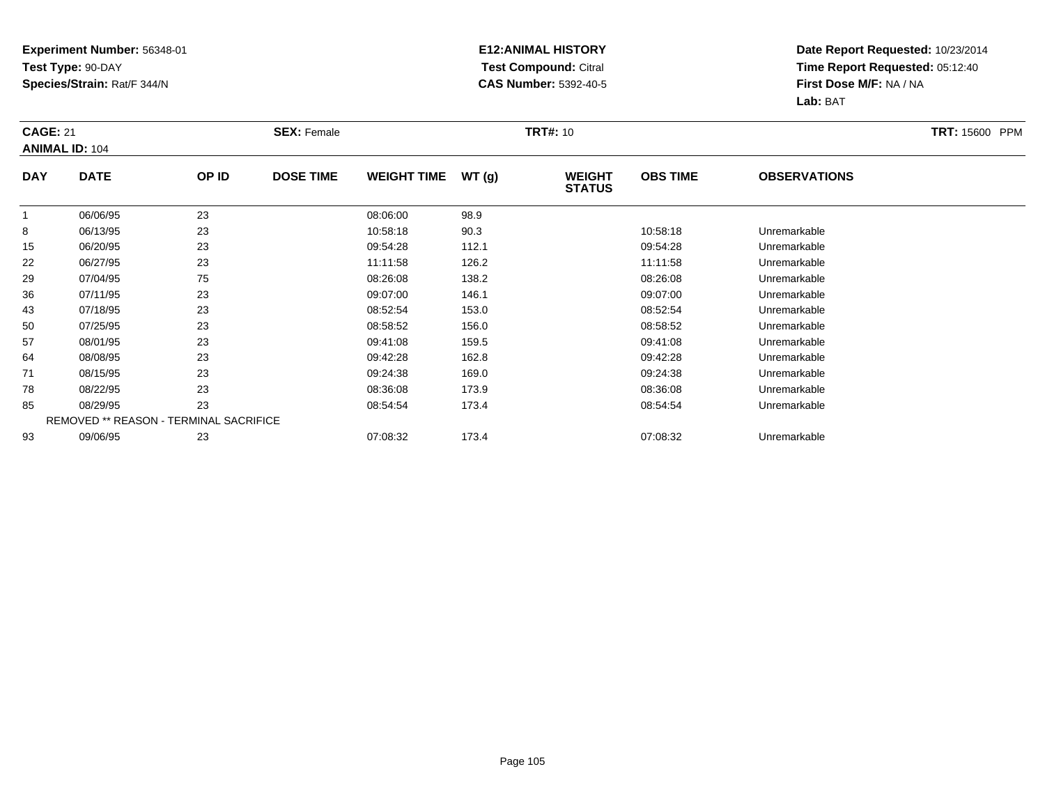**Experiment Number:** 56348-01
**Test Type:** 90-DAY
**Species/Strain:** Rat/F 344/N

**E12:ANIMAL HISTORY**
**Test Compound:** Citral
**CAS Number:** 5392-40-5

**Date Report Requested:** 10/23/2014
**Time Report Requested:** 05:12:40
**First Dose M/F:** NA / NA
**Lab:** BAT

**CAGE:** 21 **SEX:** Female **TRT#:** 10 **TRT:** 15600 PPM
**ANIMAL ID:** 104

| DAY | DATE | OP ID | DOSE TIME | WEIGHT TIME | WT (g) | WEIGHT STATUS | OBS TIME | OBSERVATIONS |
|---|---|---|---|---|---|---|---|---|
| 1 | 06/06/95 | 23 | | 08:06:00 | 98.9 | | | |
| 8 | 06/13/95 | 23 | | 10:58:18 | 90.3 | | 10:58:18 | Unremarkable |
| 15 | 06/20/95 | 23 | | 09:54:28 | 112.1 | | 09:54:28 | Unremarkable |
| 22 | 06/27/95 | 23 | | 11:11:58 | 126.2 | | 11:11:58 | Unremarkable |
| 29 | 07/04/95 | 75 | | 08:26:08 | 138.2 | | 08:26:08 | Unremarkable |
| 36 | 07/11/95 | 23 | | 09:07:00 | 146.1 | | 09:07:00 | Unremarkable |
| 43 | 07/18/95 | 23 | | 08:52:54 | 153.0 | | 08:52:54 | Unremarkable |
| 50 | 07/25/95 | 23 | | 08:58:52 | 156.0 | | 08:58:52 | Unremarkable |
| 57 | 08/01/95 | 23 | | 09:41:08 | 159.5 | | 09:41:08 | Unremarkable |
| 64 | 08/08/95 | 23 | | 09:42:28 | 162.8 | | 09:42:28 | Unremarkable |
| 71 | 08/15/95 | 23 | | 09:24:38 | 169.0 | | 09:24:38 | Unremarkable |
| 78 | 08/22/95 | 23 | | 08:36:08 | 173.9 | | 08:36:08 | Unremarkable |
| 85 | 08/29/95 | 23 | | 08:54:54 | 173.4 | | 08:54:54 | Unremarkable |
| REMOVED ** REASON - TERMINAL SACRIFICE | | | | | | | | |
| 93 | 09/06/95 | 23 | | 07:08:32 | 173.4 | | 07:08:32 | Unremarkable |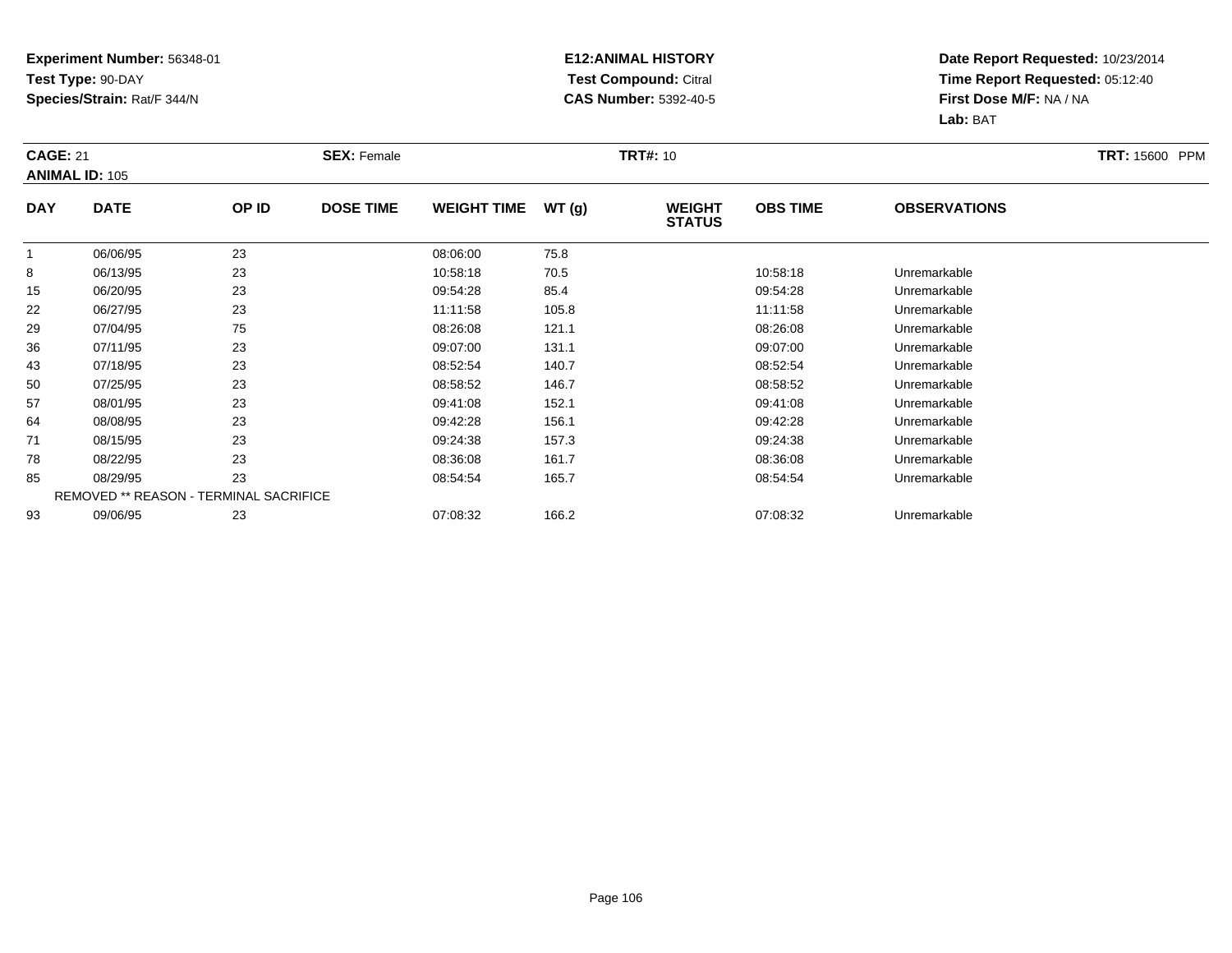**Experiment Number:** 56348-01
**Test Type:** 90-DAY
**Species/Strain:** Rat/F 344/N

**E12:ANIMAL HISTORY**
**Test Compound:** Citral
**CAS Number:** 5392-40-5

**Date Report Requested:** 10/23/2014
**Time Report Requested:** 05:12:40
**First Dose M/F:** NA / NA
**Lab:** BAT

**CAGE:** 21 **SEX:** Female **TRT#:** 10 **TRT:** 15600 PPM
**ANIMAL ID:** 105

| DAY | DATE | OP ID | DOSE TIME | WEIGHT TIME | WT (g) | WEIGHT STATUS | OBS TIME | OBSERVATIONS |
|---|---|---|---|---|---|---|---|---|
| 1 | 06/06/95 | 23 | | 08:06:00 | 75.8 | | | |
| 8 | 06/13/95 | 23 | | 10:58:18 | 70.5 | | 10:58:18 | Unremarkable |
| 15 | 06/20/95 | 23 | | 09:54:28 | 85.4 | | 09:54:28 | Unremarkable |
| 22 | 06/27/95 | 23 | | 11:11:58 | 105.8 | | 11:11:58 | Unremarkable |
| 29 | 07/04/95 | 75 | | 08:26:08 | 121.1 | | 08:26:08 | Unremarkable |
| 36 | 07/11/95 | 23 | | 09:07:00 | 131.1 | | 09:07:00 | Unremarkable |
| 43 | 07/18/95 | 23 | | 08:52:54 | 140.7 | | 08:52:54 | Unremarkable |
| 50 | 07/25/95 | 23 | | 08:58:52 | 146.7 | | 08:58:52 | Unremarkable |
| 57 | 08/01/95 | 23 | | 09:41:08 | 152.1 | | 09:41:08 | Unremarkable |
| 64 | 08/08/95 | 23 | | 09:42:28 | 156.1 | | 09:42:28 | Unremarkable |
| 71 | 08/15/95 | 23 | | 09:24:38 | 157.3 | | 09:24:38 | Unremarkable |
| 78 | 08/22/95 | 23 | | 08:36:08 | 161.7 | | 08:36:08 | Unremarkable |
| 85 | 08/29/95 | 23 | | 08:54:54 | 165.7 | | 08:54:54 | Unremarkable |
| REMOVED ** REASON - TERMINAL SACRIFICE | | | | | | | | |
| 93 | 09/06/95 | 23 | | 07:08:32 | 166.2 | | 07:08:32 | Unremarkable |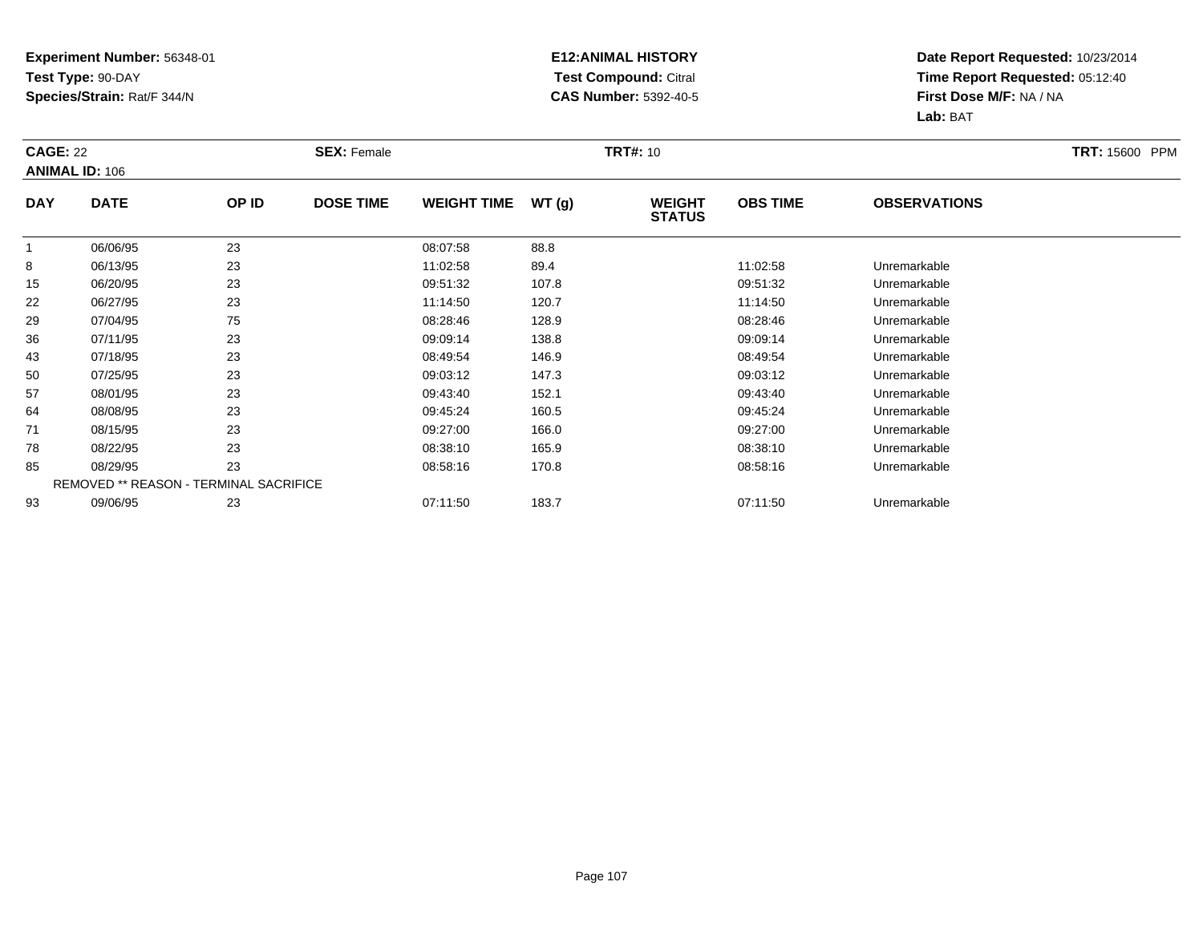**Experiment Number:** 56348-01
**Test Type:** 90-DAY
**Species/Strain:** Rat/F 344/N

**E12:ANIMAL HISTORY**
**Test Compound:** Citral
**CAS Number:** 5392-40-5

**Date Report Requested:** 10/23/2014
**Time Report Requested:** 05:12:40
**First Dose M/F:** NA / NA
**Lab:** BAT

**CAGE:** 22 **SEX:** Female **TRT#:** 10 **TRT:** 15600 PPM

**ANIMAL ID:** 106

| DAY | DATE | OP ID | DOSE TIME | WEIGHT TIME | WT (g) | WEIGHT STATUS | OBS TIME | OBSERVATIONS |
|---|---|---|---|---|---|---|---|---|
| 1 | 06/06/95 | 23 | | 08:07:58 | 88.8 | | | |
| 8 | 06/13/95 | 23 | | 11:02:58 | 89.4 | | 11:02:58 | Unremarkable |
| 15 | 06/20/95 | 23 | | 09:51:32 | 107.8 | | 09:51:32 | Unremarkable |
| 22 | 06/27/95 | 23 | | 11:14:50 | 120.7 | | 11:14:50 | Unremarkable |
| 29 | 07/04/95 | 75 | | 08:28:46 | 128.9 | | 08:28:46 | Unremarkable |
| 36 | 07/11/95 | 23 | | 09:09:14 | 138.8 | | 09:09:14 | Unremarkable |
| 43 | 07/18/95 | 23 | | 08:49:54 | 146.9 | | 08:49:54 | Unremarkable |
| 50 | 07/25/95 | 23 | | 09:03:12 | 147.3 | | 09:03:12 | Unremarkable |
| 57 | 08/01/95 | 23 | | 09:43:40 | 152.1 | | 09:43:40 | Unremarkable |
| 64 | 08/08/95 | 23 | | 09:45:24 | 160.5 | | 09:45:24 | Unremarkable |
| 71 | 08/15/95 | 23 | | 09:27:00 | 166.0 | | 09:27:00 | Unremarkable |
| 78 | 08/22/95 | 23 | | 08:38:10 | 165.9 | | 08:38:10 | Unremarkable |
| 85 | 08/29/95 | 23 | | 08:58:16 | 170.8 | | 08:58:16 | Unremarkable |
| REMOVED ** REASON - TERMINAL SACRIFICE | | | | | | | | |
| 93 | 09/06/95 | 23 | | 07:11:50 | 183.7 | | 07:11:50 | Unremarkable |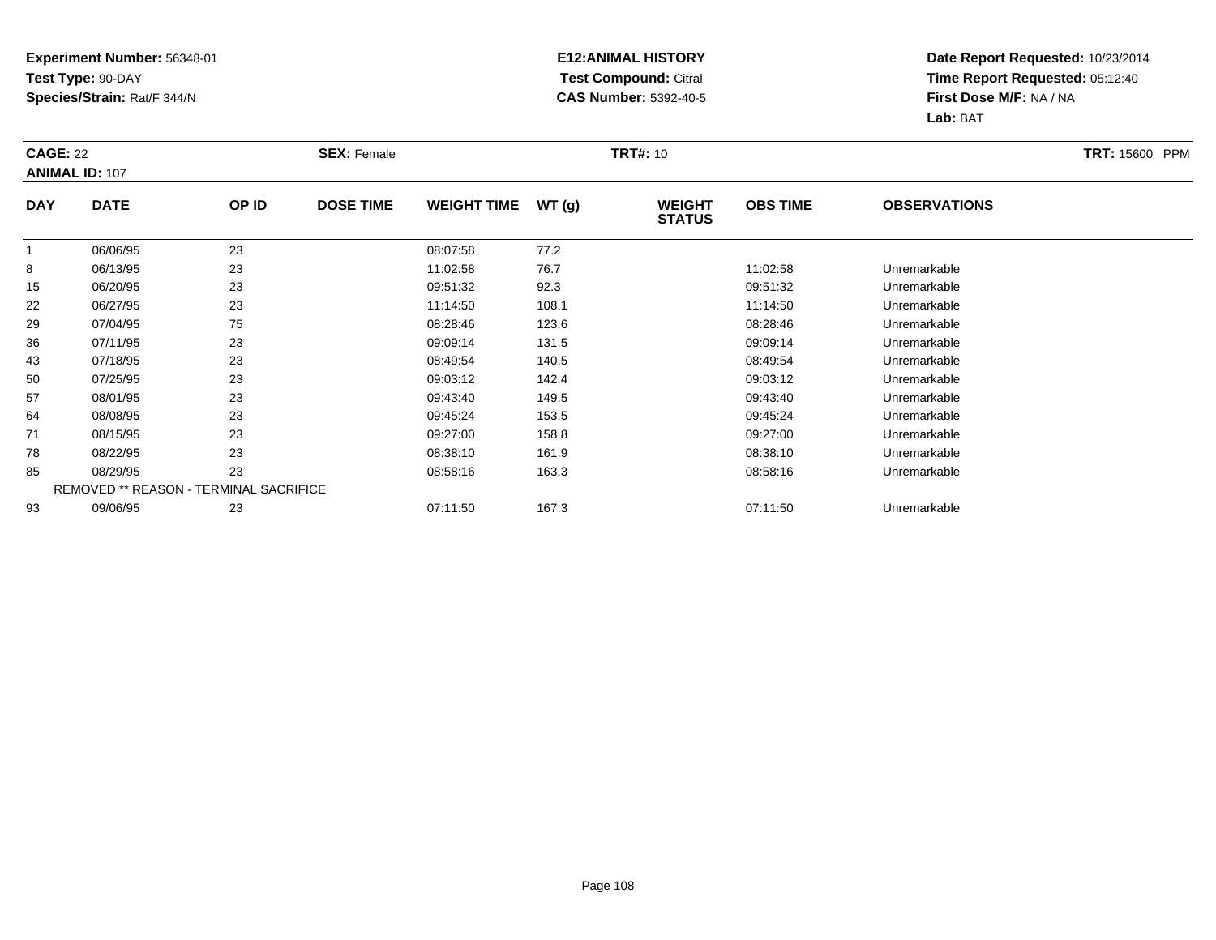**Experiment Number:** 56348-01
**Test Type:** 90-DAY
**Species/Strain:** Rat/F 344/N

**E12:ANIMAL HISTORY**
**Test Compound:** Citral
**CAS Number:** 5392-40-5

**Date Report Requested:** 10/23/2014
**Time Report Requested:** 05:12:40
**First Dose M/F:** NA / NA
**Lab:** BAT

**CAGE:** 22 **SEX:** Female **TRT#:** 10 **TRT:** 15600 PPM
**ANIMAL ID:** 107

| DAY | DATE | OP ID | DOSE TIME | WEIGHT TIME | WT (g) | WEIGHT STATUS | OBS TIME | OBSERVATIONS |
|---|---|---|---|---|---|---|---|---|
| 1 | 06/06/95 | 23 | | 08:07:58 | 77.2 | | | |
| 8 | 06/13/95 | 23 | | 11:02:58 | 76.7 | | 11:02:58 | Unremarkable |
| 15 | 06/20/95 | 23 | | 09:51:32 | 92.3 | | 09:51:32 | Unremarkable |
| 22 | 06/27/95 | 23 | | 11:14:50 | 108.1 | | 11:14:50 | Unremarkable |
| 29 | 07/04/95 | 75 | | 08:28:46 | 123.6 | | 08:28:46 | Unremarkable |
| 36 | 07/11/95 | 23 | | 09:09:14 | 131.5 | | 09:09:14 | Unremarkable |
| 43 | 07/18/95 | 23 | | 08:49:54 | 140.5 | | 08:49:54 | Unremarkable |
| 50 | 07/25/95 | 23 | | 09:03:12 | 142.4 | | 09:03:12 | Unremarkable |
| 57 | 08/01/95 | 23 | | 09:43:40 | 149.5 | | 09:43:40 | Unremarkable |
| 64 | 08/08/95 | 23 | | 09:45:24 | 153.5 | | 09:45:24 | Unremarkable |
| 71 | 08/15/95 | 23 | | 09:27:00 | 158.8 | | 09:27:00 | Unremarkable |
| 78 | 08/22/95 | 23 | | 08:38:10 | 161.9 | | 08:38:10 | Unremarkable |
| 85 | 08/29/95 | 23 | | 08:58:16 | 163.3 | | 08:58:16 | Unremarkable |
| REMOVED ** REASON - TERMINAL SACRIFICE | | | | | | | | |
| 93 | 09/06/95 | 23 | | 07:11:50 | 167.3 | | 07:11:50 | Unremarkable |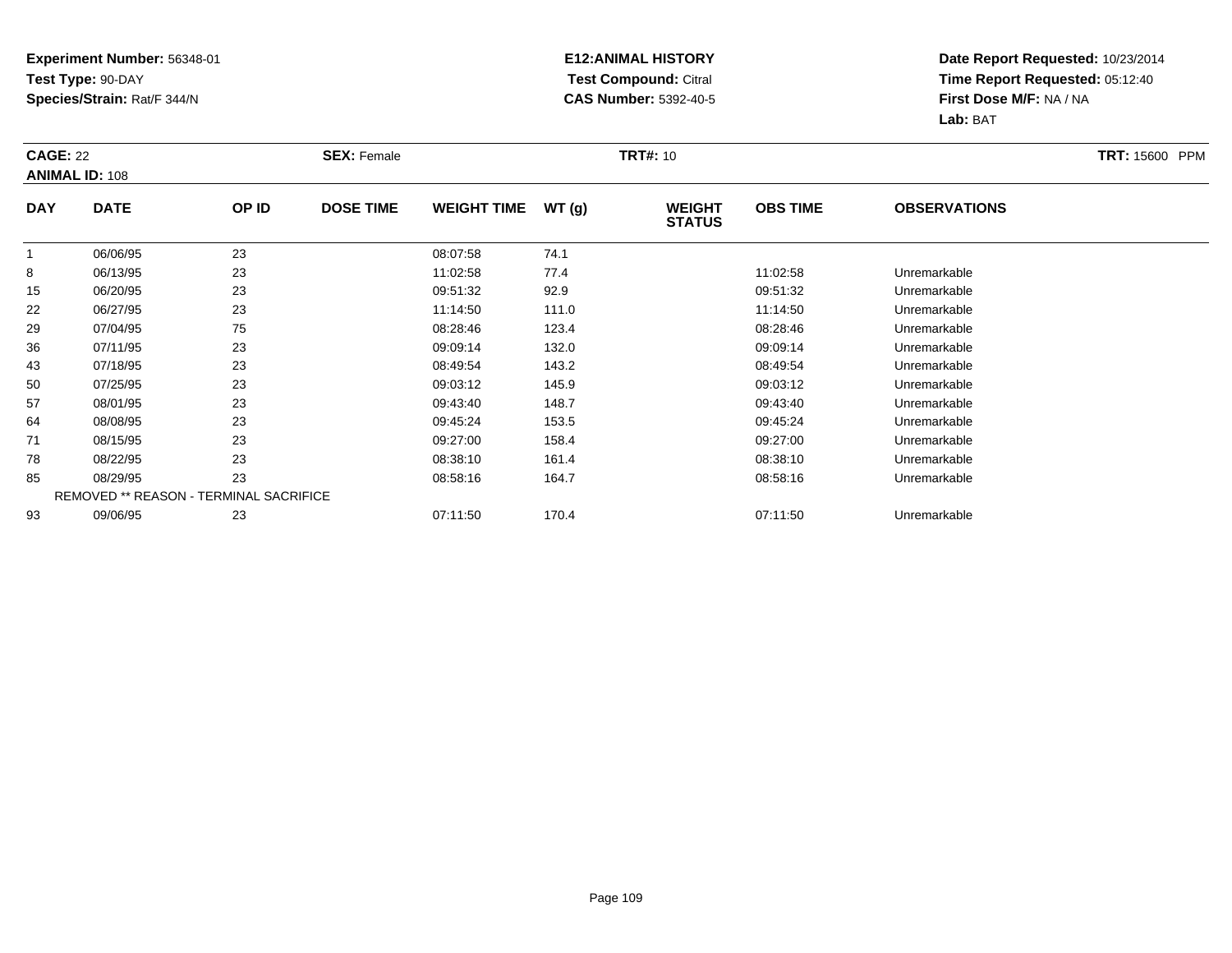**Experiment Number:** 56348-01
**Test Type:** 90-DAY
**Species/Strain:** Rat/F 344/N

**E12:ANIMAL HISTORY**
**Test Compound:** Citral
**CAS Number:** 5392-40-5

**Date Report Requested:** 10/23/2014
**Time Report Requested:** 05:12:40
**First Dose M/F:** NA / NA
**Lab:** BAT

**CAGE:** 22 **SEX:** Female **TRT#:** 10 **TRT:** 15600 PPM
**ANIMAL ID:** 108

| DAY | DATE | OP ID | DOSE TIME | WEIGHT TIME | WT (g) | WEIGHT STATUS | OBS TIME | OBSERVATIONS |
|---|---|---|---|---|---|---|---|---|
| 1 | 06/06/95 | 23 | | 08:07:58 | 74.1 | | | |
| 8 | 06/13/95 | 23 | | 11:02:58 | 77.4 | | 11:02:58 | Unremarkable |
| 15 | 06/20/95 | 23 | | 09:51:32 | 92.9 | | 09:51:32 | Unremarkable |
| 22 | 06/27/95 | 23 | | 11:14:50 | 111.0 | | 11:14:50 | Unremarkable |
| 29 | 07/04/95 | 75 | | 08:28:46 | 123.4 | | 08:28:46 | Unremarkable |
| 36 | 07/11/95 | 23 | | 09:09:14 | 132.0 | | 09:09:14 | Unremarkable |
| 43 | 07/18/95 | 23 | | 08:49:54 | 143.2 | | 08:49:54 | Unremarkable |
| 50 | 07/25/95 | 23 | | 09:03:12 | 145.9 | | 09:03:12 | Unremarkable |
| 57 | 08/01/95 | 23 | | 09:43:40 | 148.7 | | 09:43:40 | Unremarkable |
| 64 | 08/08/95 | 23 | | 09:45:24 | 153.5 | | 09:45:24 | Unremarkable |
| 71 | 08/15/95 | 23 | | 09:27:00 | 158.4 | | 09:27:00 | Unremarkable |
| 78 | 08/22/95 | 23 | | 08:38:10 | 161.4 | | 08:38:10 | Unremarkable |
| 85 | 08/29/95 | 23 | | 08:58:16 | 164.7 | | 08:58:16 | Unremarkable |
| REMOVED ** REASON - TERMINAL SACRIFICE | | | | | | | | |
| 93 | 09/06/95 | 23 | | 07:11:50 | 170.4 | | 07:11:50 | Unremarkable |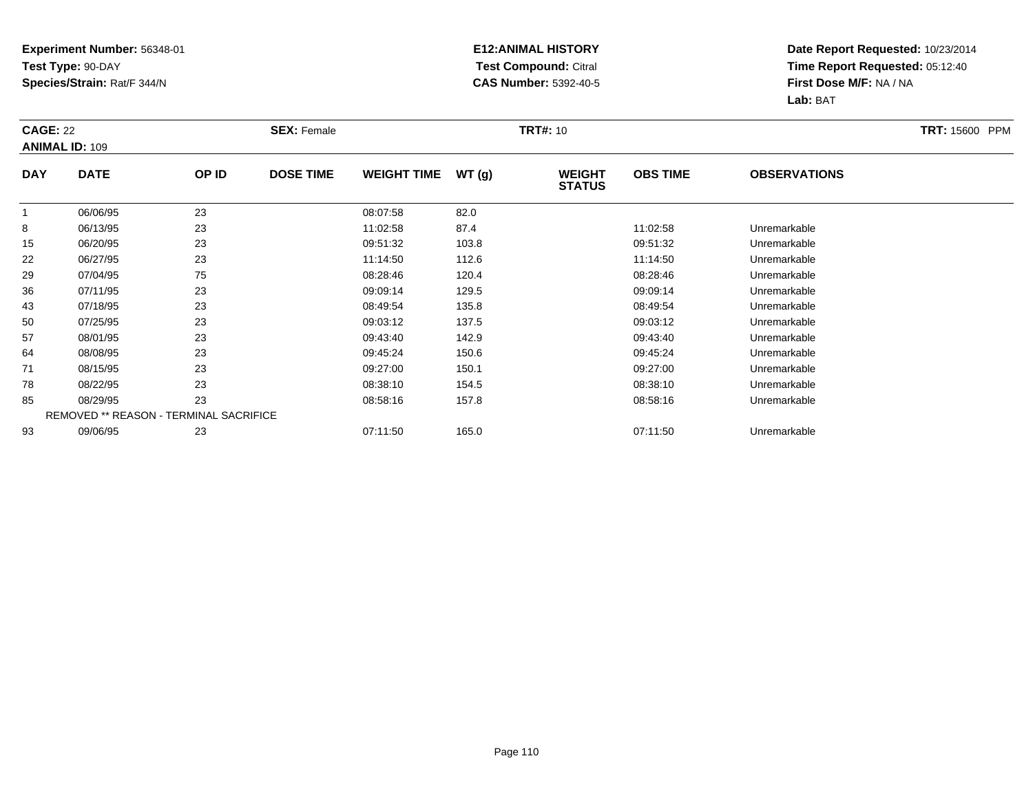**Experiment Number:** 56348-01
**Test Type:** 90-DAY
**Species/Strain:** Rat/F 344/N

**E12:ANIMAL HISTORY**
**Test Compound:** Citral
**CAS Number:** 5392-40-5

**Date Report Requested:** 10/23/2014
**Time Report Requested:** 05:12:40
**First Dose M/F:** NA / NA
**Lab:** BAT

**CAGE:** 22 **SEX:** Female **TRT#:** 10 **TRT:** 15600 PPM
**ANIMAL ID:** 109

| DAY | DATE | OP ID | DOSE TIME | WEIGHT TIME | WT (g) | WEIGHT STATUS | OBS TIME | OBSERVATIONS |
|---|---|---|---|---|---|---|---|---|
| 1 | 06/06/95 | 23 | | 08:07:58 | 82.0 | | | |
| 8 | 06/13/95 | 23 | | 11:02:58 | 87.4 | | 11:02:58 | Unremarkable |
| 15 | 06/20/95 | 23 | | 09:51:32 | 103.8 | | 09:51:32 | Unremarkable |
| 22 | 06/27/95 | 23 | | 11:14:50 | 112.6 | | 11:14:50 | Unremarkable |
| 29 | 07/04/95 | 75 | | 08:28:46 | 120.4 | | 08:28:46 | Unremarkable |
| 36 | 07/11/95 | 23 | | 09:09:14 | 129.5 | | 09:09:14 | Unremarkable |
| 43 | 07/18/95 | 23 | | 08:49:54 | 135.8 | | 08:49:54 | Unremarkable |
| 50 | 07/25/95 | 23 | | 09:03:12 | 137.5 | | 09:03:12 | Unremarkable |
| 57 | 08/01/95 | 23 | | 09:43:40 | 142.9 | | 09:43:40 | Unremarkable |
| 64 | 08/08/95 | 23 | | 09:45:24 | 150.6 | | 09:45:24 | Unremarkable |
| 71 | 08/15/95 | 23 | | 09:27:00 | 150.1 | | 09:27:00 | Unremarkable |
| 78 | 08/22/95 | 23 | | 08:38:10 | 154.5 | | 08:38:10 | Unremarkable |
| 85 | 08/29/95 | 23 | | 08:58:16 | 157.8 | | 08:58:16 | Unremarkable |
| | REMOVED ** REASON - TERMINAL SACRIFICE | | | | | | | |
| 93 | 09/06/95 | 23 | | 07:11:50 | 165.0 | | 07:11:50 | Unremarkable |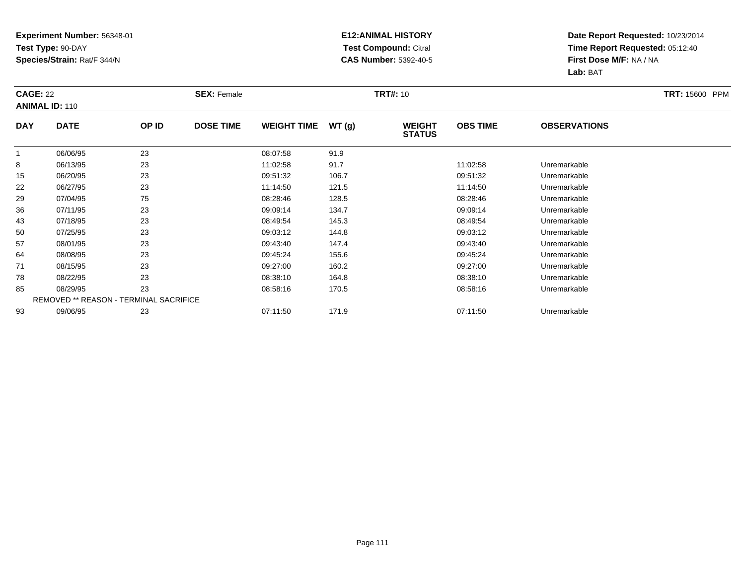**Experiment Number:** 56348-01
**Test Type:** 90-DAY
**Species/Strain:** Rat/F 344/N

**E12:ANIMAL HISTORY**
**Test Compound:** Citral
**CAS Number:** 5392-40-5

**Date Report Requested:** 10/23/2014
**Time Report Requested:** 05:12:40
**First Dose M/F:** NA / NA
**Lab:** BAT

**CAGE:** 22
**ANIMAL ID:** 110
**SEX:** Female
**TRT#:** 10
**TRT:** 15600 PPM

| DAY | DATE | OP ID | DOSE TIME | WEIGHT TIME | WT (g) | WEIGHT STATUS | OBS TIME | OBSERVATIONS |
|---|---|---|---|---|---|---|---|---|
| 1 | 06/06/95 | 23 | | 08:07:58 | 91.9 | | | |
| 8 | 06/13/95 | 23 | | 11:02:58 | 91.7 | | 11:02:58 | Unremarkable |
| 15 | 06/20/95 | 23 | | 09:51:32 | 106.7 | | 09:51:32 | Unremarkable |
| 22 | 06/27/95 | 23 | | 11:14:50 | 121.5 | | 11:14:50 | Unremarkable |
| 29 | 07/04/95 | 75 | | 08:28:46 | 128.5 | | 08:28:46 | Unremarkable |
| 36 | 07/11/95 | 23 | | 09:09:14 | 134.7 | | 09:09:14 | Unremarkable |
| 43 | 07/18/95 | 23 | | 08:49:54 | 145.3 | | 08:49:54 | Unremarkable |
| 50 | 07/25/95 | 23 | | 09:03:12 | 144.8 | | 09:03:12 | Unremarkable |
| 57 | 08/01/95 | 23 | | 09:43:40 | 147.4 | | 09:43:40 | Unremarkable |
| 64 | 08/08/95 | 23 | | 09:45:24 | 155.6 | | 09:45:24 | Unremarkable |
| 71 | 08/15/95 | 23 | | 09:27:00 | 160.2 | | 09:27:00 | Unremarkable |
| 78 | 08/22/95 | 23 | | 08:38:10 | 164.8 | | 08:38:10 | Unremarkable |
| 85 | 08/29/95 | 23 | | 08:58:16 | 170.5 | | 08:58:16 | Unremarkable |
| | REMOVED ** REASON - TERMINAL SACRIFICE | | | | | | | |
| 93 | 09/06/95 | 23 | | 07:11:50 | 171.9 | | 07:11:50 | Unremarkable |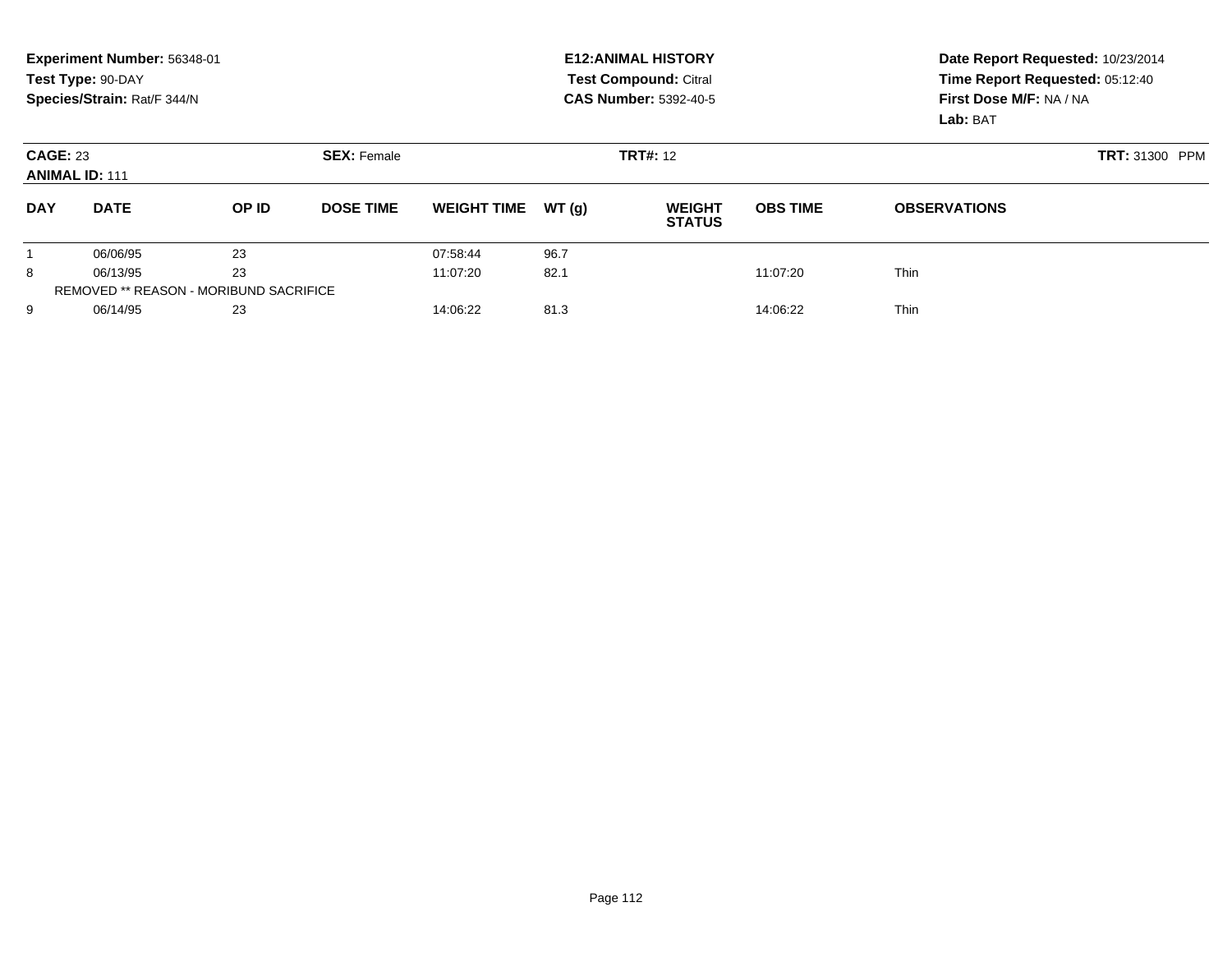**Experiment Number:** 56348-01
**Test Type:** 90-DAY
**Species/Strain:** Rat/F 344/N

**E12:ANIMAL HISTORY**
**Test Compound:** Citral
**CAS Number:** 5392-40-5

**Date Report Requested:** 10/23/2014
**Time Report Requested:** 05:12:40
**First Dose M/F:** NA / NA
**Lab:** BAT

**CAGE:** 23 **SEX:** Female **TRT#:** 12 **TRT:** 31300 PPM
**ANIMAL ID:** 111

| DAY | DATE | OP ID | DOSE TIME | WEIGHT TIME | WT (g) | WEIGHT STATUS | OBS TIME | OBSERVATIONS |
|---|---|---|---|---|---|---|---|---|
| 1 | 06/06/95 | 23 | | 07:58:44 | 96.7 | | | |
| 8 | 06/13/95 | 23 | | 11:07:20 | 82.1 | | 11:07:20 | Thin |
| REMOVED ** REASON - MORIBUND SACRIFICE | | | | | | | | |
| 9 | 06/14/95 | 23 | | 14:06:22 | 81.3 | | 14:06:22 | Thin |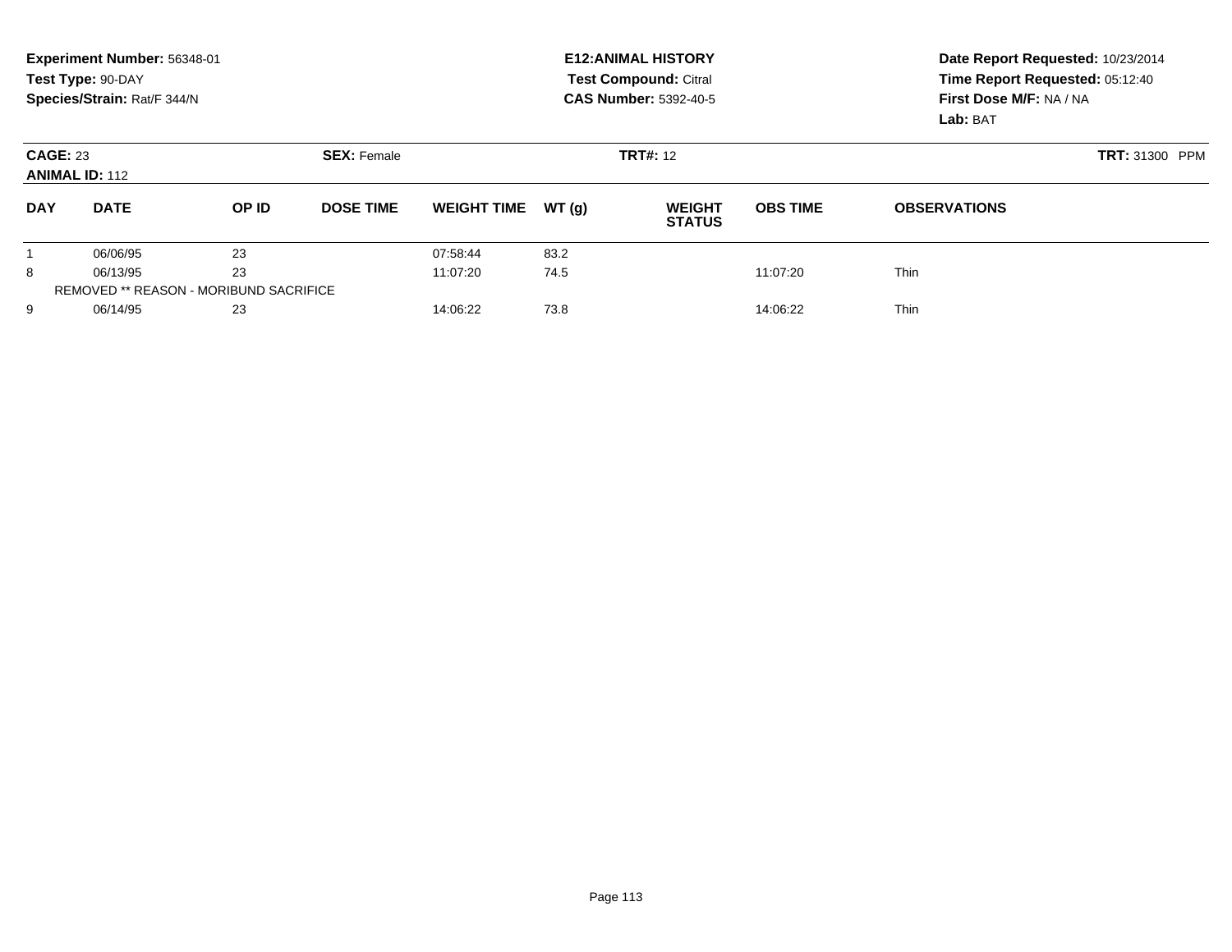**Experiment Number:** 56348-01
**Test Type:** 90-DAY
**Species/Strain:** Rat/F 344/N

**E12:ANIMAL HISTORY**
**Test Compound:** Citral
**CAS Number:** 5392-40-5

**Date Report Requested:** 10/23/2014
**Time Report Requested:** 05:12:40
**First Dose M/F:** NA / NA
**Lab:** BAT

**CAGE:** 23
**ANIMAL ID:** 112
**SEX:** Female
**TRT#:** 12
**TRT:** 31300 PPM

| DAY | DATE | OP ID | DOSE TIME | WEIGHT TIME | WT (g) | WEIGHT STATUS | OBS TIME | OBSERVATIONS |
|---|---|---|---|---|---|---|---|---|
| 1 | 06/06/95 | 23 | | 07:58:44 | 83.2 | | | |
| 8 | 06/13/95 | 23 | | 11:07:20 | 74.5 | | 11:07:20 | Thin |
| REMOVED ** REASON - MORIBUND SACRIFICE | | | | | | | | |
| 9 | 06/14/95 | 23 | | 14:06:22 | 73.8 | | 14:06:22 | Thin |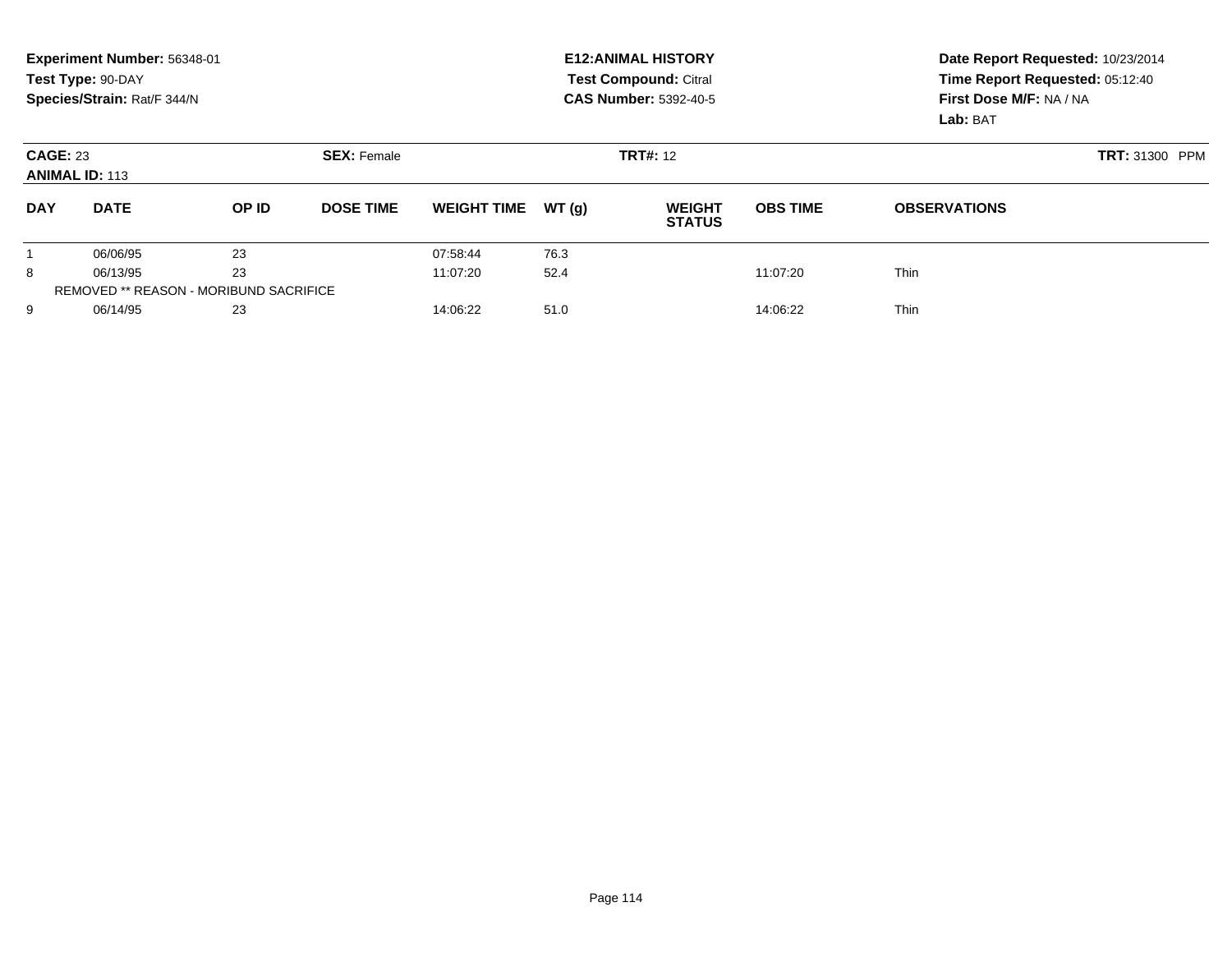**Experiment Number:** 56348-01
**Test Type:** 90-DAY
**Species/Strain:** Rat/F 344/N

**E12:ANIMAL HISTORY**
**Test Compound:** Citral
**CAS Number:** 5392-40-5

**Date Report Requested:** 10/23/2014
**Time Report Requested:** 05:12:40
**First Dose M/F:** NA / NA
**Lab:** BAT

**CAGE:** 23 **SEX:** Female **TRT#:** 12 **TRT:** 31300 PPM
**ANIMAL ID:** 113

| DAY | DATE | OP ID | DOSE TIME | WEIGHT TIME | WT (g) | WEIGHT STATUS | OBS TIME | OBSERVATIONS |
|---|---|---|---|---|---|---|---|---|
| 1 | 06/06/95 | 23 | | 07:58:44 | 76.3 | | | |
| 8 | 06/13/95 | 23 | | 11:07:20 | 52.4 | | 11:07:20 | Thin |
| REMOVED ** REASON - MORIBUND SACRIFICE | | | | | | | | |
| 9 | 06/14/95 | 23 | | 14:06:22 | 51.0 | | 14:06:22 | Thin |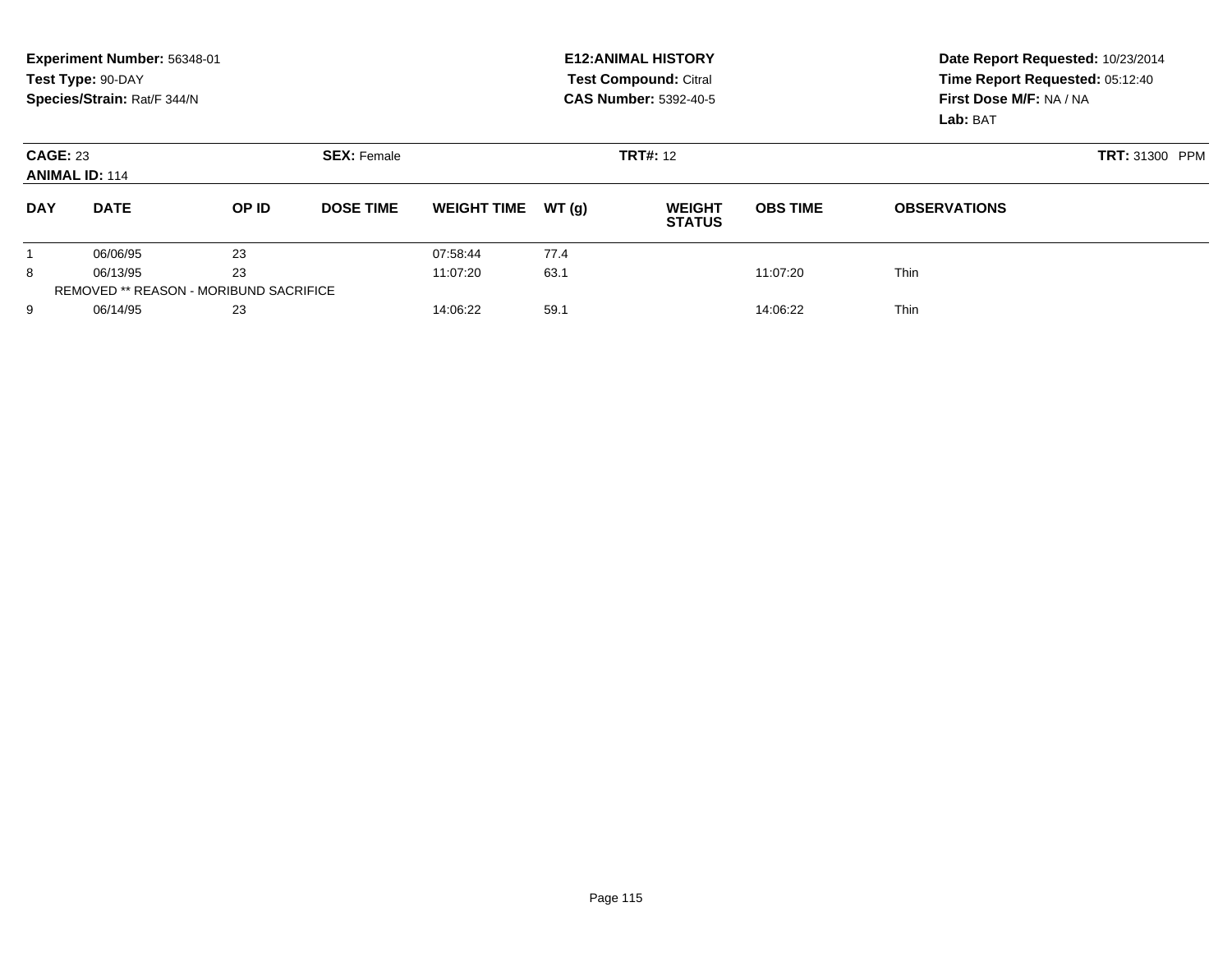**Experiment Number:** 56348-01
**Test Type:** 90-DAY
**Species/Strain:** Rat/F 344/N

**E12:ANIMAL HISTORY**
**Test Compound:** Citral
**CAS Number:** 5392-40-5

**Date Report Requested:** 10/23/2014
**Time Report Requested:** 05:12:40
**First Dose M/F:** NA / NA
**Lab:** BAT

**CAGE:** 23 **SEX:** Female **TRT#:** 12 **TRT:** 31300 PPM
**ANIMAL ID:** 114

| DAY | DATE | OP ID | DOSE TIME | WEIGHT TIME | WT (g) | WEIGHT STATUS | OBS TIME | OBSERVATIONS |
|---|---|---|---|---|---|---|---|---|
| 1 | 06/06/95 | 23 | | 07:58:44 | 77.4 | | | |
| 8 | 06/13/95 | 23 | | 11:07:20 | 63.1 | | 11:07:20 | Thin |
| REMOVED ** REASON - MORIBUND SACRIFICE | | | | | | | | |
| 9 | 06/14/95 | 23 | | 14:06:22 | 59.1 | | 14:06:22 | Thin |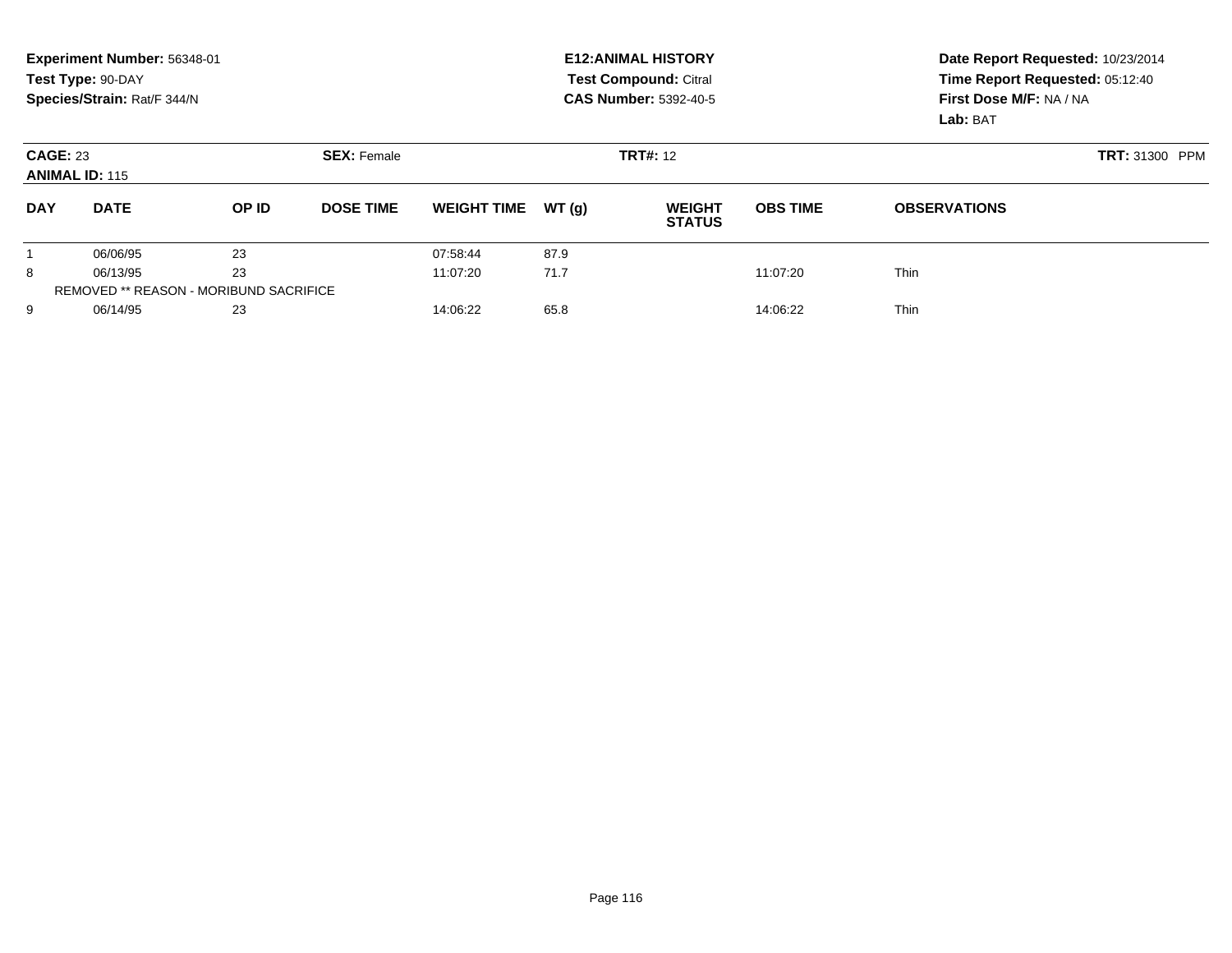**Experiment Number:** 56348-01
**Test Type:** 90-DAY
**Species/Strain:** Rat/F 344/N

**E12:ANIMAL HISTORY**
**Test Compound:** Citral
**CAS Number:** 5392-40-5

**Date Report Requested:** 10/23/2014
**Time Report Requested:** 05:12:40
**First Dose M/F:** NA / NA
**Lab:** BAT

**CAGE:** 23 **SEX:** Female **TRT#:** 12 **TRT:** 31300 PPM
**ANIMAL ID:** 115

| DAY | DATE | OP ID | DOSE TIME | WEIGHT TIME | WT (g) | WEIGHT STATUS | OBS TIME | OBSERVATIONS |
|---|---|---|---|---|---|---|---|---|
| 1 | 06/06/95 | 23 | | 07:58:44 | 87.9 | | | |
| 8 | 06/13/95 | 23 | | 11:07:20 | 71.7 | | 11:07:20 | Thin |
| REMOVED ** REASON - MORIBUND SACRIFICE | | | | | | | | |
| 9 | 06/14/95 | 23 | | 14:06:22 | 65.8 | | 14:06:22 | Thin |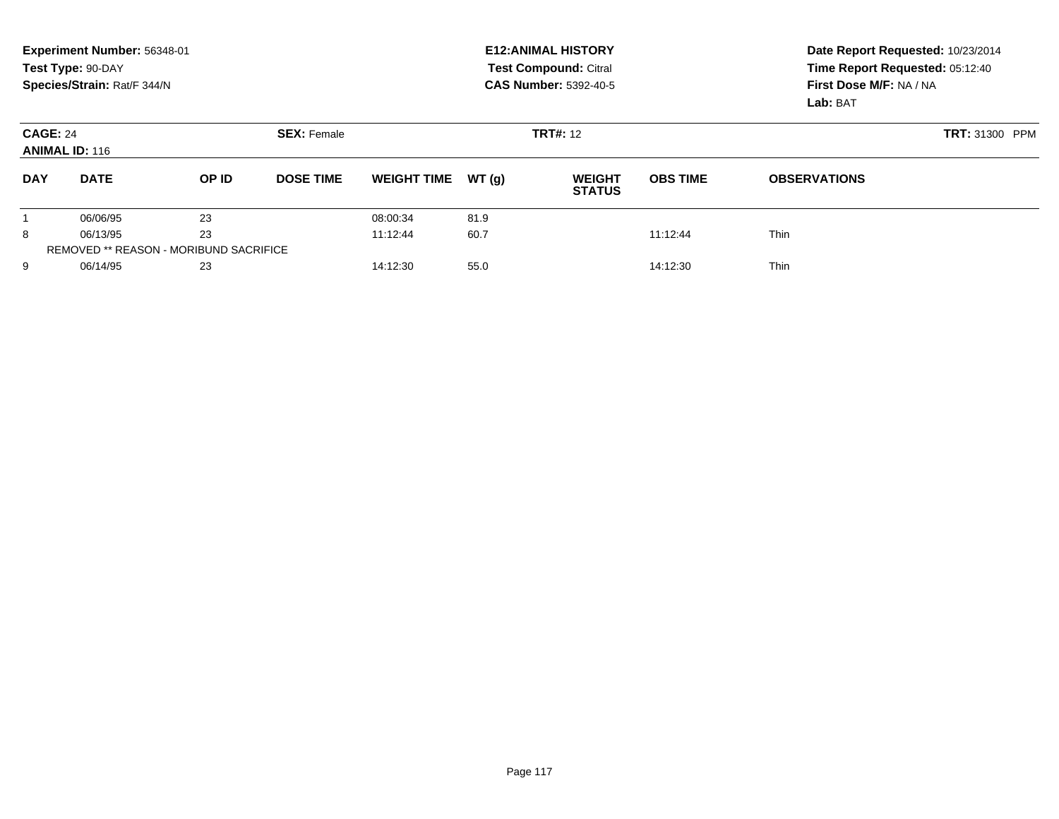**Experiment Number:** 56348-01
**Test Type:** 90-DAY
**Species/Strain:** Rat/F 344/N

**E12:ANIMAL HISTORY**
**Test Compound:** Citral
**CAS Number:** 5392-40-5

**Date Report Requested:** 10/23/2014
**Time Report Requested:** 05:12:40
**First Dose M/F:** NA / NA
**Lab:** BAT

**CAGE:** 24
**ANIMAL ID:** 116
**SEX:** Female
**TRT#:** 12
**TRT:** 31300 PPM

| DAY | DATE | OP ID | DOSE TIME | WEIGHT TIME | WT (g) | WEIGHT STATUS | OBS TIME | OBSERVATIONS |
|---|---|---|---|---|---|---|---|---|
| 1 | 06/06/95 | 23 | | 08:00:34 | 81.9 | | | |
| 8 | 06/13/95 | 23 | | 11:12:44 | 60.7 | | 11:12:44 | Thin |
| REMOVED ** REASON - MORIBUND SACRIFICE | | | | | | | | |
| 9 | 06/14/95 | 23 | | 14:12:30 | 55.0 | | 14:12:30 | Thin |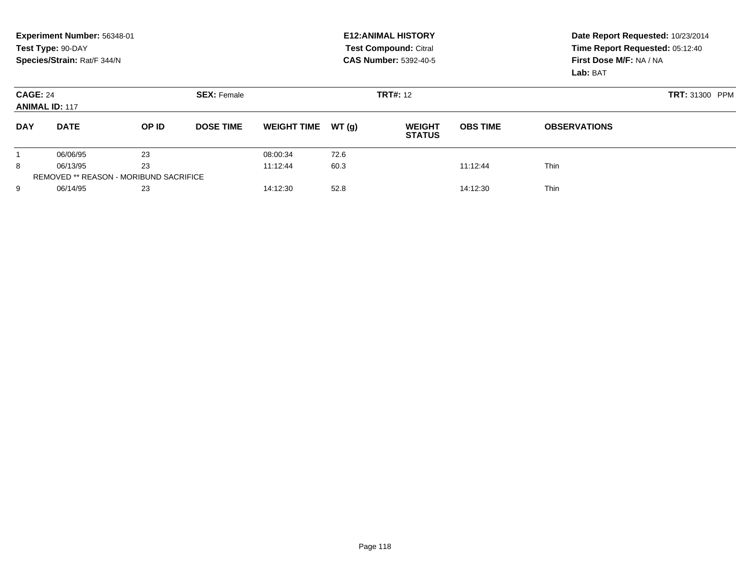**Experiment Number:** 56348-01
**Test Type:** 90-DAY
**Species/Strain:** Rat/F 344/N

**E12:ANIMAL HISTORY**
**Test Compound:** Citral
**CAS Number:** 5392-40-5

**Date Report Requested:** 10/23/2014
**Time Report Requested:** 05:12:40
**First Dose M/F:** NA / NA
**Lab:** BAT

**CAGE:** 24
**ANIMAL ID:** 117

**SEX:** Female

**TRT#:** 12

**TRT:** 31300 PPM

| DAY | DATE | OP ID | DOSE TIME | WEIGHT TIME | WT (g) | WEIGHT STATUS | OBS TIME | OBSERVATIONS |
|---|---|---|---|---|---|---|---|---|
| 1 | 06/06/95 | 23 | | 08:00:34 | 72.6 | | | |
| 8 | 06/13/95 | 23 | | 11:12:44 | 60.3 | | 11:12:44 | Thin |
| REMOVED ** REASON - MORIBUND SACRIFICE | | | | | | | | |
| 9 | 06/14/95 | 23 | | 14:12:30 | 52.8 | | 14:12:30 | Thin |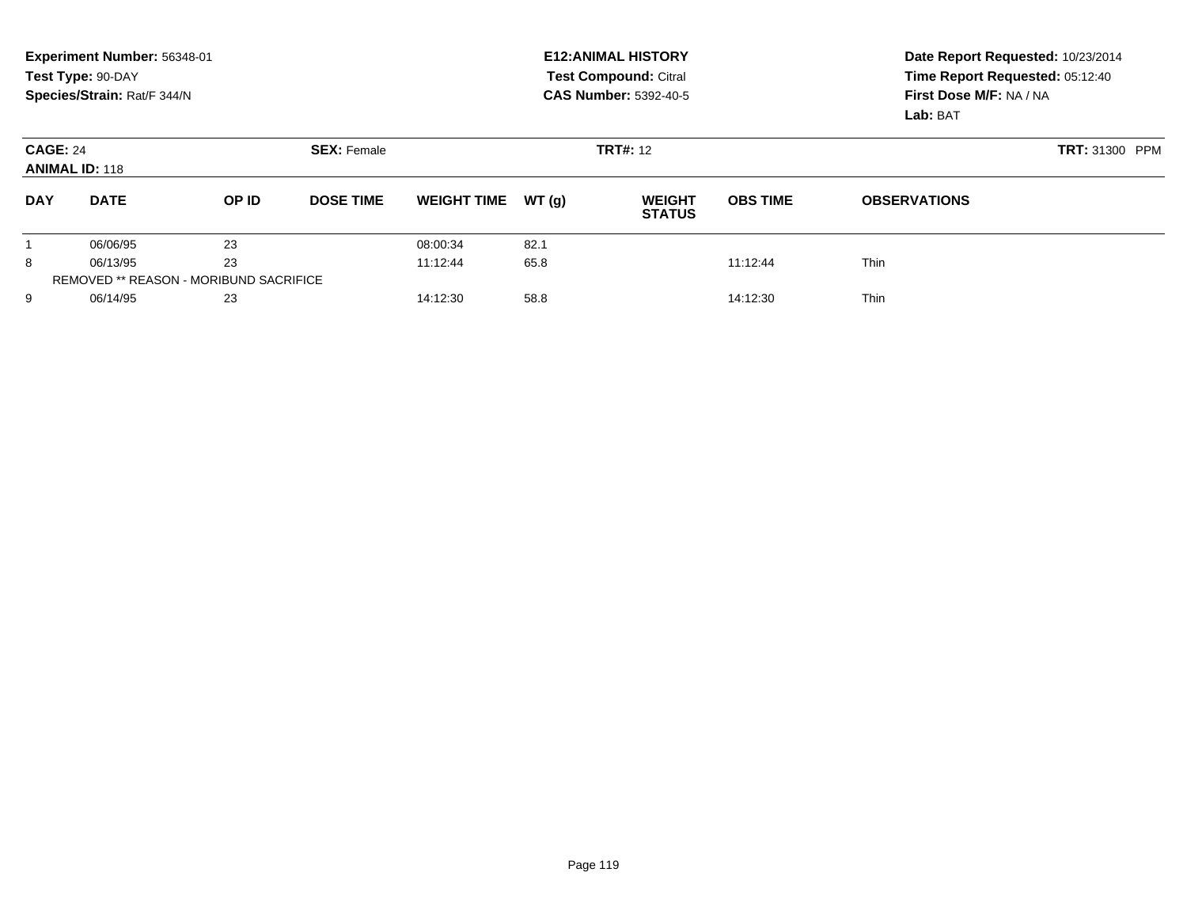**Experiment Number:** 56348-01
**Test Type:** 90-DAY
**Species/Strain:** Rat/F 344/N

**E12:ANIMAL HISTORY**
**Test Compound:** Citral
**CAS Number:** 5392-40-5

**Date Report Requested:** 10/23/2014
**Time Report Requested:** 05:12:40
**First Dose M/F:** NA / NA
**Lab:** BAT

**CAGE:** 24 **SEX:** Female **TRT#:** 12 **TRT:** 31300 PPM
**ANIMAL ID:** 118

| DAY | DATE | OP ID | DOSE TIME | WEIGHT TIME | WT (g) | WEIGHT STATUS | OBS TIME | OBSERVATIONS |
|---|---|---|---|---|---|---|---|---|
| 1 | 06/06/95 | 23 | | 08:00:34 | 82.1 | | | |
| 8 | 06/13/95 | 23 | | 11:12:44 | 65.8 | | 11:12:44 | Thin |
| REMOVED ** REASON - MORIBUND SACRIFICE | | | | | | | | |
| 9 | 06/14/95 | 23 | | 14:12:30 | 58.8 | | 14:12:30 | Thin |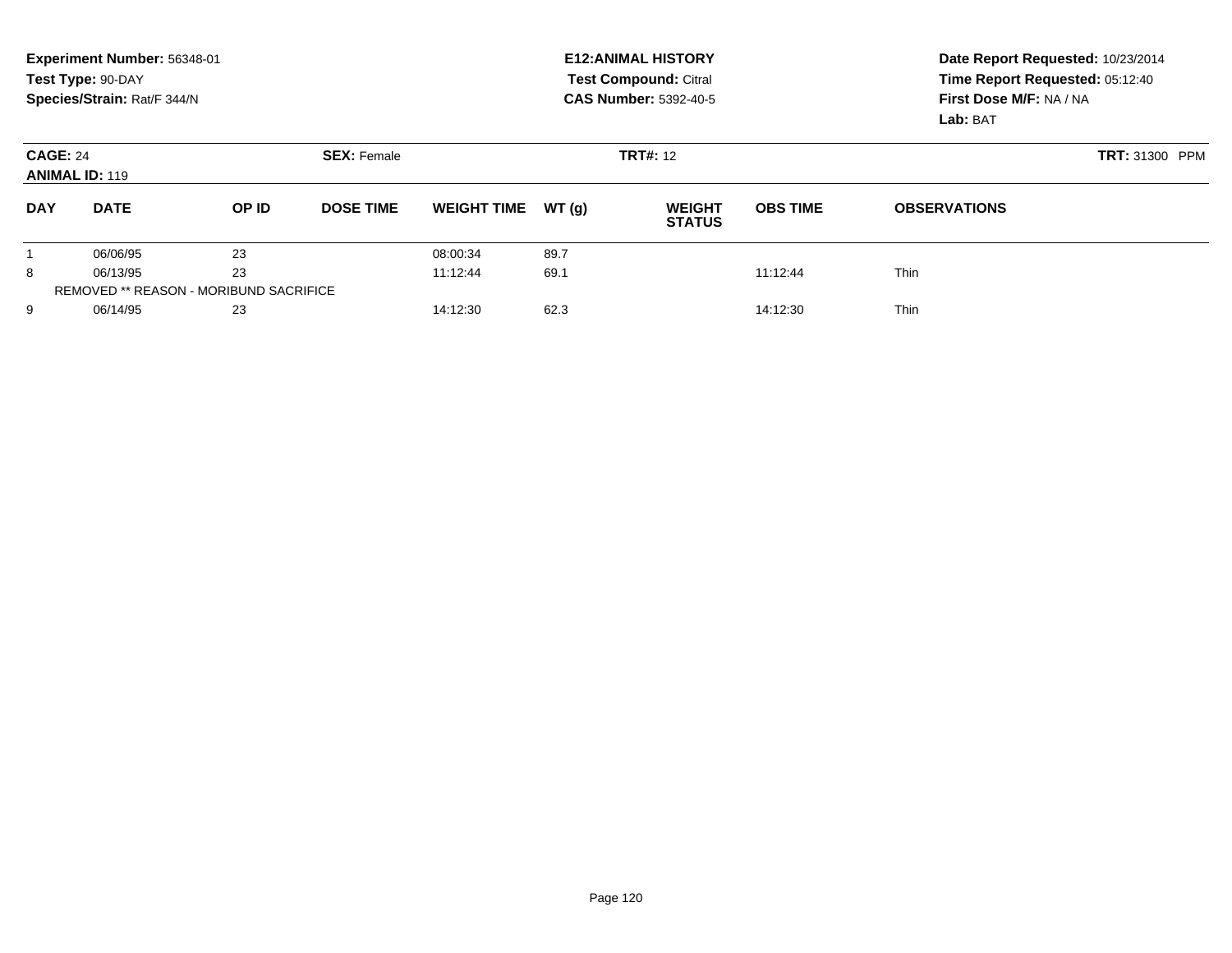**Experiment Number:** 56348-01
**Test Type:** 90-DAY
**Species/Strain:** Rat/F 344/N

**E12:ANIMAL HISTORY**
**Test Compound:** Citral
**CAS Number:** 5392-40-5

**Date Report Requested:** 10/23/2014
**Time Report Requested:** 05:12:40
**First Dose M/F:** NA / NA
**Lab:** BAT

**CAGE:** 24 **SEX:** Female **TRT#:** 12 **TRT:** 31300 PPM
**ANIMAL ID:** 119

| DAY | DATE | OP ID | DOSE TIME | WEIGHT TIME | WT (g) | WEIGHT STATUS | OBS TIME | OBSERVATIONS |
|---|---|---|---|---|---|---|---|---|
| 1 | 06/06/95 | 23 | | 08:00:34 | 89.7 | | | |
| 8 | 06/13/95 | 23 | | 11:12:44 | 69.1 | | 11:12:44 | Thin |
| REMOVED ** REASON - MORIBUND SACRIFICE | | | | | | | | |
| 9 | 06/14/95 | 23 | | 14:12:30 | 62.3 | | 14:12:30 | Thin |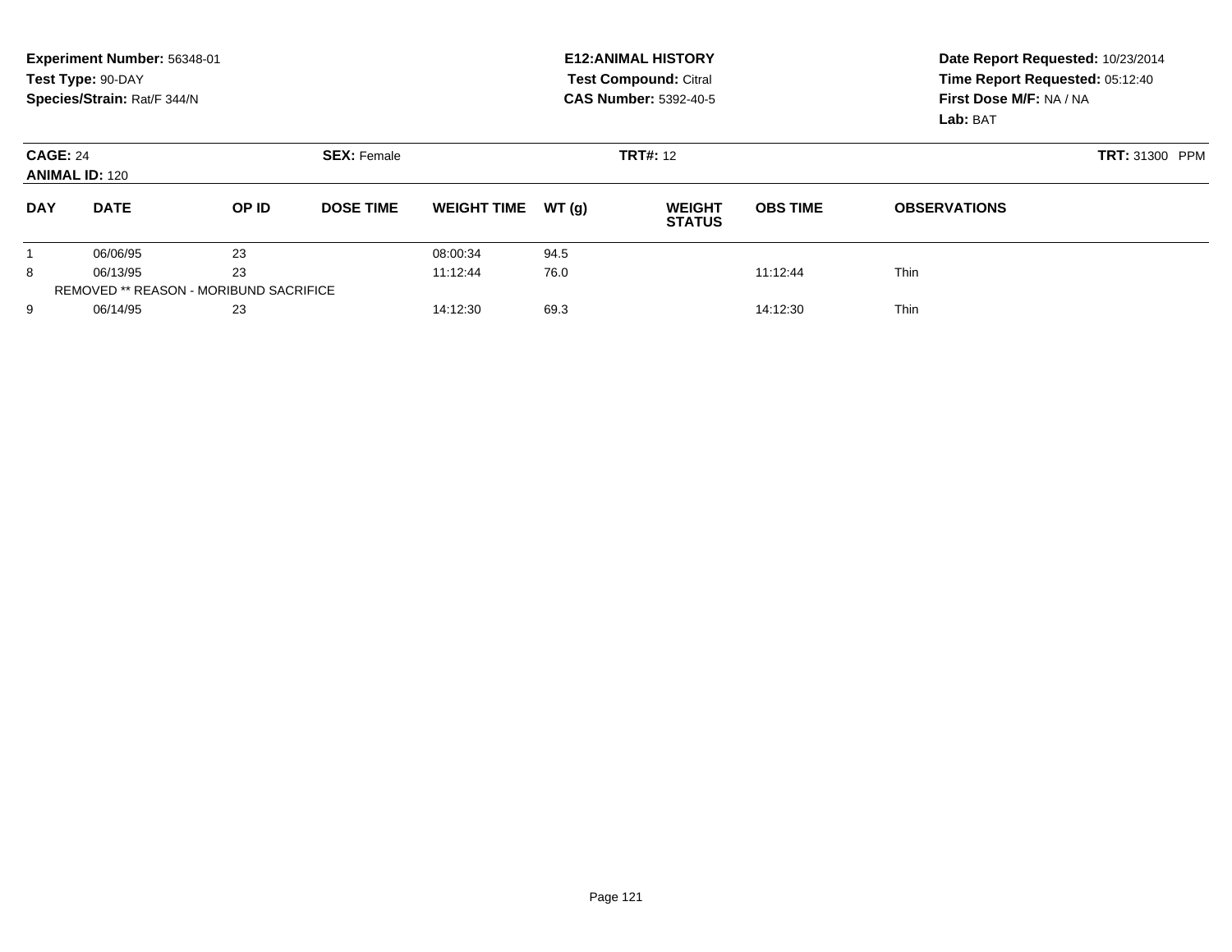**Experiment Number:** 56348-01
**Test Type:** 90-DAY
**Species/Strain:** Rat/F 344/N

**E12:ANIMAL HISTORY**
**Test Compound:** Citral
**CAS Number:** 5392-40-5

**Date Report Requested:** 10/23/2014
**Time Report Requested:** 05:12:40
**First Dose M/F:** NA / NA
**Lab:** BAT

**CAGE:** 24
**ANIMAL ID:** 120

**SEX:** Female

**TRT#:** 12

**TRT:** 31300 PPM

| DAY | DATE | OP ID | DOSE TIME | WEIGHT TIME | WT (g) | WEIGHT STATUS | OBS TIME | OBSERVATIONS |
|---|---|---|---|---|---|---|---|---|
| 1 | 06/06/95 | 23 | | 08:00:34 | 94.5 | | | |
| 8 | 06/13/95 | 23 | | 11:12:44 | 76.0 | | 11:12:44 | Thin |
| REMOVED ** REASON - MORIBUND SACRIFICE | | | | | | | | |
| 9 | 06/14/95 | 23 | | 14:12:30 | 69.3 | | 14:12:30 | Thin |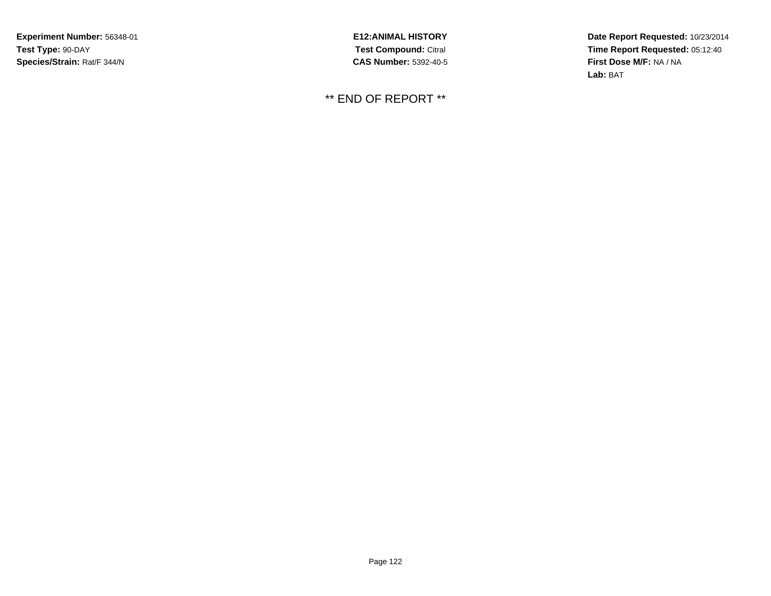**Experiment Number:** 56348-01
**Test Type:** 90-DAY
**Species/Strain:** Rat/F 344/N

**E12:ANIMAL HISTORY**
**Test Compound:** Citral
**CAS Number:** 5392-40-5

**Date Report Requested:** 10/23/2014
**Time Report Requested:** 05:12:40
**First Dose M/F:** NA / NA
**Lab:** BAT

** END OF REPORT **